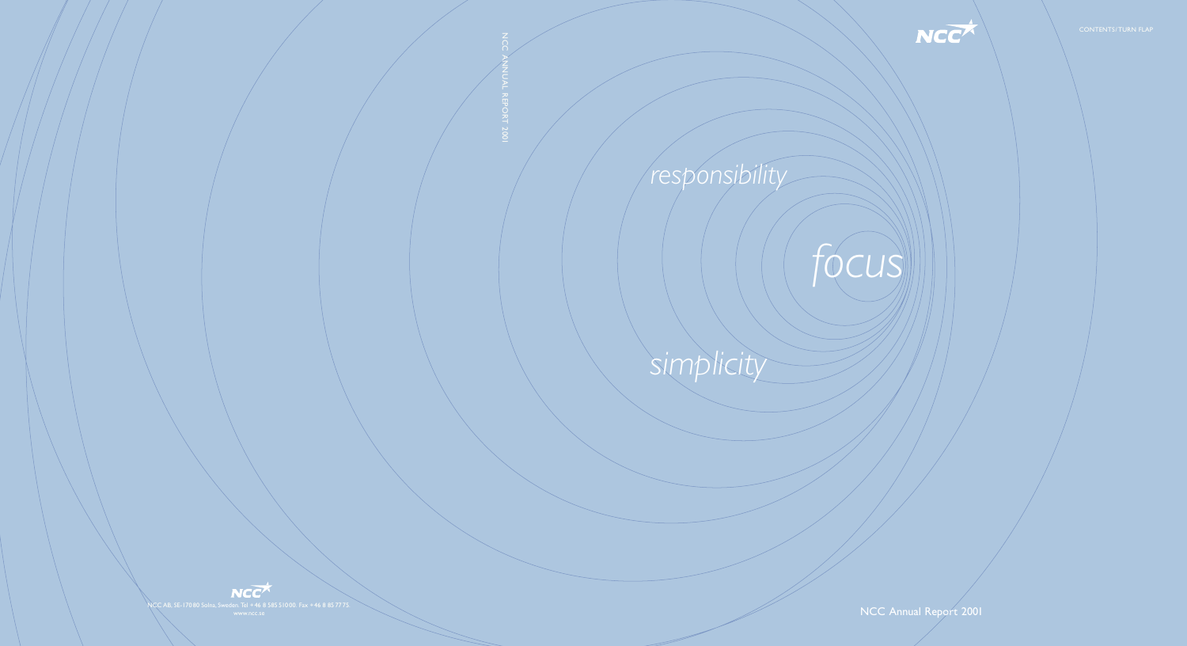NCC

CONTENTS/TURN FLAP

NCC ANNUAL REPORT 2001

*responsibility*

*focus*

*simplicity*

NCC Annual Report 2001

NCC

NCC AB, SE-170 80 Solna, Sweden. Tel +46 8 585 510 00. Fax +46 8 85 77 75.
www.ncc.se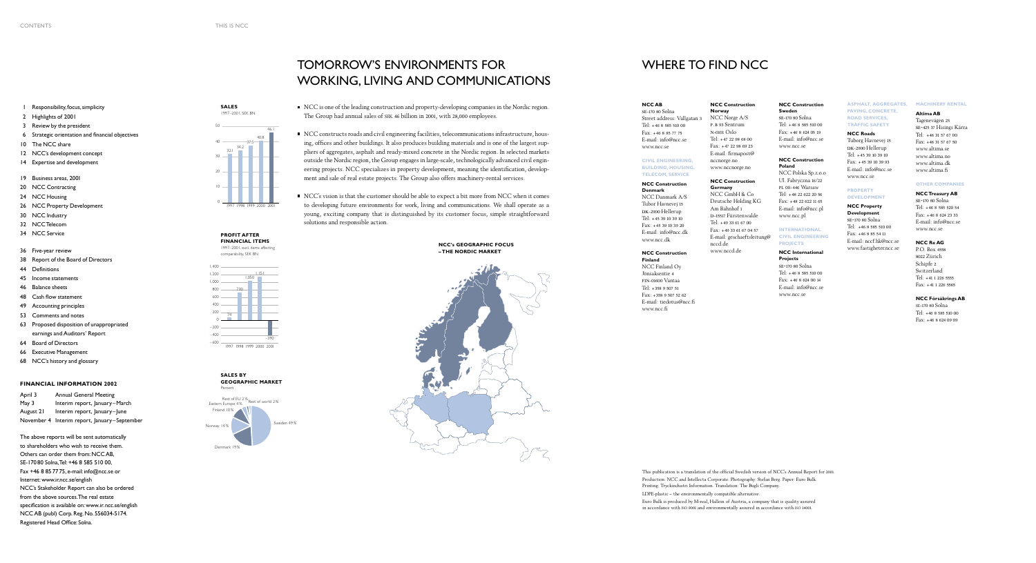CONTENTS

1 Responsibility, focus, simplicity
2 Highlights of 2001
3 Review by the president
6 Strategic orientation and financial objectives
10 The NCC share
12 NCC's development concept
14 Expertise and development

19 Business areas, 2001
20 NCC Contracting
24 NCC Housing
26 NCC Property Development
30 NCC Industry
32 NCC Telecom
34 NCC Service

36 Five-year review
38 Report of the Board of Directors
44 Definitions
45 Income statements
46 Balance sheets
48 Cash flow statement
49 Accounting principles
53 Comments and notes
63 Proposed disposition of unappropriated earnings and Auditors' Report
64 Board of Directors
66 Executive Management
68 NCC's history and glossary

**FINANCIAL INFORMATION 2002**

| | |
|---|---|
| April 3 | Annual General Meeting |
| May 3 | Interim report, January–March |
| August 21 | Interim report, January–June |
| November 4 | Interim report, January–September |

The above reports will be sent automatically to shareholders who wish to receive them. Others can order them from NCC AB, SE-170 80 Solna, Tel: +46 8 585 510 00, Fax +46 8 85 77 75, e-mail: info@ncc.se or Internet: www.ir.ncc.se/english

NCC's Stakeholder Report can also be ordered from the above sources. The real estate specification is available on: www.ir.ncc.se/english

NCC AB (publ) Corp. Reg. No. 556034-5174.
Registered Head Office: Solna.

THIS IS NCC

**SALES**
1997–2001, SEK BN

| 1997 | 1998 | 1999 | 2000 | 2001 |
|---|---|---|---|---|
| 32.1 | 34.2 | 37.5 | 40.8 | 46.1 |

**PROFIT AFTER FINANCIAL ITEMS**
1997–2001, excl. items affecting comparability, SEK BN

| 1997 | 1998 | 1999 | 2000 | 2001 |
|---|---|---|---|---|
| 74 | 730 | 1,050 | 1,151 | –390 |

**SALES BY GEOGRAPHIC MARKET**
Percent

Sweden 49%, Denmark 19%, Norway 14%, Finland 10%, Eastern Europe 4%, Rest of EU 2%, Rest of world 2%

# TOMORROW'S ENVIRONMENTS FOR WORKING, LIVING AND COMMUNICATIONS

- NCC is one of the leading construction and property-developing companies in the Nordic region. The Group had annual sales of SEK 46 billion in 2001, with 28,000 employees.
- NCC constructs roads and civil engineering facilities, telecommunications infrastructure, housing, offices and other buildings. It also produces building materials and is one of the largest suppliers of aggregates, asphalt and ready-mixed concrete in the Nordic region. In selected markets outside the Nordic region, the Group engages in large-scale, technologically advanced civil engineering projects. NCC specializes in property development, meaning the identification, development and sale of real estate projects. The Group also offers machinery-rental services.
- NCC's vision is that the customer should be able to expect a bit more from NCC when it comes to developing future environments for work, living and communications. We shall operate as a young, exciting company that is distinguished by its customer focus, simple straightforward solutions and responsible action.

**NCC's GEOGRAPHIC FOCUS – THE NORDIC MARKET**

# WHERE TO FIND NCC

**NCC AB**
SE-170 80 Solna
Street address: Vallgatan 3
Tel: +46 8 585 510 00
Fax: +46 8 85 77 75
E-mail: info@ncc.se
www.ncc.se

**CIVIL ENGINEERING, BUILDING, HOUSING, TELECOM, SERVICE**

**NCC Construction Denmark**
NCC Danmark A/S
Tubor Havnevej 15
DK-2900 Hellerup
Tel: +45 39 10 39 10
Fax: +45 39 10 39 20
E-mail: info@ncc.dk
www.ncc.dk

**NCC Construction Finland**
NCC Finland Oy
Jönsaksentie 4
FIN-01600 Vantaa
Tel: +358 9 507 51
Fax: +358 9 507 52 62
E-mail: tiedotus@ncc.fi
www.ncc.fi

**NCC Construction Norway**
NCC Norge A/S
P. B 93 Sentrum
N-0101 Oslo
Tel: +47 22 98 68 00
Fax: +47 22 98 69 23
E-mail: firmapost@nccnorge.no
www.nccnorge.no

**NCC Construction Germany**
NCC GmbH & Co
Deutsche Holding KG
Am Bahnhof 1
D-15517 Fürstenwalde
Tel: +49 33 61 67 00
Fax: +49 33 61 67 04 57
E-mail: geschaeftsleitung@nccd.de
www.nccd.de

**NCC Construction Sweden**
SE-170 80 Solna
Tel: +46 8 585 510 00
Fax: +46 8 624 08 19
E-mail: info@ncc.se
www.ncc.se

**NCC Construction Poland**
NCC Polska Sp. z. o. o
Ul. Fabryczna 16/22
PL 00-446 Warsaw
Tel: +48 22 622 20 56
Fax: +48 22 622 11 65
E-mail: info@ncc.pl
www.ncc.pl

**INTERNATIONAL CIVIL ENGINEERING PROJECTS**

**NCC International Projects**
SE-170 80 Solna
Tel: +46 8 585 510 00
Fax: +46 8 624 00 14
E-mail: info@ncc.se
www.ncc.se

**ASPHALT, AGGREGATES, PAVING, CONCRETE, ROAD SERVICES, TRAFFIC SAFETY**

**NCC Roads**
Tuborg Havnevej 15
DK-2900 Hellerup
Tel: +45 39 10 39 10
Fax: +45 39 10 39 93
E-mail: info@ncc.se
www.ncc.se

**PROPERTY DEVELOPMENT**

**NCC Property Development**
SE-170 80 Solna
Tel: +46 8 585 510 00
Fax: +46 8 85 54 11
E-mail: nccf.hk@ncc.se
www.fastigheter.ncc.se

**MACHINERY RENTAL**

**Altima AB**
Tagenevägen 25
SE-425 37 Hisings Kärra
Tel: +46 31 57 67 00
Fax: +46 31 57 67 50
www.altima.se
www.altima.no
www.altima.dk
www.altima.fi

**OTHER COMPANIES**

**NCC Treasury AB**
SE-170 80 Solna
Tel: +46 8 585 520 54
Fax: +46 8 624 23 33
E-mail: info@ncc.se
www.ncc.se

**NCC Re AG**
P.O. Box 4558
8022 Zürich
Schipfe 2
Switzerland
Tel: +41 1 226 5555
Fax: +41 1 226 5565

**NCC Försäkrings AB**
SE-170 80 Solna
Tel: +46 8 585 510 00
Fax: +46 8 624 09 09

This publication is a translation of the official Swedish version of NCC's Annual Report for 2001.
Production: NCC and Intellecta Corporate. Photography: Stefan Berg. Paper: Euro Bulk.
Printing: Tryckindustri Information. Translation: The Bugli Company.
LDPE-plastic – the environmentally compatible alternative.
Euro Bulk is produced by M-real, Hallein of Austria, a company that is quality assured in accordance with ISO 9001 and environmentally assured in accordance with ISO 14001.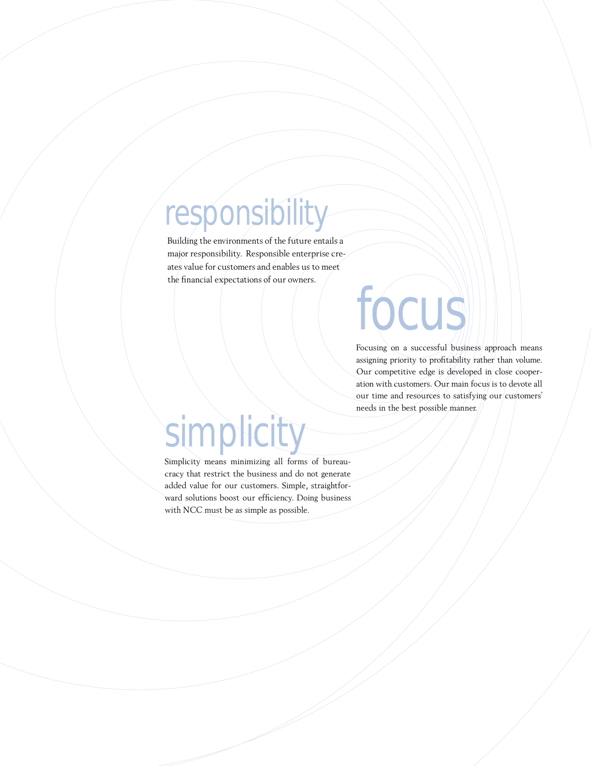## responsibility

Building the environments of the future entails a major responsibility. Responsible enterprise creates value for customers and enables us to meet the financial expectations of our owners.

## focus

Focusing on a successful business approach means assigning priority to profitability rather than volume. Our competitive edge is developed in close cooperation with customers. Our main focus is to devote all our time and resources to satisfying our customers' needs in the best possible manner.

## simplicity

Simplicity means minimizing all forms of bureaucracy that restrict the business and do not generate added value for our customers. Simple, straightforward solutions boost our efficiency. Doing business with NCC must be as simple as possible.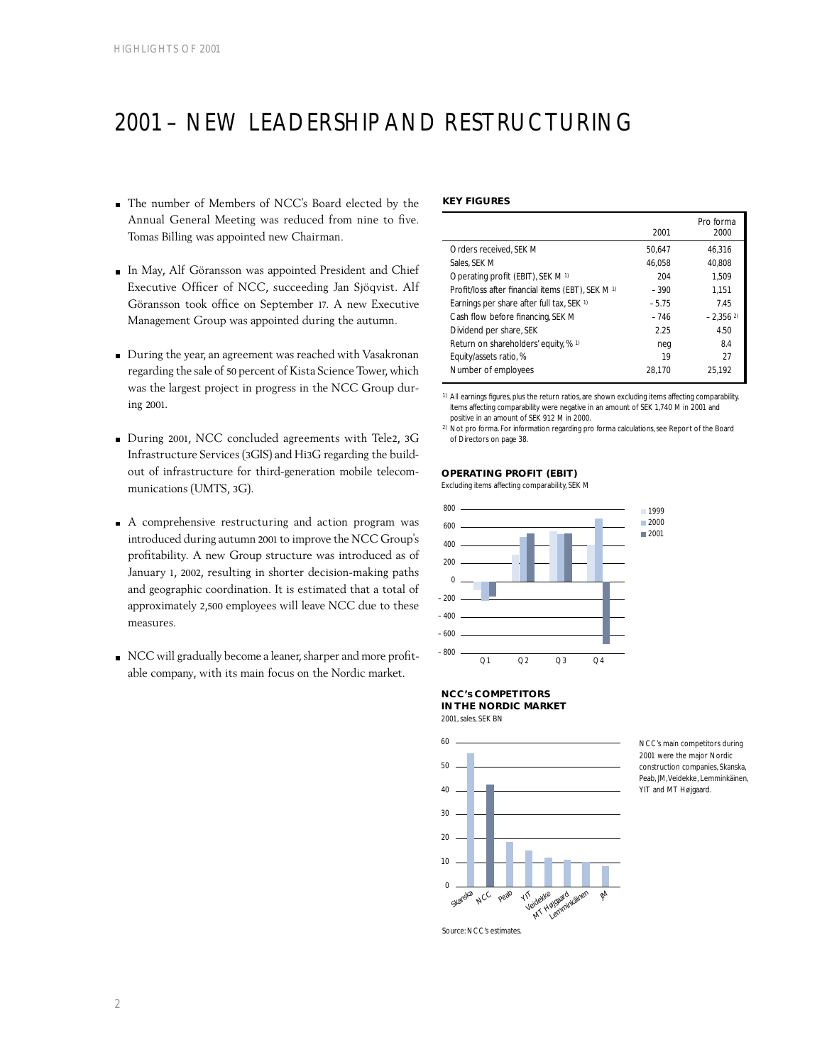# 2001 – NEW LEADERSHIP AND RESTRUCTURING

- The number of Members of NCC's Board elected by the Annual General Meeting was reduced from nine to five. Tomas Billing was appointed new Chairman.
- In May, Alf Göransson was appointed President and Chief Executive Officer of NCC, succeeding Jan Sjöqvist. Alf Göransson took office on September 17. A new Executive Management Group was appointed during the autumn.
- During the year, an agreement was reached with Vasakronan regarding the sale of 50 percent of Kista Science Tower, which was the largest project in progress in the NCC Group during 2001.
- During 2001, NCC concluded agreements with Tele2, 3G Infrastructure Services (3GIS) and Hi3G regarding the build-out of infrastructure for third-generation mobile telecommunications (UMTS, 3G).
- A comprehensive restructuring and action program was introduced during autumn 2001 to improve the NCC Group's profitability. A new Group structure was introduced as of January 1, 2002, resulting in shorter decision-making paths and geographic coordination. It is estimated that a total of approximately 2,500 employees will leave NCC due to these measures.
- NCC will gradually become a leaner, sharper and more profitable company, with its main focus on the Nordic market.

**KEY FIGURES**

| | 2001 | Pro forma 2000 |
|---|---|---|
| Orders received, SEK M | 50,647 | 46,316 |
| Sales, SEK M | 46,058 | 40,808 |
| Operating profit (EBIT), SEK M [1] | 204 | 1,509 |
| Profit/loss after financial items (EBT), SEK M [1] | – 390 | 1,151 |
| Earnings per share after full tax, SEK [1] | – 5.75 | 7.45 |
| Cash flow before financing, SEK M | – 746 | – 2,356 [2] |
| Dividend per share, SEK | 2.25 | 4.50 |
| Return on shareholders' equity, % [1] | neg | 8.4 |
| Equity/assets ratio, % | 19 | 27 |
| Number of employees | 28,170 | 25,192 |

[1] All earnings figures, plus the return ratios, are shown excluding items affecting comparability. Items affecting comparability were negative in an amount of SEK 1,740 M in 2001 and positive in an amount of SEK 912 M in 2000.

[2] Not pro forma. For information regarding pro forma calculations, see Report of the Board of Directors on page 38.

**OPERATING PROFIT (EBIT)**

Excluding items affecting comparability, SEK M

**NCC's COMPETITORS IN THE NORDIC MARKET**

2001, sales, SEK BN

Source: NCC's estimates.

NCC's main competitors during 2001 were the major Nordic construction companies, Skanska, Peab, JM, Veidekke, Lemminkäinen, YIT and MT Højgaard.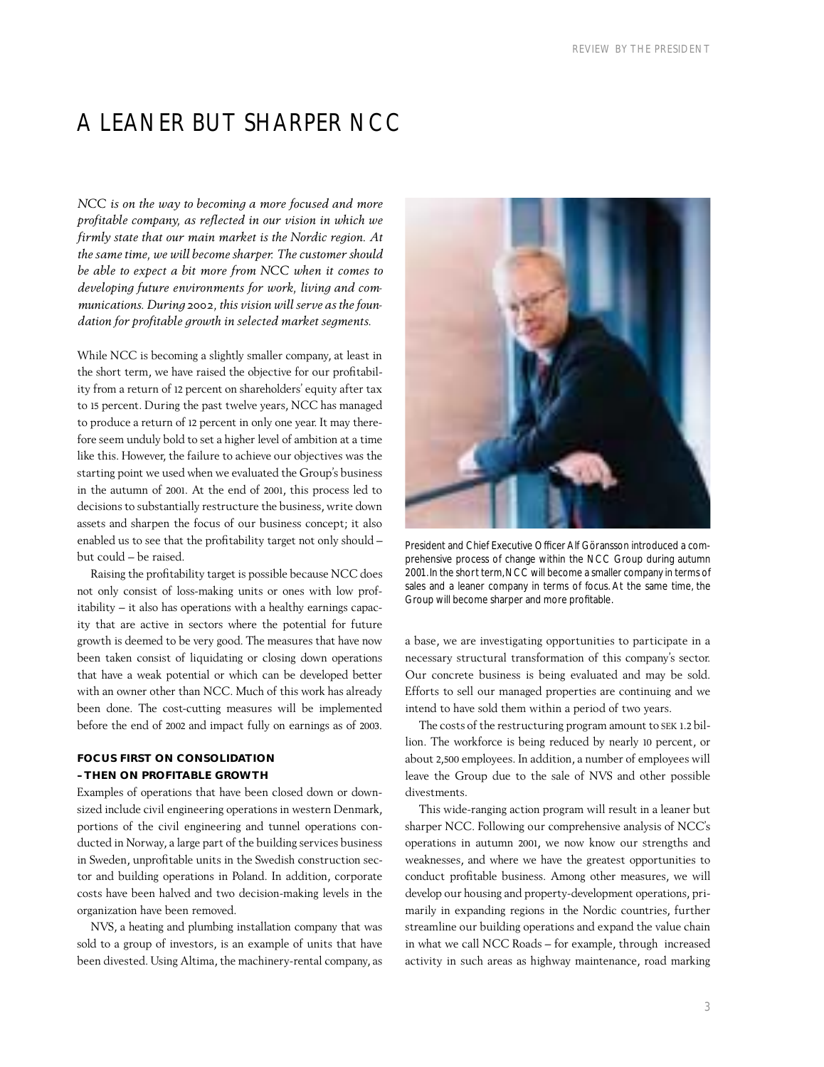# A LEANER BUT SHARPER NCC

*NCC is on the way to becoming a more focused and more profitable company, as reflected in our vision in which we firmly state that our main market is the Nordic region. At the same time, we will become sharper. The customer should be able to expect a bit more from NCC when it comes to developing future environments for work, living and communications. During 2002, this vision will serve as the foundation for profitable growth in selected market segments.*

While NCC is becoming a slightly smaller company, at least in the short term, we have raised the objective for our profitability from a return of 12 percent on shareholders' equity after tax to 15 percent. During the past twelve years, NCC has managed to produce a return of 12 percent in only one year. It may therefore seem unduly bold to set a higher level of ambition at a time like this. However, the failure to achieve our objectives was the starting point we used when we evaluated the Group's business in the autumn of 2001. At the end of 2001, this process led to decisions to substantially restructure the business, write down assets and sharpen the focus of our business concept; it also enabled us to see that the profitability target not only should – but could – be raised.

Raising the profitability target is possible because NCC does not only consist of loss-making units or ones with low profitability – it also has operations with a healthy earnings capacity that are active in sectors where the potential for future growth is deemed to be very good. The measures that have now been taken consist of liquidating or closing down operations that have a weak potential or which can be developed better with an owner other than NCC. Much of this work has already been done. The cost-cutting measures will be implemented before the end of 2002 and impact fully on earnings as of 2003.

### FOCUS FIRST ON CONSOLIDATION – THEN ON PROFITABLE GROWTH

Examples of operations that have been closed down or downsized include civil engineering operations in western Denmark, portions of the civil engineering and tunnel operations conducted in Norway, a large part of the building services business in Sweden, unprofitable units in the Swedish construction sector and building operations in Poland. In addition, corporate costs have been halved and two decision-making levels in the organization have been removed.

NVS, a heating and plumbing installation company that was sold to a group of investors, is an example of units that have been divested. Using Altima, the machinery-rental company, as a base, we are investigating opportunities to participate in a necessary structural transformation of this company's sector. Our concrete business is being evaluated and may be sold. Efforts to sell our managed properties are continuing and we intend to have sold them within a period of two years.

The costs of the restructuring program amount to SEK 1.2 billion. The workforce is being reduced by nearly 10 percent, or about 2,500 employees. In addition, a number of employees will leave the Group due to the sale of NVS and other possible divestments.

This wide-ranging action program will result in a leaner but sharper NCC. Following our comprehensive analysis of NCC's operations in autumn 2001, we now know our strengths and weaknesses, and where we have the greatest opportunities to conduct profitable business. Among other measures, we will develop our housing and property-development operations, primarily in expanding regions in the Nordic countries, further streamline our building operations and expand the value chain in what we call NCC Roads – for example, through increased activity in such areas as highway maintenance, road marking

President and Chief Executive Officer Alf Göransson introduced a comprehensive process of change within the NCC Group during autumn 2001. In the short term, NCC will become a smaller company in terms of sales and a leaner company in terms of focus. At the same time, the Group will become sharper and more profitable.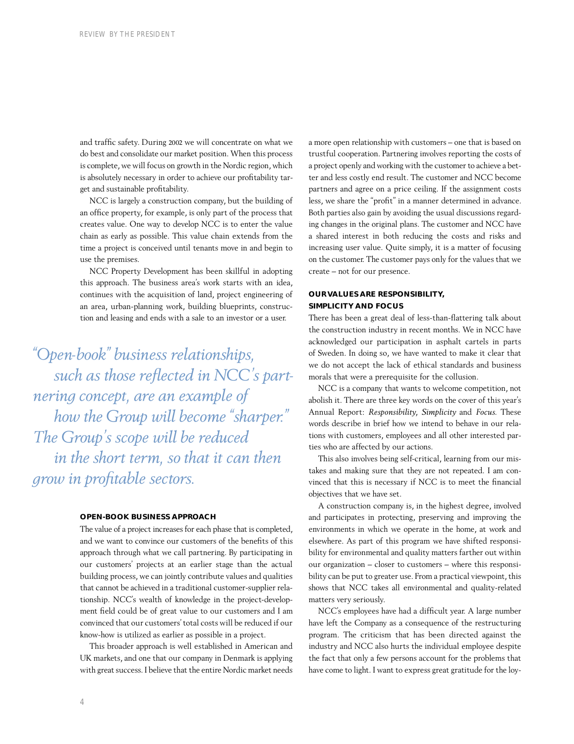and traffic safety. During 2002 we will concentrate on what we do best and consolidate our market position. When this process is complete, we will focus on growth in the Nordic region, which is absolutely necessary in order to achieve our profitability target and sustainable profitability.

NCC is largely a construction company, but the building of an office property, for example, is only part of the process that creates value. One way to develop NCC is to enter the value chain as early as possible. This value chain extends from the time a project is conceived until tenants move in and begin to use the premises.

NCC Property Development has been skillful in adopting this approach. The business area's work starts with an idea, continues with the acquisition of land, project engineering of an area, urban-planning work, building blueprints, construction and leasing and ends with a sale to an investor or a user.

*"Open-book" business relationships, such as those reflected in NCC's partnering concept, are an example of how the Group will become "sharper." The Group's scope will be reduced in the short term, so that it can then grow in profitable sectors.*

### OPEN-BOOK BUSINESS APPROACH

The value of a project increases for each phase that is completed, and we want to convince our customers of the benefits of this approach through what we call partnering. By participating in our customers' projects at an earlier stage than the actual building process, we can jointly contribute values and qualities that cannot be achieved in a traditional customer-supplier relationship. NCC's wealth of knowledge in the project-development field could be of great value to our customers and I am convinced that our customers' total costs will be reduced if our know-how is utilized as earlier as possible in a project.

This broader approach is well established in American and UK markets, and one that our company in Denmark is applying with great success. I believe that the entire Nordic market needs a more open relationship with customers – one that is based on trustful cooperation. Partnering involves reporting the costs of a project openly and working with the customer to achieve a better and less costly end result. The customer and NCC become partners and agree on a price ceiling. If the assignment costs less, we share the "profit" in a manner determined in advance. Both parties also gain by avoiding the usual discussions regarding changes in the original plans. The customer and NCC have a shared interest in both reducing the costs and risks and increasing user value. Quite simply, it is a matter of focusing on the customer. The customer pays only for the values that we create – not for our presence.

### OUR VALUES ARE RESPONSIBILITY, SIMPLICITY AND FOCUS

There has been a great deal of less-than-flattering talk about the construction industry in recent months. We in NCC have acknowledged our participation in asphalt cartels in parts of Sweden. In doing so, we have wanted to make it clear that we do not accept the lack of ethical standards and business morals that were a prerequisite for the collusion.

NCC is a company that wants to welcome competition, not abolish it. There are three key words on the cover of this year's Annual Report: *Responsibility*, *Simplicity* and *Focus*. These words describe in brief how we intend to behave in our relations with customers, employees and all other interested parties who are affected by our actions.

This also involves being self-critical, learning from our mistakes and making sure that they are not repeated. I am convinced that this is necessary if NCC is to meet the financial objectives that we have set.

A construction company is, in the highest degree, involved and participates in protecting, preserving and improving the environments in which we operate in the home, at work and elsewhere. As part of this program we have shifted responsibility for environmental and quality matters farther out within our organization – closer to customers – where this responsibility can be put to greater use. From a practical viewpoint, this shows that NCC takes all environmental and quality-related matters very seriously.

NCC's employees have had a difficult year. A large number have left the Company as a consequence of the restructuring program. The criticism that has been directed against the industry and NCC also hurts the individual employee despite the fact that only a few persons account for the problems that have come to light. I want to express great gratitude for the loy-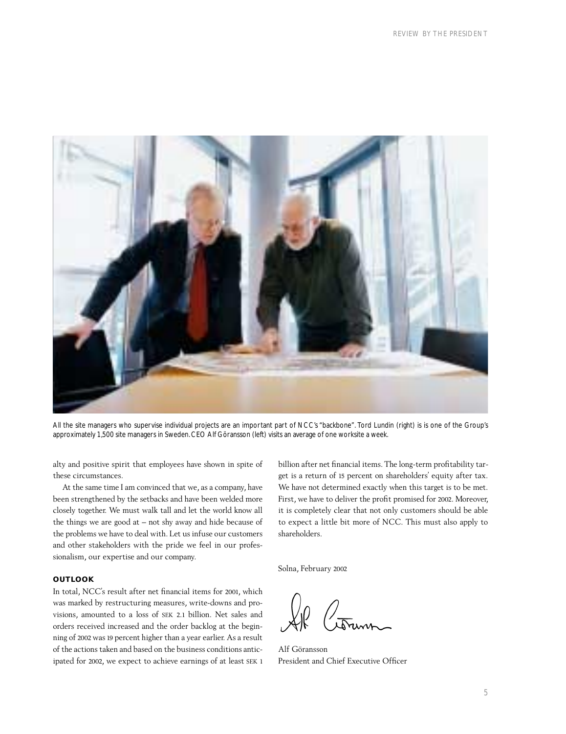All the site managers who supervise individual projects are an important part of NCC's "backbone". Tord Lundin (right) is is one of the Group's approximately 1,500 site managers in Sweden. CEO Alf Göransson (left) visits an average of one worksite a week.

alty and positive spirit that employees have shown in spite of these circumstances.

At the same time I am convinced that we, as a company, have been strengthened by the setbacks and have been welded more closely together. We must walk tall and let the world know all the things we are good at – not shy away and hide because of the problems we have to deal with. Let us infuse our customers and other stakeholders with the pride we feel in our professionalism, our expertise and our company.

## OUTLOOK

In total, NCC's result after net financial items for 2001, which was marked by restructuring measures, write-downs and provisions, amounted to a loss of SEK 2.1 billion. Net sales and orders received increased and the order backlog at the beginning of 2002 was 19 percent higher than a year earlier. As a result of the actions taken and based on the business conditions anticipated for 2002, we expect to achieve earnings of at least SEK 1 billion after net financial items. The long-term profitability target is a return of 15 percent on shareholders' equity after tax. We have not determined exactly when this target is to be met. First, we have to deliver the profit promised for 2002. Moreover, it is completely clear that not only customers should be able to expect a little bit more of NCC. This must also apply to shareholders.

Solna, February 2002

Alf Göransson
President and Chief Executive Officer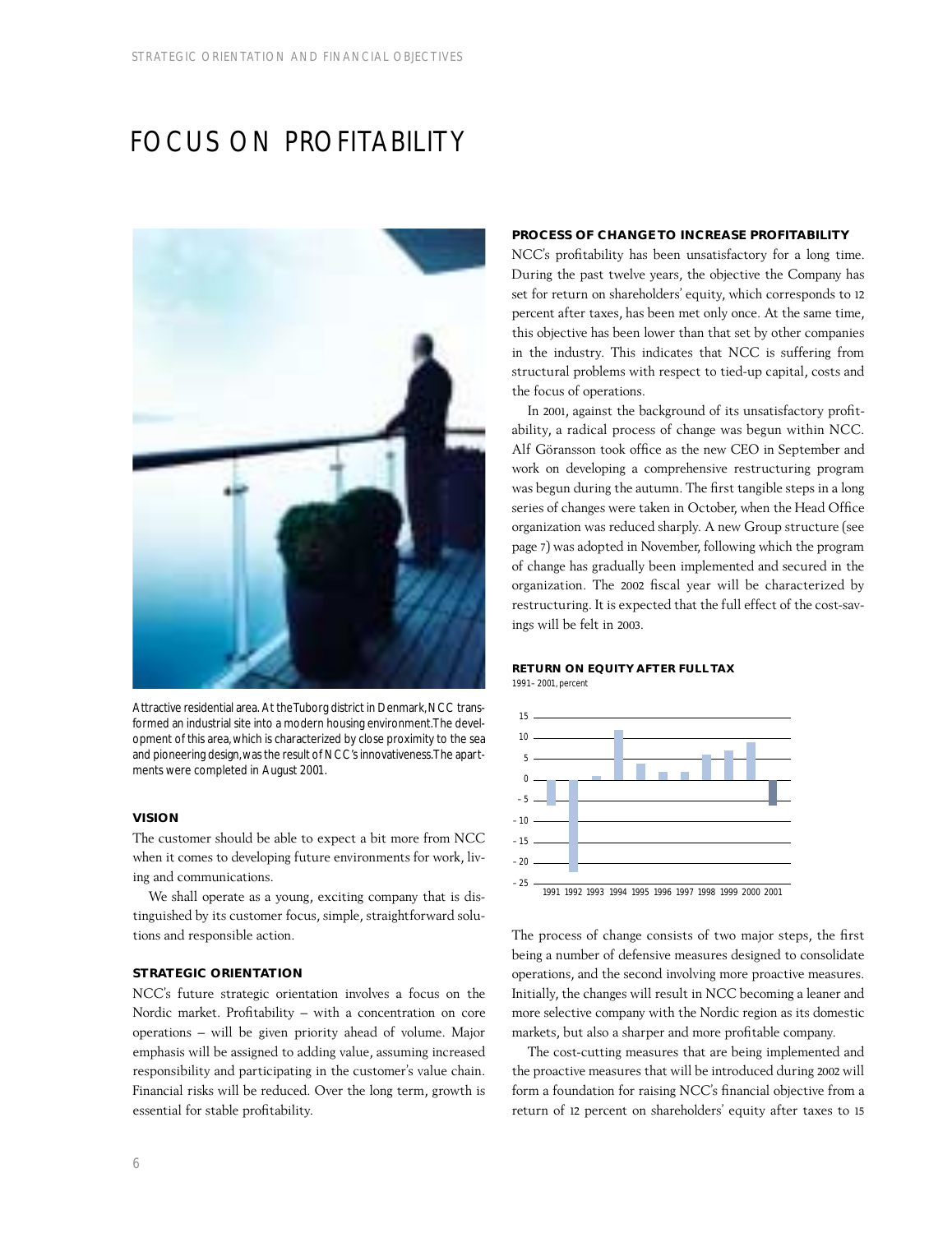# FOCUS ON PROFITABILITY

Attractive residential area. At the Tuborg district in Denmark, NCC transformed an industrial site into a modern housing environment. The development of this area, which is characterized by close proximity to the sea and pioneering design, was the result of NCC's innovativeness. The apartments were completed in August 2001.

### VISION

The customer should be able to expect a bit more from NCC when it comes to developing future environments for work, living and communications.

We shall operate as a young, exciting company that is distinguished by its customer focus, simple, straightforward solutions and responsible action.

### STRATEGIC ORIENTATION

NCC's future strategic orientation involves a focus on the Nordic market. Profitability – with a concentration on core operations – will be given priority ahead of volume. Major emphasis will be assigned to adding value, assuming increased responsibility and participating in the customer's value chain. Financial risks will be reduced. Over the long term, growth is essential for stable profitability.

### PROCESS OF CHANGE TO INCREASE PROFITABILITY

NCC's profitability has been unsatisfactory for a long time. During the past twelve years, the objective the Company has set for return on shareholders' equity, which corresponds to 12 percent after taxes, has been met only once. At the same time, this objective has been lower than that set by other companies in the industry. This indicates that NCC is suffering from structural problems with respect to tied-up capital, costs and the focus of operations.

In 2001, against the background of its unsatisfactory profitability, a radical process of change was begun within NCC. Alf Göransson took office as the new CEO in September and work on developing a comprehensive restructuring program was begun during the autumn. The first tangible steps in a long series of changes were taken in October, when the Head Office organization was reduced sharply. A new Group structure (see page 7) was adopted in November, following which the program of change has gradually been implemented and secured in the organization. The 2002 fiscal year will be characterized by restructuring. It is expected that the full effect of the cost-savings will be felt in 2003.

**RETURN ON EQUITY AFTER FULL TAX**
1991–2001, percent

The process of change consists of two major steps, the first being a number of defensive measures designed to consolidate operations, and the second involving more proactive measures. Initially, the changes will result in NCC becoming a leaner and more selective company with the Nordic region as its domestic markets, but also a sharper and more profitable company.

The cost-cutting measures that are being implemented and the proactive measures that will be introduced during 2002 will form a foundation for raising NCC's financial objective from a return of 12 percent on shareholders' equity after taxes to 15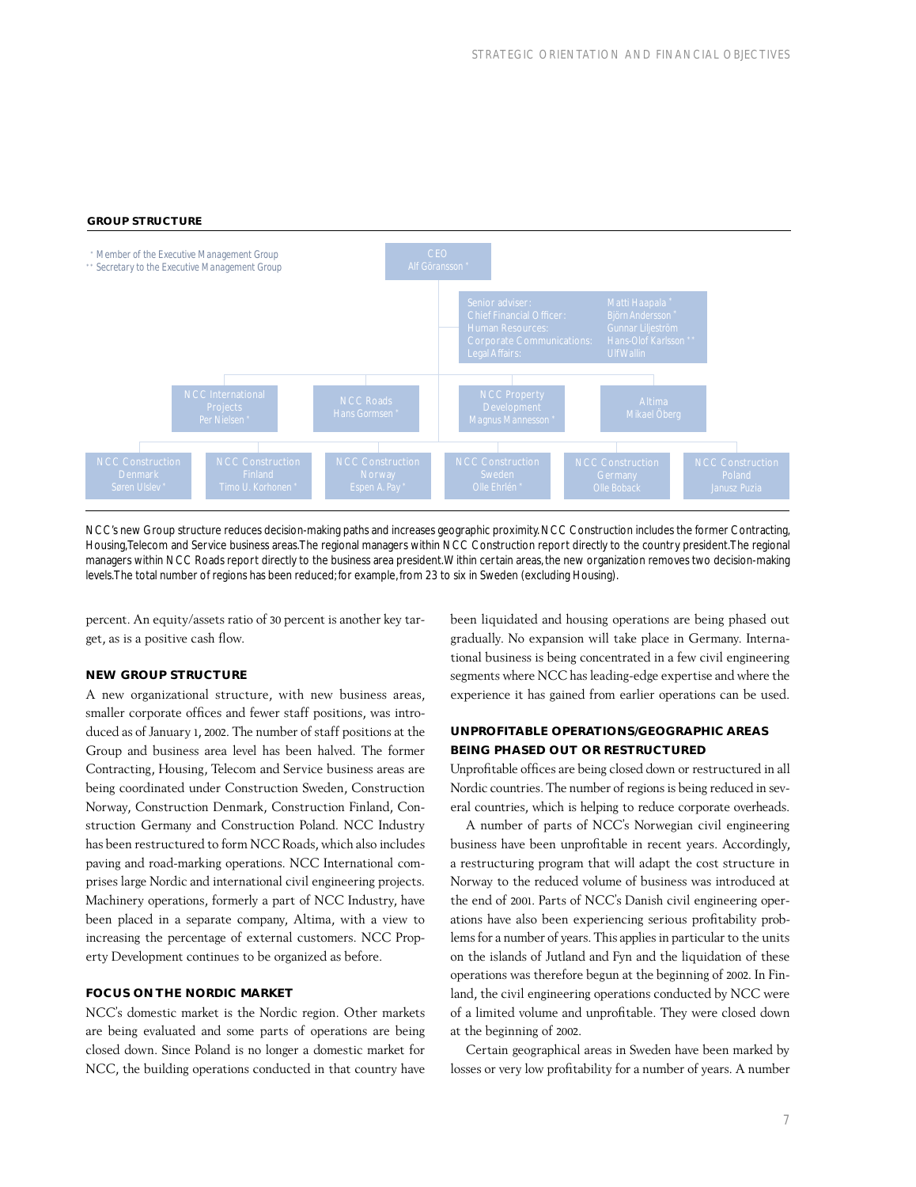**GROUP STRUCTURE**

\* Member of the Executive Management Group
\*\* Secretary to the Executive Management Group

CEO
Alf Göransson *

| Role | Name |
|---|---|
| Senior adviser: | Matti Haapala * |
| Chief Financial Officer: | Björn Andersson * |
| Human Resources: | Gunnar Liljeström |
| Corporate Communications: | Hans-Olof Karlsson ** |
| Legal Affairs: | Ulf Wallin |

NCC International Projects – Per Nielsen *
NCC Roads – Hans Gormsen *
NCC Property Development – Magnus Mannesson *
Altima – Mikael Öberg

NCC Construction Denmark – Søren Ulslev *
NCC Construction Finland – Timo U. Korhonen *
NCC Construction Norway – Espen A. Pay *
NCC Construction Sweden – Olle Ehrlén *
NCC Construction Germany – Olle Boback
NCC Construction Poland – Janusz Puzia

NCC's new Group structure reduces decision-making paths and increases geographic proximity. NCC Construction includes the former Contracting, Housing, Telecom and Service business areas. The regional managers within NCC Construction report directly to the country president. The regional managers within NCC Roads report directly to the business area president. Within certain areas, the new organization removes two decision-making levels. The total number of regions has been reduced; for example, from 23 to six in Sweden (excluding Housing).

percent. An equity/assets ratio of 30 percent is another key target, as is a positive cash flow.

## NEW GROUP STRUCTURE

A new organizational structure, with new business areas, smaller corporate offices and fewer staff positions, was introduced as of January 1, 2002. The number of staff positions at the Group and business area level has been halved. The former Contracting, Housing, Telecom and Service business areas are being coordinated under Construction Sweden, Construction Norway, Construction Denmark, Construction Finland, Construction Germany and Construction Poland. NCC Industry has been restructured to form NCC Roads, which also includes paving and road-marking operations. NCC International comprises large Nordic and international civil engineering projects. Machinery operations, formerly a part of NCC Industry, have been placed in a separate company, Altima, with a view to increasing the percentage of external customers. NCC Property Development continues to be organized as before.

## FOCUS ON THE NORDIC MARKET

NCC's domestic market is the Nordic region. Other markets are being evaluated and some parts of operations are being closed down. Since Poland is no longer a domestic market for NCC, the building operations conducted in that country have been liquidated and housing operations are being phased out gradually. No expansion will take place in Germany. International business is being concentrated in a few civil engineering segments where NCC has leading-edge expertise and where the experience it has gained from earlier operations can be used.

## UNPROFITABLE OPERATIONS/GEOGRAPHIC AREAS BEING PHASED OUT OR RESTRUCTURED

Unprofitable offices are being closed down or restructured in all Nordic countries. The number of regions is being reduced in several countries, which is helping to reduce corporate overheads.

A number of parts of NCC's Norwegian civil engineering business have been unprofitable in recent years. Accordingly, a restructuring program that will adapt the cost structure in Norway to the reduced volume of business was introduced at the end of 2001. Parts of NCC's Danish civil engineering operations have also been experiencing serious profitability problems for a number of years. This applies in particular to the units on the islands of Jutland and Fyn and the liquidation of these operations was therefore begun at the beginning of 2002. In Finland, the civil engineering operations conducted by NCC were of a limited volume and unprofitable. They were closed down at the beginning of 2002.

Certain geographical areas in Sweden have been marked by losses or very low profitability for a number of years. A number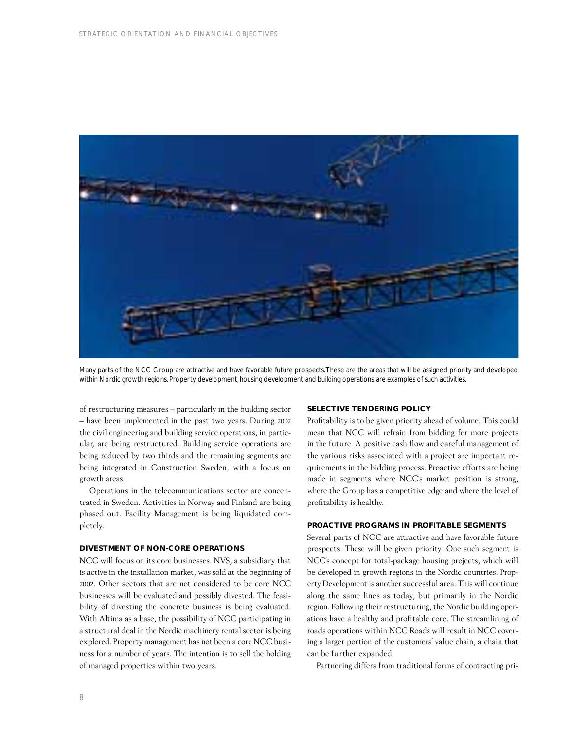Many parts of the NCC Group are attractive and have favorable future prospects. These are the areas that will be assigned priority and developed within Nordic growth regions. Property development, housing development and building operations are examples of such activities.

of restructuring measures – particularly in the building sector – have been implemented in the past two years. During 2002 the civil engineering and building service operations, in particular, are being restructured. Building service operations are being reduced by two thirds and the remaining segments are being integrated in Construction Sweden, with a focus on growth areas.

Operations in the telecommunications sector are concentrated in Sweden. Activities in Norway and Finland are being phased out. Facility Management is being liquidated completely.

### DIVESTMENT OF NON-CORE OPERATIONS

NCC will focus on its core businesses. NVS, a subsidiary that is active in the installation market, was sold at the beginning of 2002. Other sectors that are not considered to be core NCC businesses will be evaluated and possibly divested. The feasibility of divesting the concrete business is being evaluated. With Altima as a base, the possibility of NCC participating in a structural deal in the Nordic machinery rental sector is being explored. Property management has not been a core NCC business for a number of years. The intention is to sell the holding of managed properties within two years.

### SELECTIVE TENDERING POLICY

Profitability is to be given priority ahead of volume. This could mean that NCC will refrain from bidding for more projects in the future. A positive cash flow and careful management of the various risks associated with a project are important requirements in the bidding process. Proactive efforts are being made in segments where NCC's market position is strong, where the Group has a competitive edge and where the level of profitability is healthy.

### PROACTIVE PROGRAMS IN PROFITABLE SEGMENTS

Several parts of NCC are attractive and have favorable future prospects. These will be given priority. One such segment is NCC's concept for total-package housing projects, which will be developed in growth regions in the Nordic countries. Property Development is another successful area. This will continue along the same lines as today, but primarily in the Nordic region. Following their restructuring, the Nordic building operations have a healthy and profitable core. The streamlining of roads operations within NCC Roads will result in NCC covering a larger portion of the customers' value chain, a chain that can be further expanded.

Partnering differs from traditional forms of contracting pri-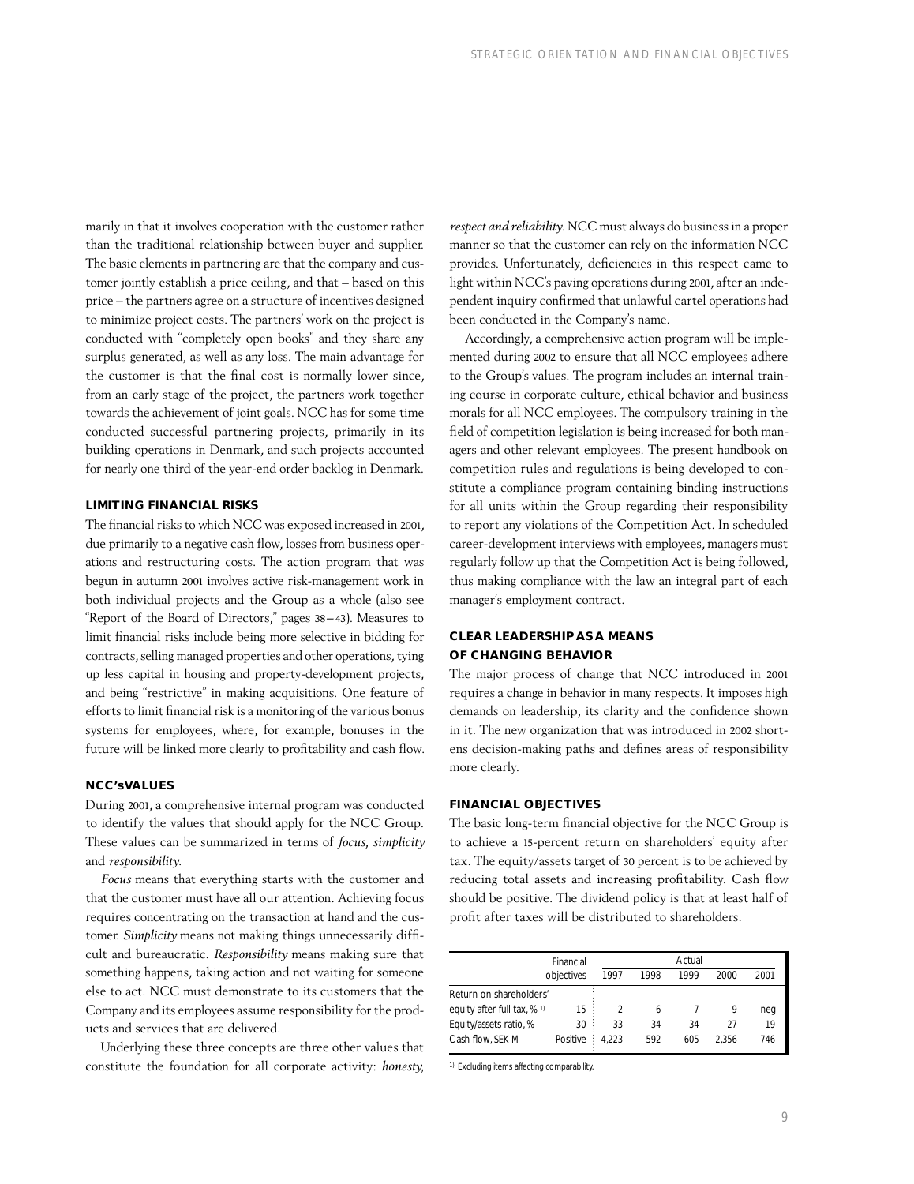marily in that it involves cooperation with the customer rather than the traditional relationship between buyer and supplier. The basic elements in partnering are that the company and customer jointly establish a price ceiling, and that – based on this price – the partners agree on a structure of incentives designed to minimize project costs. The partners' work on the project is conducted with "completely open books" and they share any surplus generated, as well as any loss. The main advantage for the customer is that the final cost is normally lower since, from an early stage of the project, the partners work together towards the achievement of joint goals. NCC has for some time conducted successful partnering projects, primarily in its building operations in Denmark, and such projects accounted for nearly one third of the year-end order backlog in Denmark.

### LIMITING FINANCIAL RISKS

The financial risks to which NCC was exposed increased in 2001, due primarily to a negative cash flow, losses from business operations and restructuring costs. The action program that was begun in autumn 2001 involves active risk-management work in both individual projects and the Group as a whole (also see "Report of the Board of Directors," pages 38–43). Measures to limit financial risks include being more selective in bidding for contracts, selling managed properties and other operations, tying up less capital in housing and property-development projects, and being "restrictive" in making acquisitions. One feature of efforts to limit financial risk is a monitoring of the various bonus systems for employees, where, for example, bonuses in the future will be linked more clearly to profitability and cash flow.

### NCC'sVALUES

During 2001, a comprehensive internal program was conducted to identify the values that should apply for the NCC Group. These values can be summarized in terms of *focus*, *simplicity* and *responsibility*.

*Focus* means that everything starts with the customer and that the customer must have all our attention. Achieving focus requires concentrating on the transaction at hand and the customer. *Simplicity* means not making things unnecessarily difficult and bureaucratic. *Responsibility* means making sure that something happens, taking action and not waiting for someone else to act. NCC must demonstrate to its customers that the Company and its employees assume responsibility for the products and services that are delivered.

Underlying these three concepts are three other values that constitute the foundation for all corporate activity: *honesty, respect and reliability*. NCC must always do business in a proper manner so that the customer can rely on the information NCC provides. Unfortunately, deficiencies in this respect came to light within NCC's paving operations during 2001, after an independent inquiry confirmed that unlawful cartel operations had been conducted in the Company's name.

Accordingly, a comprehensive action program will be implemented during 2002 to ensure that all NCC employees adhere to the Group's values. The program includes an internal training course in corporate culture, ethical behavior and business morals for all NCC employees. The compulsory training in the field of competition legislation is being increased for both managers and other relevant employees. The present handbook on competition rules and regulations is being developed to constitute a compliance program containing binding instructions for all units within the Group regarding their responsibility to report any violations of the Competition Act. In scheduled career-development interviews with employees, managers must regularly follow up that the Competition Act is being followed, thus making compliance with the law an integral part of each manager's employment contract.

### CLEAR LEADERSHIP AS A MEANS OF CHANGING BEHAVIOR

The major process of change that NCC introduced in 2001 requires a change in behavior in many respects. It imposes high demands on leadership, its clarity and the confidence shown in it. The new organization that was introduced in 2002 shortens decision-making paths and defines areas of responsibility more clearly.

### FINANCIAL OBJECTIVES

The basic long-term financial objective for the NCC Group is to achieve a 15-percent return on shareholders' equity after tax. The equity/assets target of 30 percent is to be achieved by reducing total assets and increasing profitability. Cash flow should be positive. The dividend policy is that at least half of profit after taxes will be distributed to shareholders.

| | Financial objectives | Actual | | | | |
|---|---|---|---|---|---|---|
| | | 1997 | 1998 | 1999 | 2000 | 2001 |
| Return on shareholders' equity after full tax, % [1] | 15 | 2 | 6 | 7 | 9 | neg |
| Equity/assets ratio, % | 30 | 33 | 34 | 34 | 27 | 19 |
| Cash flow, SEK M | Positive | 4,223 | 592 | – 605 | – 2,356 | – 746 |

[1] Excluding items affecting comparability.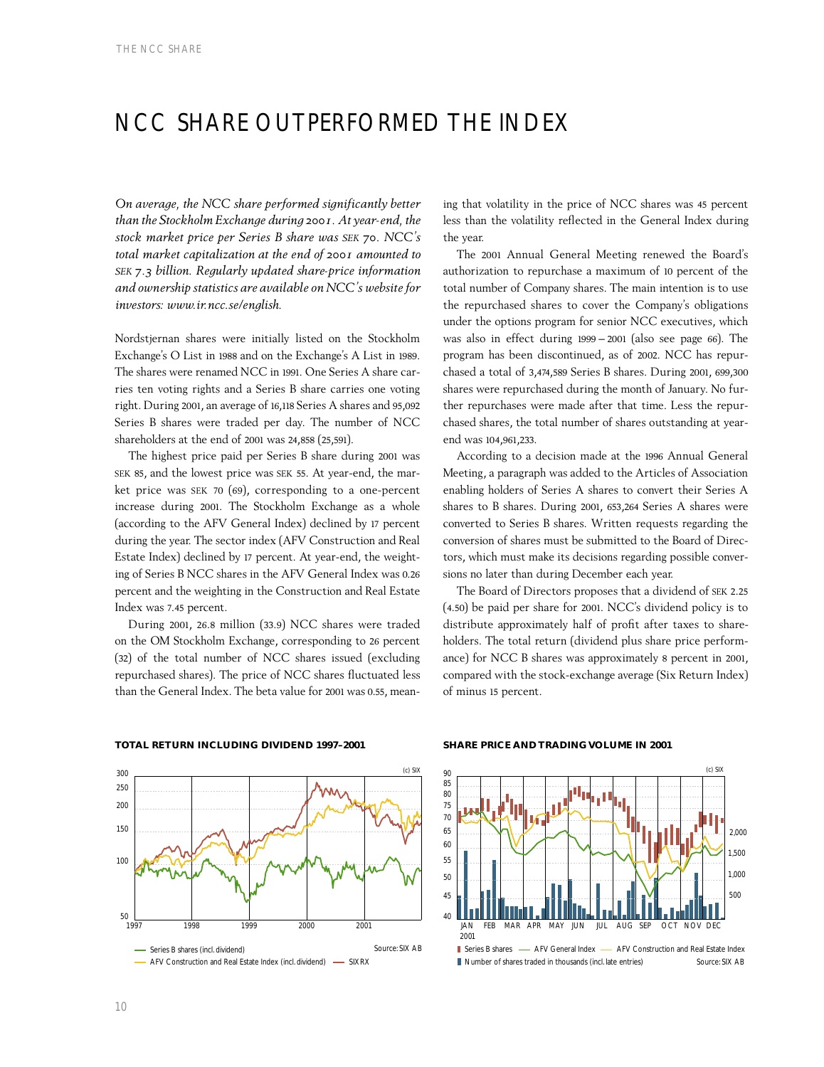# NCC SHARE OUTPERFORMED THE INDEX

*On average, the NCC share performed significantly better than the Stockholm Exchange during 2001. At year-end, the stock market price per Series B share was SEK 70. NCC's total market capitalization at the end of 2001 amounted to SEK 7.3 billion. Regularly updated share-price information and ownership statistics are available on NCC's website for investors: www.ir.ncc.se/english.*

Nordstjernan shares were initially listed on the Stockholm Exchange's O List in 1988 and on the Exchange's A List in 1989. The shares were renamed NCC in 1991. One Series A share carries ten voting rights and a Series B share carries one voting right. During 2001, an average of 16,118 Series A shares and 95,092 Series B shares were traded per day. The number of NCC shareholders at the end of 2001 was 24,858 (25,591).

The highest price paid per Series B share during 2001 was SEK 85, and the lowest price was SEK 55. At year-end, the market price was SEK 70 (69), corresponding to a one-percent increase during 2001. The Stockholm Exchange as a whole (according to the AFV General Index) declined by 17 percent during the year. The sector index (AFV Construction and Real Estate Index) declined by 17 percent. At year-end, the weighting of Series B NCC shares in the AFV General Index was 0.26 percent and the weighting in the Construction and Real Estate Index was 7.45 percent.

During 2001, 26.8 million (33.9) NCC shares were traded on the OM Stockholm Exchange, corresponding to 26 percent (32) of the total number of NCC shares issued (excluding repurchased shares). The price of NCC shares fluctuated less than the General Index. The beta value for 2001 was 0.55, meaning that volatility in the price of NCC shares was 45 percent less than the volatility reflected in the General Index during the year.

The 2001 Annual General Meeting renewed the Board's authorization to repurchase a maximum of 10 percent of the total number of Company shares. The main intention is to use the repurchased shares to cover the Company's obligations under the options program for senior NCC executives, which was also in effect during 1999 – 2001 (also see page 66). The program has been discontinued, as of 2002. NCC has repurchased a total of 3,474,589 Series B shares. During 2001, 699,300 shares were repurchased during the month of January. No further repurchases were made after that time. Less the repurchased shares, the total number of shares outstanding at year-end was 104,961,233.

According to a decision made at the 1996 Annual General Meeting, a paragraph was added to the Articles of Association enabling holders of Series A shares to convert their Series A shares to B shares. During 2001, 653,264 Series A shares were converted to Series B shares. Written requests regarding the conversion of shares must be submitted to the Board of Directors, which must make its decisions regarding possible conversions no later than during December each year.

The Board of Directors proposes that a dividend of SEK 2.25 (4.50) be paid per share for 2001. NCC's dividend policy is to distribute approximately half of profit after taxes to shareholders. The total return (dividend plus share price performance) for NCC B shares was approximately 8 percent in 2001, compared with the stock-exchange average (Six Return Index) of minus 15 percent.

**TOTAL RETURN INCLUDING DIVIDEND 1997–2001**

Series B shares (incl. dividend) — AFV Construction and Real Estate Index (incl. dividend) — SIX RX

Source: SIX AB

**SHARE PRICE AND TRADING VOLUME IN 2001**

Series B shares — AFV General Index — AFV Construction and Real Estate Index — Number of shares traded in thousands (incl. late entries)

Source: SIX AB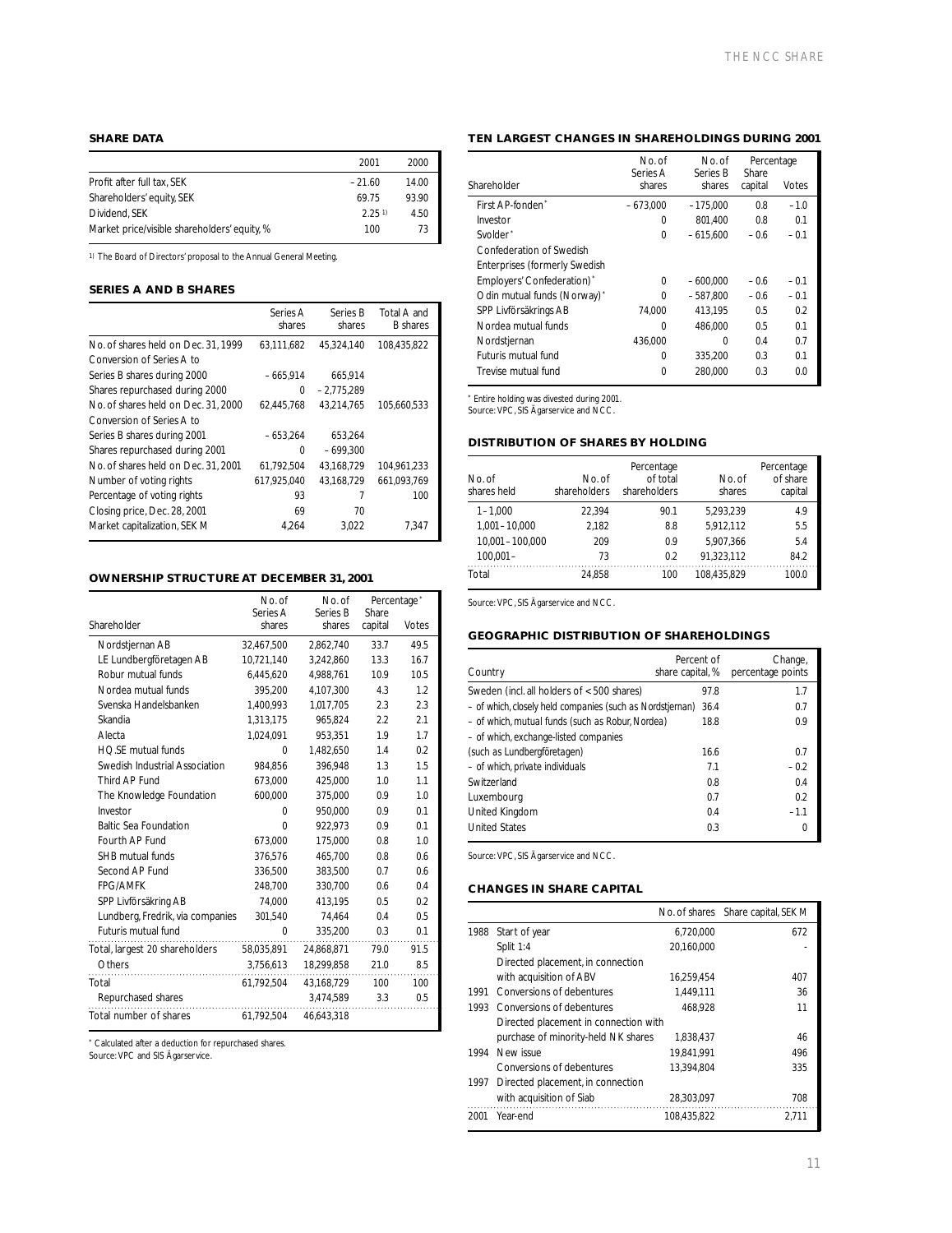## SHARE DATA

| | 2001 | 2000 |
|---|---|---|
| Profit after full tax, SEK | – 21.60 | 14.00 |
| Shareholders' equity, SEK | 69.75 | 93.90 |
| Dividend, SEK | 2.25 [1)] | 4.50 |
| Market price/visible shareholders' equity, % | 100 | 73 |

1) The Board of Directors' proposal to the Annual General Meeting.

## SERIES A AND B SHARES

| | Series A shares | Series B shares | Total A and B shares |
|---|---|---|---|
| No. of shares held on Dec. 31, 1999 | 63,111,682 | 45,324,140 | 108,435,822 |
| Conversion of Series A to Series B shares during 2000 | – 665,914 | 665,914 | |
| Shares repurchased during 2000 | 0 | – 2,775,289 | |
| No. of shares held on Dec. 31, 2000 | 62,445,768 | 43,214,765 | 105,660,533 |
| Conversion of Series A to Series B shares during 2001 | – 653,264 | 653,264 | |
| Shares repurchased during 2001 | 0 | – 699,300 | |
| No. of shares held on Dec. 31, 2001 | 61,792,504 | 43,168,729 | 104,961,233 |
| Number of voting rights | 617,925,040 | 43,168,729 | 661,093,769 |
| Percentage of voting rights | 93 | 7 | 100 |
| Closing price, Dec. 28, 2001 | 69 | 70 | |
| Market capitalization, SEK M | 4,264 | 3,022 | 7,347 |

## OWNERSHIP STRUCTURE AT DECEMBER 31, 2001

| Shareholder | No. of Series A shares | No. of Series B shares | Percentage* Share capital | Votes |
|---|---|---|---|---|
| Nordstjernan AB | 32,467,500 | 2,862,740 | 33.7 | 49.5 |
| LE Lundbergföretagen AB | 10,721,140 | 3,242,860 | 13.3 | 16.7 |
| Robur mutual funds | 6,445,620 | 4,988,761 | 10.9 | 10.5 |
| Nordea mutual funds | 395,200 | 4,107,300 | 4.3 | 1.2 |
| Svenska Handelsbanken | 1,400,993 | 1,017,705 | 2.3 | 2.3 |
| Skandia | 1,313,175 | 965,824 | 2.2 | 2.1 |
| Alecta | 1,024,091 | 953,351 | 1.9 | 1.7 |
| HQ.SE mutual funds | 0 | 1,482,650 | 1.4 | 0.2 |
| Swedish Industrial Association | 984,856 | 396,948 | 1.3 | 1.5 |
| Third AP Fund | 673,000 | 425,000 | 1.0 | 1.1 |
| The Knowledge Foundation | 600,000 | 375,000 | 0.9 | 1.0 |
| Investor | 0 | 950,000 | 0.9 | 0.1 |
| Baltic Sea Foundation | 0 | 922,973 | 0.9 | 0.1 |
| Fourth AP Fund | 673,000 | 175,000 | 0.8 | 1.0 |
| SHB mutual funds | 376,576 | 465,700 | 0.8 | 0.6 |
| Second AP Fund | 336,500 | 383,500 | 0.7 | 0.6 |
| FPG/AMFK | 248,700 | 330,700 | 0.6 | 0.4 |
| SPP Livförsäkring AB | 74,000 | 413,195 | 0.5 | 0.2 |
| Lundberg, Fredrik, via companies | 301,540 | 74,464 | 0.4 | 0.5 |
| Futuris mutual fund | 0 | 335,200 | 0.3 | 0.1 |
| Total, largest 20 shareholders | 58,035,891 | 24,868,871 | 79.0 | 91.5 |
| Others | 3,756,613 | 18,299,858 | 21.0 | 8.5 |
| Total | 61,792,504 | 43,168,729 | 100 | 100 |
| Repurchased shares | | 3,474,589 | 3.3 | 0.5 |
| Total number of shares | 61,792,504 | 46,643,318 | | |

\* Calculated after a deduction for repurchased shares.
Source: VPC and SIS Ägarservice.

## TEN LARGEST CHANGES IN SHAREHOLDINGS DURING 2001

| Shareholder | No. of Series A shares | No. of Series B shares | Percentage Share capital | Votes |
|---|---|---|---|---|
| First AP-fonden* | – 673,000 | – 175,000 | 0.8 | – 1.0 |
| Investor | 0 | 801,400 | 0.8 | 0.1 |
| Svolder* | 0 | – 615,600 | – 0.6 | – 0.1 |
| Confederation of Swedish Enterprises (formerly Swedish Employers' Confederation)* | 0 | – 600,000 | – 0.6 | – 0.1 |
| Odin mutual funds (Norway)* | 0 | – 587,800 | – 0.6 | – 0.1 |
| SPP Livförsäkrings AB | 74,000 | 413,195 | 0.5 | 0.2 |
| Nordea mutual funds | 0 | 486,000 | 0.5 | 0.1 |
| Nordstjernan | 436,000 | 0 | 0.4 | 0.7 |
| Futuris mutual fund | 0 | 335,200 | 0.3 | 0.1 |
| Trevise mutual fund | 0 | 280,000 | 0.3 | 0.0 |

\* Entire holding was divested during 2001.
Source: VPC, SIS Ägarservice and NCC.

## DISTRIBUTION OF SHARES BY HOLDING

| No. of shares held | No. of shareholders | Percentage of total shareholders | No. of shares | Percentage of share capital |
|---|---|---|---|---|
| 1 – 1,000 | 22,394 | 90.1 | 5,293,239 | 4.9 |
| 1,001 – 10,000 | 2,182 | 8.8 | 5,912,112 | 5.5 |
| 10,001 – 100,000 | 209 | 0.9 | 5,907,366 | 5.4 |
| 100,001 – | 73 | 0.2 | 91,323,112 | 84.2 |
| Total | 24,858 | 100 | 108,435,829 | 100.0 |

Source: VPC, SIS Ägarservice and NCC.

## GEOGRAPHIC DISTRIBUTION OF SHAREHOLDINGS

| Country | Percent of share capital, % | Change, percentage points |
|---|---|---|
| Sweden (incl. all holders of < 500 shares) | 97.8 | 1.7 |
| – of which, closely held companies (such as Nordstjernan) | 36.4 | 0.7 |
| – of which, mutual funds (such as Robur, Nordea) | 18.8 | 0.9 |
| – of which, exchange-listed companies (such as Lundbergföretagen) | 16.6 | 0.7 |
| – of which, private individuals | 7.1 | – 0.2 |
| Switzerland | 0.8 | 0.4 |
| Luxembourg | 0.7 | 0.2 |
| United Kingdom | 0.4 | – 1.1 |
| United States | 0.3 | 0 |

Source: VPC, SIS Ägarservice and NCC.

## CHANGES IN SHARE CAPITAL

| | | No. of shares | Share capital, SEK M |
|---|---|---|---|
| 1988 | Start of year | 6,720,000 | 672 |
| | Split 1:4 | 20,160,000 | - |
| | Directed placement, in connection with acquisition of ABV | 16,259,454 | 407 |
| 1991 | Conversions of debentures | 1,449,111 | 36 |
| 1993 | Conversions of debentures | 468,928 | 11 |
| | Directed placement in connection with purchase of minority-held NK shares | 1,838,437 | 46 |
| 1994 | New issue | 19,841,991 | 496 |
| | Conversions of debentures | 13,394,804 | 335 |
| 1997 | Directed placement, in connection with acquisition of Siab | 28,303,097 | 708 |
| 2001 | Year-end | 108,435,822 | 2,711 |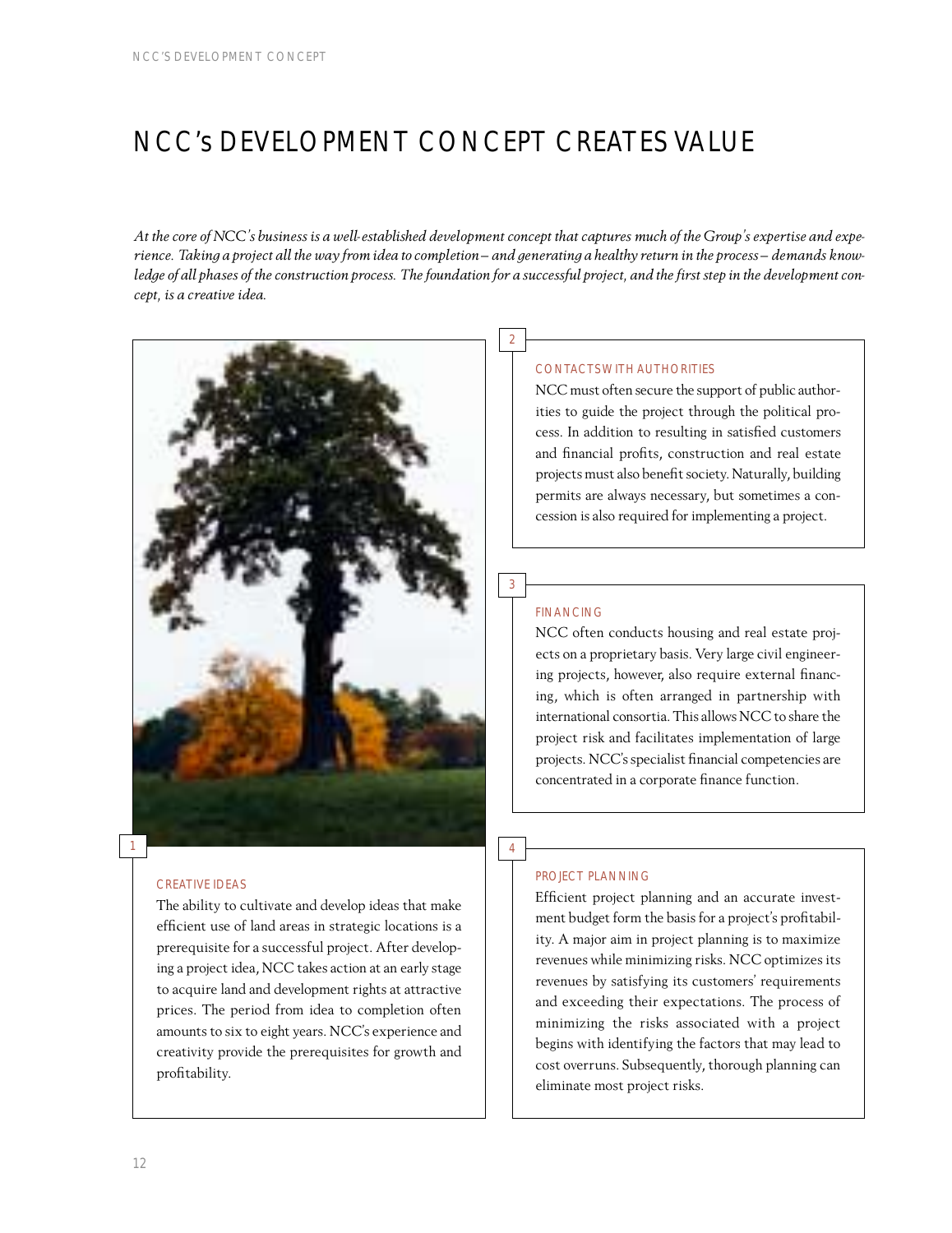# NCC's DEVELOPMENT CONCEPT CREATES VALUE

*At the core of NCC's business is a well-established development concept that captures much of the Group's expertise and experience. Taking a project all the way from idea to completion – and generating a healthy return in the process – demands knowledge of all phases of the construction process. The foundation for a successful project, and the first step in the development concept, is a creative idea.*

1

## CREATIVE IDEAS

The ability to cultivate and develop ideas that make efficient use of land areas in strategic locations is a prerequisite for a successful project. After developing a project idea, NCC takes action at an early stage to acquire land and development rights at attractive prices. The period from idea to completion often amounts to six to eight years. NCC's experience and creativity provide the prerequisites for growth and profitability.

2

## CONTACTS WITH AUTHORITIES

NCC must often secure the support of public authorities to guide the project through the political process. In addition to resulting in satisfied customers and financial profits, construction and real estate projects must also benefit society. Naturally, building permits are always necessary, but sometimes a concession is also required for implementing a project.

3

## FINANCING

NCC often conducts housing and real estate projects on a proprietary basis. Very large civil engineering projects, however, also require external financing, which is often arranged in partnership with international consortia. This allows NCC to share the project risk and facilitates implementation of large projects. NCC's specialist financial competencies are concentrated in a corporate finance function.

4

## PROJECT PLANNING

Efficient project planning and an accurate investment budget form the basis for a project's profitability. A major aim in project planning is to maximize revenues while minimizing risks. NCC optimizes its revenues by satisfying its customers' requirements and exceeding their expectations. The process of minimizing the risks associated with a project begins with identifying the factors that may lead to cost overruns. Subsequently, thorough planning can eliminate most project risks.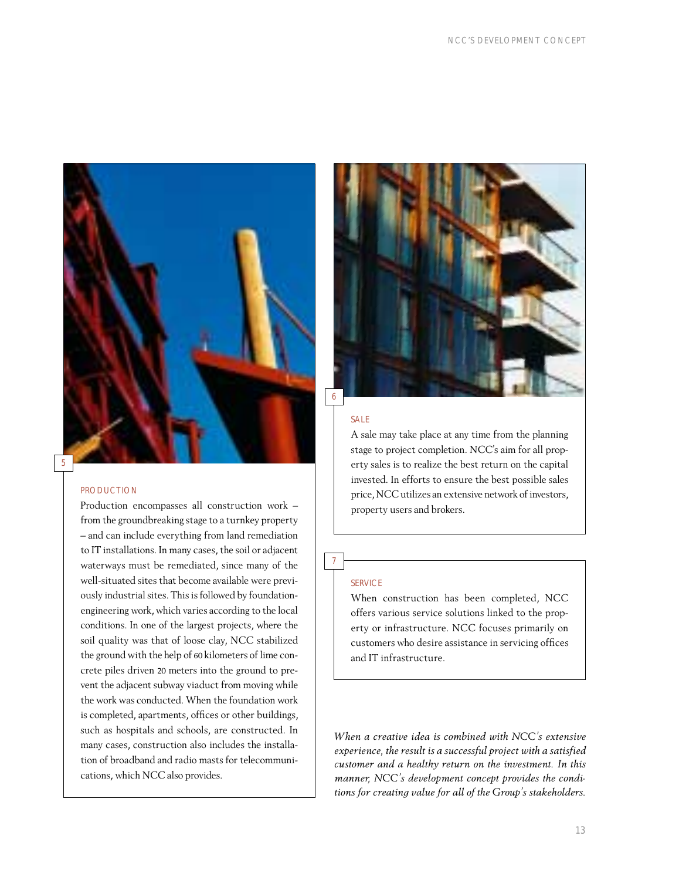5

### PRODUCTION

Production encompasses all construction work – from the groundbreaking stage to a turnkey property – and can include everything from land remediation to IT installations. In many cases, the soil or adjacent waterways must be remediated, since many of the well-situated sites that become available were previously industrial sites. This is followed by foundation-engineering work, which varies according to the local conditions. In one of the largest projects, where the soil quality was that of loose clay, NCC stabilized the ground with the help of 60 kilometers of lime concrete piles driven 20 meters into the ground to prevent the adjacent subway viaduct from moving while the work was conducted. When the foundation work is completed, apartments, offices or other buildings, such as hospitals and schools, are constructed. In many cases, construction also includes the installation of broadband and radio masts for telecommunications, which NCC also provides.

6

### SALE

A sale may take place at any time from the planning stage to project completion. NCC's aim for all property sales is to realize the best return on the capital invested. In efforts to ensure the best possible sales price, NCC utilizes an extensive network of investors, property users and brokers.

7

### SERVICE

When construction has been completed, NCC offers various service solutions linked to the property or infrastructure. NCC focuses primarily on customers who desire assistance in servicing offices and IT infrastructure.

*When a creative idea is combined with NCC's extensive experience, the result is a successful project with a satisfied customer and a healthy return on the investment. In this manner, NCC's development concept provides the conditions for creating value for all of the Group's stakeholders.*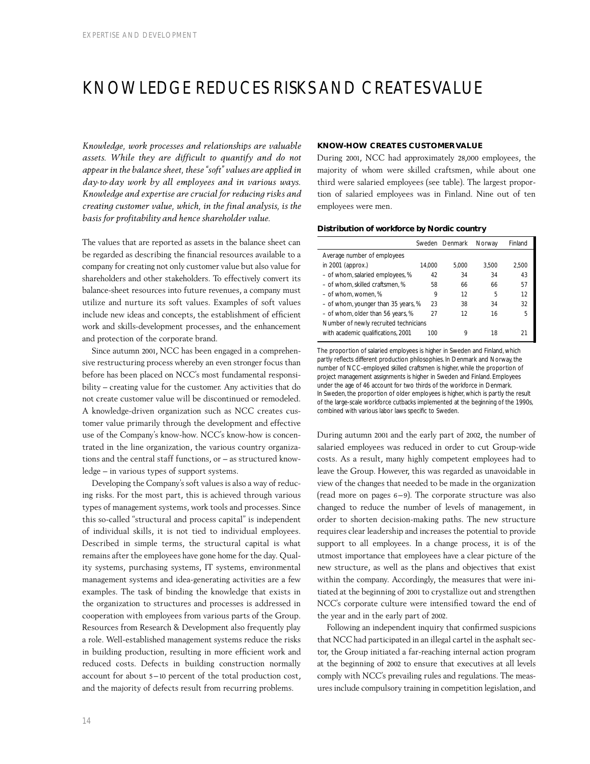// Converted to Markdown per instructions
# KNOWLEDGE REDUCES RISKS AND CREATES VALUE

*Knowledge, work processes and relationships are valuable assets. While they are difficult to quantify and do not appear in the balance sheet, these "soft" values are applied in day-to-day work by all employees and in various ways. Knowledge and expertise are crucial for reducing risks and creating customer value, which, in the final analysis, is the basis for profitability and hence shareholder value.*

The values that are reported as assets in the balance sheet can be regarded as describing the financial resources available to a company for creating not only customer value but also value for shareholders and other stakeholders. To effectively convert its balance-sheet resources into future revenues, a company must utilize and nurture its soft values. Examples of soft values include new ideas and concepts, the establishment of efficient work and skills-development processes, and the enhancement and protection of the corporate brand.

Since autumn 2001, NCC has been engaged in a comprehensive restructuring process whereby an even stronger focus than before has been placed on NCC's most fundamental responsibility – creating value for the customer. Any activities that do not create customer value will be discontinued or remodeled. A knowledge-driven organization such as NCC creates customer value primarily through the development and effective use of the Company's know-how. NCC's know-how is concentrated in the line organization, the various country organizations and the central staff functions, or – as structured knowledge – in various types of support systems.

Developing the Company's soft values is also a way of reducing risks. For the most part, this is achieved through various types of management systems, work tools and processes. Since this so-called "structural and process capital" is independent of individual skills, it is not tied to individual employees. Described in simple terms, the structural capital is what remains after the employees have gone home for the day. Quality systems, purchasing systems, IT systems, environmental management systems and idea-generating activities are a few examples. The task of binding the knowledge that exists in the organization to structures and processes is addressed in cooperation with employees from various parts of the Group. Resources from Research & Development also frequently play a role. Well-established management systems reduce the risks in building production, resulting in more efficient work and reduced costs. Defects in building construction normally account for about 5–10 percent of the total production cost, and the majority of defects result from recurring problems.

### KNOW-HOW CREATES CUSTOMER VALUE

During 2001, NCC had approximately 28,000 employees, the majority of whom were skilled craftsmen, while about one third were salaried employees (see table). The largest proportion of salaried employees was in Finland. Nine out of ten employees were men.

**Distribution of workforce by Nordic country**

| | Sweden | Denmark | Norway | Finland |
|---|---|---|---|---|
| Average number of employees in 2001 (approx.) | 14,000 | 5,000 | 3,500 | 2,500 |
| – of whom, salaried employees, % | 42 | 34 | 34 | 43 |
| – of whom, skilled craftsmen, % | 58 | 66 | 66 | 57 |
| – of whom, women, % | 9 | 12 | 5 | 12 |
| – of whom, younger than 35 years, % | 23 | 38 | 34 | 32 |
| – of whom, older than 56 years, % | 27 | 12 | 16 | 5 |
| Number of newly recruited technicians with academic qualifications, 2001 | 100 | 9 | 18 | 21 |

The proportion of salaried employees is higher in Sweden and Finland, which partly reflects different production philosophies. In Denmark and Norway, the number of NCC-employed skilled craftsmen is higher, while the proportion of project management assignments is higher in Sweden and Finland. Employees under the age of 46 account for two thirds of the workforce in Denmark. In Sweden, the proportion of older employees is higher, which is partly the result of the large-scale workforce cutbacks implemented at the beginning of the 1990s, combined with various labor laws specific to Sweden.

During autumn 2001 and the early part of 2002, the number of salaried employees was reduced in order to cut Group-wide costs. As a result, many highly competent employees had to leave the Group. However, this was regarded as unavoidable in view of the changes that needed to be made in the organization (read more on pages 6–9). The corporate structure was also changed to reduce the number of levels of management, in order to shorten decision-making paths. The new structure requires clear leadership and increases the potential to provide support to all employees. In a change process, it is of the utmost importance that employees have a clear picture of the new structure, as well as the plans and objectives that exist within the company. Accordingly, the measures that were initiated at the beginning of 2001 to crystallize out and strengthen NCC's corporate culture were intensified toward the end of the year and in the early part of 2002.

Following an independent inquiry that confirmed suspicions that NCC had participated in an illegal cartel in the asphalt sector, the Group initiated a far-reaching internal action program at the beginning of 2002 to ensure that executives at all levels comply with NCC's prevailing rules and regulations. The measures include compulsory training in competition legislation, and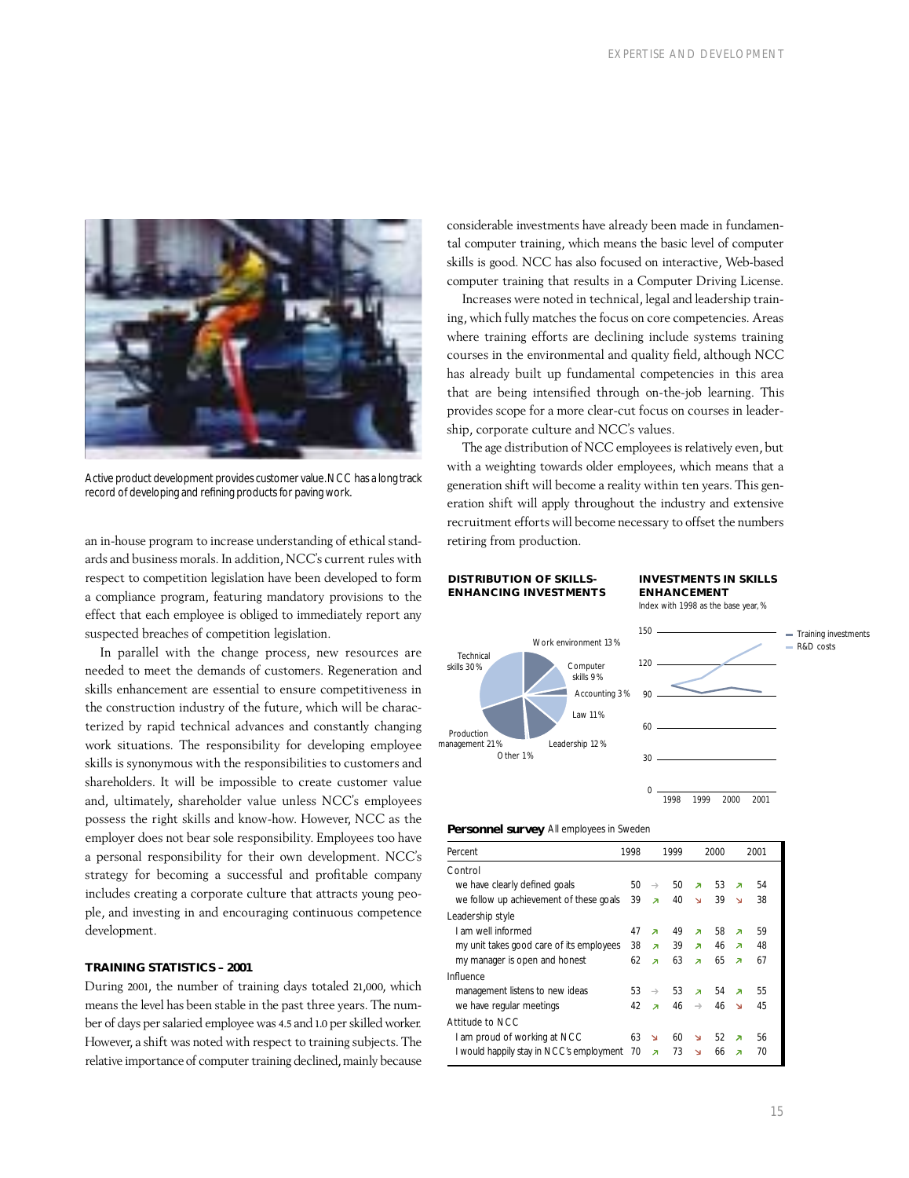Active product development provides customer value. NCC has a long track record of developing and refining products for paving work.

an in-house program to increase understanding of ethical standards and business morals. In addition, NCC's current rules with respect to competition legislation have been developed to form a compliance program, featuring mandatory provisions to the effect that each employee is obliged to immediately report any suspected breaches of competition legislation.

In parallel with the change process, new resources are needed to meet the demands of customers. Regeneration and skills enhancement are essential to ensure competitiveness in the construction industry of the future, which will be characterized by rapid technical advances and constantly changing work situations. The responsibility for developing employee skills is synonymous with the responsibilities to customers and shareholders. It will be impossible to create customer value and, ultimately, shareholder value unless NCC's employees possess the right skills and know-how. However, NCC as the employer does not bear sole responsibility. Employees too have a personal responsibility for their own development. NCC's strategy for becoming a successful and profitable company includes creating a corporate culture that attracts young people, and investing in and encouraging continuous competence development.

### TRAINING STATISTICS – 2001

During 2001, the number of training days totaled 21,000, which means the level has been stable in the past three years. The number of days per salaried employee was 4.5 and 1.0 per skilled worker. However, a shift was noted with respect to training subjects. The relative importance of computer training declined, mainly because considerable investments have already been made in fundamental computer training, which means the basic level of computer skills is good. NCC has also focused on interactive, Web-based computer training that results in a Computer Driving License.

Increases were noted in technical, legal and leadership training, which fully matches the focus on core competencies. Areas where training efforts are declining include systems training courses in the environmental and quality field, although NCC has already built up fundamental competencies in this area that are being intensified through on-the-job learning. This provides scope for a more clear-cut focus on courses in leadership, corporate culture and NCC's values.

The age distribution of NCC employees is relatively even, but with a weighting towards older employees, which means that a generation shift will become a reality within ten years. This generation shift will apply throughout the industry and extensive recruitment efforts will become necessary to offset the numbers retiring from production.

**DISTRIBUTION OF SKILLS-ENHANCING INVESTMENTS**

Technical skills 30%, Work environment 13%, Computer skills 9%, Accounting 3%, Law 11%, Leadership 12%, Other 1%, Production management 21%

**INVESTMENTS IN SKILLS ENHANCEMENT**

Index with 1998 as the base year, %

Training investments, R&D costs (1998–2001)

**Personnel survey** All employees in Sweden

| Percent | 1998 | | 1999 | | 2000 | | 2001 |
|---|---|---|---|---|---|---|---|
| Control | | | | | | | |
| we have clearly defined goals | 50 | → | 50 | ↗ | 53 | ↗ | 54 |
| we follow up achievement of these goals | 39 | ↗ | 40 | ↘ | 39 | ↘ | 38 |
| Leadership style | | | | | | | |
| I am well informed | 47 | ↗ | 49 | ↗ | 58 | ↗ | 59 |
| my unit takes good care of its employees | 38 | ↗ | 39 | ↗ | 46 | ↗ | 48 |
| my manager is open and honest | 62 | ↗ | 63 | ↗ | 65 | ↗ | 67 |
| Influence | | | | | | | |
| management listens to new ideas | 53 | → | 53 | ↗ | 54 | ↗ | 55 |
| we have regular meetings | 42 | ↗ | 46 | → | 46 | ↘ | 45 |
| Attitude to NCC | | | | | | | |
| I am proud of working at NCC | 63 | ↘ | 60 | ↘ | 52 | ↗ | 56 |
| I would happily stay in NCC's employment | 70 | ↗ | 73 | ↘ | 66 | ↗ | 70 |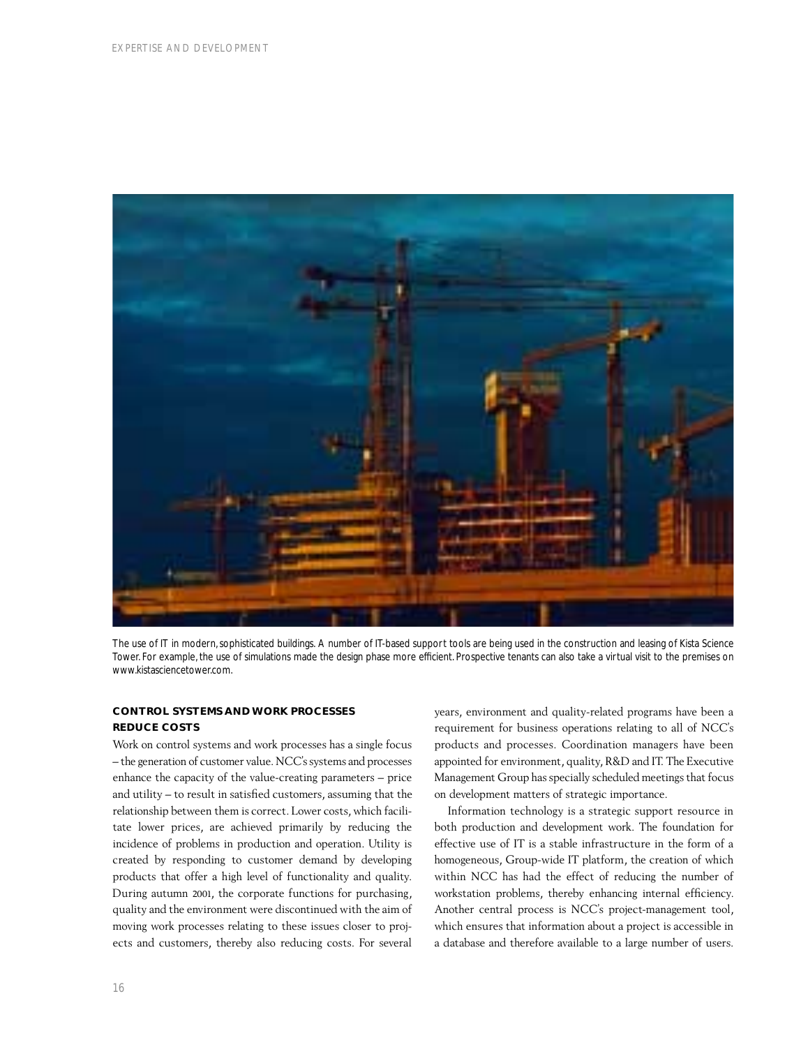The use of IT in modern, sophisticated buildings. A number of IT-based support tools are being used in the construction and leasing of Kista Science Tower. For example, the use of simulations made the design phase more efficient. Prospective tenants can also take a virtual visit to the premises on www.kistasciencetower.com.

## CONTROL SYSTEMS AND WORK PROCESSES REDUCE COSTS

Work on control systems and work processes has a single focus – the generation of customer value. NCC's systems and processes enhance the capacity of the value-creating parameters – price and utility – to result in satisfied customers, assuming that the relationship between them is correct. Lower costs, which facilitate lower prices, are achieved primarily by reducing the incidence of problems in production and operation. Utility is created by responding to customer demand by developing products that offer a high level of functionality and quality. During autumn 2001, the corporate functions for purchasing, quality and the environment were discontinued with the aim of moving work processes relating to these issues closer to projects and customers, thereby also reducing costs. For several years, environment and quality-related programs have been a requirement for business operations relating to all of NCC's products and processes. Coordination managers have been appointed for environment, quality, R&D and IT. The Executive Management Group has specially scheduled meetings that focus on development matters of strategic importance.

Information technology is a strategic support resource in both production and development work. The foundation for effective use of IT is a stable infrastructure in the form of a homogeneous, Group-wide IT platform, the creation of which within NCC has had the effect of reducing the number of workstation problems, thereby enhancing internal efficiency. Another central process is NCC's project-management tool, which ensures that information about a project is accessible in a database and therefore available to a large number of users.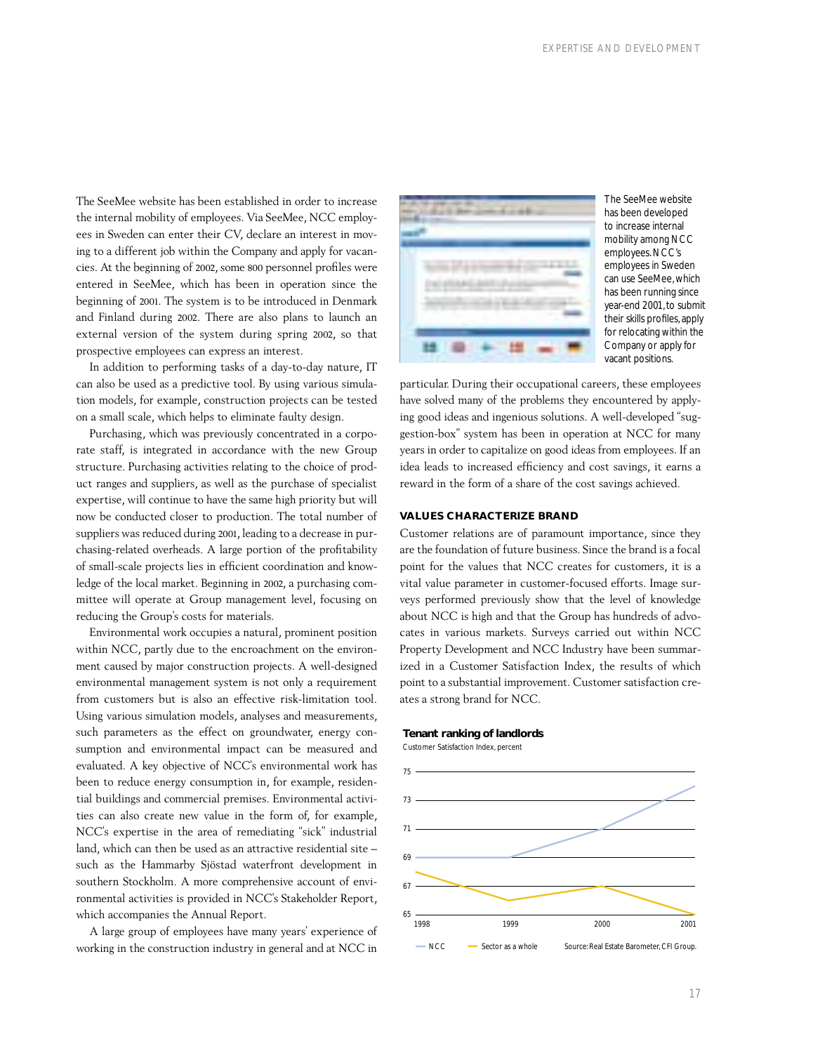The SeeMee website has been established in order to increase the internal mobility of employees. Via SeeMee, NCC employees in Sweden can enter their CV, declare an interest in moving to a different job within the Company and apply for vacancies. At the beginning of 2002, some 800 personnel profiles were entered in SeeMee, which has been in operation since the beginning of 2001. The system is to be introduced in Denmark and Finland during 2002. There are also plans to launch an external version of the system during spring 2002, so that prospective employees can express an interest.

In addition to performing tasks of a day-to-day nature, IT can also be used as a predictive tool. By using various simulation models, for example, construction projects can be tested on a small scale, which helps to eliminate faulty design.

Purchasing, which was previously concentrated in a corporate staff, is integrated in accordance with the new Group structure. Purchasing activities relating to the choice of product ranges and suppliers, as well as the purchase of specialist expertise, will continue to have the same high priority but will now be conducted closer to production. The total number of suppliers was reduced during 2001, leading to a decrease in purchasing-related overheads. A large portion of the profitability of small-scale projects lies in efficient coordination and knowledge of the local market. Beginning in 2002, a purchasing committee will operate at Group management level, focusing on reducing the Group's costs for materials.

Environmental work occupies a natural, prominent position within NCC, partly due to the encroachment on the environment caused by major construction projects. A well-designed environmental management system is not only a requirement from customers but is also an effective risk-limitation tool. Using various simulation models, analyses and measurements, such parameters as the effect on groundwater, energy consumption and environmental impact can be measured and evaluated. A key objective of NCC's environmental work has been to reduce energy consumption in, for example, residential buildings and commercial premises. Environmental activities can also create new value in the form of, for example, NCC's expertise in the area of remediating "sick" industrial land, which can then be used as an attractive residential site – such as the Hammarby Sjöstad waterfront development in southern Stockholm. A more comprehensive account of environmental activities is provided in NCC's Stakeholder Report, which accompanies the Annual Report.

A large group of employees have many years' experience of working in the construction industry in general and at NCC in particular. During their occupational careers, these employees have solved many of the problems they encountered by applying good ideas and ingenious solutions. A well-developed "suggestion-box" system has been in operation at NCC for many years in order to capitalize on good ideas from employees. If an idea leads to increased efficiency and cost savings, it earns a reward in the form of a share of the cost savings achieved.

The SeeMee website has been developed to increase internal mobility among NCC employees. NCC's employees in Sweden can use SeeMee, which has been running since year-end 2001, to submit their skills profiles, apply for relocating within the Company or apply for vacant positions.

### VALUES CHARACTERIZE BRAND

Customer relations are of paramount importance, since they are the foundation of future business. Since the brand is a focal point for the values that NCC creates for customers, it is a vital value parameter in customer-focused efforts. Image surveys performed previously show that the level of knowledge about NCC is high and that the Group has hundreds of advocates in various markets. Surveys carried out within NCC Property Development and NCC Industry have been summarized in a Customer Satisfaction Index, the results of which point to a substantial improvement. Customer satisfaction creates a strong brand for NCC.

**Tenant ranking of landlords**

Customer Satisfaction Index, percent

| | 1998 | 1999 | 2000 | 2001 |
|---|---|---|---|---|
| NCC | 69 | 69 | 71 | 74.5 |
| Sector as a whole | 68 | 66 | 67 | 65 |

Source: Real Estate Barometer, CFI Group.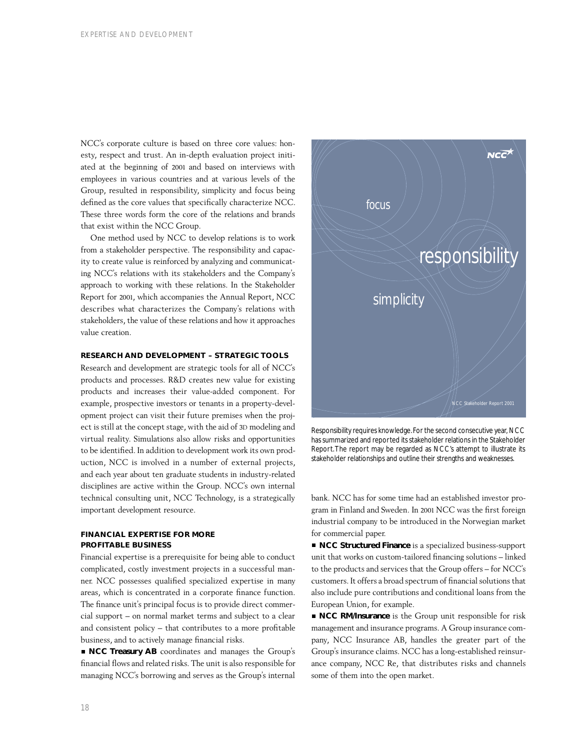NCC's corporate culture is based on three core values: honesty, respect and trust. An in-depth evaluation project initiated at the beginning of 2001 and based on interviews with employees in various countries and at various levels of the Group, resulted in responsibility, simplicity and focus being defined as the core values that specifically characterize NCC. These three words form the core of the relations and brands that exist within the NCC Group.

One method used by NCC to develop relations is to work from a stakeholder perspective. The responsibility and capacity to create value is reinforced by analyzing and communicating NCC's relations with its stakeholders and the Company's approach to working with these relations. In the Stakeholder Report for 2001, which accompanies the Annual Report, NCC describes what characterizes the Company's relations with stakeholders, the value of these relations and how it approaches value creation.

### RESEARCH AND DEVELOPMENT – STRATEGIC TOOLS

Research and development are strategic tools for all of NCC's products and processes. R&D creates new value for existing products and increases their value-added component. For example, prospective investors or tenants in a property-development project can visit their future premises when the project is still at the concept stage, with the aid of 3D modeling and virtual reality. Simulations also allow risks and opportunities to be identified. In addition to development work its own production, NCC is involved in a number of external projects, and each year about ten graduate students in industry-related disciplines are active within the Group. NCC's own internal technical consulting unit, NCC Technology, is a strategically important development resource.

### FINANCIAL EXPERTISE FOR MORE PROFITABLE BUSINESS

Financial expertise is a prerequisite for being able to conduct complicated, costly investment projects in a successful manner. NCC possesses qualified specialized expertise in many areas, which is concentrated in a corporate finance function. The finance unit's principal focus is to provide direct commercial support – on normal market terms and subject to a clear and consistent policy – that contributes to a more profitable business, and to actively manage financial risks.

- **NCC Treasury AB** coordinates and manages the Group's financial flows and related risks. The unit is also responsible for managing NCC's borrowing and serves as the Group's internal bank. NCC has for some time had an established investor program in Finland and Sweden. In 2001 NCC was the first foreign industrial company to be introduced in the Norwegian market for commercial paper.
- **NCC Structured Finance** is a specialized business-support unit that works on custom-tailored financing solutions – linked to the products and services that the Group offers – for NCC's customers. It offers a broad spectrum of financial solutions that also include pure contributions and conditional loans from the European Union, for example.
- **NCC RM/Insurance** is the Group unit responsible for risk management and insurance programs. A Group insurance company, NCC Insurance AB, handles the greater part of the Group's insurance claims. NCC has a long-established reinsurance company, NCC Re, that distributes risks and channels some of them into the open market.

focus

responsibility

simplicity

NCC Stakeholder Report 2001

Responsibility requires knowledge. For the second consecutive year, NCC has summarized and reported its stakeholder relations in the Stakeholder Report. The report may be regarded as NCC's attempt to illustrate its stakeholder relationships and outline their strengths and weaknesses.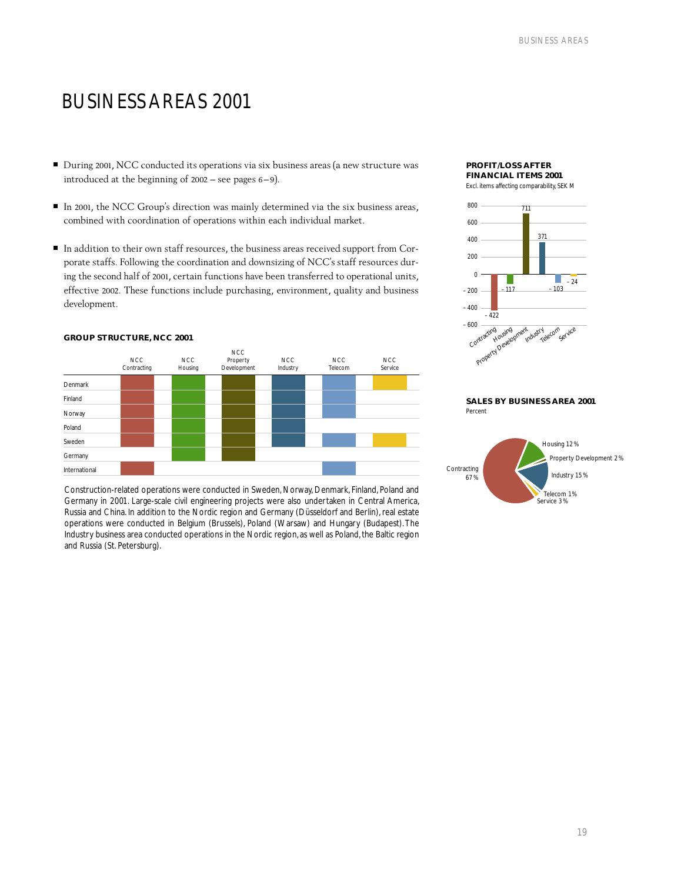// BUSINESS AREAS 2001

- During 2001, NCC conducted its operations via six business areas (a new structure was introduced at the beginning of 2002 – see pages 6–9).
- In 2001, the NCC Group's direction was mainly determined via the six business areas, combined with coordination of operations within each individual market.
- In addition to their own staff resources, the business areas received support from Corporate staffs. Following the coordination and downsizing of NCC's staff resources during the second half of 2001, certain functions have been transferred to operational units, effective 2002. These functions include purchasing, environment, quality and business development.

**GROUP STRUCTURE, NCC 2001**

| | NCC Contracting | NCC Housing | NCC Property Development | NCC Industry | NCC Telecom | NCC Service |
|---|---|---|---|---|---|---|
| Denmark | ■ | ■ | ■ | ■ | ■ | ■ |
| Finland | ■ | ■ | ■ | ■ | ■ | |
| Norway | ■ | ■ | ■ | ■ | ■ | |
| Poland | ■ | ■ | ■ | ■ | | |
| Sweden | ■ | ■ | ■ | ■ | ■ | ■ |
| Germany | | ■ | ■ | | | |
| International | ■ | | | | ■ | |

Construction-related operations were conducted in Sweden, Norway, Denmark, Finland, Poland and Germany in 2001. Large-scale civil engineering projects were also undertaken in Central America, Russia and China. In addition to the Nordic region and Germany (Düsseldorf and Berlin), real estate operations were conducted in Belgium (Brussels), Poland (Warsaw) and Hungary (Budapest). The Industry business area conducted operations in the Nordic region, as well as Poland, the Baltic region and Russia (St. Petersburg).

**PROFIT/LOSS AFTER FINANCIAL ITEMS 2001**

Excl. items affecting comparability, SEK M

| Business area | SEK M |
|---|---|
| Contracting | –422 |
| Housing | –117 |
| Property Development | 711 |
| Industry | 371 |
| Telecom | –103 |
| Service | –24 |

**SALES BY BUSINESS AREA 2001**

Percent

| Business area | % |
|---|---|
| Contracting | 67 |
| Housing | 12 |
| Property Development | 2 |
| Industry | 15 |
| Telecom | 1 |
| Service | 3 |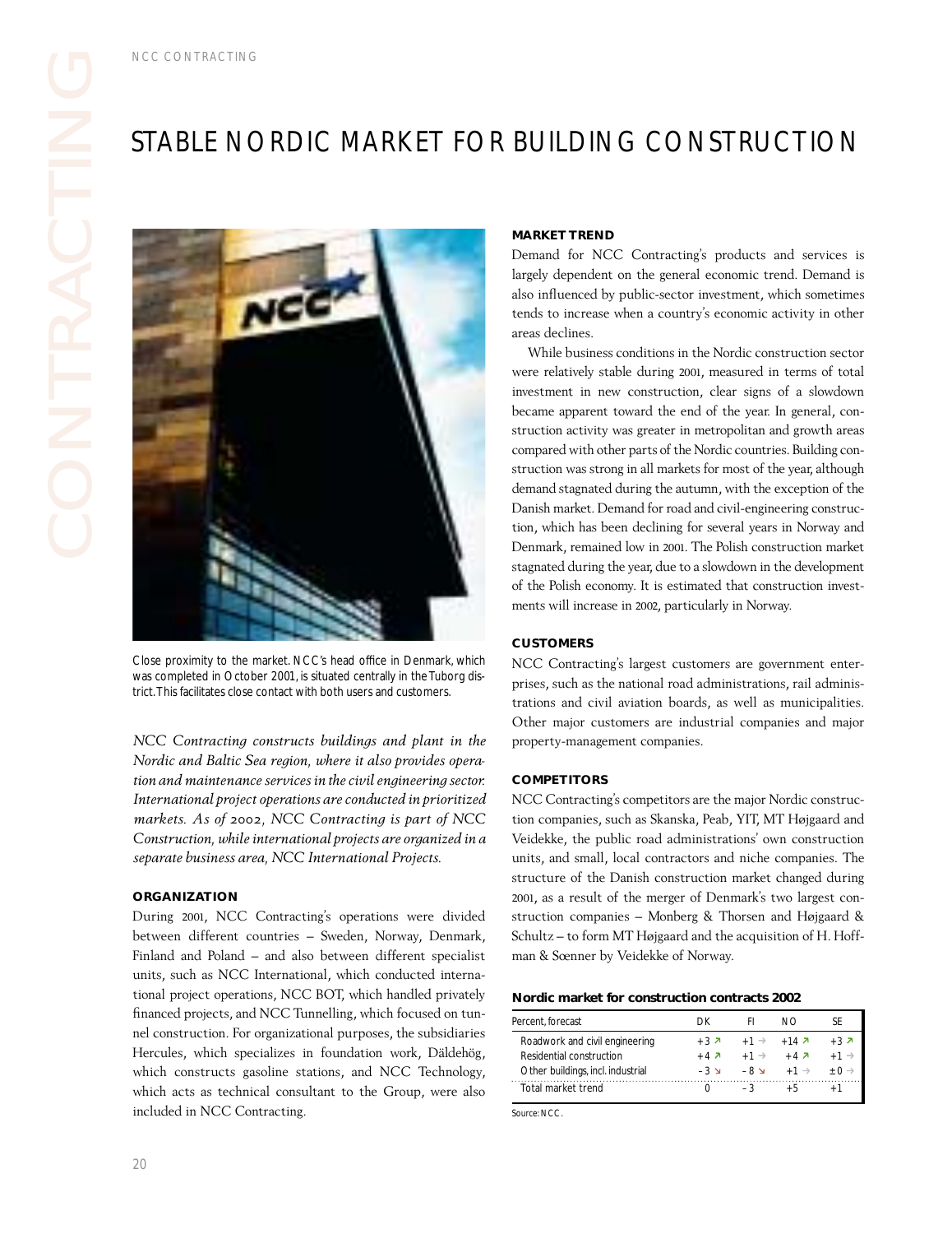# STABLE NORDIC MARKET FOR BUILDING CONSTRUCTION

Close proximity to the market. NCC's head office in Denmark, which was completed in October 2001, is situated centrally in the Tuborg district. This facilitates close contact with both users and customers.

*NCC Contracting constructs buildings and plant in the Nordic and Baltic Sea region, where it also provides operation and maintenance services in the civil engineering sector. International project operations are conducted in prioritized markets. As of 2002, NCC Contracting is part of NCC Construction, while international projects are organized in a separate business area, NCC International Projects.*

## ORGANIZATION

During 2001, NCC Contracting's operations were divided between different countries – Sweden, Norway, Denmark, Finland and Poland – and also between different specialist units, such as NCC International, which conducted international project operations, NCC BOT, which handled privately financed projects, and NCC Tunnelling, which focused on tunnel construction. For organizational purposes, the subsidiaries Hercules, which specializes in foundation work, Däldehög, which constructs gasoline stations, and NCC Technology, which acts as technical consultant to the Group, were also included in NCC Contracting.

## MARKET TREND

Demand for NCC Contracting's products and services is largely dependent on the general economic trend. Demand is also influenced by public-sector investment, which sometimes tends to increase when a country's economic activity in other areas declines.

While business conditions in the Nordic construction sector were relatively stable during 2001, measured in terms of total investment in new construction, clear signs of a slowdown became apparent toward the end of the year. In general, construction activity was greater in metropolitan and growth areas compared with other parts of the Nordic countries. Building construction was strong in all markets for most of the year, although demand stagnated during the autumn, with the exception of the Danish market. Demand for road and civil-engineering construction, which has been declining for several years in Norway and Denmark, remained low in 2001. The Polish construction market stagnated during the year, due to a slowdown in the development of the Polish economy. It is estimated that construction investments will increase in 2002, particularly in Norway.

## CUSTOMERS

NCC Contracting's largest customers are government enterprises, such as the national road administrations, rail administrations and civil aviation boards, as well as municipalities. Other major customers are industrial companies and major property-management companies.

## COMPETITORS

NCC Contracting's competitors are the major Nordic construction companies, such as Skanska, Peab, YIT, MT Højgaard and Veidekke, the public road administrations' own construction units, and small, local contractors and niche companies. The structure of the Danish construction market changed during 2001, as a result of the merger of Denmark's two largest construction companies – Monberg & Thorsen and Højgaard & Schultz – to form MT Højgaard and the acquisition of H. Hoffman & Sønner by Veidekke of Norway.

**Nordic market for construction contracts 2002**

| Percent, forecast | DK | FI | NO | SE |
|---|---|---|---|---|
| Roadwork and civil engineering | +3 ↗ | +1 → | +14 ↗ | +3 ↗ |
| Residential construction | +4 ↗ | +1 → | +4 ↗ | +1 → |
| Other buildings, incl. industrial | –3 ↘ | –8 ↘ | +1 → | ±0 → |
| Total market trend | 0 | –3 | +5 | +1 |

Source: NCC.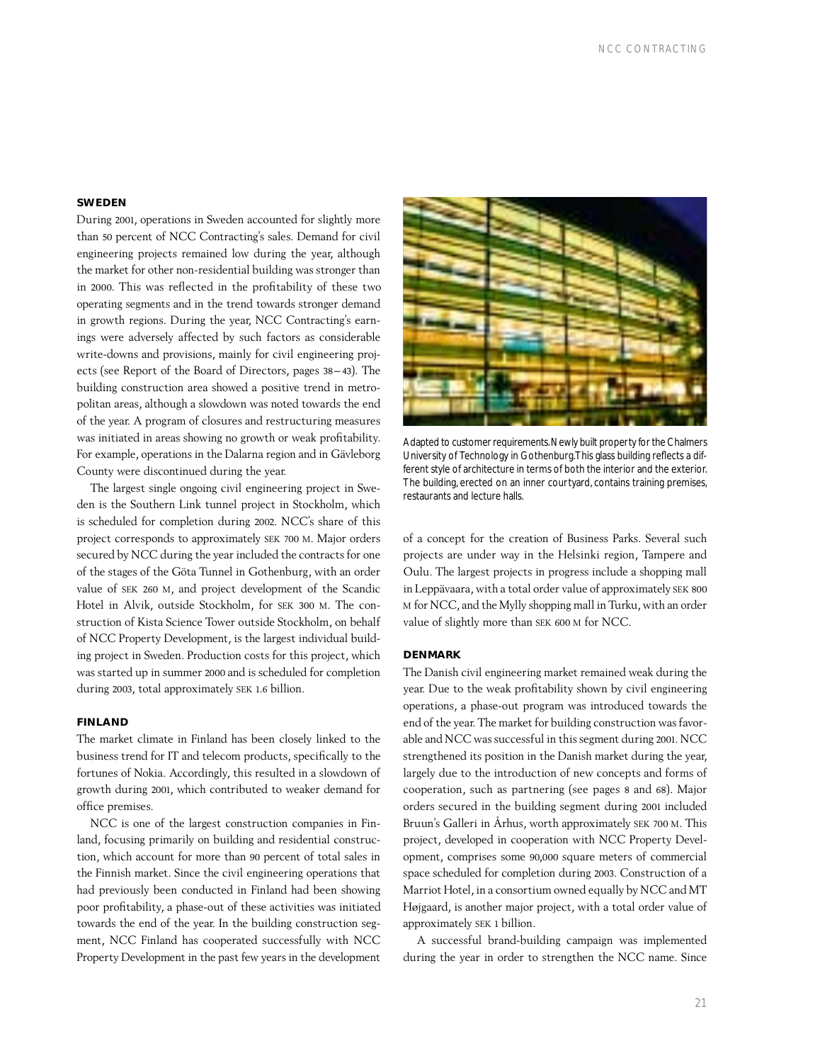## SWEDEN

During 2001, operations in Sweden accounted for slightly more than 50 percent of NCC Contracting's sales. Demand for civil engineering projects remained low during the year, although the market for other non-residential building was stronger than in 2000. This was reflected in the profitability of these two operating segments and in the trend towards stronger demand in growth regions. During the year, NCC Contracting's earnings were adversely affected by such factors as considerable write-downs and provisions, mainly for civil engineering projects (see Report of the Board of Directors, pages 38–43). The building construction area showed a positive trend in metropolitan areas, although a slowdown was noted towards the end of the year. A program of closures and restructuring measures was initiated in areas showing no growth or weak profitability. For example, operations in the Dalarna region and in Gävleborg County were discontinued during the year.

The largest single ongoing civil engineering project in Sweden is the Southern Link tunnel project in Stockholm, which is scheduled for completion during 2002. NCC's share of this project corresponds to approximately SEK 700 M. Major orders secured by NCC during the year included the contracts for one of the stages of the Göta Tunnel in Gothenburg, with an order value of SEK 260 M, and project development of the Scandic Hotel in Alvik, outside Stockholm, for SEK 300 M. The construction of Kista Science Tower outside Stockholm, on behalf of NCC Property Development, is the largest individual building project in Sweden. Production costs for this project, which was started up in summer 2000 and is scheduled for completion during 2003, total approximately SEK 1.6 billion.

## FINLAND

The market climate in Finland has been closely linked to the business trend for IT and telecom products, specifically to the fortunes of Nokia. Accordingly, this resulted in a slowdown of growth during 2001, which contributed to weaker demand for office premises.

NCC is one of the largest construction companies in Finland, focusing primarily on building and residential construction, which account for more than 90 percent of total sales in the Finnish market. Since the civil engineering operations that had previously been conducted in Finland had been showing poor profitability, a phase-out of these activities was initiated towards the end of the year. In the building construction segment, NCC Finland has cooperated successfully with NCC Property Development in the past few years in the development of a concept for the creation of Business Parks. Several such projects are under way in the Helsinki region, Tampere and Oulu. The largest projects in progress include a shopping mall in Leppävaara, with a total order value of approximately SEK 800 M for NCC, and the Mylly shopping mall in Turku, with an order value of slightly more than SEK 600 M for NCC.

Adapted to customer requirements. Newly built property for the Chalmers University of Technology in Gothenburg. This glass building reflects a different style of architecture in terms of both the interior and the exterior. The building, erected on an inner courtyard, contains training premises, restaurants and lecture halls.

## DENMARK

The Danish civil engineering market remained weak during the year. Due to the weak profitability shown by civil engineering operations, a phase-out program was introduced towards the end of the year. The market for building construction was favorable and NCC was successful in this segment during 2001. NCC strengthened its position in the Danish market during the year, largely due to the introduction of new concepts and forms of cooperation, such as partnering (see pages 8 and 68). Major orders secured in the building segment during 2001 included Bruun's Galleri in Århus, worth approximately SEK 700 M. This project, developed in cooperation with NCC Property Development, comprises some 90,000 square meters of commercial space scheduled for completion during 2003. Construction of a Marriot Hotel, in a consortium owned equally by NCC and MT Højgaard, is another major project, with a total order value of approximately SEK 1 billion.

A successful brand-building campaign was implemented during the year in order to strengthen the NCC name. Since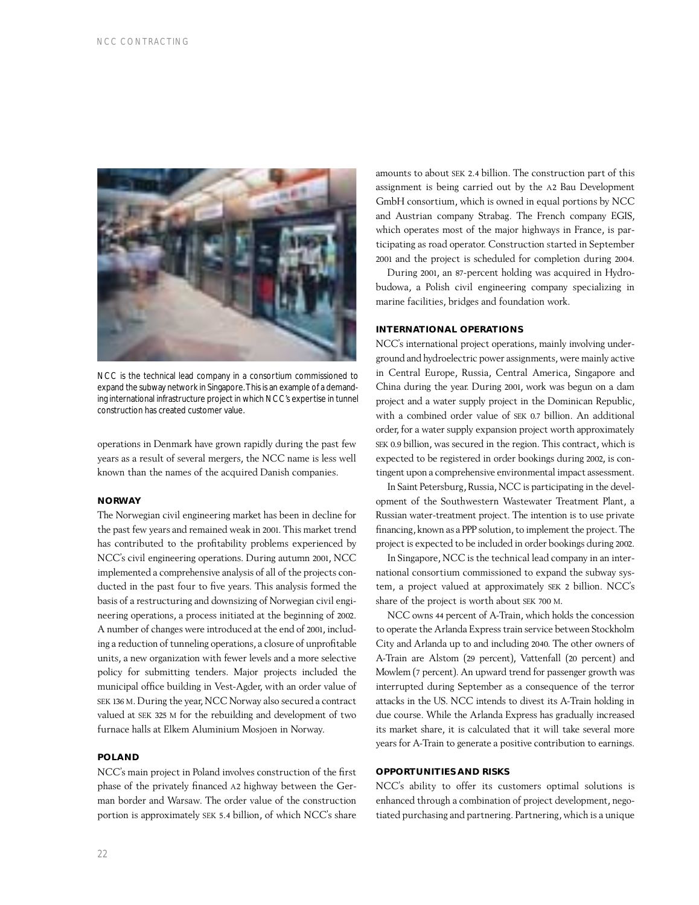NCC is the technical lead company in a consortium commissioned to expand the subway network in Singapore. This is an example of a demanding international infrastructure project in which NCC's expertise in tunnel construction has created customer value.

operations in Denmark have grown rapidly during the past few years as a result of several mergers, the NCC name is less well known than the names of the acquired Danish companies.

### NORWAY

The Norwegian civil engineering market has been in decline for the past few years and remained weak in 2001. This market trend has contributed to the profitability problems experienced by NCC's civil engineering operations. During autumn 2001, NCC implemented a comprehensive analysis of all of the projects conducted in the past four to five years. This analysis formed the basis of a restructuring and downsizing of Norwegian civil engineering operations, a process initiated at the beginning of 2002. A number of changes were introduced at the end of 2001, including a reduction of tunneling operations, a closure of unprofitable units, a new organization with fewer levels and a more selective policy for submitting tenders. Major projects included the municipal office building in Vest-Agder, with an order value of SEK 136 M. During the year, NCC Norway also secured a contract valued at SEK 325 M for the rebuilding and development of two furnace halls at Elkem Aluminium Mosjoen in Norway.

### POLAND

NCC's main project in Poland involves construction of the first phase of the privately financed A2 highway between the German border and Warsaw. The order value of the construction portion is approximately SEK 5.4 billion, of which NCC's share amounts to about SEK 2.4 billion. The construction part of this assignment is being carried out by the A2 Bau Development GmbH consortium, which is owned in equal portions by NCC and Austrian company Strabag. The French company EGIS, which operates most of the major highways in France, is participating as road operator. Construction started in September 2001 and the project is scheduled for completion during 2004.

During 2001, an 87-percent holding was acquired in Hydrobudowa, a Polish civil engineering company specializing in marine facilities, bridges and foundation work.

### INTERNATIONAL OPERATIONS

NCC's international project operations, mainly involving underground and hydroelectric power assignments, were mainly active in Central Europe, Russia, Central America, Singapore and China during the year. During 2001, work was begun on a dam project and a water supply project in the Dominican Republic, with a combined order value of SEK 0.7 billion. An additional order, for a water supply expansion project worth approximately SEK 0.9 billion, was secured in the region. This contract, which is expected to be registered in order bookings during 2002, is contingent upon a comprehensive environmental impact assessment.

In Saint Petersburg, Russia, NCC is participating in the development of the Southwestern Wastewater Treatment Plant, a Russian water-treatment project. The intention is to use private financing, known as a PPP solution, to implement the project. The project is expected to be included in order bookings during 2002.

In Singapore, NCC is the technical lead company in an international consortium commissioned to expand the subway system, a project valued at approximately SEK 2 billion. NCC's share of the project is worth about SEK 700 M.

NCC owns 44 percent of A-Train, which holds the concession to operate the Arlanda Express train service between Stockholm City and Arlanda up to and including 2040. The other owners of A-Train are Alstom (29 percent), Vattenfall (20 percent) and Mowlem (7 percent). An upward trend for passenger growth was interrupted during September as a consequence of the terror attacks in the US. NCC intends to divest its A-Train holding in due course. While the Arlanda Express has gradually increased its market share, it is calculated that it will take several more years for A-Train to generate a positive contribution to earnings.

### OPPORTUNITIES AND RISKS

NCC's ability to offer its customers optimal solutions is enhanced through a combination of project development, negotiated purchasing and partnering. Partnering, which is a unique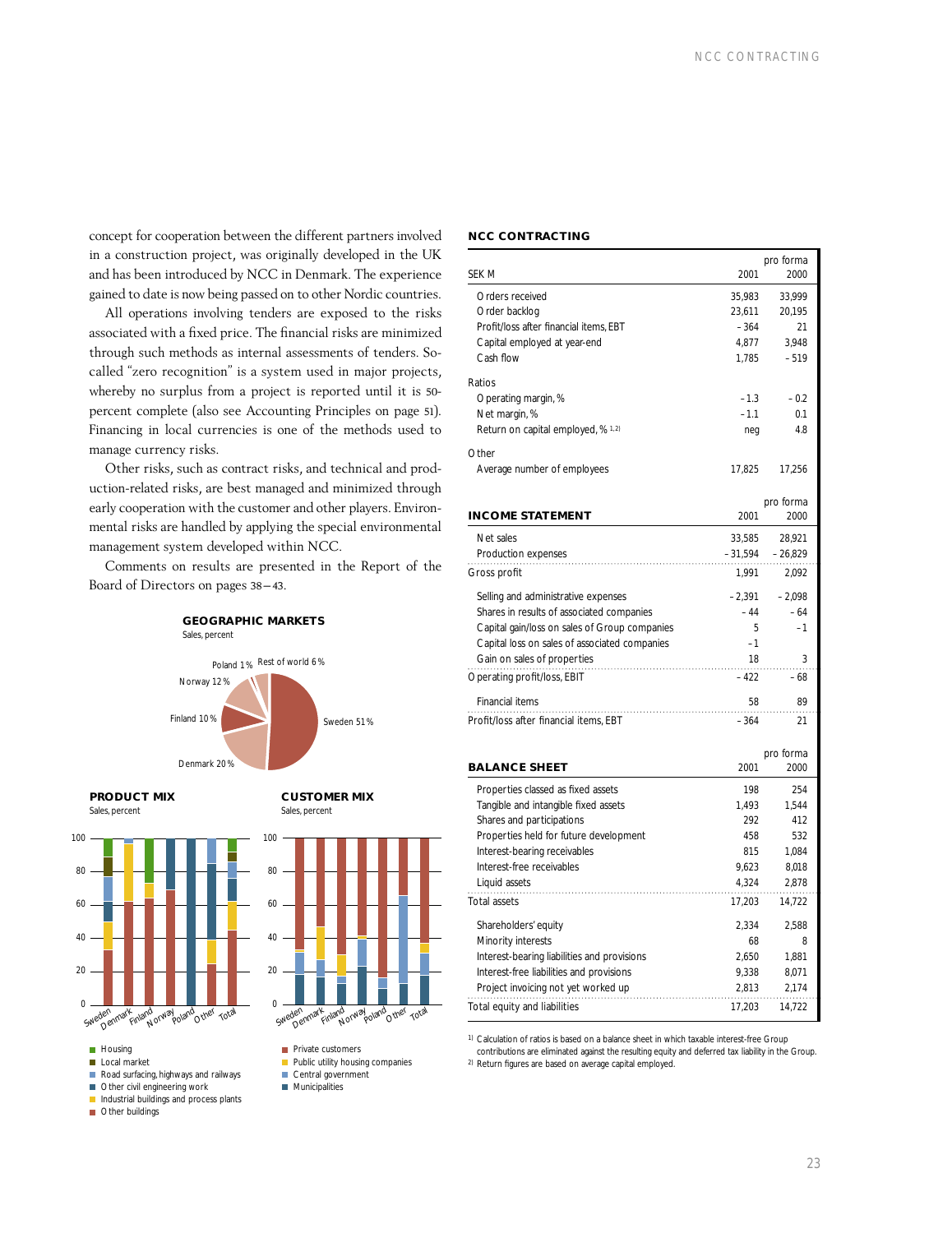concept for cooperation between the different partners involved in a construction project, was originally developed in the UK and has been introduced by NCC in Denmark. The experience gained to date is now being passed on to other Nordic countries.

All operations involving tenders are exposed to the risks associated with a fixed price. The financial risks are minimized through such methods as internal assessments of tenders. So-called "zero recognition" is a system used in major projects, whereby no surplus from a project is reported until it is 50-percent complete (also see Accounting Principles on page 51). Financing in local currencies is one of the methods used to manage currency risks.

Other risks, such as contract risks, and technical and production-related risks, are best managed and minimized through early cooperation with the customer and other players. Environmental risks are handled by applying the special environmental management system developed within NCC.

Comments on results are presented in the Report of the Board of Directors on pages 38–43.

**GEOGRAPHIC MARKETS**
Sales, percent

Sweden 51%, Denmark 20%, Norway 12%, Finland 10%, Rest of world 6%, Poland 1%

**PRODUCT MIX**
Sales, percent

Sweden, Denmark, Finland, Norway, Poland, Other, Total

- Housing
- Local market
- Road surfacing, highways and railways
- Other civil engineering work
- Industrial buildings and process plants
- Other buildings

**CUSTOMER MIX**
Sales, percent

Sweden, Denmark, Finland, Norway, Poland, Other, Total

- Private customers
- Public utility housing companies
- Central government
- Municipalities

## NCC CONTRACTING

| SEK M | 2001 | pro forma 2000 |
|---|---|---|
| Orders received | 35,983 | 33,999 |
| Order backlog | 23,611 | 20,195 |
| Profit/loss after financial items, EBT | –364 | 21 |
| Capital employed at year-end | 4,877 | 3,948 |
| Cash flow | 1,785 | –519 |
| **Ratios** | | |
| Operating margin, % | –1.3 | –0.2 |
| Net margin, % | –1.1 | 0.1 |
| Return on capital employed, % [1,2] | neg | 4.8 |
| **Other** | | |
| Average number of employees | 17,825 | 17,256 |

| INCOME STATEMENT | 2001 | pro forma 2000 |
|---|---|---|
| Net sales | 33,585 | 28,921 |
| Production expenses | –31,594 | –26,829 |
| Gross profit | 1,991 | 2,092 |
| Selling and administrative expenses | –2,391 | –2,098 |
| Shares in results of associated companies | –44 | –64 |
| Capital gain/loss on sales of Group companies | 5 | –1 |
| Capital loss on sales of associated companies | –1 | |
| Gain on sales of properties | 18 | 3 |
| Operating profit/loss, EBIT | –422 | –68 |
| Financial items | 58 | 89 |
| Profit/loss after financial items, EBT | –364 | 21 |

| BALANCE SHEET | 2001 | pro forma 2000 |
|---|---|---|
| Properties classed as fixed assets | 198 | 254 |
| Tangible and intangible fixed assets | 1,493 | 1,544 |
| Shares and participations | 292 | 412 |
| Properties held for future development | 458 | 532 |
| Interest-bearing receivables | 815 | 1,084 |
| Interest-free receivables | 9,623 | 8,018 |
| Liquid assets | 4,324 | 2,878 |
| Total assets | 17,203 | 14,722 |
| Shareholders' equity | 2,334 | 2,588 |
| Minority interests | 68 | 8 |
| Interest-bearing liabilities and provisions | 2,650 | 1,881 |
| Interest-free liabilities and provisions | 9,338 | 8,071 |
| Project invoicing not yet worked up | 2,813 | 2,174 |
| Total equity and liabilities | 17,203 | 14,722 |

[1] Calculation of ratios is based on a balance sheet in which taxable interest-free Group contributions are eliminated against the resulting equity and deferred tax liability in the Group.
[2] Return figures are based on average capital employed.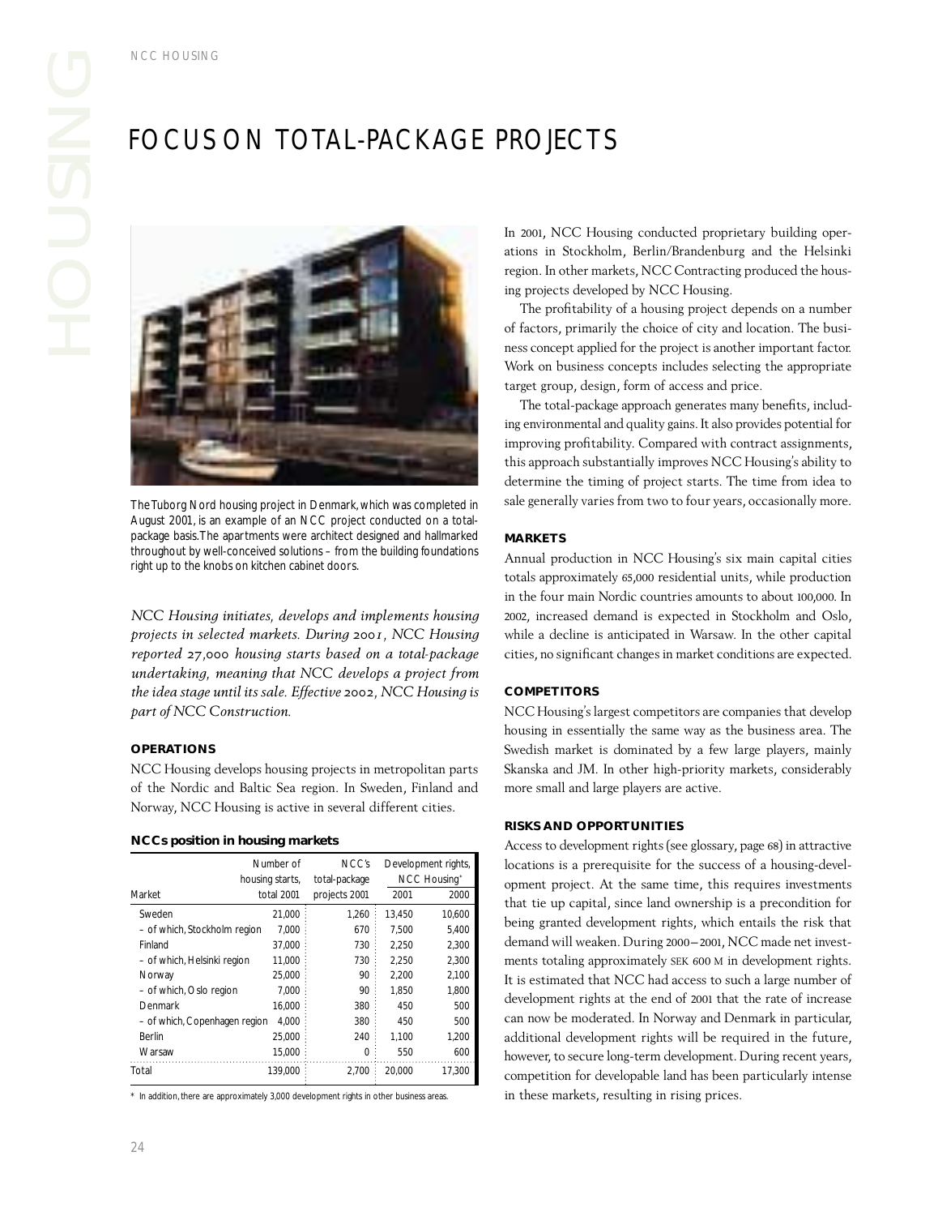# FOCUS ON TOTAL-PACKAGE PROJECTS

The Tuborg Nord housing project in Denmark, which was completed in August 2001, is an example of an NCC project conducted on a total-package basis. The apartments were architect designed and hallmarked throughout by well-conceived solutions – from the building foundations right up to the knobs on kitchen cabinet doors.

*NCC Housing initiates, develops and implements housing projects in selected markets. During 2001, NCC Housing reported 27,000 housing starts based on a total-package undertaking, meaning that NCC develops a project from the idea stage until its sale. Effective 2002, NCC Housing is part of NCC Construction.*

### OPERATIONS

NCC Housing develops housing projects in metropolitan parts of the Nordic and Baltic Sea region. In Sweden, Finland and Norway, NCC Housing is active in several different cities.

**NCCs position in housing markets**

| Market | Number of housing starts, total 2001 | NCC's total-package projects 2001 | Development rights, NCC Housing* 2001 | 2000 |
|---|---|---|---|---|
| Sweden | 21,000 | 1,260 | 13,450 | 10,600 |
| – of which, Stockholm region | 7,000 | 670 | 7,500 | 5,400 |
| Finland | 37,000 | 730 | 2,250 | 2,300 |
| – of which, Helsinki region | 11,000 | 730 | 2,250 | 2,300 |
| Norway | 25,000 | 90 | 2,200 | 2,100 |
| – of which, Oslo region | 7,000 | 90 | 1,850 | 1,800 |
| Denmark | 16,000 | 380 | 450 | 500 |
| – of which, Copenhagen region | 4,000 | 380 | 450 | 500 |
| Berlin | 25,000 | 240 | 1,100 | 1,200 |
| Warsaw | 15,000 | 0 | 550 | 600 |
| Total | 139,000 | 2,700 | 20,000 | 17,300 |

\* In addition, there are approximately 3,000 development rights in other business areas.

In 2001, NCC Housing conducted proprietary building operations in Stockholm, Berlin/Brandenburg and the Helsinki region. In other markets, NCC Contracting produced the housing projects developed by NCC Housing.

The profitability of a housing project depends on a number of factors, primarily the choice of city and location. The business concept applied for the project is another important factor. Work on business concepts includes selecting the appropriate target group, design, form of access and price.

The total-package approach generates many benefits, including environmental and quality gains. It also provides potential for improving profitability. Compared with contract assignments, this approach substantially improves NCC Housing's ability to determine the timing of project starts. The time from idea to sale generally varies from two to four years, occasionally more.

### MARKETS

Annual production in NCC Housing's six main capital cities totals approximately 65,000 residential units, while production in the four main Nordic countries amounts to about 100,000. In 2002, increased demand is expected in Stockholm and Oslo, while a decline is anticipated in Warsaw. In the other capital cities, no significant changes in market conditions are expected.

### COMPETITORS

NCC Housing's largest competitors are companies that develop housing in essentially the same way as the business area. The Swedish market is dominated by a few large players, mainly Skanska and JM. In other high-priority markets, considerably more small and large players are active.

### RISKS AND OPPORTUNITIES

Access to development rights (see glossary, page 68) in attractive locations is a prerequisite for the success of a housing-development project. At the same time, this requires investments that tie up capital, since land ownership is a precondition for being granted development rights, which entails the risk that demand will weaken. During 2000–2001, NCC made net investments totaling approximately SEK 600 M in development rights. It is estimated that NCC had access to such a large number of development rights at the end of 2001 that the rate of increase can now be moderated. In Norway and Denmark in particular, additional development rights will be required in the future, however, to secure long-term development. During recent years, competition for developable land has been particularly intense in these markets, resulting in rising prices.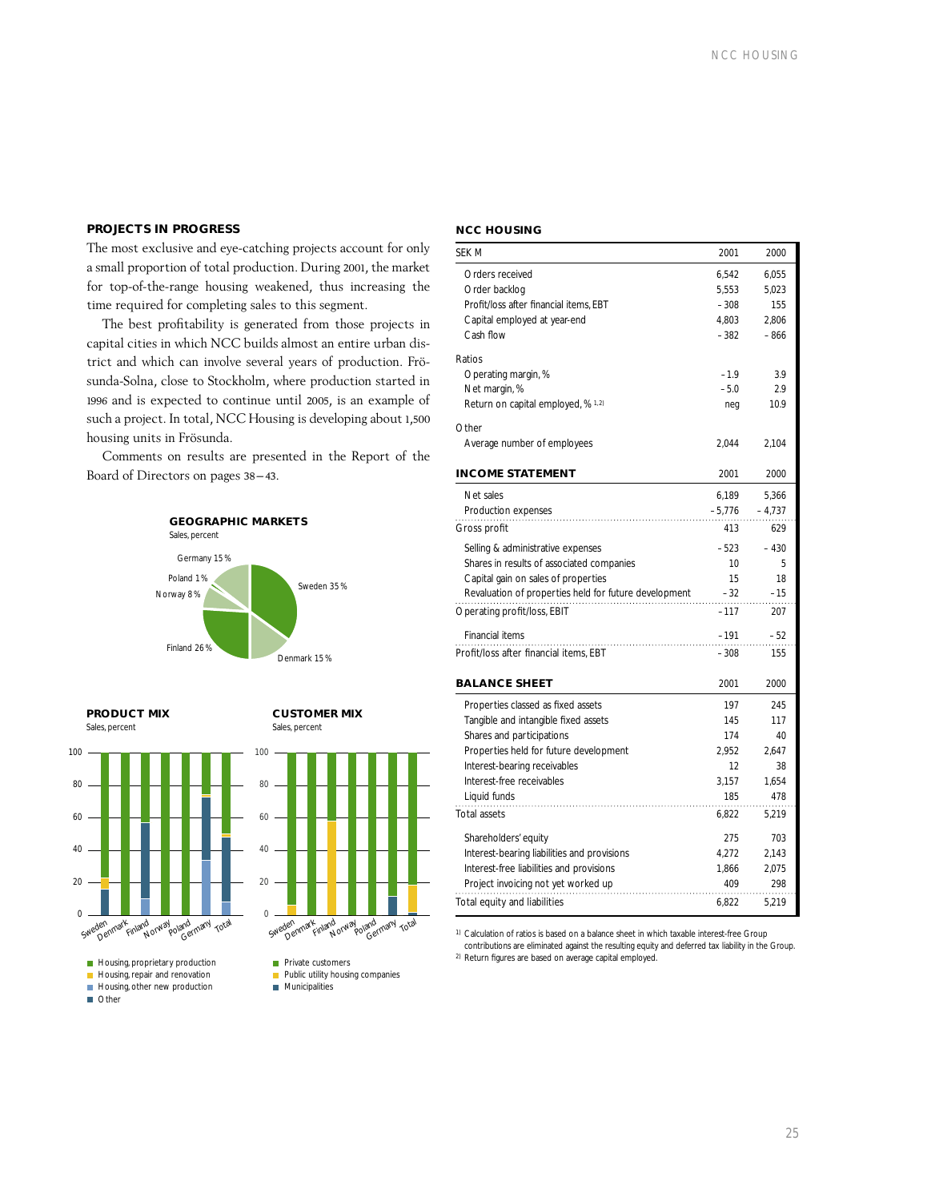## PROJECTS IN PROGRESS

The most exclusive and eye-catching projects account for only a small proportion of total production. During 2001, the market for top-of-the-range housing weakened, thus increasing the time required for completing sales to this segment.

The best profitability is generated from those projects in capital cities in which NCC builds almost an entire urban district and which can involve several years of production. Frösunda-Solna, close to Stockholm, where production started in 1996 and is expected to continue until 2005, is an example of such a project. In total, NCC Housing is developing about 1,500 housing units in Frösunda.

Comments on results are presented in the Report of the Board of Directors on pages 38–43.

**GEOGRAPHIC MARKETS**
Sales, percent

Sweden 35 %, Denmark 15 %, Finland 26 %, Norway 8 %, Poland 1 %, Germany 15 %

**PRODUCT MIX**
Sales, percent

- Housing, proprietary production
- Housing, repair and renovation
- Housing, other new production
- Other

**CUSTOMER MIX**
Sales, percent

- Private customers
- Public utility housing companies
- Municipalities

## NCC HOUSING

| SEK M | 2001 | 2000 |
|---|---|---|
| Orders received | 6,542 | 6,055 |
| Order backlog | 5,553 | 5,023 |
| Profit/loss after financial items, EBT | –308 | 155 |
| Capital employed at year-end | 4,803 | 2,806 |
| Cash flow | –382 | –866 |
| **Ratios** | | |
| Operating margin, % | –1.9 | 3.9 |
| Net margin, % | –5.0 | 2.9 |
| Return on capital employed, % [1,2] | neg | 10.9 |
| **Other** | | |
| Average number of employees | 2,044 | 2,104 |

| INCOME STATEMENT | 2001 | 2000 |
|---|---|---|
| Net sales | 6,189 | 5,366 |
| Production expenses | –5,776 | –4,737 |
| Gross profit | 413 | 629 |
| Selling & administrative expenses | –523 | –430 |
| Shares in results of associated companies | 10 | 5 |
| Capital gain on sales of properties | 15 | 18 |
| Revaluation of properties held for future development | –32 | –15 |
| Operating profit/loss, EBIT | –117 | 207 |
| Financial items | –191 | –52 |
| Profit/loss after financial items, EBT | –308 | 155 |

| BALANCE SHEET | 2001 | 2000 |
|---|---|---|
| Properties classed as fixed assets | 197 | 245 |
| Tangible and intangible fixed assets | 145 | 117 |
| Shares and participations | 174 | 40 |
| Properties held for future development | 2,952 | 2,647 |
| Interest-bearing receivables | 12 | 38 |
| Interest-free receivables | 3,157 | 1,654 |
| Liquid funds | 185 | 478 |
| Total assets | 6,822 | 5,219 |
| Shareholders' equity | 275 | 703 |
| Interest-bearing liabilities and provisions | 4,272 | 2,143 |
| Interest-free liabilities and provisions | 1,866 | 2,075 |
| Project invoicing not yet worked up | 409 | 298 |
| Total equity and liabilities | 6,822 | 5,219 |

[1] Calculation of ratios is based on a balance sheet in which taxable interest-free Group contributions are eliminated against the resulting equity and deferred tax liability in the Group.
[2] Return figures are based on average capital employed.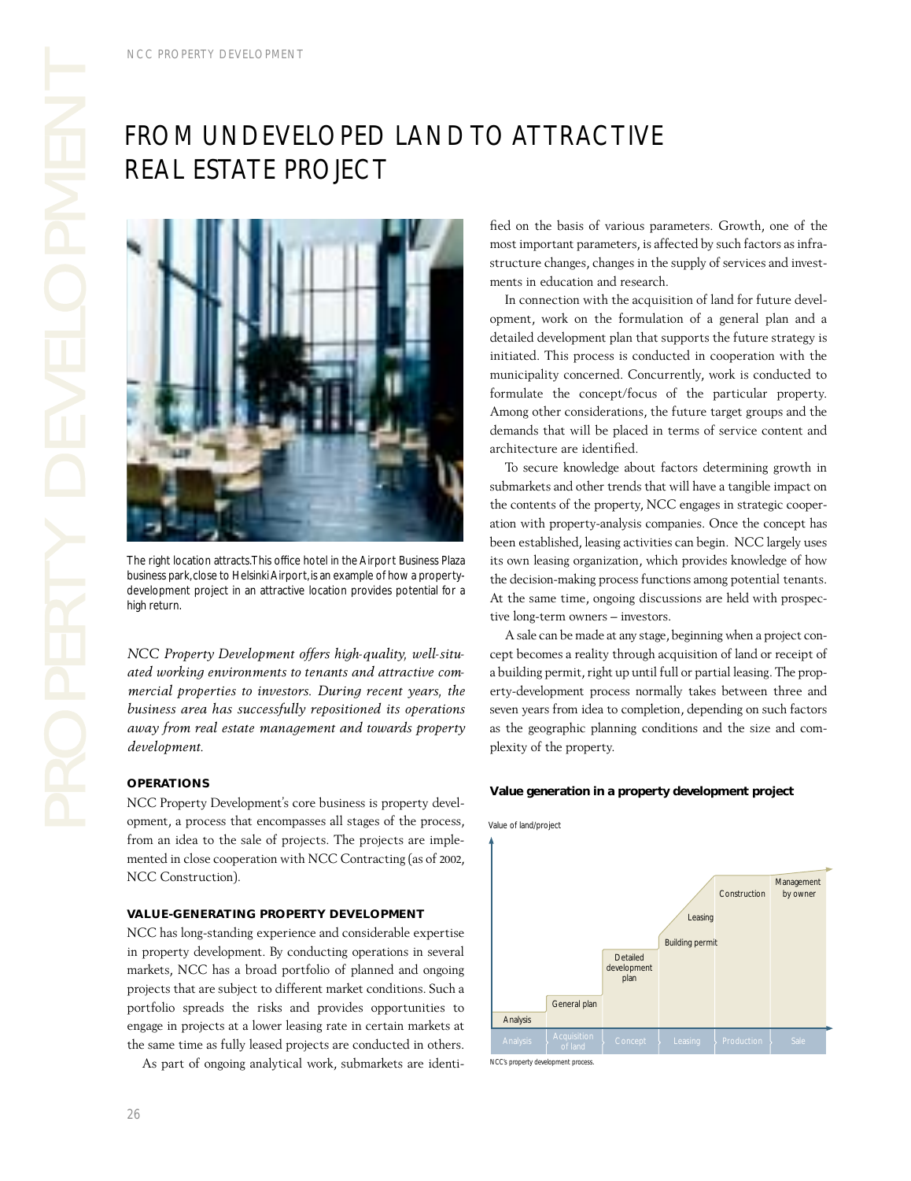# FROM UNDEVELOPED LAND TO ATTRACTIVE REAL ESTATE PROJECT

The right location attracts. This office hotel in the Airport Business Plaza business park, close to Helsinki Airport, is an example of how a property-development project in an attractive location provides potential for a high return.

*NCC Property Development offers high-quality, well-situated working environments to tenants and attractive commercial properties to investors. During recent years, the business area has successfully repositioned its operations away from real estate management and towards property development.*

### OPERATIONS

NCC Property Development's core business is property development, a process that encompasses all stages of the process, from an idea to the sale of projects. The projects are implemented in close cooperation with NCC Contracting (as of 2002, NCC Construction).

### VALUE-GENERATING PROPERTY DEVELOPMENT

NCC has long-standing experience and considerable expertise in property development. By conducting operations in several markets, NCC has a broad portfolio of planned and ongoing projects that are subject to different market conditions. Such a portfolio spreads the risks and provides opportunities to engage in projects at a lower leasing rate in certain markets at the same time as fully leased projects are conducted in others.

As part of ongoing analytical work, submarkets are identified on the basis of various parameters. Growth, one of the most important parameters, is affected by such factors as infrastructure changes, changes in the supply of services and investments in education and research.

In connection with the acquisition of land for future development, work on the formulation of a general plan and a detailed development plan that supports the future strategy is initiated. This process is conducted in cooperation with the municipality concerned. Concurrently, work is conducted to formulate the concept/focus of the particular property. Among other considerations, the future target groups and the demands that will be placed in terms of service content and architecture are identified.

To secure knowledge about factors determining growth in submarkets and other trends that will have a tangible impact on the contents of the property, NCC engages in strategic cooperation with property-analysis companies. Once the concept has been established, leasing activities can begin. NCC largely uses its own leasing organization, which provides knowledge of how the decision-making process functions among potential tenants. At the same time, ongoing discussions are held with prospective long-term owners – investors.

A sale can be made at any stage, beginning when a project concept becomes a reality through acquisition of land or receipt of a building permit, right up until full or partial leasing. The property-development process normally takes between three and seven years from idea to completion, depending on such factors as the geographic planning conditions and the size and complexity of the property.

**Value generation in a property development project**

Value of land/project

Analysis – General plan – Detailed development plan – Building permit – Leasing – Construction – Management by owner

Analysis | Acquisition of land | Concept | Leasing | Production | Sale

NCC's property development process.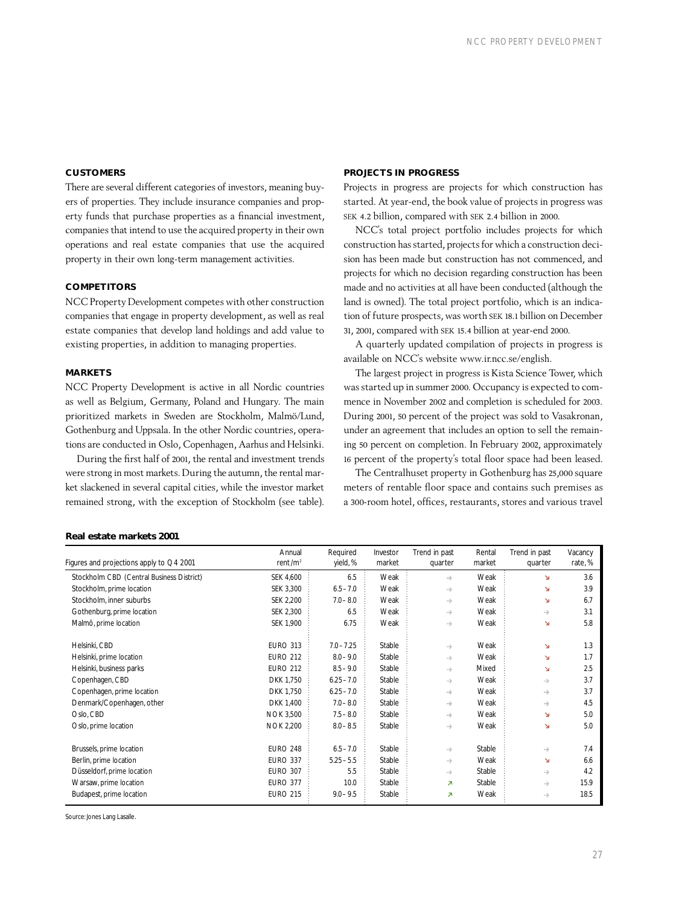## CUSTOMERS

There are several different categories of investors, meaning buyers of properties. They include insurance companies and property funds that purchase properties as a financial investment, companies that intend to use the acquired property in their own operations and real estate companies that use the acquired property in their own long-term management activities.

## COMPETITORS

NCC Property Development competes with other construction companies that engage in property development, as well as real estate companies that develop land holdings and add value to existing properties, in addition to managing properties.

## MARKETS

NCC Property Development is active in all Nordic countries as well as Belgium, Germany, Poland and Hungary. The main prioritized markets in Sweden are Stockholm, Malmö/Lund, Gothenburg and Uppsala. In the other Nordic countries, operations are conducted in Oslo, Copenhagen, Aarhus and Helsinki.

During the first half of 2001, the rental and investment trends were strong in most markets. During the autumn, the rental market slackened in several capital cities, while the investor market remained strong, with the exception of Stockholm (see table).

## PROJECTS IN PROGRESS

Projects in progress are projects for which construction has started. At year-end, the book value of projects in progress was SEK 4.2 billion, compared with SEK 2.4 billion in 2000.

NCC's total project portfolio includes projects for which construction has started, projects for which a construction decision has been made but construction has not commenced, and projects for which no decision regarding construction has been made and no activities at all have been conducted (although the land is owned). The total project portfolio, which is an indication of future prospects, was worth SEK 18.1 billion on December 31, 2001, compared with SEK 15.4 billion at year-end 2000.

A quarterly updated compilation of projects in progress is available on NCC's website www.ir.ncc.se/english.

The largest project in progress is Kista Science Tower, which was started up in summer 2000. Occupancy is expected to commence in November 2002 and completion is scheduled for 2003. During 2001, 50 percent of the project was sold to Vasakronan, under an agreement that includes an option to sell the remaining 50 percent on completion. In February 2002, approximately 16 percent of the property's total floor space had been leased.

The Centralhuset property in Gothenburg has 25,000 square meters of rentable floor space and contains such premises as a 300-room hotel, offices, restaurants, stores and various travel

**Real estate markets 2001**

| Figures and projections apply to Q 4 2001 | Annual rent/m² | Required yield, % | Investor market | Trend in past quarter | Rental market | Trend in past quarter | Vacancy rate, % |
|---|---|---|---|---|---|---|---|
| Stockholm CBD (Central Business District) | SEK 4,600 | 6.5 | Weak | → | Weak | ↘ | 3.6 |
| Stockholm, prime location | SEK 3,300 | 6.5 – 7.0 | Weak | → | Weak | ↘ | 3.9 |
| Stockholm, inner suburbs | SEK 2,200 | 7.0 – 8.0 | Weak | → | Weak | ↘ | 6.7 |
| Gothenburg, prime location | SEK 2,300 | 6.5 | Weak | → | Weak | → | 3.1 |
| Malmö, prime location | SEK 1,900 | 6.75 | Weak | → | Weak | ↘ | 5.8 |
| Helsinki, CBD | EURO 313 | 7.0 – 7.25 | Stable | → | Weak | ↘ | 1.3 |
| Helsinki, prime location | EURO 212 | 8.0 – 9.0 | Stable | → | Weak | ↘ | 1.7 |
| Helsinki, business parks | EURO 212 | 8.5 – 9.0 | Stable | → | Mixed | ↘ | 2.5 |
| Copenhagen, CBD | DKK 1,750 | 6.25 – 7.0 | Stable | → | Weak | → | 3.7 |
| Copenhagen, prime location | DKK 1,750 | 6.25 – 7.0 | Stable | → | Weak | → | 3.7 |
| Denmark/Copenhagen, other | DKK 1,400 | 7.0 – 8.0 | Stable | → | Weak | → | 4.5 |
| Oslo, CBD | NOK 3,500 | 7.5 – 8.0 | Stable | → | Weak | ↘ | 5.0 |
| Oslo, prime location | NOK 2,200 | 8.0 – 8.5 | Stable | → | Weak | ↘ | 5.0 |
| Brussels, prime location | EURO 248 | 6.5 – 7.0 | Stable | → | Stable | → | 7.4 |
| Berlin, prime location | EURO 337 | 5.25 – 5.5 | Stable | → | Weak | ↘ | 6.6 |
| Düsseldorf, prime location | EURO 307 | 5.5 | Stable | → | Stable | → | 4.2 |
| Warsaw, prime location | EURO 377 | 10.0 | Stable | ↗ | Stable | → | 15.9 |
| Budapest, prime location | EURO 215 | 9.0 – 9.5 | Stable | ↗ | Weak | → | 18.5 |

Source: Jones Lang Lasalle.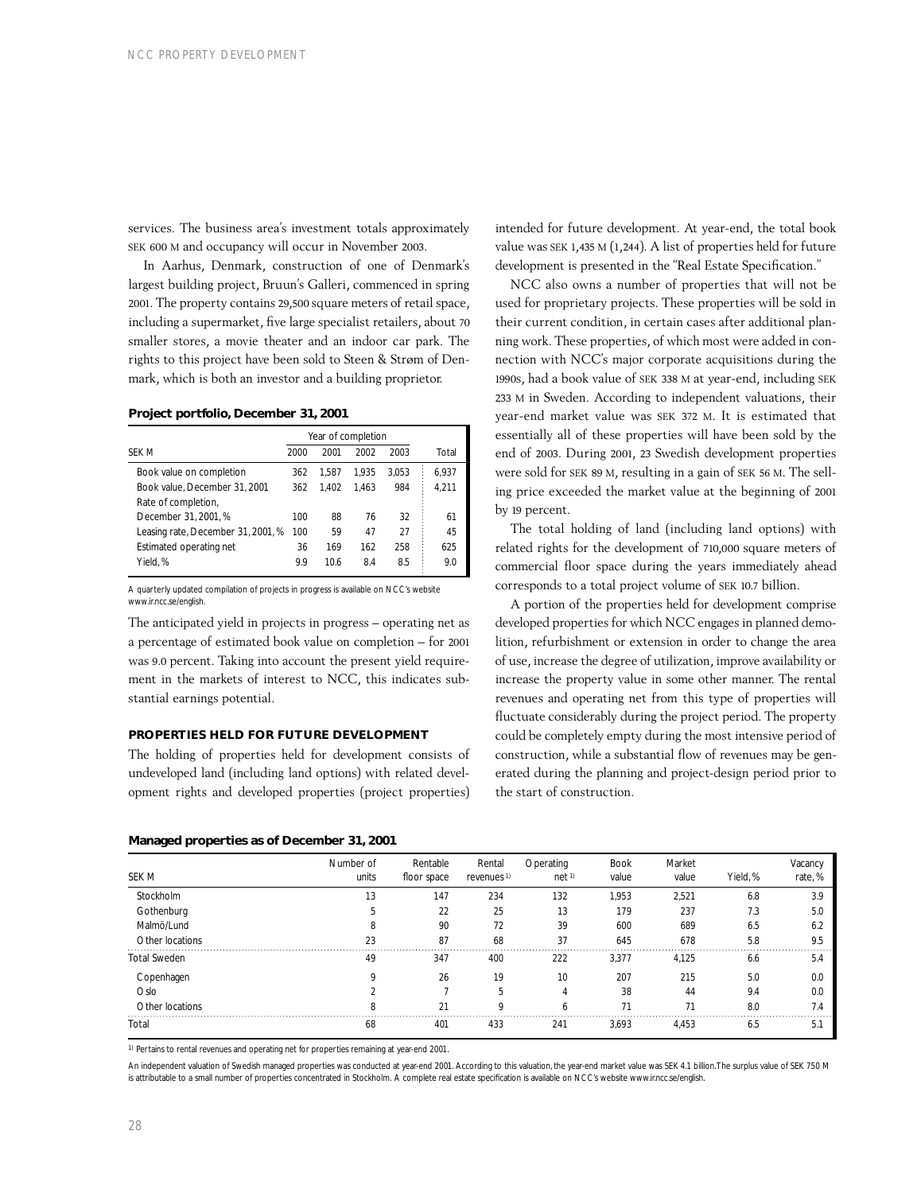services. The business area's investment totals approximately SEK 600 M and occupancy will occur in November 2003.

In Aarhus, Denmark, construction of one of Denmark's largest building project, Bruun's Galleri, commenced in spring 2001. The property contains 29,500 square meters of retail space, including a supermarket, five large specialist retailers, about 70 smaller stores, a movie theater and an indoor car park. The rights to this project have been sold to Steen & Strøm of Denmark, which is both an investor and a building proprietor.

**Project portfolio, December 31, 2001**

| SEK M | Year of completion | | | | Total |
|---|---|---|---|---|---|
| | 2000 | 2001 | 2002 | 2003 | |
| Book value on completion | 362 | 1,587 | 1,935 | 3,053 | 6,937 |
| Book value, December 31, 2001 | 362 | 1,402 | 1,463 | 984 | 4,211 |
| Rate of completion, December 31, 2001, % | 100 | 88 | 76 | 32 | 61 |
| Leasing rate, December 31, 2001, % | 100 | 59 | 47 | 27 | 45 |
| Estimated operating net | 36 | 169 | 162 | 258 | 625 |
| Yield, % | 9.9 | 10.6 | 8.4 | 8.5 | 9.0 |

A quarterly updated compilation of projects in progress is available on NCC's website www.ir.ncc.se/english.

The anticipated yield in projects in progress – operating net as a percentage of estimated book value on completion – for 2001 was 9.0 percent. Taking into account the present yield requirement in the markets of interest to NCC, this indicates substantial earnings potential.

**PROPERTIES HELD FOR FUTURE DEVELOPMENT**

The holding of properties held for development consists of undeveloped land (including land options) with related development rights and developed properties (project properties) intended for future development. At year-end, the total book value was SEK 1,435 M (1,244). A list of properties held for future development is presented in the "Real Estate Specification."

NCC also owns a number of properties that will not be used for proprietary projects. These properties will be sold in their current condition, in certain cases after additional planning work. These properties, of which most were added in connection with NCC's major corporate acquisitions during the 1990s, had a book value of SEK 338 M at year-end, including SEK 233 M in Sweden. According to independent valuations, their year-end market value was SEK 372 M. It is estimated that essentially all of these properties will have been sold by the end of 2003. During 2001, 23 Swedish development properties were sold for SEK 89 M, resulting in a gain of SEK 56 M. The selling price exceeded the market value at the beginning of 2001 by 19 percent.

The total holding of land (including land options) with related rights for the development of 710,000 square meters of commercial floor space during the years immediately ahead corresponds to a total project volume of SEK 10.7 billion.

A portion of the properties held for development comprise developed properties for which NCC engages in planned demolition, refurbishment or extension in order to change the area of use, increase the degree of utilization, improve availability or increase the property value in some other manner. The rental revenues and operating net from this type of properties will fluctuate considerably during the project period. The property could be completely empty during the most intensive period of construction, while a substantial flow of revenues may be generated during the planning and project-design period prior to the start of construction.

**Managed properties as of December 31, 2001**

| SEK M | Number of units | Rentable floor space | Rental revenues [1] | Operating net [1] | Book value | Market value | Yield, % | Vacancy rate, % |
|---|---|---|---|---|---|---|---|---|
| Stockholm | 13 | 147 | 234 | 132 | 1,953 | 2,521 | 6.8 | 3.9 |
| Gothenburg | 5 | 22 | 25 | 13 | 179 | 237 | 7.3 | 5.0 |
| Malmö/Lund | 8 | 90 | 72 | 39 | 600 | 689 | 6.5 | 6.2 |
| Other locations | 23 | 87 | 68 | 37 | 645 | 678 | 5.8 | 9.5 |
| Total Sweden | 49 | 347 | 400 | 222 | 3,377 | 4,125 | 6.6 | 5.4 |
| Copenhagen | 9 | 26 | 19 | 10 | 207 | 215 | 5.0 | 0.0 |
| Oslo | 2 | 7 | 5 | 4 | 38 | 44 | 9.4 | 0.0 |
| Other locations | 8 | 21 | 9 | 6 | 71 | 71 | 8.0 | 7.4 |
| Total | 68 | 401 | 433 | 241 | 3,693 | 4,453 | 6.5 | 5.1 |

[1] Pertains to rental revenues and operating net for properties remaining at year-end 2001.

An independent valuation of Swedish managed properties was conducted at year-end 2001. According to this valuation, the year-end market value was SEK 4.1 billion. The surplus value of SEK 750 M is attributable to a small number of properties concentrated in Stockholm. A complete real estate specification is available on NCC's website www.ir.ncc.se/english.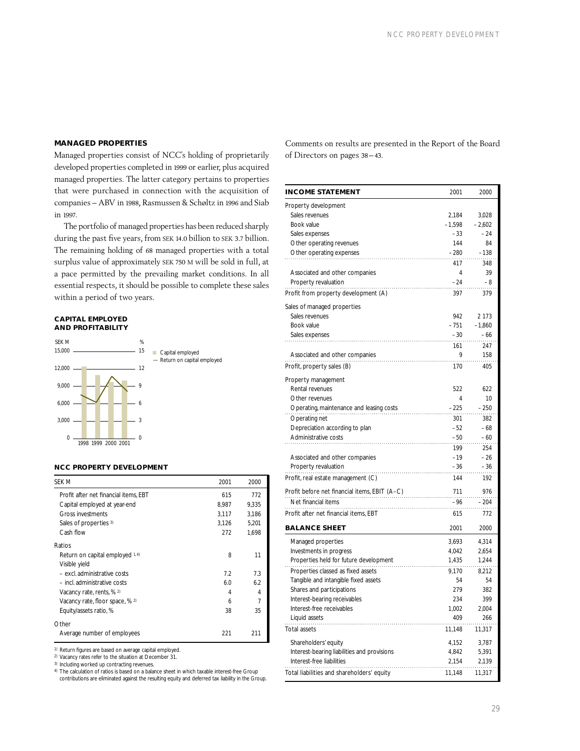## MANAGED PROPERTIES

Managed properties consist of NCC's holding of proprietarily developed properties completed in 1999 or earlier, plus acquired managed properties. The latter category pertains to properties that were purchased in connection with the acquisition of companies – ABV in 1988, Rasmussen & Schøltz in 1996 and Siab in 1997.

The portfolio of managed properties has been reduced sharply during the past five years, from SEK 14.0 billion to SEK 3.7 billion. The remaining holding of 68 managed properties with a total surplus value of approximately SEK 750 M will be sold in full, at a pace permitted by the prevailing market conditions. In all essential respects, it should be possible to complete these sales within a period of two years.

### CAPITAL EMPLOYED AND PROFITABILITY

SEK M / %

- Capital employed
- Return on capital employed

1998 1999 2000 2001

### NCC PROPERTY DEVELOPMENT

| SEK M | 2001 | 2000 |
|---|---|---|
| Profit after net financial items, EBT | 615 | 772 |
| Capital employed at year-end | 8,987 | 9,335 |
| Gross investments | 3,117 | 3,186 |
| Sales of properties [3] | 3,126 | 5,201 |
| Cash flow | 272 | 1,698 |
| **Ratios** | | |
| Return on capital employed [1,4] | 8 | 11 |
| Visible yield | | |
| – excl. administrative costs | 7.2 | 7.3 |
| – incl. administrative costs | 6.0 | 6.2 |
| Vacancy rate, rents, % [2] | 4 | 4 |
| Vacancy rate, floor space, % [2] | 6 | 7 |
| Equity/assets ratio, % | 38 | 35 |
| **Other** | | |
| Average number of employees | 221 | 211 |

[1] Return figures are based on average capital employed.
[2] Vacancy rates refer to the situation at December 31.
[3] Including worked up contracting revenues.
[4] The calculation of ratios is based on a balance sheet in which taxable interest-free Group contributions are eliminated against the resulting equity and deferred tax liability in the Group.

Comments on results are presented in the Report of the Board of Directors on pages 38–43.

| INCOME STATEMENT | 2001 | 2000 |
|---|---|---|
| Property development | | |
| Sales revenues | 2,184 | 3,028 |
| Book value | –1,598 | –2,602 |
| Sales expenses | –33 | –24 |
| Other operating revenues | 144 | 84 |
| Other operating expenses | –280 | –138 |
| | 417 | 348 |
| Associated and other companies | 4 | 39 |
| Property revaluation | –24 | –8 |
| Profit from property development (A) | 397 | 379 |
| Sales of managed properties | | |
| Sales revenues | 942 | 2 173 |
| Book value | –751 | –1,860 |
| Sales expenses | –30 | –66 |
| | 161 | 247 |
| Associated and other companies | 9 | 158 |
| Profit, property sales (B) | 170 | 405 |
| Property management | | |
| Rental revenues | 522 | 622 |
| Other revenues | 4 | 10 |
| Operating, maintenance and leasing costs | –225 | –250 |
| Operating net | 301 | 382 |
| Depreciation according to plan | –52 | –68 |
| Administrative costs | –50 | –60 |
| | 199 | 254 |
| Associated and other companies | –19 | –26 |
| Property revaluation | –36 | –36 |
| Profit, real estate management (C) | 144 | 192 |
| Profit before net financial items, EBIT (A–C) | 711 | 976 |
| Net financial items | –96 | –204 |
| Profit after net financial items, EBT | 615 | 772 |

| BALANCE SHEET | 2001 | 2000 |
|---|---|---|
| Managed properties | 3,693 | 4,314 |
| Investments in progress | 4,042 | 2,654 |
| Properties held for future development | 1,435 | 1,244 |
| Properties classed as fixed assets | 9,170 | 8,212 |
| Tangible and intangible fixed assets | 54 | 54 |
| Shares and participations | 279 | 382 |
| Interest-bearing receivables | 234 | 399 |
| Interest-free receivables | 1,002 | 2,004 |
| Liquid assets | 409 | 266 |
| Total assets | 11,148 | 11,317 |
| Shareholders' equity | 4,152 | 3,787 |
| Interest-bearing liabilities and provisions | 4,842 | 5,391 |
| Interest-free liabilities | 2,154 | 2,139 |
| Total liabilities and shareholders' equity | 11,148 | 11,317 |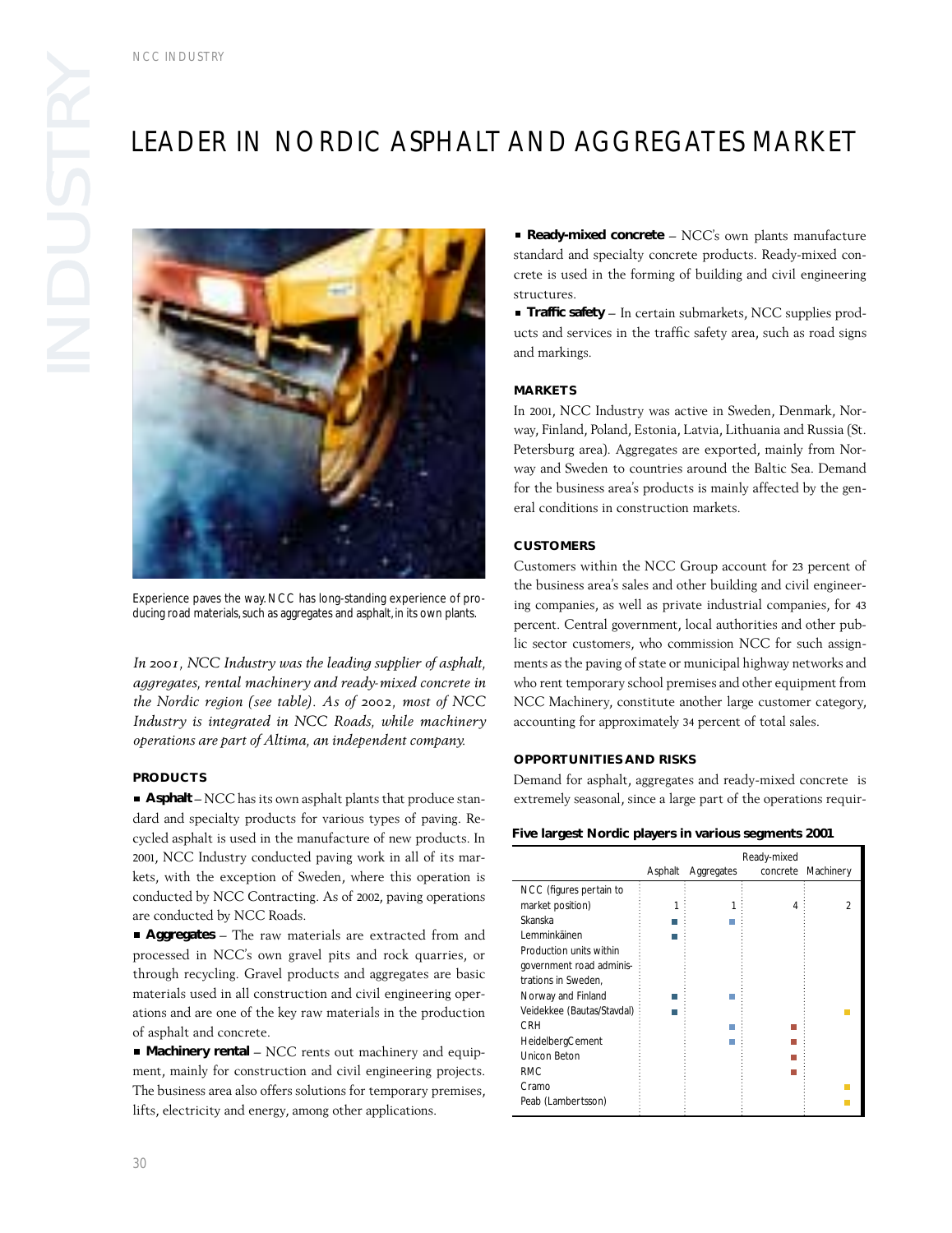# LEADER IN NORDIC ASPHALT AND AGGREGATES MARKET

Experience paves the way. NCC has long-standing experience of producing road materials, such as aggregates and asphalt, in its own plants.

*In 2001, NCC Industry was the leading supplier of asphalt, aggregates, rental machinery and ready-mixed concrete in the Nordic region (see table). As of 2002, most of NCC Industry is integrated in NCC Roads, while machinery operations are part of Altima, an independent company.*

## PRODUCTS

- **Asphalt** – NCC has its own asphalt plants that produce standard and specialty products for various types of paving. Recycled asphalt is used in the manufacture of new products. In 2001, NCC Industry conducted paving work in all of its markets, with the exception of Sweden, where this operation is conducted by NCC Contracting. As of 2002, paving operations are conducted by NCC Roads.
- **Aggregates** – The raw materials are extracted from and processed in NCC's own gravel pits and rock quarries, or through recycling. Gravel products and aggregates are basic materials used in all construction and civil engineering operations and are one of the key raw materials in the production of asphalt and concrete.
- **Machinery rental** – NCC rents out machinery and equipment, mainly for construction and civil engineering projects. The business area also offers solutions for temporary premises, lifts, electricity and energy, among other applications.
- **Ready-mixed concrete** – NCC's own plants manufacture standard and specialty concrete products. Ready-mixed concrete is used in the forming of building and civil engineering structures.
- **Traffic safety** – In certain submarkets, NCC supplies products and services in the traffic safety area, such as road signs and markings.

## MARKETS

In 2001, NCC Industry was active in Sweden, Denmark, Norway, Finland, Poland, Estonia, Latvia, Lithuania and Russia (St. Petersburg area). Aggregates are exported, mainly from Norway and Sweden to countries around the Baltic Sea. Demand for the business area's products is mainly affected by the general conditions in construction markets.

## CUSTOMERS

Customers within the NCC Group account for 23 percent of the business area's sales and other building and civil engineering companies, as well as private industrial companies, for 43 percent. Central government, local authorities and other public sector customers, who commission NCC for such assignments as the paving of state or municipal highway networks and who rent temporary school premises and other equipment from NCC Machinery, constitute another large customer category, accounting for approximately 34 percent of total sales.

## OPPORTUNITIES AND RISKS

Demand for asphalt, aggregates and ready-mixed concrete is extremely seasonal, since a large part of the operations requir-

**Five largest Nordic players in various segments 2001**

| | Asphalt | Aggregates | Ready-mixed concrete | Machinery |
|---|---|---|---|---|
| NCC (figures pertain to market position) | 1 | 1 | 4 | 2 |
| Skanska | ■ | ■ | | |
| Lemminkäinen | ■ | | | |
| Production units within government road administrations in Sweden, Norway and Finland | ■ | ■ | | |
| Veidekkee (Bautas/Stavdal) | ■ | | | ■ |
| CRH | | ■ | ■ | |
| HeidelbergCement | | ■ | ■ | |
| Unicon Beton | | | ■ | |
| RMC | | | ■ | |
| Cramo | | | | ■ |
| Peab (Lambertsson) | | | | ■ |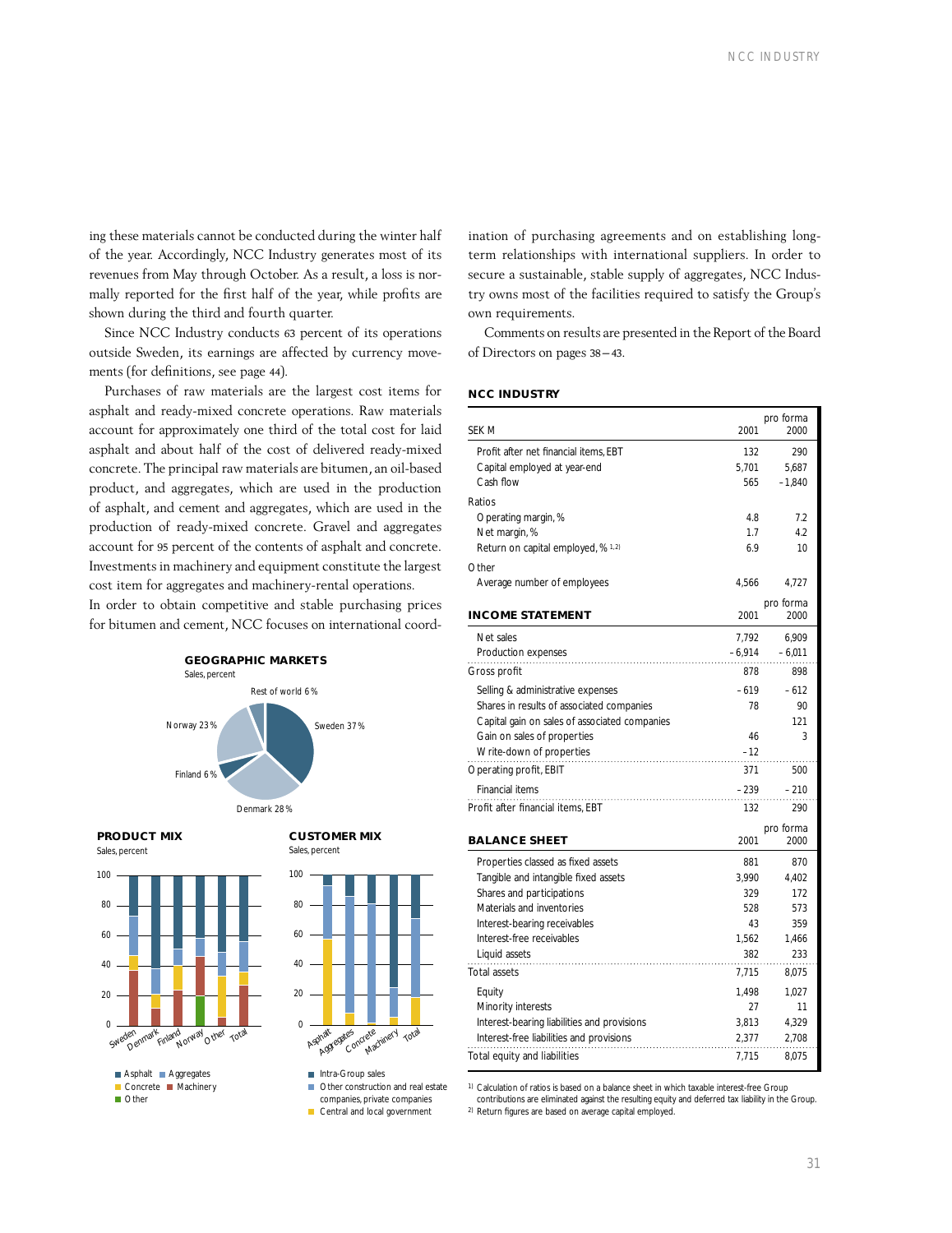ing these materials cannot be conducted during the winter half of the year. Accordingly, NCC Industry generates most of its revenues from May through October. As a result, a loss is normally reported for the first half of the year, while profits are shown during the third and fourth quarter.

Since NCC Industry conducts 63 percent of its operations outside Sweden, its earnings are affected by currency movements (for definitions, see page 44).

Purchases of raw materials are the largest cost items for asphalt and ready-mixed concrete operations. Raw materials account for approximately one third of the total cost for laid asphalt and about half of the cost of delivered ready-mixed concrete. The principal raw materials are bitumen, an oil-based product, and aggregates, which are used in the production of asphalt, and cement and aggregates, which are used in the production of ready-mixed concrete. Gravel and aggregates account for 95 percent of the contents of asphalt and concrete. Investments in machinery and equipment constitute the largest cost item for aggregates and machinery-rental operations.

In order to obtain competitive and stable purchasing prices for bitumen and cement, NCC focuses on international coordination of purchasing agreements and on establishing long-term relationships with international suppliers. In order to secure a sustainable, stable supply of aggregates, NCC Industry owns most of the facilities required to satisfy the Group's own requirements.

Comments on results are presented in the Report of the Board of Directors on pages 38–43.

**GEOGRAPHIC MARKETS**

Sales, percent

Sweden 37%, Denmark 28%, Norway 23%, Finland 6%, Rest of world 6%

**PRODUCT MIX**

Sales, percent

Sweden, Denmark, Finland, Norway, Other, Total

Asphalt, Aggregates, Concrete, Machinery, Other

**CUSTOMER MIX**

Sales, percent

Asphalt, Aggregates, Concrete, Machinery, Total

Intra-Group sales; Other construction and real estate companies, private companies; Central and local government

**NCC INDUSTRY**

| SEK M | 2001 | pro forma 2000 |
|---|---|---|
| Profit after net financial items, EBT | 132 | 290 |
| Capital employed at year-end | 5,701 | 5,687 |
| Cash flow | 565 | –1,840 |
| **Ratios** | | |
| Operating margin, % | 4.8 | 7.2 |
| Net margin, % | 1.7 | 4.2 |
| Return on capital employed, % [1,2] | 6.9 | 10 |
| **Other** | | |
| Average number of employees | 4,566 | 4,727 |

| **INCOME STATEMENT** | 2001 | pro forma 2000 |
|---|---|---|
| Net sales | 7,792 | 6,909 |
| Production expenses | –6,914 | –6,011 |
| Gross profit | 878 | 898 |
| Selling & administrative expenses | –619 | –612 |
| Shares in results of associated companies | 78 | 90 |
| Capital gain on sales of associated companies | | 121 |
| Gain on sales of properties | 46 | 3 |
| Write-down of properties | –12 | |
| Operating profit, EBIT | 371 | 500 |
| Financial items | –239 | –210 |
| Profit after financial items, EBT | 132 | 290 |

| **BALANCE SHEET** | 2001 | pro forma 2000 |
|---|---|---|
| Properties classed as fixed assets | 881 | 870 |
| Tangible and intangible fixed assets | 3,990 | 4,402 |
| Shares and participations | 329 | 172 |
| Materials and inventories | 528 | 573 |
| Interest-bearing receivables | 43 | 359 |
| Interest-free receivables | 1,562 | 1,466 |
| Liquid assets | 382 | 233 |
| Total assets | 7,715 | 8,075 |
| Equity | 1,498 | 1,027 |
| Minority interests | 27 | 11 |
| Interest-bearing liabilities and provisions | 3,813 | 4,329 |
| Interest-free liabilities and provisions | 2,377 | 2,708 |
| Total equity and liabilities | 7,715 | 8,075 |

[1] Calculation of ratios is based on a balance sheet in which taxable interest-free Group contributions are eliminated against the resulting equity and deferred tax liability in the Group.
[2] Return figures are based on average capital employed.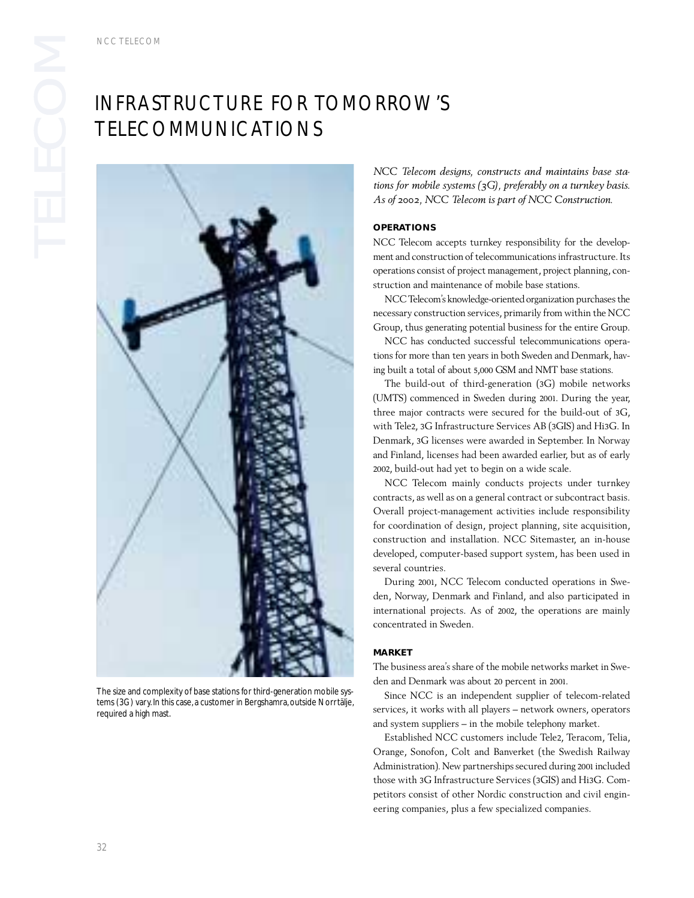# INFRASTRUCTURE FOR TOMORROW'S TELECOMMUNICATIONS

The size and complexity of base stations for third-generation mobile systems (3G) vary. In this case, a customer in Bergshamra, outside Norrtälje, required a high mast.

*NCC Telecom designs, constructs and maintains base stations for mobile systems (3G), preferably on a turnkey basis. As of 2002, NCC Telecom is part of NCC Construction.*

## OPERATIONS

NCC Telecom accepts turnkey responsibility for the development and construction of telecommunications infrastructure. Its operations consist of project management, project planning, construction and maintenance of mobile base stations.

NCC Telecom's knowledge-oriented organization purchases the necessary construction services, primarily from within the NCC Group, thus generating potential business for the entire Group.

NCC has conducted successful telecommunications operations for more than ten years in both Sweden and Denmark, having built a total of about 5,000 GSM and NMT base stations.

The build-out of third-generation (3G) mobile networks (UMTS) commenced in Sweden during 2001. During the year, three major contracts were secured for the build-out of 3G, with Tele2, 3G Infrastructure Services AB (3GIS) and Hi3G. In Denmark, 3G licenses were awarded in September. In Norway and Finland, licenses had been awarded earlier, but as of early 2002, build-out had yet to begin on a wide scale.

NCC Telecom mainly conducts projects under turnkey contracts, as well as on a general contract or subcontract basis. Overall project-management activities include responsibility for coordination of design, project planning, site acquisition, construction and installation. NCC Sitemaster, an in-house developed, computer-based support system, has been used in several countries.

During 2001, NCC Telecom conducted operations in Sweden, Norway, Denmark and Finland, and also participated in international projects. As of 2002, the operations are mainly concentrated in Sweden.

## MARKET

The business area's share of the mobile networks market in Sweden and Denmark was about 20 percent in 2001.

Since NCC is an independent supplier of telecom-related services, it works with all players – network owners, operators and system suppliers – in the mobile telephony market.

Established NCC customers include Tele2, Teracom, Telia, Orange, Sonofon, Colt and Banverket (the Swedish Railway Administration). New partnerships secured during 2001 included those with 3G Infrastructure Services (3GIS) and Hi3G. Competitors consist of other Nordic construction and civil engineering companies, plus a few specialized companies.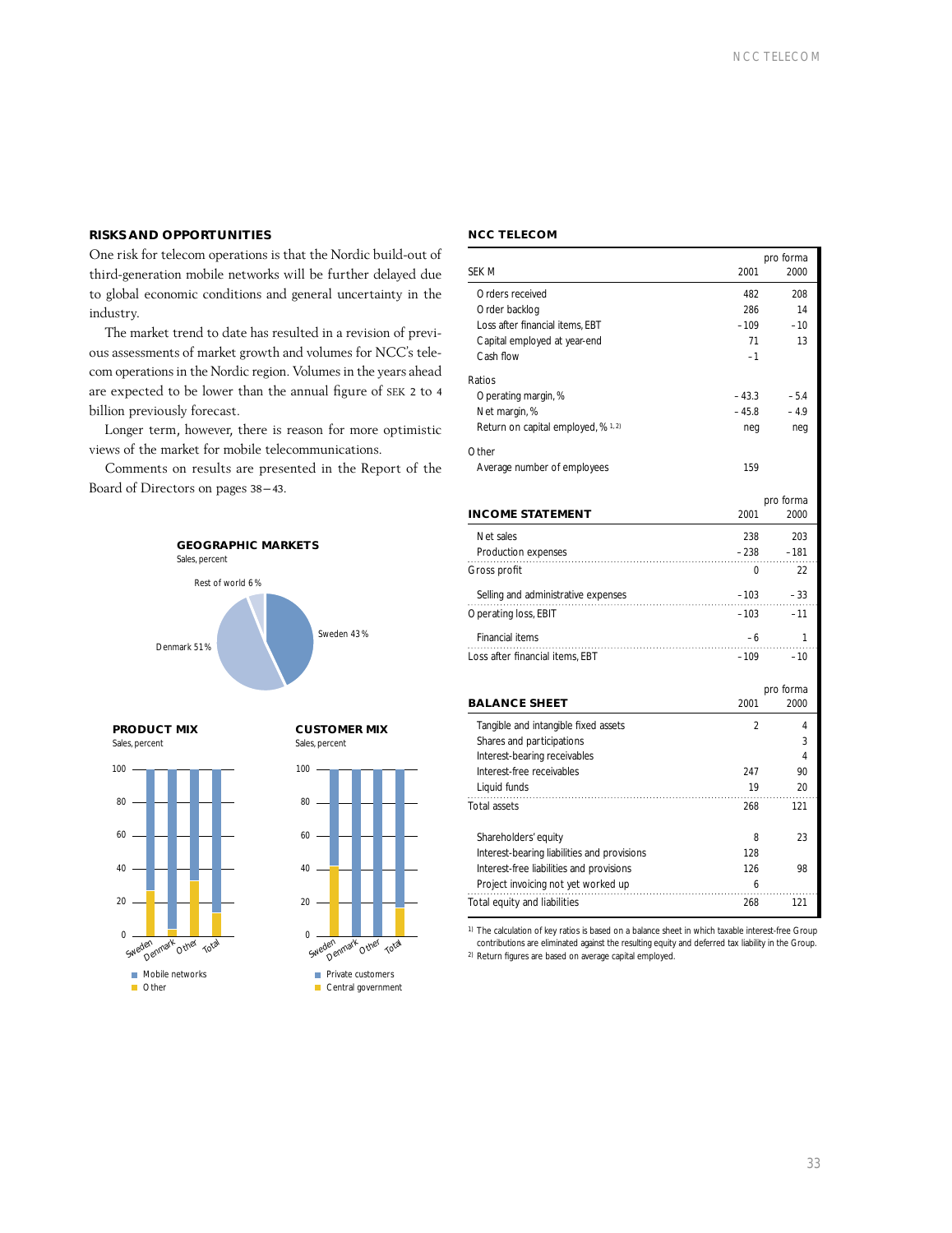## RISKS AND OPPORTUNITIES

One risk for telecom operations is that the Nordic build-out of third-generation mobile networks will be further delayed due to global economic conditions and general uncertainty in the industry.

The market trend to date has resulted in a revision of previous assessments of market growth and volumes for NCC's telecom operations in the Nordic region. Volumes in the years ahead are expected to be lower than the annual figure of SEK 2 to 4 billion previously forecast.

Longer term, however, there is reason for more optimistic views of the market for mobile telecommunications.

Comments on results are presented in the Report of the Board of Directors on pages 38–43.

**GEOGRAPHIC MARKETS**
Sales, percent

Rest of world 6%
Sweden 43%
Denmark 51%

**PRODUCT MIX**
Sales, percent

Sweden, Denmark, Other, Total

- Mobile networks
- Other

**CUSTOMER MIX**
Sales, percent

Sweden, Denmark, Other, Total

- Private customers
- Central government

## NCC TELECOM

| SEK M | 2001 | pro forma 2000 |
|---|---|---|
| Orders received | 482 | 208 |
| Order backlog | 286 | 14 |
| Loss after financial items, EBT | –109 | –10 |
| Capital employed at year-end | 71 | 13 |
| Cash flow | –1 | |
| **Ratios** | | |
| Operating margin, % | –43.3 | –5.4 |
| Net margin, % | –45.8 | –4.9 |
| Return on capital employed, % [1, 2] | neg | neg |
| **Other** | | |
| Average number of employees | 159 | |

| INCOME STATEMENT | 2001 | pro forma 2000 |
|---|---|---|
| Net sales | 238 | 203 |
| Production expenses | –238 | –181 |
| Gross profit | 0 | 22 |
| Selling and administrative expenses | –103 | –33 |
| Operating loss, EBIT | –103 | –11 |
| Financial items | –6 | 1 |
| Loss after financial items, EBT | –109 | –10 |

| BALANCE SHEET | 2001 | pro forma 2000 |
|---|---|---|
| Tangible and intangible fixed assets | 2 | 4 |
| Shares and participations | | 3 |
| Interest-bearing receivables | | 4 |
| Interest-free receivables | 247 | 90 |
| Liquid funds | 19 | 20 |
| Total assets | 268 | 121 |
| Shareholders' equity | 8 | 23 |
| Interest-bearing liabilities and provisions | 128 | |
| Interest-free liabilities and provisions | 126 | 98 |
| Project invoicing not yet worked up | 6 | |
| Total equity and liabilities | 268 | 121 |

[1] The calculation of key ratios is based on a balance sheet in which taxable interest-free Group contributions are eliminated against the resulting equity and deferred tax liability in the Group.
[2] Return figures are based on average capital employed.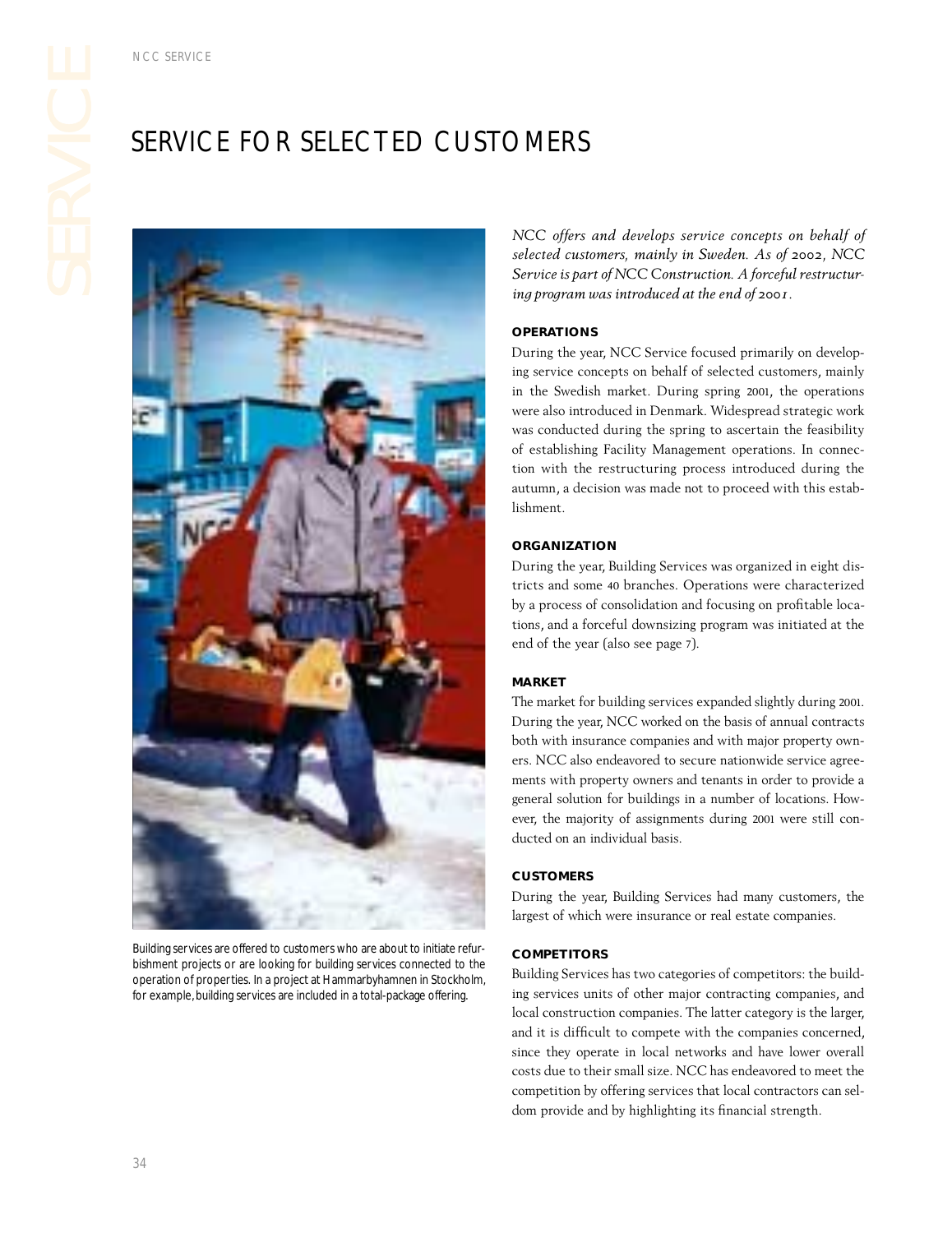# SERVICE FOR SELECTED CUSTOMERS

Building services are offered to customers who are about to initiate refurbishment projects or are looking for building services connected to the operation of properties. In a project at Hammarbyhamnen in Stockholm, for example, building services are included in a total-package offering.

*NCC offers and develops service concepts on behalf of selected customers, mainly in Sweden. As of 2002, NCC Service is part of NCC Construction. A forceful restructuring program was introduced at the end of 2001.*

### OPERATIONS

During the year, NCC Service focused primarily on developing service concepts on behalf of selected customers, mainly in the Swedish market. During spring 2001, the operations were also introduced in Denmark. Widespread strategic work was conducted during the spring to ascertain the feasibility of establishing Facility Management operations. In connection with the restructuring process introduced during the autumn, a decision was made not to proceed with this establishment.

### ORGANIZATION

During the year, Building Services was organized in eight districts and some 40 branches. Operations were characterized by a process of consolidation and focusing on profitable locations, and a forceful downsizing program was initiated at the end of the year (also see page 7).

### MARKET

The market for building services expanded slightly during 2001. During the year, NCC worked on the basis of annual contracts both with insurance companies and with major property owners. NCC also endeavored to secure nationwide service agreements with property owners and tenants in order to provide a general solution for buildings in a number of locations. However, the majority of assignments during 2001 were still conducted on an individual basis.

### CUSTOMERS

During the year, Building Services had many customers, the largest of which were insurance or real estate companies.

### COMPETITORS

Building Services has two categories of competitors: the building services units of other major contracting companies, and local construction companies. The latter category is the larger, and it is difficult to compete with the companies concerned, since they operate in local networks and have lower overall costs due to their small size. NCC has endeavored to meet the competition by offering services that local contractors can seldom provide and by highlighting its financial strength.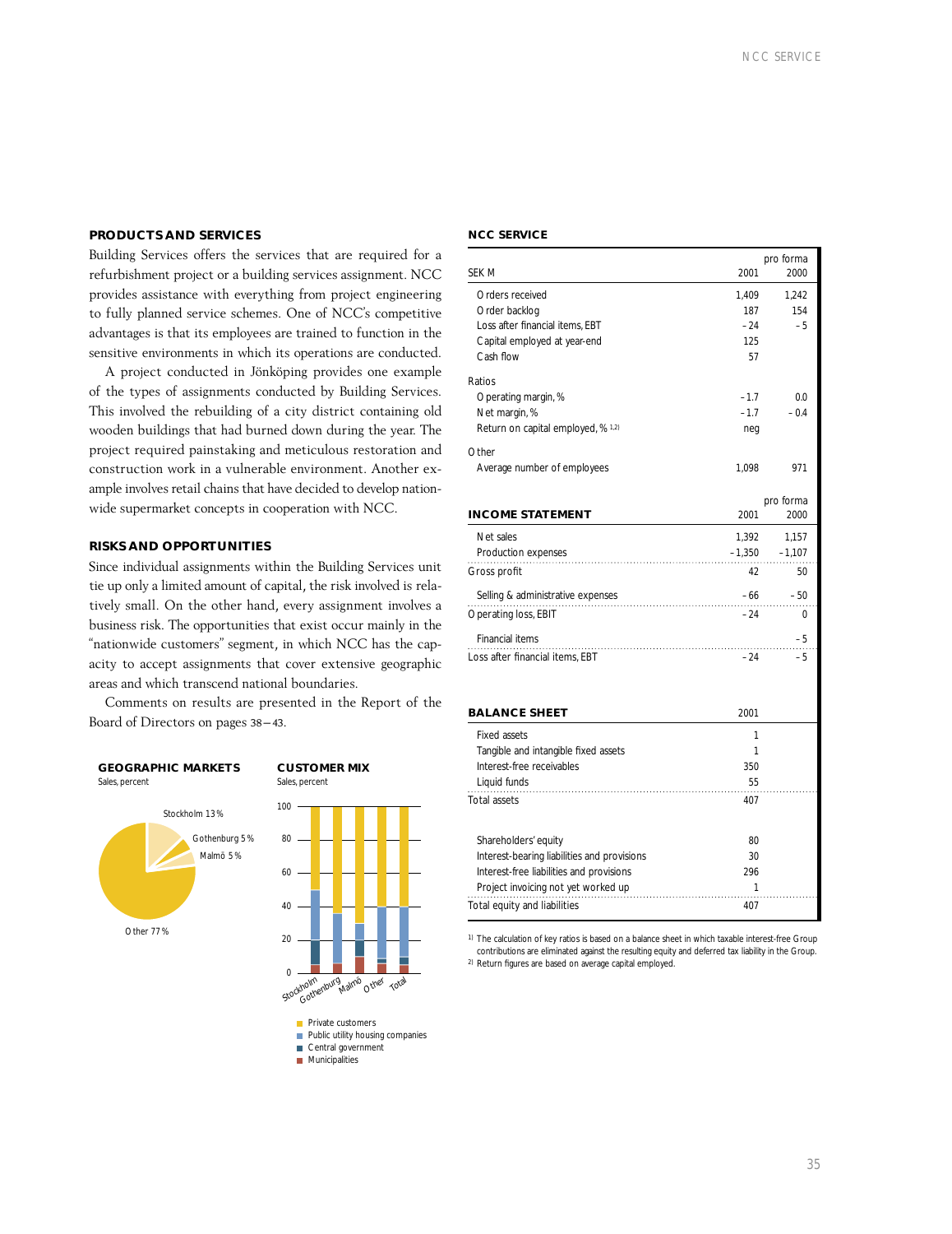## PRODUCTS AND SERVICES

Building Services offers the services that are required for a refurbishment project or a building services assignment. NCC provides assistance with everything from project engineering to fully planned service schemes. One of NCC's competitive advantages is that its employees are trained to function in the sensitive environments in which its operations are conducted.

A project conducted in Jönköping provides one example of the types of assignments conducted by Building Services. This involved the rebuilding of a city district containing old wooden buildings that had burned down during the year. The project required painstaking and meticulous restoration and construction work in a vulnerable environment. Another example involves retail chains that have decided to develop nationwide supermarket concepts in cooperation with NCC.

## RISKS AND OPPORTUNITIES

Since individual assignments within the Building Services unit tie up only a limited amount of capital, the risk involved is relatively small. On the other hand, every assignment involves a business risk. The opportunities that exist occur mainly in the "nationwide customers" segment, in which NCC has the capacity to accept assignments that cover extensive geographic areas and which transcend national boundaries.

Comments on results are presented in the Report of the Board of Directors on pages 38–43.

### GEOGRAPHIC MARKETS

Sales, percent

Stockholm 13%, Gothenburg 5%, Malmö 5%, Other 77%

### CUSTOMER MIX

Sales, percent

Stockholm, Gothenburg, Malmö, Other, Total

- Private customers
- Public utility housing companies
- Central government
- Municipalities

## NCC SERVICE

| SEK M | 2001 | pro forma 2000 |
|---|---|---|
| Orders received | 1,409 | 1,242 |
| Order backlog | 187 | 154 |
| Loss after financial items, EBT | –24 | –5 |
| Capital employed at year-end | 125 | |
| Cash flow | 57 | |
| **Ratios** | | |
| Operating margin, % | –1.7 | 0.0 |
| Net margin, % | –1.7 | –0.4 |
| Return on capital employed, % [1,2] | neg | |
| **Other** | | |
| Average number of employees | 1,098 | 971 |

| INCOME STATEMENT | 2001 | pro forma 2000 |
|---|---|---|
| Net sales | 1,392 | 1,157 |
| Production expenses | –1,350 | –1,107 |
| Gross profit | 42 | 50 |
| Selling & administrative expenses | –66 | –50 |
| Operating loss, EBIT | –24 | 0 |
| Financial items | | –5 |
| Loss after financial items, EBT | –24 | –5 |

| BALANCE SHEET | 2001 |
|---|---|
| Fixed assets | 1 |
| Tangible and intangible fixed assets | 1 |
| Interest-free receivables | 350 |
| Liquid funds | 55 |
| Total assets | 407 |
| Shareholders' equity | 80 |
| Interest-bearing liabilities and provisions | 30 |
| Interest-free liabilities and provisions | 296 |
| Project invoicing not yet worked up | 1 |
| Total equity and liabilities | 407 |

[1] The calculation of key ratios is based on a balance sheet in which taxable interest-free Group contributions are eliminated against the resulting equity and deferred tax liability in the Group.

[2] Return figures are based on average capital employed.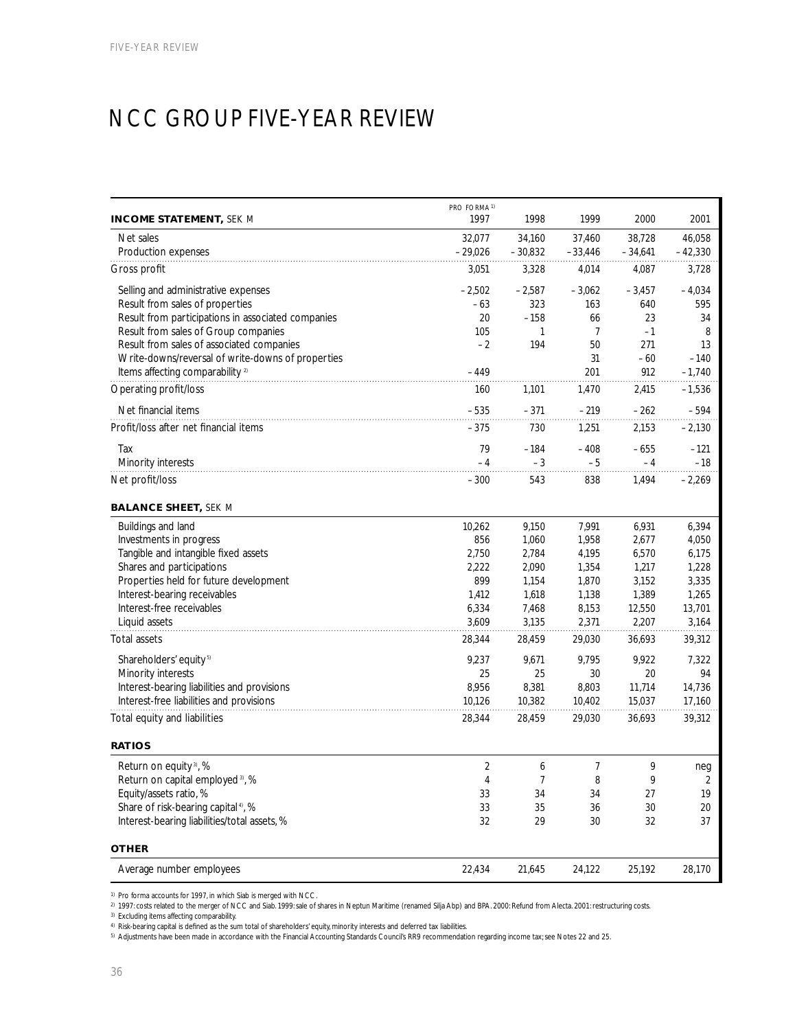// FIVE-YEAR REVIEW

# NCC GROUP FIVE-YEAR REVIEW

| INCOME STATEMENT, SEK M | PRO FORMA[1] 1997 | 1998 | 1999 | 2000 | 2001 |
|---|---|---|---|---|---|
| Net sales | 32,077 | 34,160 | 37,460 | 38,728 | 46,058 |
| Production expenses | – 29,026 | – 30,832 | – 33,446 | – 34,641 | – 42,330 |
| Gross profit | 3,051 | 3,328 | 4,014 | 4,087 | 3,728 |
| Selling and administrative expenses | – 2,502 | – 2,587 | – 3,062 | – 3,457 | – 4,034 |
| Result from sales of properties | – 63 | 323 | 163 | 640 | 595 |
| Result from participations in associated companies | 20 | – 158 | 66 | 23 | 34 |
| Result from sales of Group companies | 105 | 1 | 7 | – 1 | 8 |
| Result from sales of associated companies | – 2 | 194 | 50 | 271 | 13 |
| Write-downs/reversal of write-downs of properties | | | 31 | – 60 | – 140 |
| Items affecting comparability [2] | – 449 | | 201 | 912 | – 1,740 |
| Operating profit/loss | 160 | 1,101 | 1,470 | 2,415 | – 1,536 |
| Net financial items | – 535 | – 371 | – 219 | – 262 | – 594 |
| Profit/loss after net financial items | – 375 | 730 | 1,251 | 2,153 | – 2,130 |
| Tax | 79 | – 184 | – 408 | – 655 | – 121 |
| Minority interests | – 4 | – 3 | – 5 | – 4 | – 18 |
| Net profit/loss | – 300 | 543 | 838 | 1,494 | – 2,269 |
| **BALANCE SHEET, SEK M** | | | | | |
| Buildings and land | 10,262 | 9,150 | 7,991 | 6,931 | 6,394 |
| Investments in progress | 856 | 1,060 | 1,958 | 2,677 | 4,050 |
| Tangible and intangible fixed assets | 2,750 | 2,784 | 4,195 | 6,570 | 6,175 |
| Shares and participations | 2,222 | 2,090 | 1,354 | 1,217 | 1,228 |
| Properties held for future development | 899 | 1,154 | 1,870 | 3,152 | 3,335 |
| Interest-bearing receivables | 1,412 | 1,618 | 1,138 | 1,389 | 1,265 |
| Interest-free receivables | 6,334 | 7,468 | 8,153 | 12,550 | 13,701 |
| Liquid assets | 3,609 | 3,135 | 2,371 | 2,207 | 3,164 |
| Total assets | 28,344 | 28,459 | 29,030 | 36,693 | 39,312 |
| Shareholders' equity [5] | 9,237 | 9,671 | 9,795 | 9,922 | 7,322 |
| Minority interests | 25 | 25 | 30 | 20 | 94 |
| Interest-bearing liabilities and provisions | 8,956 | 8,381 | 8,803 | 11,714 | 14,736 |
| Interest-free liabilities and provisions | 10,126 | 10,382 | 10,402 | 15,037 | 17,160 |
| Total equity and liabilities | 28,344 | 28,459 | 29,030 | 36,693 | 39,312 |
| **RATIOS** | | | | | |
| Return on equity [3], % | 2 | 6 | 7 | 9 | neg |
| Return on capital employed [3], % | 4 | 7 | 8 | 9 | 2 |
| Equity/assets ratio, % | 33 | 34 | 34 | 27 | 19 |
| Share of risk-bearing capital [4], % | 33 | 35 | 36 | 30 | 20 |
| Interest-bearing liabilities/total assets, % | 32 | 29 | 30 | 32 | 37 |
| **OTHER** | | | | | |
| Average number employees | 22,434 | 21,645 | 24,122 | 25,192 | 28,170 |

[1] Pro forma accounts for 1997, in which Siab is merged with NCC.
[2] 1997: costs related to the merger of NCC and Siab. 1999: sale of shares in Neptun Maritime (renamed Silja Abp) and BPA. 2000: Refund from Alecta. 2001: restructuring costs.
[3] Excluding items affecting comparability.
[4] Risk-bearing capital is defined as the sum total of shareholders' equity, minority interests and deferred tax liabilities.
[5] Adjustments have been made in accordance with the Financial Accounting Standards Council's RR9 recommendation regarding income tax; see Notes 22 and 25.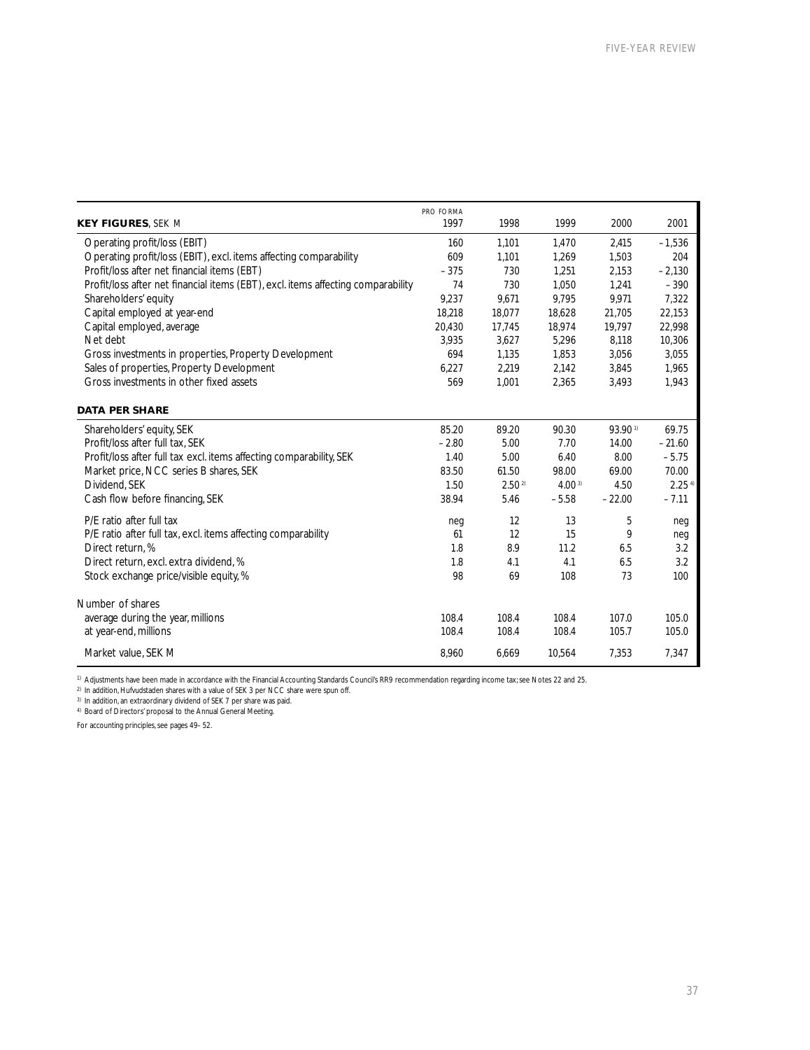| **KEY FIGURES**, SEK M | PRO FORMA 1997 | 1998 | 1999 | 2000 | 2001 |
|---|---|---|---|---|---|
| Operating profit/loss (EBIT) | 160 | 1,101 | 1,470 | 2,415 | –1,536 |
| Operating profit/loss (EBIT), excl. items affecting comparability | 609 | 1,101 | 1,269 | 1,503 | 204 |
| Profit/loss after net financial items (EBT) | –375 | 730 | 1,251 | 2,153 | –2,130 |
| Profit/loss after net financial items (EBT), excl. items affecting comparability | 74 | 730 | 1,050 | 1,241 | –390 |
| Shareholders' equity | 9,237 | 9,671 | 9,795 | 9,971 | 7,322 |
| Capital employed at year-end | 18,218 | 18,077 | 18,628 | 21,705 | 22,153 |
| Capital employed, average | 20,430 | 17,745 | 18,974 | 19,797 | 22,998 |
| Net debt | 3,935 | 3,627 | 5,296 | 8,118 | 10,306 |
| Gross investments in properties, Property Development | 694 | 1,135 | 1,853 | 3,056 | 3,055 |
| Sales of properties, Property Development | 6,227 | 2,219 | 2,142 | 3,845 | 1,965 |
| Gross investments in other fixed assets | 569 | 1,001 | 2,365 | 3,493 | 1,943 |
| **DATA PER SHARE** | | | | | |
| Shareholders' equity, SEK | 85.20 | 89.20 | 90.30 | 93.90 [1] | 69.75 |
| Profit/loss after full tax, SEK | –2.80 | 5.00 | 7.70 | 14.00 | –21.60 |
| Profit/loss after full tax excl. items affecting comparability, SEK | 1.40 | 5.00 | 6.40 | 8.00 | –5.75 |
| Market price, NCC series B shares, SEK | 83.50 | 61.50 | 98.00 | 69.00 | 70.00 |
| Dividend, SEK | 1.50 | 2.50 [2] | 4.00 [3] | 4.50 | 2.25 [4] |
| Cash flow before financing, SEK | 38.94 | 5.46 | –5.58 | –22.00 | –7.11 |
| P/E ratio after full tax | neg | 12 | 13 | 5 | neg |
| P/E ratio after full tax, excl. items affecting comparability | 61 | 12 | 15 | 9 | neg |
| Direct return, % | 1.8 | 8.9 | 11.2 | 6.5 | 3.2 |
| Direct return, excl. extra dividend, % | 1.8 | 4.1 | 4.1 | 6.5 | 3.2 |
| Stock exchange price/visible equity, % | 98 | 69 | 108 | 73 | 100 |
| Number of shares | | | | | |
| average during the year, millions | 108.4 | 108.4 | 108.4 | 107.0 | 105.0 |
| at year-end, millions | 108.4 | 108.4 | 108.4 | 105.7 | 105.0 |
| Market value, SEK M | 8,960 | 6,669 | 10,564 | 7,353 | 7,347 |

[1] Adjustments have been made in accordance with the Financial Accounting Standards Council's RR9 recommendation regarding income tax; see Notes 22 and 25.

[2] In addition, Hufvudstaden shares with a value of SEK 3 per NCC share were spun off.

[3] In addition, an extraordinary dividend of SEK 7 per share was paid.

[4] Board of Directors' proposal to the Annual General Meeting.

For accounting principles, see pages 49–52.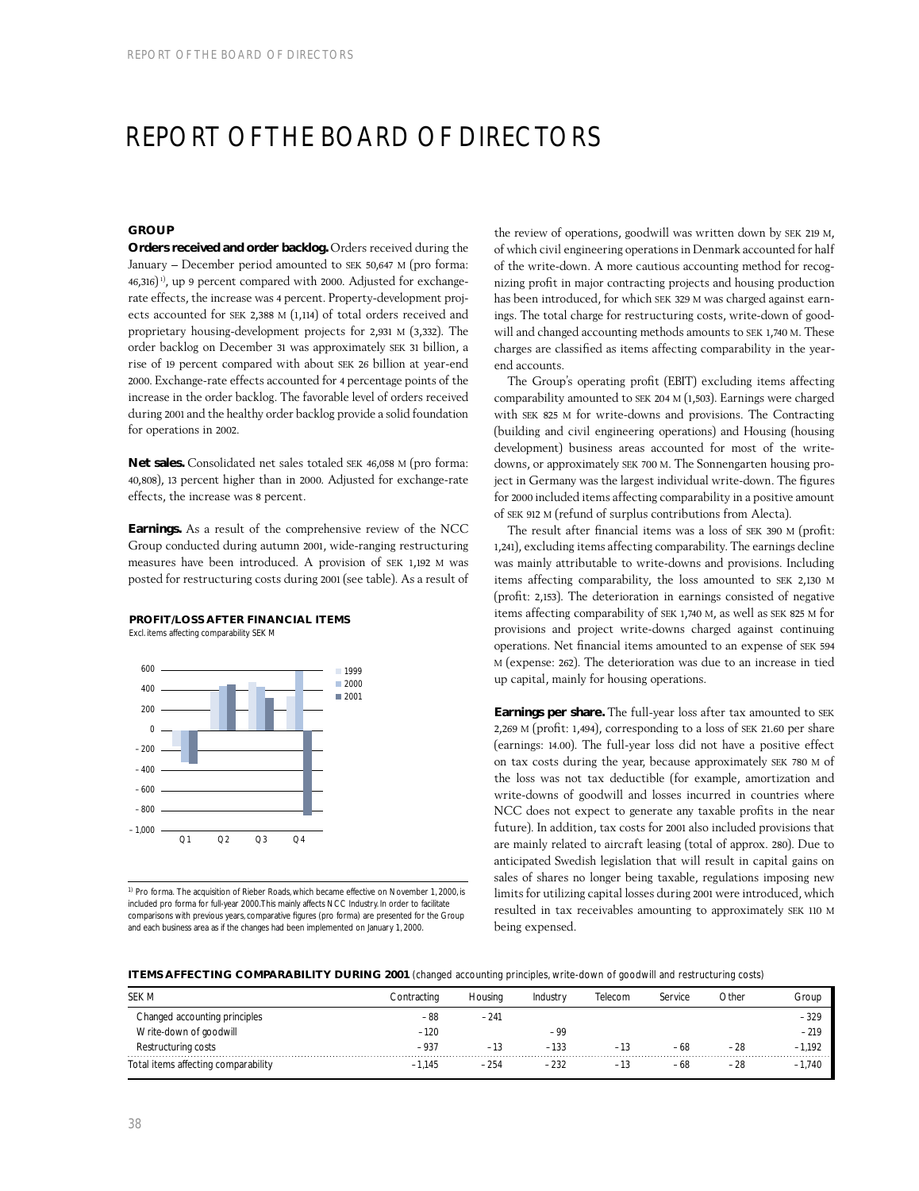# REPORT OF THE BOARD OF DIRECTORS

### GROUP

**Orders received and order backlog.** Orders received during the January – December period amounted to SEK 50,647 M (pro forma: 46,316)[1], up 9 percent compared with 2000. Adjusted for exchange-rate effects, the increase was 4 percent. Property-development projects accounted for SEK 2,388 M (1,114) of total orders received and proprietary housing-development projects for 2,931 M (3,332). The order backlog on December 31 was approximately SEK 31 billion, a rise of 19 percent compared with about SEK 26 billion at year-end 2000. Exchange-rate effects accounted for 4 percentage points of the increase in the order backlog. The favorable level of orders received during 2001 and the healthy order backlog provide a solid foundation for operations in 2002.

**Net sales.** Consolidated net sales totaled SEK 46,058 M (pro forma: 40,808), 13 percent higher than in 2000. Adjusted for exchange-rate effects, the increase was 8 percent.

**Earnings.** As a result of the comprehensive review of the NCC Group conducted during autumn 2001, wide-ranging restructuring measures have been introduced. A provision of SEK 1,192 M was posted for restructuring costs during 2001 (see table). As a result of the review of operations, goodwill was written down by SEK 219 M, of which civil engineering operations in Denmark accounted for half of the write-down. A more cautious accounting method for recognizing profit in major contracting projects and housing production has been introduced, for which SEK 329 M was charged against earnings. The total charge for restructuring costs, write-down of goodwill and changed accounting methods amounts to SEK 1,740 M. These charges are classified as items affecting comparability in the year-end accounts.

The Group's operating profit (EBIT) excluding items affecting comparability amounted to SEK 204 M (1,503). Earnings were charged with SEK 825 M for write-downs and provisions. The Contracting (building and civil engineering operations) and Housing (housing development) business areas accounted for most of the write-downs, or approximately SEK 700 M. The Sonnengarten housing project in Germany was the largest individual write-down. The figures for 2000 included items affecting comparability in a positive amount of SEK 912 M (refund of surplus contributions from Alecta).

The result after financial items was a loss of SEK 390 M (profit: 1,241), excluding items affecting comparability. The earnings decline was mainly attributable to write-downs and provisions. Including items affecting comparability, the loss amounted to SEK 2,130 M (profit: 2,153). The deterioration in earnings consisted of negative items affecting comparability of SEK 1,740 M, as well as SEK 825 M for provisions and project write-downs charged against continuing operations. Net financial items amounted to an expense of SEK 594 M (expense: 262). The deterioration was due to an increase in tied up capital, mainly for housing operations.

**PROFIT/LOSS AFTER FINANCIAL ITEMS**
Excl. items affecting comparability SEK M

[1] Pro forma. The acquisition of Rieber Roads, which became effective on November 1, 2000, is included pro forma for full-year 2000. This mainly affects NCC Industry. In order to facilitate comparisons with previous years, comparative figures (pro forma) are presented for the Group and each business area as if the changes had been implemented on January 1, 2000.

**Earnings per share.** The full-year loss after tax amounted to SEK 2,269 M (profit: 1,494), corresponding to a loss of SEK 21.60 per share (earnings: 14.00). The full-year loss did not have a positive effect on tax costs during the year, because approximately SEK 780 M of the loss was not tax deductible (for example, amortization and write-downs of goodwill and losses incurred in countries where NCC does not expect to generate any taxable profits in the near future). In addition, tax costs for 2001 also included provisions that are mainly related to aircraft leasing (total of approx. 280). Due to anticipated Swedish legislation that will result in capital gains on sales of shares no longer being taxable, regulations imposing new limits for utilizing capital losses during 2001 were introduced, which resulted in tax receivables amounting to approximately SEK 110 M being expensed.

**ITEMS AFFECTING COMPARABILITY DURING 2001** (changed accounting principles, write-down of goodwill and restructuring costs)

| SEK M | Contracting | Housing | Industry | Telecom | Service | Other | Group |
|---|---|---|---|---|---|---|---|
| Changed accounting principles | –88 | –241 | | | | | –329 |
| Write-down of goodwill | –120 | | –99 | | | | –219 |
| Restructuring costs | –937 | –13 | –133 | –13 | –68 | –28 | –1,192 |
| Total items affecting comparability | –1,145 | –254 | –232 | –13 | –68 | –28 | –1,740 |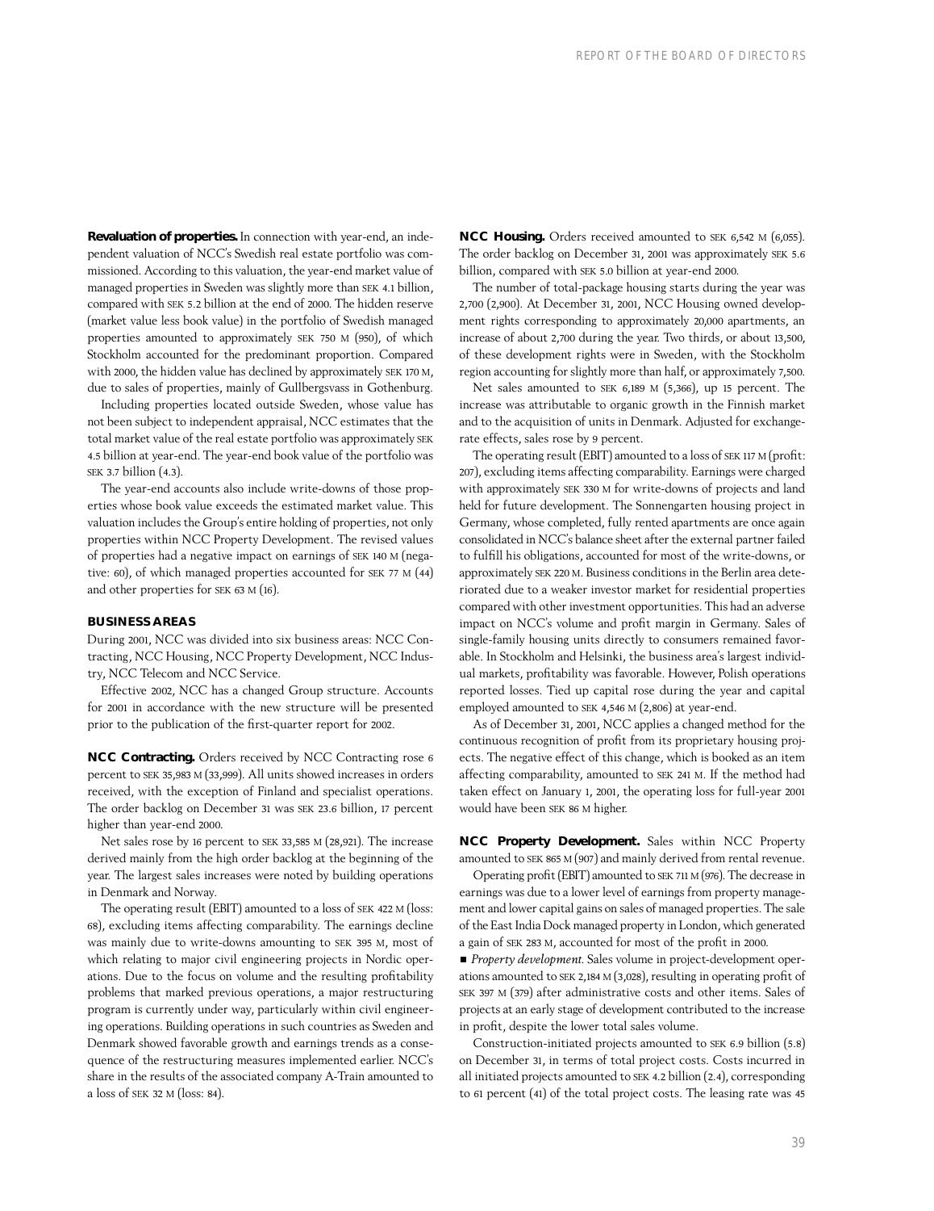**Revaluation of properties.** In connection with year-end, an independent valuation of NCC's Swedish real estate portfolio was commissioned. According to this valuation, the year-end market value of managed properties in Sweden was slightly more than SEK 4.1 billion, compared with SEK 5.2 billion at the end of 2000. The hidden reserve (market value less book value) in the portfolio of Swedish managed properties amounted to approximately SEK 750 M (950), of which Stockholm accounted for the predominant proportion. Compared with 2000, the hidden value has declined by approximately SEK 170 M, due to sales of properties, mainly of Gullbergsvass in Gothenburg.

Including properties located outside Sweden, whose value has not been subject to independent appraisal, NCC estimates that the total market value of the real estate portfolio was approximately SEK 4.5 billion at year-end. The year-end book value of the portfolio was SEK 3.7 billion (4.3).

The year-end accounts also include write-downs of those properties whose book value exceeds the estimated market value. This valuation includes the Group's entire holding of properties, not only properties within NCC Property Development. The revised values of properties had a negative impact on earnings of SEK 140 M (negative: 60), of which managed properties accounted for SEK 77 M (44) and other properties for SEK 63 M (16).

## BUSINESS AREAS

During 2001, NCC was divided into six business areas: NCC Contracting, NCC Housing, NCC Property Development, NCC Industry, NCC Telecom and NCC Service.

Effective 2002, NCC has a changed Group structure. Accounts for 2001 in accordance with the new structure will be presented prior to the publication of the first-quarter report for 2002.

**NCC Contracting.** Orders received by NCC Contracting rose 6 percent to SEK 35,983 M (33,999). All units showed increases in orders received, with the exception of Finland and specialist operations. The order backlog on December 31 was SEK 23.6 billion, 17 percent higher than year-end 2000.

Net sales rose by 16 percent to SEK 33,585 M (28,921). The increase derived mainly from the high order backlog at the beginning of the year. The largest sales increases were noted by building operations in Denmark and Norway.

The operating result (EBIT) amounted to a loss of SEK 422 M (loss: 68), excluding items affecting comparability. The earnings decline was mainly due to write-downs amounting to SEK 395 M, most of which relating to major civil engineering projects in Nordic operations. Due to the focus on volume and the resulting profitability problems that marked previous operations, a major restructuring program is currently under way, particularly within civil engineering operations. Building operations in such countries as Sweden and Denmark showed favorable growth and earnings trends as a consequence of the restructuring measures implemented earlier. NCC's share in the results of the associated company A-Train amounted to a loss of SEK 32 M (loss: 84).

**NCC Housing.** Orders received amounted to SEK 6,542 M (6,055). The order backlog on December 31, 2001 was approximately SEK 5.6 billion, compared with SEK 5.0 billion at year-end 2000.

The number of total-package housing starts during the year was 2,700 (2,900). At December 31, 2001, NCC Housing owned development rights corresponding to approximately 20,000 apartments, an increase of about 2,700 during the year. Two thirds, or about 13,500, of these development rights were in Sweden, with the Stockholm region accounting for slightly more than half, or approximately 7,500.

Net sales amounted to SEK 6,189 M (5,366), up 15 percent. The increase was attributable to organic growth in the Finnish market and to the acquisition of units in Denmark. Adjusted for exchange-rate effects, sales rose by 9 percent.

The operating result (EBIT) amounted to a loss of SEK 117 M (profit: 207), excluding items affecting comparability. Earnings were charged with approximately SEK 330 M for write-downs of projects and land held for future development. The Sonnengarten housing project in Germany, whose completed, fully rented apartments are once again consolidated in NCC's balance sheet after the external partner failed to fulfill his obligations, accounted for most of the write-downs, or approximately SEK 220 M. Business conditions in the Berlin area deteriorated due to a weaker investor market for residential properties compared with other investment opportunities. This had an adverse impact on NCC's volume and profit margin in Germany. Sales of single-family housing units directly to consumers remained favorable. In Stockholm and Helsinki, the business area's largest individual markets, profitability was favorable. However, Polish operations reported losses. Tied up capital rose during the year and capital employed amounted to SEK 4,546 M (2,806) at year-end.

As of December 31, 2001, NCC applies a changed method for the continuous recognition of profit from its proprietary housing projects. The negative effect of this change, which is booked as an item affecting comparability, amounted to SEK 241 M. If the method had taken effect on January 1, 2001, the operating loss for full-year 2001 would have been SEK 86 M higher.

**NCC Property Development.** Sales within NCC Property amounted to SEK 865 M (907) and mainly derived from rental revenue.

Operating profit (EBIT) amounted to SEK 711 M (976). The decrease in earnings was due to a lower level of earnings from property management and lower capital gains on sales of managed properties. The sale of the East India Dock managed property in London, which generated a gain of SEK 283 M, accounted for most of the profit in 2000.

- *Property development.* Sales volume in project-development operations amounted to SEK 2,184 M (3,028), resulting in operating profit of SEK 397 M (379) after administrative costs and other items. Sales of projects at an early stage of development contributed to the increase in profit, despite the lower total sales volume.

Construction-initiated projects amounted to SEK 6.9 billion (5.8) on December 31, in terms of total project costs. Costs incurred in all initiated projects amounted to SEK 4.2 billion (2.4), corresponding to 61 percent (41) of the total project costs. The leasing rate was 45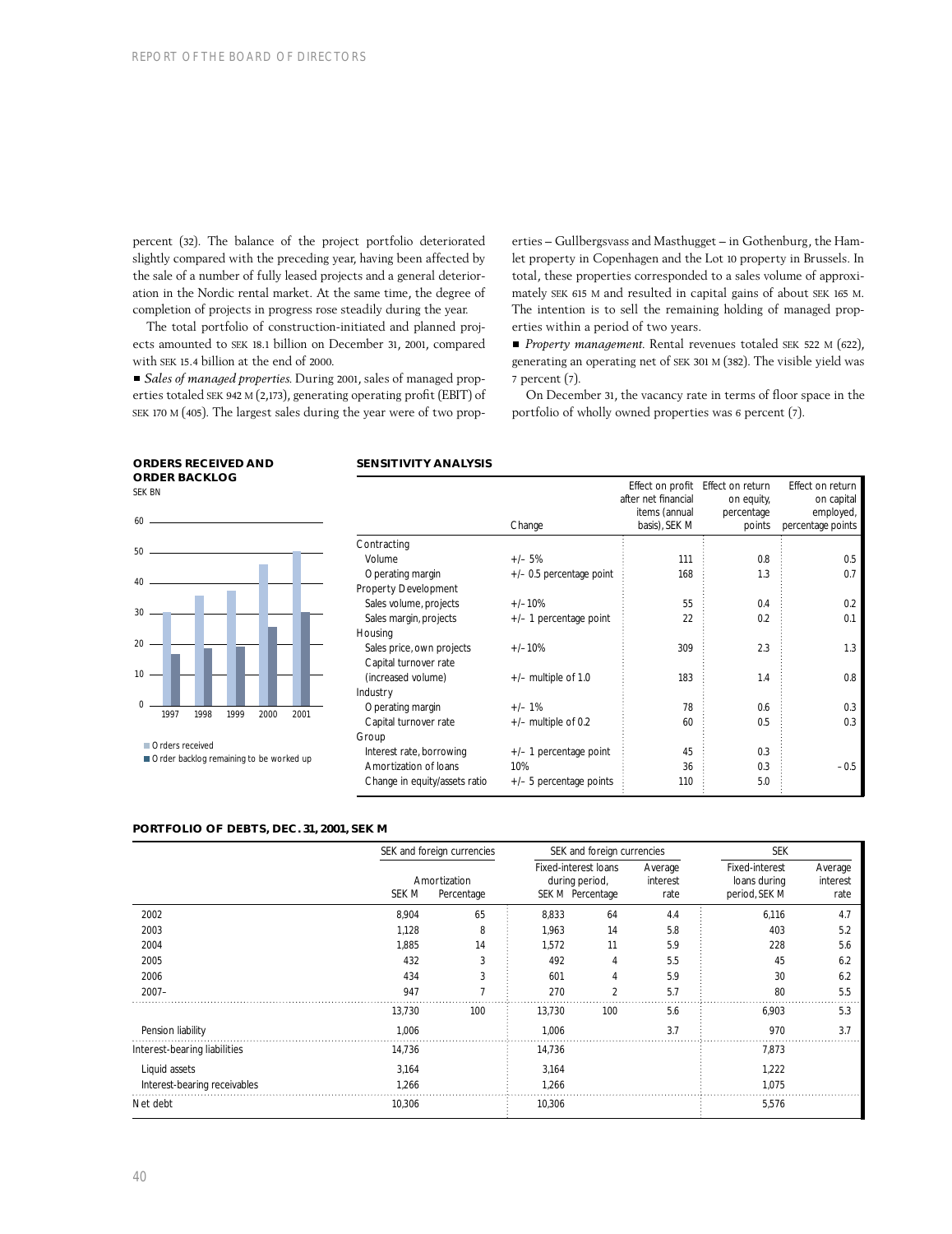percent (32). The balance of the project portfolio deteriorated slightly compared with the preceding year, having been affected by the sale of a number of fully leased projects and a general deterioration in the Nordic rental market. At the same time, the degree of completion of projects in progress rose steadily during the year.

The total portfolio of construction-initiated and planned projects amounted to SEK 18.1 billion on December 31, 2001, compared with SEK 15.4 billion at the end of 2000.

■ *Sales of managed properties.* During 2001, sales of managed properties totaled SEK 942 M (2,173), generating operating profit (EBIT) of SEK 170 M (405). The largest sales during the year were of two properties – Gullbergsvass and Masthugget – in Gothenburg, the Hamlet property in Copenhagen and the Lot 10 property in Brussels. In total, these properties corresponded to a sales volume of approximately SEK 615 M and resulted in capital gains of about SEK 165 M. The intention is to sell the remaining holding of managed properties within a period of two years.

■ *Property management.* Rental revenues totaled SEK 522 M (622), generating an operating net of SEK 301 M (382). The visible yield was 7 percent (7).

On December 31, the vacancy rate in terms of floor space in the portfolio of wholly owned properties was 6 percent (7).

**ORDERS RECEIVED AND ORDER BACKLOG**
SEK BN

| | 1997 | 1998 | 1999 | 2000 | 2001 |
|---|---|---|---|---|---|
| Orders received | ~30 | ~36 | ~37 | ~46 | ~50 |
| Order backlog remaining to be worked up | ~17 | ~19 | ~19 | ~26 | ~30 |

**SENSITIVITY ANALYSIS**

| | Change | Effect on profit after net financial items (annual basis), SEK M | Effect on return on equity, percentage points | Effect on return on capital employed, percentage points |
|---|---|---|---|---|
| Contracting | | | | |
| Volume | +/– 5% | 111 | 0.8 | 0.5 |
| Operating margin | +/– 0.5 percentage point | 168 | 1.3 | 0.7 |
| Property Development | | | | |
| Sales volume, projects | +/– 10% | 55 | 0.4 | 0.2 |
| Sales margin, projects | +/– 1 percentage point | 22 | 0.2 | 0.1 |
| Housing | | | | |
| Sales price, own projects | +/– 10% | 309 | 2.3 | 1.3 |
| Capital turnover rate (increased volume) | +/– multiple of 1.0 | 183 | 1.4 | 0.8 |
| Industry | | | | |
| Operating margin | +/– 1% | 78 | 0.6 | 0.3 |
| Capital turnover rate | +/– multiple of 0.2 | 60 | 0.5 | 0.3 |
| Group | | | | |
| Interest rate, borrowing | +/– 1 percentage point | 45 | 0.3 | |
| Amortization of loans | 10% | 36 | 0.3 | – 0.5 |
| Change in equity/assets ratio | +/– 5 percentage points | 110 | 5.0 | |

**PORTFOLIO OF DEBTS, DEC. 31, 2001, SEK M**

| | SEK and foreign currencies | | SEK and foreign currencies | | | SEK | |
|---|---|---|---|---|---|---|---|
| | Amortization | | Fixed-interest loans during period, | | Average interest rate | Fixed-interest loans during period, SEK M | Average interest rate |
| | SEK M | Percentage | SEK M | Percentage | | | |
| 2002 | 8,904 | 65 | 8,833 | 64 | 4.4 | 6,116 | 4.7 |
| 2003 | 1,128 | 8 | 1,963 | 14 | 5.8 | 403 | 5.2 |
| 2004 | 1,885 | 14 | 1,572 | 11 | 5.9 | 228 | 5.6 |
| 2005 | 432 | 3 | 492 | 4 | 5.5 | 45 | 6.2 |
| 2006 | 434 | 3 | 601 | 4 | 5.9 | 30 | 6.2 |
| 2007– | 947 | 7 | 270 | 2 | 5.7 | 80 | 5.5 |
| | 13,730 | 100 | 13,730 | 100 | 5.6 | 6,903 | 5.3 |
| Pension liability | 1,006 | | 1,006 | | 3.7 | 970 | 3.7 |
| Interest-bearing liabilities | 14,736 | | 14,736 | | | 7,873 | |
| Liquid assets | 3,164 | | 3,164 | | | 1,222 | |
| Interest-bearing receivables | 1,266 | | 1,266 | | | 1,075 | |
| Net debt | 10,306 | | 10,306 | | | 5,576 | |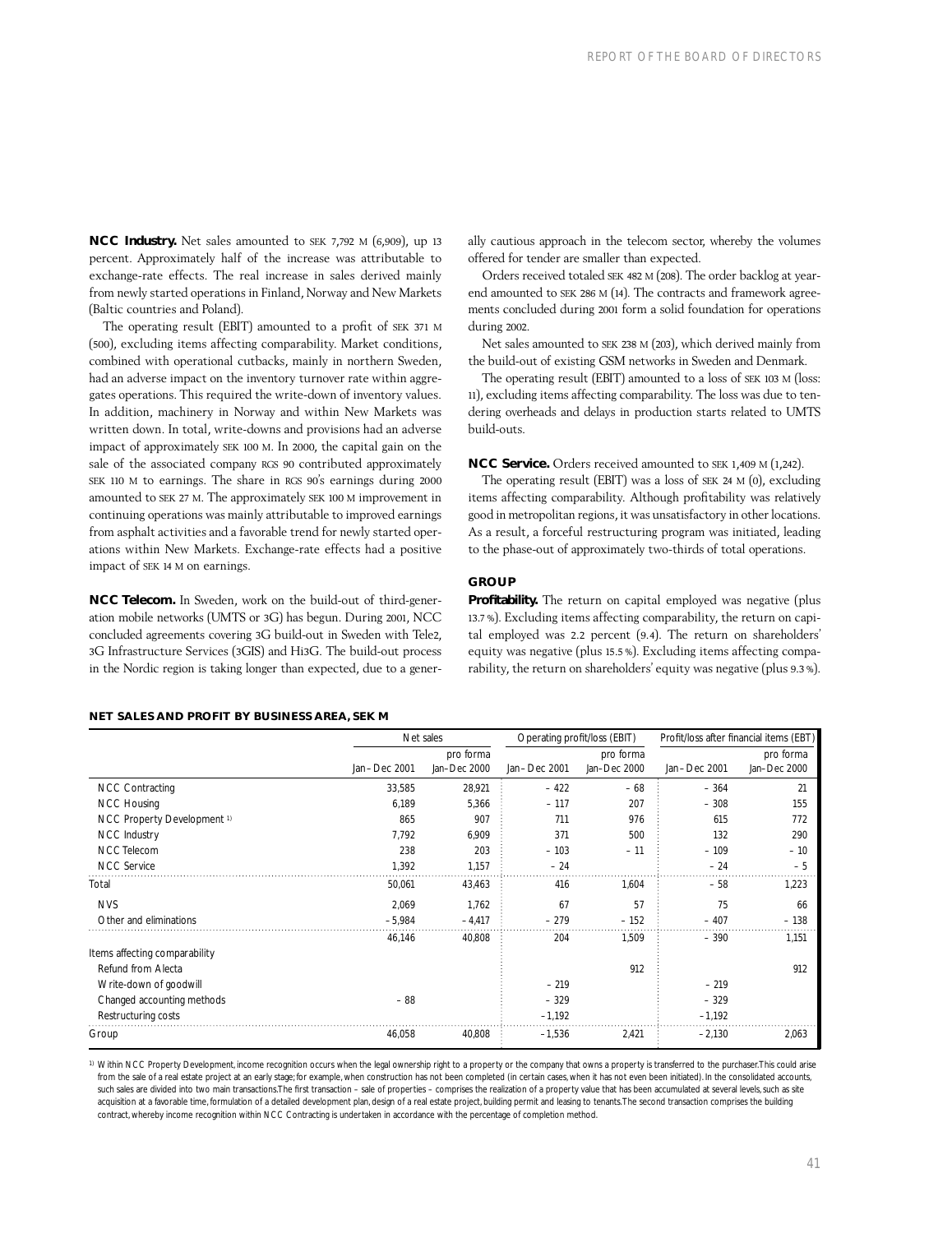**NCC Industry.** Net sales amounted to SEK 7,792 M (6,909), up 13 percent. Approximately half of the increase was attributable to exchange-rate effects. The real increase in sales derived mainly from newly started operations in Finland, Norway and New Markets (Baltic countries and Poland).

The operating result (EBIT) amounted to a profit of SEK 371 M (500), excluding items affecting comparability. Market conditions, combined with operational cutbacks, mainly in northern Sweden, had an adverse impact on the inventory turnover rate within aggregates operations. This required the write-down of inventory values. In addition, machinery in Norway and within New Markets was written down. In total, write-downs and provisions had an adverse impact of approximately SEK 100 M. In 2000, the capital gain on the sale of the associated company RGS 90 contributed approximately SEK 110 M to earnings. The share in RGS 90's earnings during 2000 amounted to SEK 27 M. The approximately SEK 100 M improvement in continuing operations was mainly attributable to improved earnings from asphalt activities and a favorable trend for newly started operations within New Markets. Exchange-rate effects had a positive impact of SEK 14 M on earnings.

**NCC Telecom.** In Sweden, work on the build-out of third-generation mobile networks (UMTS or 3G) has begun. During 2001, NCC concluded agreements covering 3G build-out in Sweden with Tele2, 3G Infrastructure Services (3GIS) and Hi3G. The build-out process in the Nordic region is taking longer than expected, due to a generally cautious approach in the telecom sector, whereby the volumes offered for tender are smaller than expected.

Orders received totaled SEK 482 M (208). The order backlog at year-end amounted to SEK 286 M (14). The contracts and framework agreements concluded during 2001 form a solid foundation for operations during 2002.

Net sales amounted to SEK 238 M (203), which derived mainly from the build-out of existing GSM networks in Sweden and Denmark.

The operating result (EBIT) amounted to a loss of SEK 103 M (loss: 11), excluding items affecting comparability. The loss was due to tendering overheads and delays in production starts related to UMTS build-outs.

**NCC Service.** Orders received amounted to SEK 1,409 M (1,242).

The operating result (EBIT) was a loss of SEK 24 M (0), excluding items affecting comparability. Although profitability was relatively good in metropolitan regions, it was unsatisfactory in other locations. As a result, a forceful restructuring program was initiated, leading to the phase-out of approximately two-thirds of total operations.

## GROUP

**Profitability.** The return on capital employed was negative (plus 13.7 %). Excluding items affecting comparability, the return on capital employed was 2.2 percent (9.4). The return on shareholders' equity was negative (plus 15.5 %). Excluding items affecting comparability, the return on shareholders' equity was negative (plus 9.3 %).

**NET SALES AND PROFIT BY BUSINESS AREA, SEK M**

| | Net sales | | Operating profit/loss (EBIT) | | Profit/loss after financial items (EBT) | |
|---|---|---|---|---|---|---|
| | Jan – Dec 2001 | pro forma Jan–Dec 2000 | Jan – Dec 2001 | pro forma Jan–Dec 2000 | Jan – Dec 2001 | pro forma Jan–Dec 2000 |
| NCC Contracting | 33,585 | 28,921 | – 422 | – 68 | – 364 | 21 |
| NCC Housing | 6,189 | 5,366 | – 117 | 207 | – 308 | 155 |
| NCC Property Development [1)] | 865 | 907 | 711 | 976 | 615 | 772 |
| NCC Industry | 7,792 | 6,909 | 371 | 500 | 132 | 290 |
| NCC Telecom | 238 | 203 | – 103 | – 11 | – 109 | – 10 |
| NCC Service | 1,392 | 1,157 | – 24 | | – 24 | – 5 |
| Total | 50,061 | 43,463 | 416 | 1,604 | – 58 | 1,223 |
| NVS | 2,069 | 1,762 | 67 | 57 | 75 | 66 |
| Other and eliminations | – 5,984 | – 4,417 | – 279 | – 152 | – 407 | – 138 |
| | 46,146 | 40,808 | 204 | 1,509 | – 390 | 1,151 |
| Items affecting comparability | | | | | | |
| Refund from Alecta | | | | 912 | | 912 |
| Write-down of goodwill | | | – 219 | | – 219 | |
| Changed accounting methods | – 88 | | – 329 | | – 329 | |
| Restructuring costs | | | – 1,192 | | – 1,192 | |
| Group | 46,058 | 40,808 | – 1,536 | 2,421 | – 2,130 | 2,063 |

1) Within NCC Property Development, income recognition occurs when the legal ownership right to a property or the company that owns a property is transferred to the purchaser. This could arise from the sale of a real estate project at an early stage; for example, when construction has not been completed (in certain cases, when it has not even been initiated). In the consolidated accounts, such sales are divided into two main transactions. The first transaction – sale of properties – comprises the realization of a property value that has been accumulated at several levels, such as site acquisition at a favorable time, formulation of a detailed development plan, design of a real estate project, building permit and leasing to tenants. The second transaction comprises the building contract, whereby income recognition within NCC Contracting is undertaken in accordance with the percentage of completion method.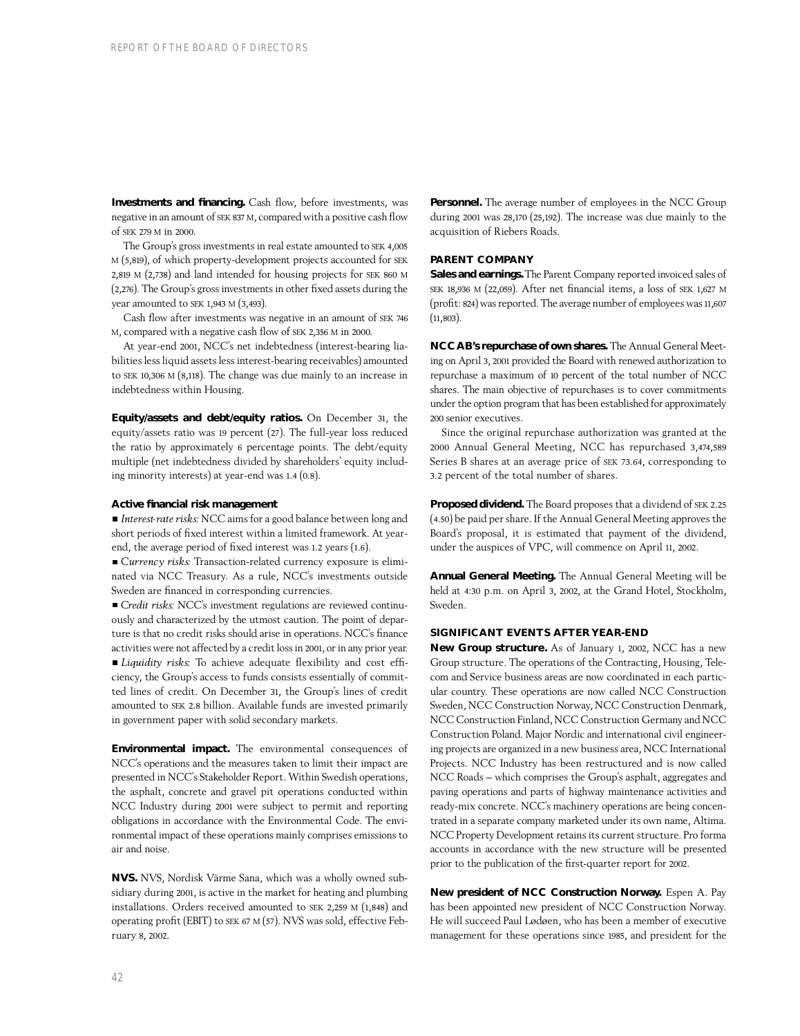**Investments and financing.** Cash flow, before investments, was negative in an amount of SEK 837 M, compared with a positive cash flow of SEK 279 M in 2000.

The Group's gross investments in real estate amounted to SEK 4,005 M (5,819), of which property-development projects accounted for SEK 2,819 M (2,738) and land intended for housing projects for SEK 860 M (2,276). The Group's gross investments in other fixed assets during the year amounted to SEK 1,943 M (3,493).

Cash flow after investments was negative in an amount of SEK 746 M, compared with a negative cash flow of SEK 2,356 M in 2000.

At year-end 2001, NCC's net indebtedness (interest-bearing liabilities less liquid assets less interest-bearing receivables) amounted to SEK 10,306 M (8,118). The change was due mainly to an increase in indebtedness within Housing.

**Equity/assets and debt/equity ratios.** On December 31, the equity/assets ratio was 19 percent (27). The full-year loss reduced the ratio by approximately 6 percentage points. The debt/equity multiple (net indebtedness divided by shareholders' equity including minority interests) at year-end was 1.4 (0.8).

**Active financial risk management**

- *Interest-rate risks:* NCC aims for a good balance between long and short periods of fixed interest within a limited framework. At year-end, the average period of fixed interest was 1.2 years (1.6).
- *Currency risks:* Transaction-related currency exposure is eliminated via NCC Treasury. As a rule, NCC's investments outside Sweden are financed in corresponding currencies.
- *Credit risks:* NCC's investment regulations are reviewed continuously and characterized by the utmost caution. The point of departure is that no credit risks should arise in operations. NCC's finance activities were not affected by a credit loss in 2001, or in any prior year.
- *Liquidity risks:* To achieve adequate flexibility and cost efficiency, the Group's access to funds consists essentially of committed lines of credit. On December 31, the Group's lines of credit amounted to SEK 2.8 billion. Available funds are invested primarily in government paper with solid secondary markets.

**Environmental impact.** The environmental consequences of NCC's operations and the measures taken to limit their impact are presented in NCC's Stakeholder Report. Within Swedish operations, the asphalt, concrete and gravel pit operations conducted within NCC Industry during 2001 were subject to permit and reporting obligations in accordance with the Environmental Code. The environmental impact of these operations mainly comprises emissions to air and noise.

**NVS.** NVS, Nordisk Värme Sana, which was a wholly owned subsidiary during 2001, is active in the market for heating and plumbing installations. Orders received amounted to SEK 2,259 M (1,848) and operating profit (EBIT) to SEK 67 M (57). NVS was sold, effective February 8, 2002.

**Personnel.** The average number of employees in the NCC Group during 2001 was 28,170 (25,192). The increase was due mainly to the acquisition of Riebers Roads.

## PARENT COMPANY

**Sales and earnings.** The Parent Company reported invoiced sales of SEK 18,936 M (22,059). After net financial items, a loss of SEK 1,627 M (profit: 824) was reported. The average number of employees was 11,607 (11,803).

**NCC AB's repurchase of own shares.** The Annual General Meeting on April 3, 2001 provided the Board with renewed authorization to repurchase a maximum of 10 percent of the total number of NCC shares. The main objective of repurchases is to cover commitments under the option program that has been established for approximately 200 senior executives.

Since the original repurchase authorization was granted at the 2000 Annual General Meeting, NCC has repurchased 3,474,589 Series B shares at an average price of SEK 73.64, corresponding to 3.2 percent of the total number of shares.

**Proposed dividend.** The Board proposes that a dividend of SEK 2.25 (4.50) be paid per share. If the Annual General Meeting approves the Board's proposal, it is estimated that payment of the dividend, under the auspices of VPC, will commence on April 11, 2002.

**Annual General Meeting.** The Annual General Meeting will be held at 4:30 p.m. on April 3, 2002, at the Grand Hotel, Stockholm, Sweden.

## SIGNIFICANT EVENTS AFTER YEAR-END

**New Group structure.** As of January 1, 2002, NCC has a new Group structure. The operations of the Contracting, Housing, Telecom and Service business areas are now coordinated in each particular country. These operations are now called NCC Construction Sweden, NCC Construction Norway, NCC Construction Denmark, NCC Construction Finland, NCC Construction Germany and NCC Construction Poland. Major Nordic and international civil engineering projects are organized in a new business area, NCC International Projects. NCC Industry has been restructured and is now called NCC Roads – which comprises the Group's asphalt, aggregates and paving operations and parts of highway maintenance activities and ready-mix concrete. NCC's machinery operations are being concentrated in a separate company marketed under its own name, Altima. NCC Property Development retains its current structure. Pro forma accounts in accordance with the new structure will be presented prior to the publication of the first-quarter report for 2002.

**New president of NCC Construction Norway.** Espen A. Pay has been appointed new president of NCC Construction Norway. He will succeed Paul Lødøen, who has been a member of executive management for these operations since 1985, and president for the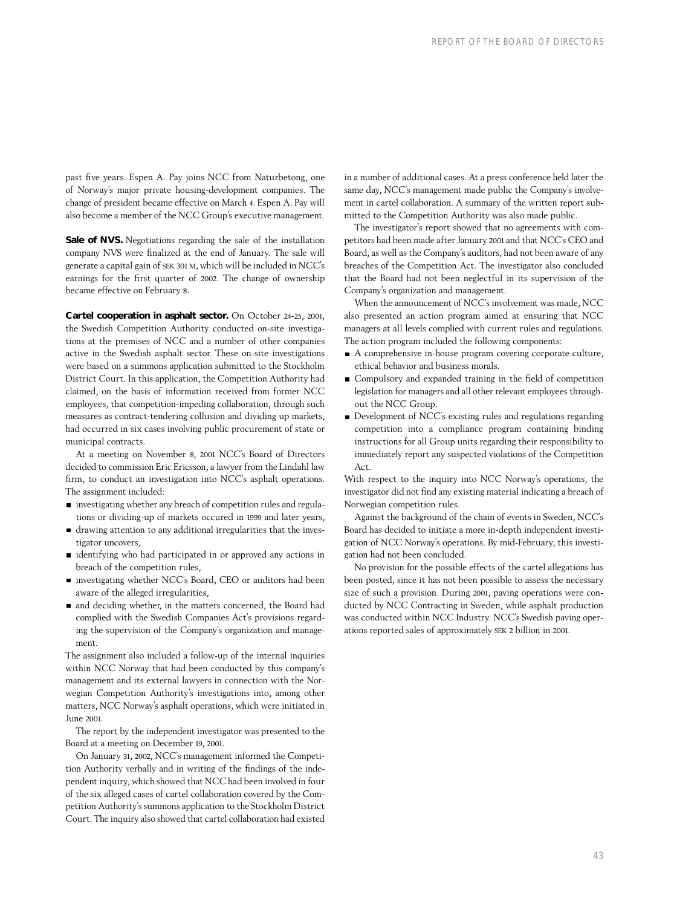past five years. Espen A. Pay joins NCC from Naturbetong, one of Norway's major private housing-development companies. The change of president became effective on March 4. Espen A. Pay will also become a member of the NCC Group's executive management.

**Sale of NVS.** Negotiations regarding the sale of the installation company NVS were finalized at the end of January. The sale will generate a capital gain of SEK 301 M, which will be included in NCC's earnings for the first quarter of 2002. The change of ownership became effective on February 8.

**Cartel cooperation in asphalt sector.** On October 24-25, 2001, the Swedish Competition Authority conducted on-site investigations at the premises of NCC and a number of other companies active in the Swedish asphalt sector. These on-site investigations were based on a summons application submitted to the Stockholm District Court. In this application, the Competition Authority had claimed, on the basis of information received from former NCC employees, that competition-impeding collaboration, through such measures as contract-tendering collusion and dividing up markets, had occurred in six cases involving public procurement of state or municipal contracts.

At a meeting on November 8, 2001 NCC's Board of Directors decided to commission Eric Ericsson, a lawyer from the Lindahl law firm, to conduct an investigation into NCC's asphalt operations. The assignment included:

- investigating whether any breach of competition rules and regulations or dividing-up of markets occured in 1999 and later years,
- drawing attention to any additional irregularities that the investigator uncovers,
- identifying who had participated in or approved any actions in breach of the competition rules,
- investigating whether NCC's Board, CEO or auditors had been aware of the alleged irregularities,
- and deciding whether, in the matters concerned, the Board had complied with the Swedish Companies Act's provisions regarding the supervision of the Company's organization and management.

The assignment also included a follow-up of the internal inquiries within NCC Norway that had been conducted by this company's management and its external lawyers in connection with the Norwegian Competition Authority's investigations into, among other matters, NCC Norway's asphalt operations, which were initiated in June 2001.

The report by the independent investigator was presented to the Board at a meeting on December 19, 2001.

On January 31, 2002, NCC's management informed the Competition Authority verbally and in writing of the findings of the independent inquiry, which showed that NCC had been involved in four of the six alleged cases of cartel collaboration covered by the Competition Authority's summons application to the Stockholm District Court. The inquiry also showed that cartel collaboration had existed in a number of additional cases. At a press conference held later the same day, NCC's management made public the Company's involvement in cartel collaboration. A summary of the written report submitted to the Competition Authority was also made public.

The investigator's report showed that no agreements with competitors had been made after January 2001 and that NCC's CEO and Board, as well as the Company's auditors, had not been aware of any breaches of the Competition Act. The investigator also concluded that the Board had not been neglectful in its supervision of the Company's organization and management.

When the announcement of NCC's involvement was made, NCC also presented an action program aimed at ensuring that NCC managers at all levels complied with current rules and regulations. The action program included the following components:

- A comprehensive in-house program covering corporate culture, ethical behavior and business morals.
- Compulsory and expanded training in the field of competition legislation for managers and all other relevant employees throughout the NCC Group.
- Development of NCC's existing rules and regulations regarding competition into a compliance program containing binding instructions for all Group units regarding their responsibility to immediately report any suspected violations of the Competition Act.

With respect to the inquiry into NCC Norway's operations, the investigator did not find any existing material indicating a breach of Norwegian competition rules.

Against the background of the chain of events in Sweden, NCC's Board has decided to initiate a more in-depth independent investigation of NCC Norway's operations. By mid-February, this investigation had not been concluded.

No provision for the possible effects of the cartel allegations has been posted, since it has not been possible to assess the necessary size of such a provision. During 2001, paving operations were conducted by NCC Contracting in Sweden, while asphalt production was conducted within NCC Industry. NCC's Swedish paving operations reported sales of approximately SEK 2 billion in 2001.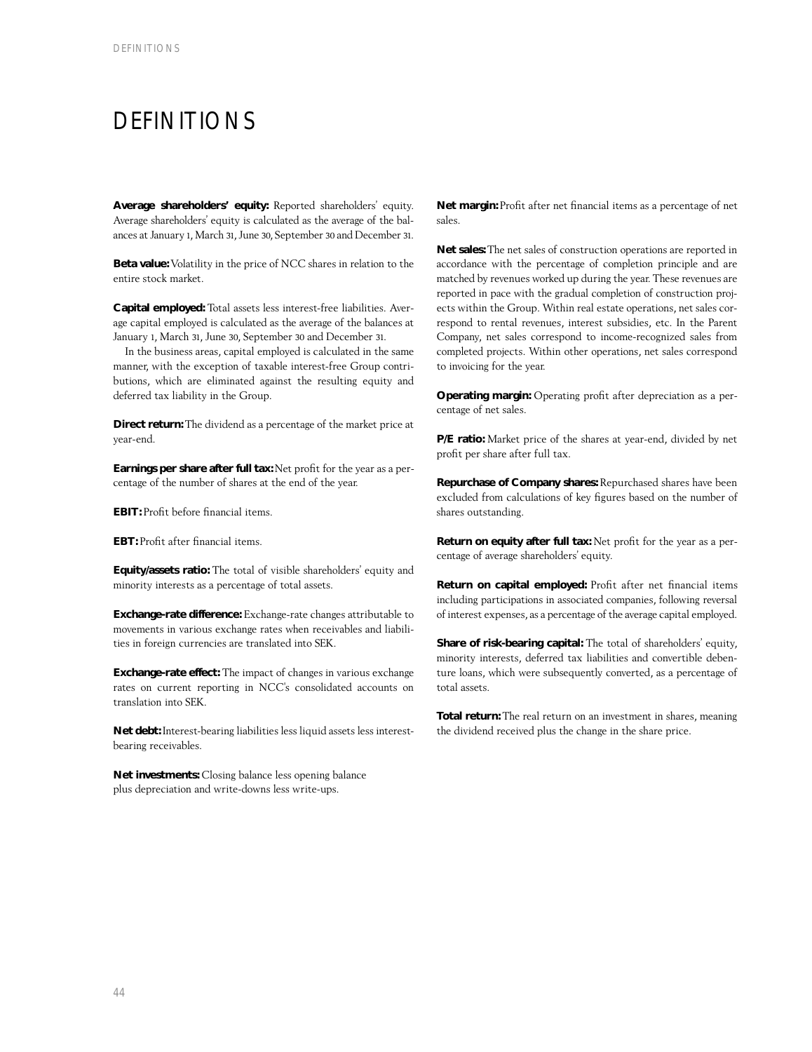# DEFINITIONS

**Average shareholders' equity:** Reported shareholders' equity. Average shareholders' equity is calculated as the average of the balances at January 1, March 31, June 30, September 30 and December 31.

**Beta value:** Volatility in the price of NCC shares in relation to the entire stock market.

**Capital employed:** Total assets less interest-free liabilities. Average capital employed is calculated as the average of the balances at January 1, March 31, June 30, September 30 and December 31.

In the business areas, capital employed is calculated in the same manner, with the exception of taxable interest-free Group contributions, which are eliminated against the resulting equity and deferred tax liability in the Group.

**Direct return:** The dividend as a percentage of the market price at year-end.

**Earnings per share after full tax:** Net profit for the year as a percentage of the number of shares at the end of the year.

**EBIT:** Profit before financial items.

**EBT:** Profit after financial items.

**Equity/assets ratio:** The total of visible shareholders' equity and minority interests as a percentage of total assets.

**Exchange-rate difference:** Exchange-rate changes attributable to movements in various exchange rates when receivables and liabilities in foreign currencies are translated into SEK.

**Exchange-rate effect:** The impact of changes in various exchange rates on current reporting in NCC's consolidated accounts on translation into SEK.

**Net debt:** Interest-bearing liabilities less liquid assets less interest-bearing receivables.

**Net investments:** Closing balance less opening balance plus depreciation and write-downs less write-ups.

**Net margin:** Profit after net financial items as a percentage of net sales.

**Net sales:** The net sales of construction operations are reported in accordance with the percentage of completion principle and are matched by revenues worked up during the year. These revenues are reported in pace with the gradual completion of construction projects within the Group. Within real estate operations, net sales correspond to rental revenues, interest subsidies, etc. In the Parent Company, net sales correspond to income-recognized sales from completed projects. Within other operations, net sales correspond to invoicing for the year.

**Operating margin:** Operating profit after depreciation as a percentage of net sales.

**P/E ratio:** Market price of the shares at year-end, divided by net profit per share after full tax.

**Repurchase of Company shares:** Repurchased shares have been excluded from calculations of key figures based on the number of shares outstanding.

**Return on equity after full tax:** Net profit for the year as a percentage of average shareholders' equity.

**Return on capital employed:** Profit after net financial items including participations in associated companies, following reversal of interest expenses, as a percentage of the average capital employed.

**Share of risk-bearing capital:** The total of shareholders' equity, minority interests, deferred tax liabilities and convertible debenture loans, which were subsequently converted, as a percentage of total assets.

**Total return:** The real return on an investment in shares, meaning the dividend received plus the change in the share price.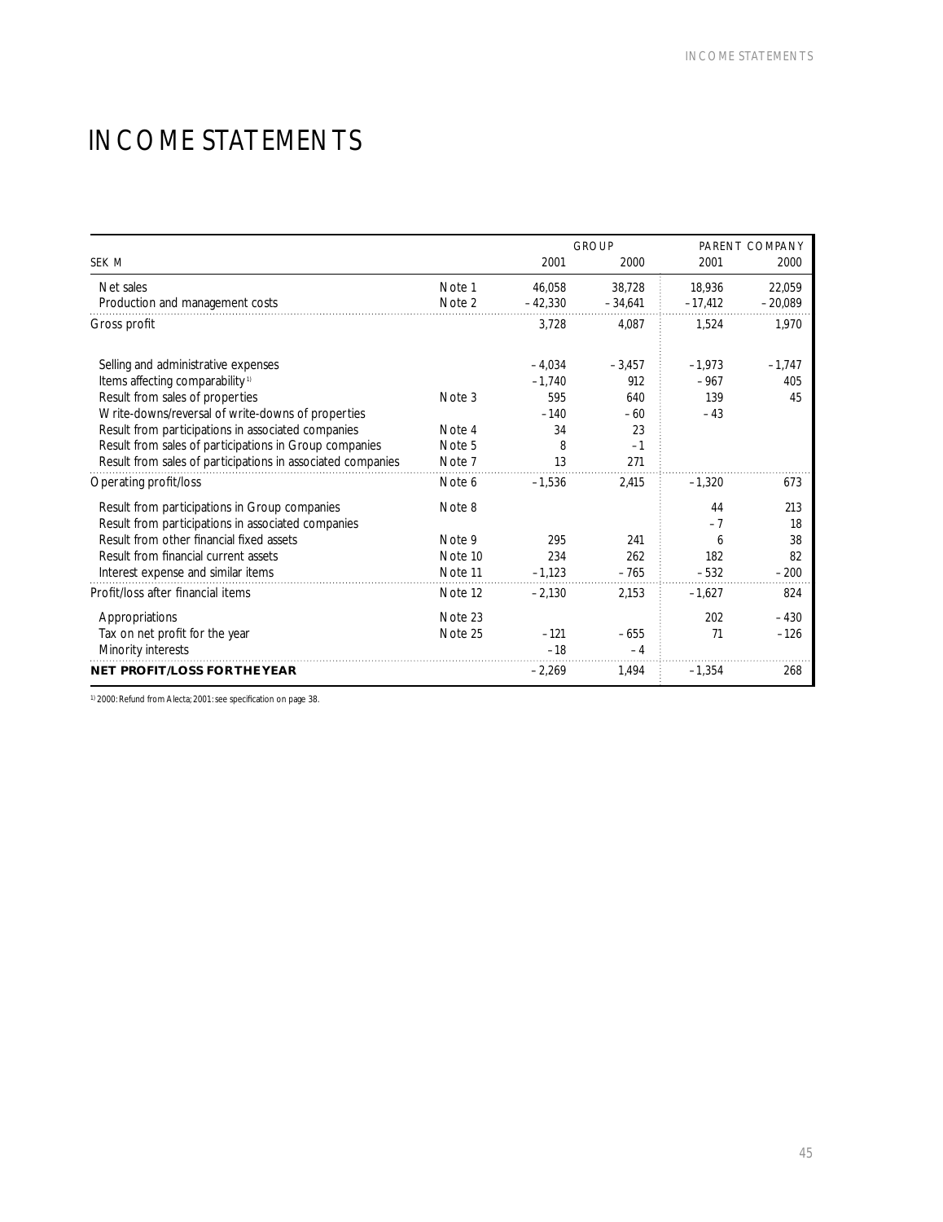# INCOME STATEMENTS

| SEK M | | GROUP | | PARENT COMPANY | |
|---|---|---|---|---|---|
| | | 2001 | 2000 | 2001 | 2000 |
| Net sales | Note 1 | 46,058 | 38,728 | 18,936 | 22,059 |
| Production and management costs | Note 2 | –42,330 | –34,641 | –17,412 | –20,089 |
| Gross profit | | 3,728 | 4,087 | 1,524 | 1,970 |
| Selling and administrative expenses | | –4,034 | –3,457 | –1,973 | –1,747 |
| Items affecting comparability [1] | | –1,740 | 912 | –967 | 405 |
| Result from sales of properties | Note 3 | 595 | 640 | 139 | 45 |
| Write-downs/reversal of write-downs of properties | | –140 | –60 | –43 | |
| Result from participations in associated companies | Note 4 | 34 | 23 | | |
| Result from sales of participations in Group companies | Note 5 | 8 | –1 | | |
| Result from sales of participations in associated companies | Note 7 | 13 | 271 | | |
| Operating profit/loss | Note 6 | –1,536 | 2,415 | –1,320 | 673 |
| Result from participations in Group companies | Note 8 | | | 44 | 213 |
| Result from participations in associated companies | | | | –7 | 18 |
| Result from other financial fixed assets | Note 9 | 295 | 241 | 6 | 38 |
| Result from financial current assets | Note 10 | 234 | 262 | 182 | 82 |
| Interest expense and similar items | Note 11 | –1,123 | –765 | –532 | –200 |
| Profit/loss after financial items | Note 12 | –2,130 | 2,153 | –1,627 | 824 |
| Appropriations | Note 23 | | | 202 | –430 |
| Tax on net profit for the year | Note 25 | –121 | –655 | 71 | –126 |
| Minority interests | | –18 | –4 | | |
| **NET PROFIT/LOSS FOR THE YEAR** | | –2,269 | 1,494 | –1,354 | 268 |

[1] 2000: Refund from Alecta; 2001: see specification on page 38.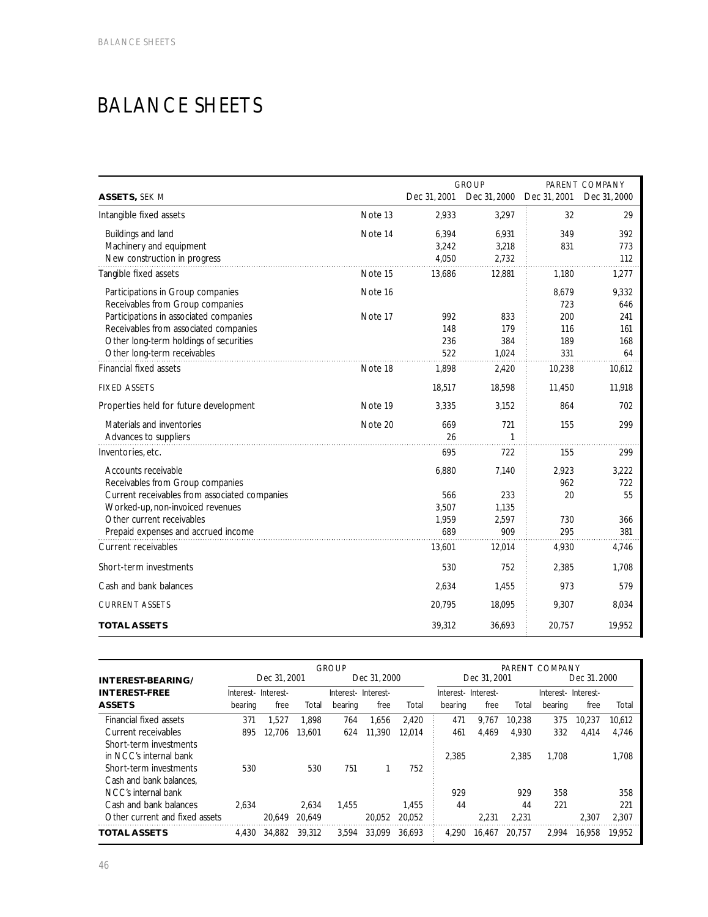# BALANCE SHEETS

| ASSETS, SEK M | | GROUP | | PARENT COMPANY | |
|---|---|---|---|---|---|
| | | Dec 31, 2001 | Dec 31, 2000 | Dec 31, 2001 | Dec 31, 2000 |
| Intangible fixed assets | Note 13 | 2,933 | 3,297 | 32 | 29 |
| Buildings and land | Note 14 | 6,394 | 6,931 | 349 | 392 |
| Machinery and equipment | | 3,242 | 3,218 | 831 | 773 |
| New construction in progress | | 4,050 | 2,732 | | 112 |
| Tangible fixed assets | Note 15 | 13,686 | 12,881 | 1,180 | 1,277 |
| Participations in Group companies | Note 16 | | | 8,679 | 9,332 |
| Receivables from Group companies | | | | 723 | 646 |
| Participations in associated companies | Note 17 | 992 | 833 | 200 | 241 |
| Receivables from associated companies | | 148 | 179 | 116 | 161 |
| Other long-term holdings of securities | | 236 | 384 | 189 | 168 |
| Other long-term receivables | | 522 | 1,024 | 331 | 64 |
| Financial fixed assets | Note 18 | 1,898 | 2,420 | 10,238 | 10,612 |
| FIXED ASSETS | | 18,517 | 18,598 | 11,450 | 11,918 |
| Properties held for future development | Note 19 | 3,335 | 3,152 | 864 | 702 |
| Materials and inventories | Note 20 | 669 | 721 | 155 | 299 |
| Advances to suppliers | | 26 | 1 | | |
| Inventories, etc. | | 695 | 722 | 155 | 299 |
| Accounts receivable | | 6,880 | 7,140 | 2,923 | 3,222 |
| Receivables from Group companies | | | | 962 | 722 |
| Current receivables from associated companies | | 566 | 233 | 20 | 55 |
| Worked-up, non-invoiced revenues | | 3,507 | 1,135 | | |
| Other current receivables | | 1,959 | 2,597 | 730 | 366 |
| Prepaid expenses and accrued income | | 689 | 909 | 295 | 381 |
| Current receivables | | 13,601 | 12,014 | 4,930 | 4,746 |
| Short-term investments | | 530 | 752 | 2,385 | 1,708 |
| Cash and bank balances | | 2,634 | 1,455 | 973 | 579 |
| CURRENT ASSETS | | 20,795 | 18,095 | 9,307 | 8,034 |
| **TOTAL ASSETS** | | 39,312 | 36,693 | 20,757 | 19,952 |

| INTEREST-BEARING/ INTEREST-FREE ASSETS | GROUP | | | | | | PARENT COMPANY | | | | | |
|---|---|---|---|---|---|---|---|---|---|---|---|---|
| | Dec 31, 2001 | | | Dec 31, 2000 | | | Dec 31, 2001 | | | Dec 31. 2000 | | |
| | Interest-bearing | Interest-free | Total | Interest-bearing | Interest-free | Total | Interest-bearing | Interest-free | Total | Interest-bearing | Interest-free | Total |
| Financial fixed assets | 371 | 1,527 | 1,898 | 764 | 1,656 | 2,420 | 471 | 9,767 | 10,238 | 375 | 10,237 | 10,612 |
| Current receivables | 895 | 12,706 | 13,601 | 624 | 11,390 | 12,014 | 461 | 4,469 | 4,930 | 332 | 4,414 | 4,746 |
| Short-term investments in NCC's internal bank | | | | | | | 2,385 | | 2,385 | 1,708 | | 1,708 |
| Short-term investments | 530 | | 530 | 751 | 1 | 752 | | | | | | |
| Cash and bank balances, NCC's internal bank | | | | | | | 929 | | 929 | 358 | | 358 |
| Cash and bank balances | 2,634 | | 2,634 | 1,455 | | 1,455 | 44 | | 44 | 221 | | 221 |
| Other current and fixed assets | | 20,649 | 20,649 | | 20,052 | 20,052 | | 2,231 | 2,231 | | 2,307 | 2,307 |
| **TOTAL ASSETS** | 4,430 | 34,882 | 39,312 | 3,594 | 33,099 | 36,693 | 4,290 | 16,467 | 20,757 | 2,994 | 16,958 | 19,952 |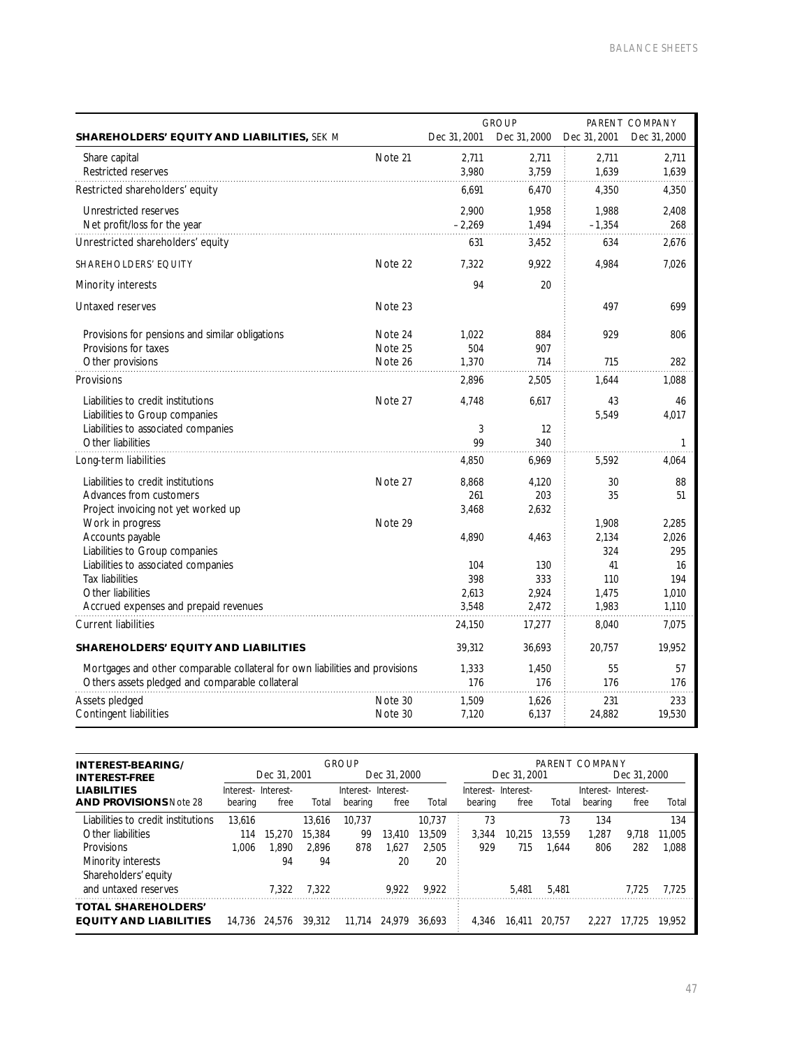| SHAREHOLDERS' EQUITY AND LIABILITIES, SEK M | | GROUP | | PARENT COMPANY | |
|---|---|---|---|---|---|
| | | Dec 31, 2001 | Dec 31, 2000 | Dec 31, 2001 | Dec 31, 2000 |
| Share capital | Note 21 | 2,711 | 2,711 | 2,711 | 2,711 |
| Restricted reserves | | 3,980 | 3,759 | 1,639 | 1,639 |
| Restricted shareholders' equity | | 6,691 | 6,470 | 4,350 | 4,350 |
| Unrestricted reserves | | 2,900 | 1,958 | 1,988 | 2,408 |
| Net profit/loss for the year | | –2,269 | 1,494 | –1,354 | 268 |
| Unrestricted shareholders' equity | | 631 | 3,452 | 634 | 2,676 |
| SHAREHOLDERS' EQUITY | Note 22 | 7,322 | 9,922 | 4,984 | 7,026 |
| Minority interests | | 94 | 20 | | |
| Untaxed reserves | Note 23 | | | 497 | 699 |
| Provisions for pensions and similar obligations | Note 24 | 1,022 | 884 | 929 | 806 |
| Provisions for taxes | Note 25 | 504 | 907 | | |
| Other provisions | Note 26 | 1,370 | 714 | 715 | 282 |
| Provisions | | 2,896 | 2,505 | 1,644 | 1,088 |
| Liabilities to credit institutions | Note 27 | 4,748 | 6,617 | 43 | 46 |
| Liabilities to Group companies | | | | 5,549 | 4,017 |
| Liabilities to associated companies | | 3 | 12 | | |
| Other liabilities | | 99 | 340 | | 1 |
| Long-term liabilities | | 4,850 | 6,969 | 5,592 | 4,064 |
| Liabilities to credit institutions | Note 27 | 8,868 | 4,120 | 30 | 88 |
| Advances from customers | | 261 | 203 | 35 | 51 |
| Project invoicing not yet worked up | | 3,468 | 2,632 | | |
| Work in progress | Note 29 | | | 1,908 | 2,285 |
| Accounts payable | | 4,890 | 4,463 | 2,134 | 2,026 |
| Liabilities to Group companies | | | | 324 | 295 |
| Liabilities to associated companies | | 104 | 130 | 41 | 16 |
| Tax liabilities | | 398 | 333 | 110 | 194 |
| Other liabilities | | 2,613 | 2,924 | 1,475 | 1,010 |
| Accrued expenses and prepaid revenues | | 3,548 | 2,472 | 1,983 | 1,110 |
| Current liabilities | | 24,150 | 17,277 | 8,040 | 7,075 |
| **SHAREHOLDERS' EQUITY AND LIABILITIES** | | 39,312 | 36,693 | 20,757 | 19,952 |
| Mortgages and other comparable collateral for own liabilities and provisions | | 1,333 | 1,450 | 55 | 57 |
| Others assets pledged and comparable collateral | | 176 | 176 | 176 | 176 |
| Assets pledged | Note 30 | 1,509 | 1,626 | 231 | 233 |
| Contingent liabilities | Note 30 | 7,120 | 6,137 | 24,882 | 19,530 |

| INTEREST-BEARING/ INTEREST-FREE LIABILITIES AND PROVISIONS Note 28 | GROUP | | | | | | PARENT COMPANY | | | | | |
|---|---|---|---|---|---|---|---|---|---|---|---|---|
| | Dec 31, 2001 | | | Dec 31, 2000 | | | Dec 31, 2001 | | | Dec 31, 2000 | | |
| | Interest-bearing | Interest-free | Total | Interest-bearing | Interest-free | Total | Interest-bearing | Interest-free | Total | Interest-bearing | Interest-free | Total |
| Liabilities to credit institutions | 13,616 | | 13,616 | 10,737 | | 10,737 | 73 | | 73 | 134 | | 134 |
| Other liabilities | 114 | 15,270 | 15,384 | 99 | 13,410 | 13,509 | 3,344 | 10,215 | 13,559 | 1,287 | 9,718 | 11,005 |
| Provisions | 1,006 | 1,890 | 2,896 | 878 | 1,627 | 2,505 | 929 | 715 | 1,644 | 806 | 282 | 1,088 |
| Minority interests | | 94 | 94 | | 20 | 20 | | | | | | |
| Shareholders' equity and untaxed reserves | | 7,322 | 7,322 | | 9,922 | 9,922 | | 5,481 | 5,481 | | 7,725 | 7,725 |
| **TOTAL SHAREHOLDERS' EQUITY AND LIABILITIES** | 14,736 | 24,576 | 39,312 | 11,714 | 24,979 | 36,693 | 4,346 | 16,411 | 20,757 | 2,227 | 17,725 | 19,952 |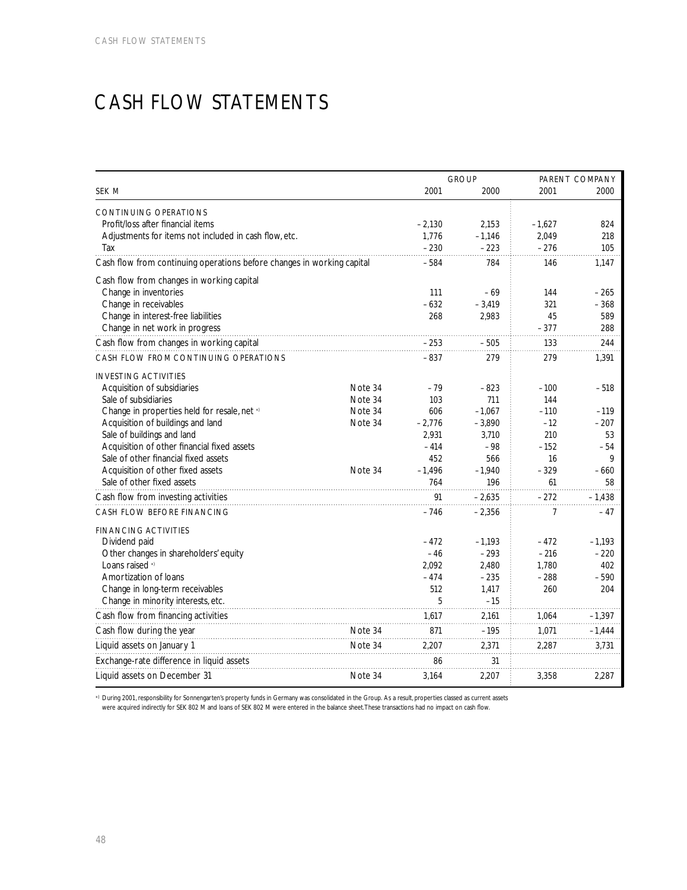// CASH FLOW STATEMENTS

| SEK M | | GROUP 2001 | GROUP 2000 | PARENT COMPANY 2001 | PARENT COMPANY 2000 |
|---|---|---|---|---|---|
| **CONTINUING OPERATIONS** | | | | | |
| Profit/loss after financial items | | –2,130 | 2,153 | –1,627 | 824 |
| Adjustments for items not included in cash flow, etc. | | 1,776 | –1,146 | 2,049 | 218 |
| Tax | | –230 | –223 | –276 | 105 |
| Cash flow from continuing operations before changes in working capital | | –584 | 784 | 146 | 1,147 |
| Cash flow from changes in working capital | | | | | |
| Change in inventories | | 111 | –69 | 144 | –265 |
| Change in receivables | | –632 | –3,419 | 321 | –368 |
| Change in interest-free liabilities | | 268 | 2,983 | 45 | 589 |
| Change in net work in progress | | | | –377 | 288 |
| Cash flow from changes in working capital | | –253 | –505 | 133 | 244 |
| CASH FLOW FROM CONTINUING OPERATIONS | | –837 | 279 | 279 | 1,391 |
| **INVESTING ACTIVITIES** | | | | | |
| Acquisition of subsidiaries | Note 34 | –79 | –823 | –100 | –518 |
| Sale of subsidiaries | Note 34 | 103 | 711 | 144 | |
| Change in properties held for resale, net *) | Note 34 | 606 | –1,067 | –110 | –119 |
| Acquisition of buildings and land | Note 34 | –2,776 | –3,890 | –12 | –207 |
| Sale of buildings and land | | 2,931 | 3,710 | 210 | 53 |
| Acquisition of other financial fixed assets | | –414 | –98 | –152 | –54 |
| Sale of other financial fixed assets | | 452 | 566 | 16 | 9 |
| Acquisition of other fixed assets | Note 34 | –1,496 | –1,940 | –329 | –660 |
| Sale of other fixed assets | | 764 | 196 | 61 | 58 |
| Cash flow from investing activities | | 91 | –2,635 | –272 | –1,438 |
| CASH FLOW BEFORE FINANCING | | –746 | –2,356 | 7 | –47 |
| **FINANCING ACTIVITIES** | | | | | |
| Dividend paid | | –472 | –1,193 | –472 | –1,193 |
| Other changes in shareholders' equity | | –46 | –293 | –216 | –220 |
| Loans raised *) | | 2,092 | 2,480 | 1,780 | 402 |
| Amortization of loans | | –474 | –235 | –288 | –590 |
| Change in long-term receivables | | 512 | 1,417 | 260 | 204 |
| Change in minority interests, etc. | | 5 | –15 | | |
| Cash flow from financing activities | | 1,617 | 2,161 | 1,064 | –1,397 |
| Cash flow during the year | Note 34 | 871 | –195 | 1,071 | –1,444 |
| Liquid assets on January 1 | Note 34 | 2,207 | 2,371 | 2,287 | 3,731 |
| Exchange-rate difference in liquid assets | | 86 | 31 | | |
| Liquid assets on December 31 | Note 34 | 3,164 | 2,207 | 3,358 | 2,287 |

*) During 2001, responsibility for Sonnengarten's property funds in Germany was consolidated in the Group. As a result, properties classed as current assets were acquired indirectly for SEK 802 M and loans of SEK 802 M were entered in the balance sheet. These transactions had no impact on cash flow.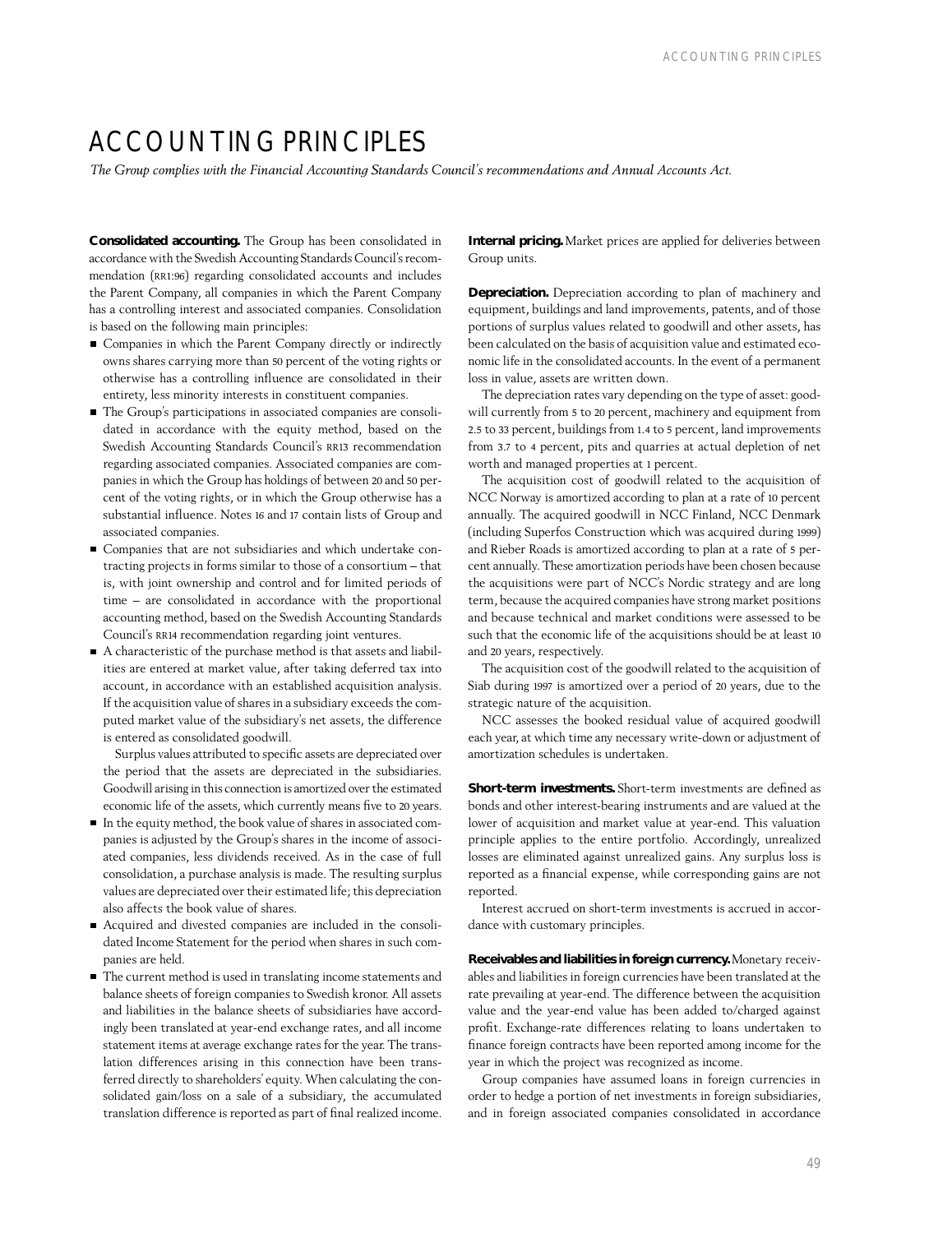# ACCOUNTING PRINCIPLES

*The Group complies with the Financial Accounting Standards Council's recommendations and Annual Accounts Act.*

**Consolidated accounting.** The Group has been consolidated in accordance with the Swedish Accounting Standards Council's recommendation (RR1:96) regarding consolidated accounts and includes the Parent Company, all companies in which the Parent Company has a controlling interest and associated companies. Consolidation is based on the following main principles:

- Companies in which the Parent Company directly or indirectly owns shares carrying more than 50 percent of the voting rights or otherwise has a controlling influence are consolidated in their entirety, less minority interests in constituent companies.
- The Group's participations in associated companies are consolidated in accordance with the equity method, based on the Swedish Accounting Standards Council's RR13 recommendation regarding associated companies. Associated companies are companies in which the Group has holdings of between 20 and 50 percent of the voting rights, or in which the Group otherwise has a substantial influence. Notes 16 and 17 contain lists of Group and associated companies.
- Companies that are not subsidiaries and which undertake contracting projects in forms similar to those of a consortium – that is, with joint ownership and control and for limited periods of time – are consolidated in accordance with the proportional accounting method, based on the Swedish Accounting Standards Council's RR14 recommendation regarding joint ventures.
- A characteristic of the purchase method is that assets and liabilities are entered at market value, after taking deferred tax into account, in accordance with an established acquisition analysis. If the acquisition value of shares in a subsidiary exceeds the computed market value of the subsidiary's net assets, the difference is entered as consolidated goodwill.

  Surplus values attributed to specific assets are depreciated over the period that the assets are depreciated in the subsidiaries. Goodwill arising in this connection is amortized over the estimated economic life of the assets, which currently means five to 20 years.
- In the equity method, the book value of shares in associated companies is adjusted by the Group's shares in the income of associated companies, less dividends received. As in the case of full consolidation, a purchase analysis is made. The resulting surplus values are depreciated over their estimated life; this depreciation also affects the book value of shares.
- Acquired and divested companies are included in the consolidated Income Statement for the period when shares in such companies are held.
- The current method is used in translating income statements and balance sheets of foreign companies to Swedish kronor. All assets and liabilities in the balance sheets of subsidiaries have accordingly been translated at year-end exchange rates, and all income statement items at average exchange rates for the year. The translation differences arising in this connection have been transferred directly to shareholders' equity. When calculating the consolidated gain/loss on a sale of a subsidiary, the accumulated translation difference is reported as part of final realized income.

**Internal pricing.** Market prices are applied for deliveries between Group units.

**Depreciation.** Depreciation according to plan of machinery and equipment, buildings and land improvements, patents, and of those portions of surplus values related to goodwill and other assets, has been calculated on the basis of acquisition value and estimated economic life in the consolidated accounts. In the event of a permanent loss in value, assets are written down.

The depreciation rates vary depending on the type of asset: goodwill currently from 5 to 20 percent, machinery and equipment from 2.5 to 33 percent, buildings from 1.4 to 5 percent, land improvements from 3.7 to 4 percent, pits and quarries at actual depletion of net worth and managed properties at 1 percent.

The acquisition cost of goodwill related to the acquisition of NCC Norway is amortized according to plan at a rate of 10 percent annually. The acquired goodwill in NCC Finland, NCC Denmark (including Superfos Construction which was acquired during 1999) and Rieber Roads is amortized according to plan at a rate of 5 percent annually. These amortization periods have been chosen because the acquisitions were part of NCC's Nordic strategy and are long term, because the acquired companies have strong market positions and because technical and market conditions were assessed to be such that the economic life of the acquisitions should be at least 10 and 20 years, respectively.

The acquisition cost of the goodwill related to the acquisition of Siab during 1997 is amortized over a period of 20 years, due to the strategic nature of the acquisition.

NCC assesses the booked residual value of acquired goodwill each year, at which time any necessary write-down or adjustment of amortization schedules is undertaken.

**Short-term investments.** Short-term investments are defined as bonds and other interest-bearing instruments and are valued at the lower of acquisition and market value at year-end. This valuation principle applies to the entire portfolio. Accordingly, unrealized losses are eliminated against unrealized gains. Any surplus loss is reported as a financial expense, while corresponding gains are not reported.

Interest accrued on short-term investments is accrued in accordance with customary principles.

**Receivables and liabilities in foreign currency.** Monetary receivables and liabilities in foreign currencies have been translated at the rate prevailing at year-end. The difference between the acquisition value and the year-end value has been added to/charged against profit. Exchange-rate differences relating to loans undertaken to finance foreign contracts have been reported among income for the year in which the project was recognized as income.

Group companies have assumed loans in foreign currencies in order to hedge a portion of net investments in foreign subsidiaries, and in foreign associated companies consolidated in accordance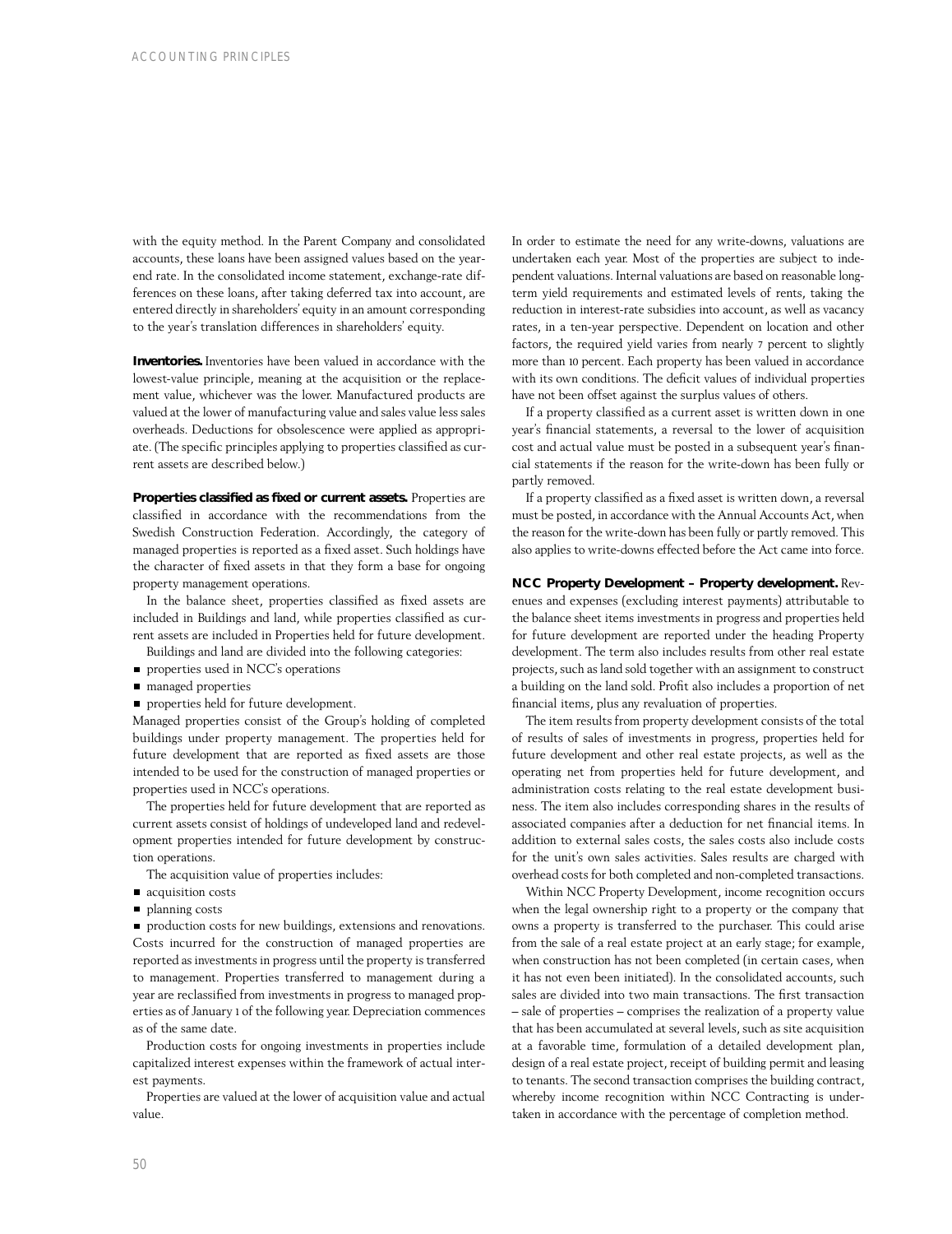with the equity method. In the Parent Company and consolidated accounts, these loans have been assigned values based on the year-end rate. In the consolidated income statement, exchange-rate differences on these loans, after taking deferred tax into account, are entered directly in shareholders' equity in an amount corresponding to the year's translation differences in shareholders' equity.

**Inventories.** Inventories have been valued in accordance with the lowest-value principle, meaning at the acquisition or the replacement value, whichever was the lower. Manufactured products are valued at the lower of manufacturing value and sales value less sales overheads. Deductions for obsolescence were applied as appropriate. (The specific principles applying to properties classified as current assets are described below.)

**Properties classified as fixed or current assets.** Properties are classified in accordance with the recommendations from the Swedish Construction Federation. Accordingly, the category of managed properties is reported as a fixed asset. Such holdings have the character of fixed assets in that they form a base for ongoing property management operations.

In the balance sheet, properties classified as fixed assets are included in Buildings and land, while properties classified as current assets are included in Properties held for future development.

Buildings and land are divided into the following categories:

- properties used in NCC's operations
- managed properties
- properties held for future development.

Managed properties consist of the Group's holding of completed buildings under property management. The properties held for future development that are reported as fixed assets are those intended to be used for the construction of managed properties or properties used in NCC's operations.

The properties held for future development that are reported as current assets consist of holdings of undeveloped land and redevelopment properties intended for future development by construction operations.

The acquisition value of properties includes:

- acquisition costs
- planning costs
- production costs for new buildings, extensions and renovations.

Costs incurred for the construction of managed properties are reported as investments in progress until the property is transferred to management. Properties transferred to management during a year are reclassified from investments in progress to managed properties as of January 1 of the following year. Depreciation commences as of the same date.

Production costs for ongoing investments in properties include capitalized interest expenses within the framework of actual interest payments.

Properties are valued at the lower of acquisition value and actual value.

In order to estimate the need for any write-downs, valuations are undertaken each year. Most of the properties are subject to independent valuations. Internal valuations are based on reasonable long-term yield requirements and estimated levels of rents, taking the reduction in interest-rate subsidies into account, as well as vacancy rates, in a ten-year perspective. Dependent on location and other factors, the required yield varies from nearly 7 percent to slightly more than 10 percent. Each property has been valued in accordance with its own conditions. The deficit values of individual properties have not been offset against the surplus values of others.

If a property classified as a current asset is written down in one year's financial statements, a reversal to the lower of acquisition cost and actual value must be posted in a subsequent year's financial statements if the reason for the write-down has been fully or partly removed.

If a property classified as a fixed asset is written down, a reversal must be posted, in accordance with the Annual Accounts Act, when the reason for the write-down has been fully or partly removed. This also applies to write-downs effected before the Act came into force.

**NCC Property Development – Property development.** Revenues and expenses (excluding interest payments) attributable to the balance sheet items investments in progress and properties held for future development are reported under the heading Property development. The term also includes results from other real estate projects, such as land sold together with an assignment to construct a building on the land sold. Profit also includes a proportion of net financial items, plus any revaluation of properties.

The item results from property development consists of the total of results of sales of investments in progress, properties held for future development and other real estate projects, as well as the operating net from properties held for future development, and administration costs relating to the real estate development business. The item also includes corresponding shares in the results of associated companies after a deduction for net financial items. In addition to external sales costs, the sales costs also include costs for the unit's own sales activities. Sales results are charged with overhead costs for both completed and non-completed transactions.

Within NCC Property Development, income recognition occurs when the legal ownership right to a property or the company that owns a property is transferred to the purchaser. This could arise from the sale of a real estate project at an early stage; for example, when construction has not been completed (in certain cases, when it has not even been initiated). In the consolidated accounts, such sales are divided into two main transactions. The first transaction – sale of properties – comprises the realization of a property value that has been accumulated at several levels, such as site acquisition at a favorable time, formulation of a detailed development plan, design of a real estate project, receipt of building permit and leasing to tenants. The second transaction comprises the building contract, whereby income recognition within NCC Contracting is undertaken in accordance with the percentage of completion method.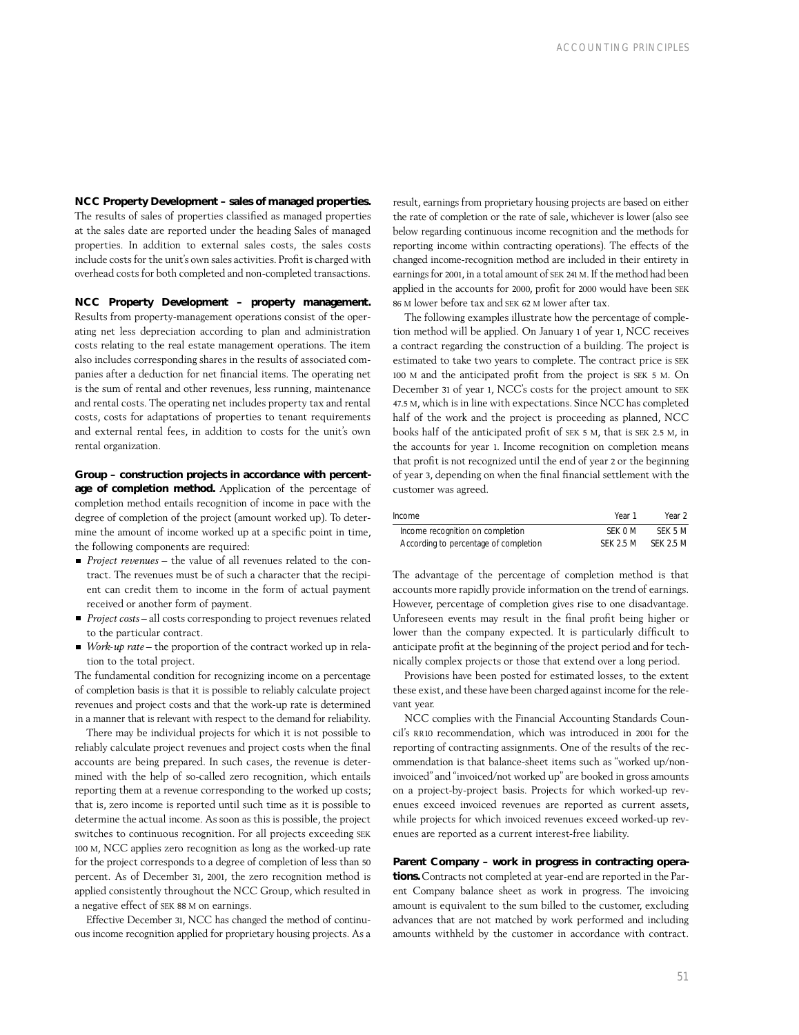**NCC Property Development – sales of managed properties.** The results of sales of properties classified as managed properties at the sales date are reported under the heading Sales of managed properties. In addition to external sales costs, the sales costs include costs for the unit's own sales activities. Profit is charged with overhead costs for both completed and non-completed transactions.

**NCC Property Development – property management.** Results from property-management operations consist of the operating net less depreciation according to plan and administration costs relating to the real estate management operations. The item also includes corresponding shares in the results of associated companies after a deduction for net financial items. The operating net is the sum of rental and other revenues, less running, maintenance and rental costs. The operating net includes property tax and rental costs, costs for adaptations of properties to tenant requirements and external rental fees, in addition to costs for the unit's own rental organization.

**Group – construction projects in accordance with percentage of completion method.** Application of the percentage of completion method entails recognition of income in pace with the degree of completion of the project (amount worked up). To determine the amount of income worked up at a specific point in time, the following components are required:

- *Project revenues* – the value of all revenues related to the contract. The revenues must be of such a character that the recipient can credit them to income in the form of actual payment received or another form of payment.
- *Project costs* – all costs corresponding to project revenues related to the particular contract.
- *Work-up rate* – the proportion of the contract worked up in relation to the total project.

The fundamental condition for recognizing income on a percentage of completion basis is that it is possible to reliably calculate project revenues and project costs and that the work-up rate is determined in a manner that is relevant with respect to the demand for reliability.

There may be individual projects for which it is not possible to reliably calculate project revenues and project costs when the final accounts are being prepared. In such cases, the revenue is determined with the help of so-called zero recognition, which entails reporting them at a revenue corresponding to the worked up costs; that is, zero income is reported until such time as it is possible to determine the actual income. As soon as this is possible, the project switches to continuous recognition. For all projects exceeding SEK 100 M, NCC applies zero recognition as long as the worked-up rate for the project corresponds to a degree of completion of less than 50 percent. As of December 31, 2001, the zero recognition method is applied consistently throughout the NCC Group, which resulted in a negative effect of SEK 88 M on earnings.

Effective December 31, NCC has changed the method of continuous income recognition applied for proprietary housing projects. As a result, earnings from proprietary housing projects are based on either the rate of completion or the rate of sale, whichever is lower (also see below regarding continuous income recognition and the methods for reporting income within contracting operations). The effects of the changed income-recognition method are included in their entirety in earnings for 2001, in a total amount of SEK 241 M. If the method had been applied in the accounts for 2000, profit for 2000 would have been SEK 86 M lower before tax and SEK 62 M lower after tax.

The following examples illustrate how the percentage of completion method will be applied. On January 1 of year 1, NCC receives a contract regarding the construction of a building. The project is estimated to take two years to complete. The contract price is SEK 100 M and the anticipated profit from the project is SEK 5 M. On December 31 of year 1, NCC's costs for the project amount to SEK 47.5 M, which is in line with expectations. Since NCC has completed half of the work and the project is proceeding as planned, NCC books half of the anticipated profit of SEK 5 M, that is SEK 2.5 M, in the accounts for year 1. Income recognition on completion means that profit is not recognized until the end of year 2 or the beginning of year 3, depending on when the final financial settlement with the customer was agreed.

| Income | Year 1 | Year 2 |
|---|---|---|
| Income recognition on completion | SEK 0 M | SEK 5 M |
| According to percentage of completion | SEK 2.5 M | SEK 2.5 M |

The advantage of the percentage of completion method is that accounts more rapidly provide information on the trend of earnings. However, percentage of completion gives rise to one disadvantage. Unforeseen events may result in the final profit being higher or lower than the company expected. It is particularly difficult to anticipate profit at the beginning of the project period and for technically complex projects or those that extend over a long period.

Provisions have been posted for estimated losses, to the extent these exist, and these have been charged against income for the relevant year.

NCC complies with the Financial Accounting Standards Council's RR10 recommendation, which was introduced in 2001 for the reporting of contracting assignments. One of the results of the recommendation is that balance-sheet items such as "worked up/non-invoiced" and "invoiced/not worked up" are booked in gross amounts on a project-by-project basis. Projects for which worked-up revenues exceed invoiced revenues are reported as current assets, while projects for which invoiced revenues exceed worked-up revenues are reported as a current interest-free liability.

**Parent Company – work in progress in contracting operations.** Contracts not completed at year-end are reported in the Parent Company balance sheet as work in progress. The invoicing amount is equivalent to the sum billed to the customer, excluding advances that are not matched by work performed and including amounts withheld by the customer in accordance with contract.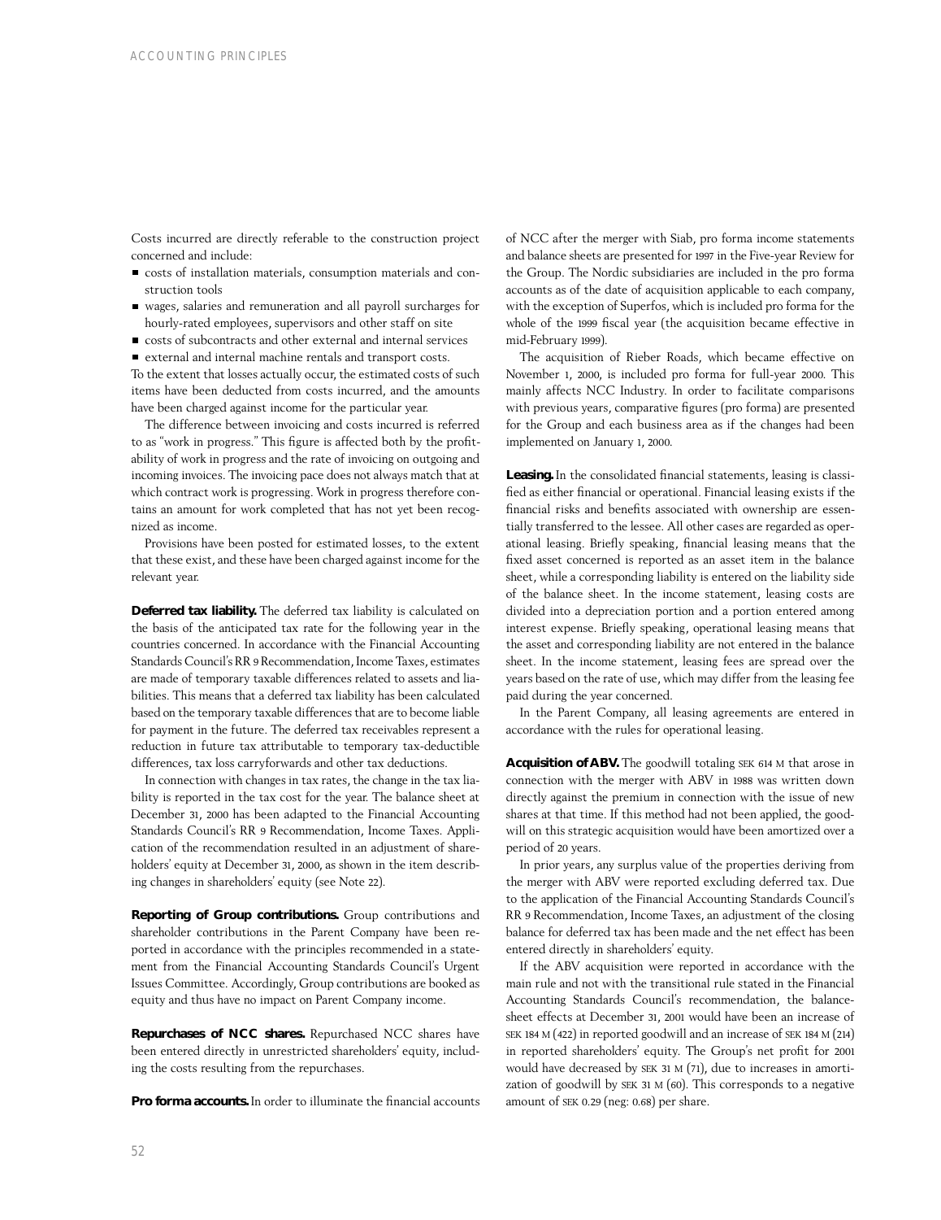Costs incurred are directly referable to the construction project concerned and include:

- costs of installation materials, consumption materials and construction tools
- wages, salaries and remuneration and all payroll surcharges for hourly-rated employees, supervisors and other staff on site
- costs of subcontracts and other external and internal services
- external and internal machine rentals and transport costs.

To the extent that losses actually occur, the estimated costs of such items have been deducted from costs incurred, and the amounts have been charged against income for the particular year.

The difference between invoicing and costs incurred is referred to as "work in progress." This figure is affected both by the profitability of work in progress and the rate of invoicing on outgoing and incoming invoices. The invoicing pace does not always match that at which contract work is progressing. Work in progress therefore contains an amount for work completed that has not yet been recognized as income.

Provisions have been posted for estimated losses, to the extent that these exist, and these have been charged against income for the relevant year.

**Deferred tax liability.** The deferred tax liability is calculated on the basis of the anticipated tax rate for the following year in the countries concerned. In accordance with the Financial Accounting Standards Council's RR 9 Recommendation, Income Taxes, estimates are made of temporary taxable differences related to assets and liabilities. This means that a deferred tax liability has been calculated based on the temporary taxable differences that are to become liable for payment in the future. The deferred tax receivables represent a reduction in future tax attributable to temporary tax-deductible differences, tax loss carryforwards and other tax deductions.

In connection with changes in tax rates, the change in the tax liability is reported in the tax cost for the year. The balance sheet at December 31, 2000 has been adapted to the Financial Accounting Standards Council's RR 9 Recommendation, Income Taxes. Application of the recommendation resulted in an adjustment of shareholders' equity at December 31, 2000, as shown in the item describing changes in shareholders' equity (see Note 22).

**Reporting of Group contributions.** Group contributions and shareholder contributions in the Parent Company have been reported in accordance with the principles recommended in a statement from the Financial Accounting Standards Council's Urgent Issues Committee. Accordingly, Group contributions are booked as equity and thus have no impact on Parent Company income.

**Repurchases of NCC shares.** Repurchased NCC shares have been entered directly in unrestricted shareholders' equity, including the costs resulting from the repurchases.

**Pro forma accounts.** In order to illuminate the financial accounts of NCC after the merger with Siab, pro forma income statements and balance sheets are presented for 1997 in the Five-year Review for the Group. The Nordic subsidiaries are included in the pro forma accounts as of the date of acquisition applicable to each company, with the exception of Superfos, which is included pro forma for the whole of the 1999 fiscal year (the acquisition became effective in mid-February 1999).

The acquisition of Rieber Roads, which became effective on November 1, 2000, is included pro forma for full-year 2000. This mainly affects NCC Industry. In order to facilitate comparisons with previous years, comparative figures (pro forma) are presented for the Group and each business area as if the changes had been implemented on January 1, 2000.

**Leasing.** In the consolidated financial statements, leasing is classified as either financial or operational. Financial leasing exists if the financial risks and benefits associated with ownership are essentially transferred to the lessee. All other cases are regarded as operational leasing. Briefly speaking, financial leasing means that the fixed asset concerned is reported as an asset item in the balance sheet, while a corresponding liability is entered on the liability side of the balance sheet. In the income statement, leasing costs are divided into a depreciation portion and a portion entered among interest expense. Briefly speaking, operational leasing means that the asset and corresponding liability are not entered in the balance sheet. In the income statement, leasing fees are spread over the years based on the rate of use, which may differ from the leasing fee paid during the year concerned.

In the Parent Company, all leasing agreements are entered in accordance with the rules for operational leasing.

**Acquisition of ABV.** The goodwill totaling SEK 614 M that arose in connection with the merger with ABV in 1988 was written down directly against the premium in connection with the issue of new shares at that time. If this method had not been applied, the goodwill on this strategic acquisition would have been amortized over a period of 20 years.

In prior years, any surplus value of the properties deriving from the merger with ABV were reported excluding deferred tax. Due to the application of the Financial Accounting Standards Council's RR 9 Recommendation, Income Taxes, an adjustment of the closing balance for deferred tax has been made and the net effect has been entered directly in shareholders' equity.

If the ABV acquisition were reported in accordance with the main rule and not with the transitional rule stated in the Financial Accounting Standards Council's recommendation, the balance-sheet effects at December 31, 2001 would have been an increase of SEK 184 M (422) in reported goodwill and an increase of SEK 184 M (214) in reported shareholders' equity. The Group's net profit for 2001 would have decreased by SEK 31 M (71), due to increases in amortization of goodwill by SEK 31 M (60). This corresponds to a negative amount of SEK 0.29 (neg: 0.68) per share.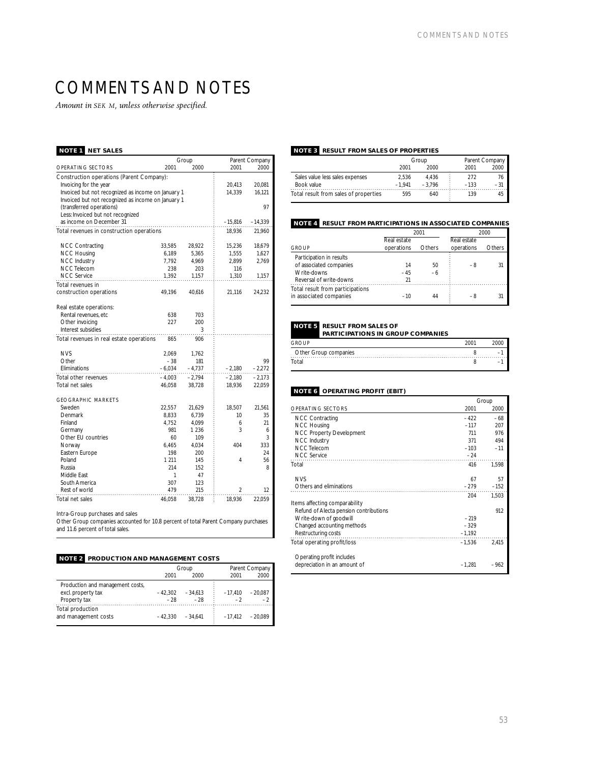// ... existing code ...
# COMMENTS AND NOTES

*Amount in SEK M, unless otherwise specified.*

## NOTE 1 NET SALES

| OPERATING SECTORS | Group 2001 | Group 2000 | Parent Company 2001 | Parent Company 2000 |
|---|---|---|---|---|
| Construction operations (Parent Company): | | | | |
| Invoicing for the year | | | 20,413 | 20,081 |
| Invoiced but not recognized as income on January 1 | | | 14,339 | 16,121 |
| Invoiced but not recognized as income on January 1 (transferred operations) | | | | 97 |
| Less: Invoiced but not recognized as income on December 31 | | | –15,816 | –14,339 |
| Total revenues in construction operations | | | 18,936 | 21,960 |
| NCC Contracting | 33,585 | 28,922 | 15,236 | 18,679 |
| NCC Housing | 6,189 | 5,365 | 1,555 | 1,627 |
| NCC Industry | 7,792 | 4,969 | 2,899 | 2,769 |
| NCC Telecom | 238 | 203 | 116 | |
| NCC Service | 1,392 | 1,157 | 1,310 | 1,157 |
| Total revenues in construction operations | 49,196 | 40,616 | 21,116 | 24,232 |
| Real estate operations: | | | | |
| Rental revenues, etc | 638 | 703 | | |
| Other invoicing | 227 | 200 | | |
| Interest subsidies | | 3 | | |
| Total revenues in real estate operations | 865 | 906 | | |
| NVS | 2,069 | 1,762 | | |
| Other | –38 | 181 | | 99 |
| Eliminations | –6,034 | –4,737 | –2,180 | –2,272 |
| Total other revenues | –4,003 | –2,794 | –2,180 | –2,173 |
| Total net sales | 46,058 | 38,728 | 18,936 | 22,059 |

| GEOGRAPHIC MARKETS | Group 2001 | Group 2000 | Parent Company 2001 | Parent Company 2000 |
|---|---|---|---|---|
| Sweden | 22,557 | 21,629 | 18,507 | 21,561 |
| Denmark | 8,833 | 6,739 | 10 | 35 |
| Finland | 4,752 | 4,099 | 6 | 21 |
| Germany | 981 | 1 236 | 3 | 6 |
| Other EU countries | 60 | 109 | | 3 |
| Norway | 6,465 | 4,034 | 404 | 333 |
| Eastern Europe | 198 | 200 | | 24 |
| Poland | 1 211 | 145 | 4 | 56 |
| Russia | 214 | 152 | | 8 |
| Middle East | 1 | 47 | | |
| South America | 307 | 123 | | |
| Rest of world | 479 | 215 | 2 | 12 |
| Total net sales | 46,058 | 38,728 | 18,936 | 22,059 |

Intra-Group purchases and sales

Other Group companies accounted for 10.8 percent of total Parent Company purchases and 11.6 percent of total sales.

## NOTE 2 PRODUCTION AND MANAGEMENT COSTS

| | Group 2001 | Group 2000 | Parent Company 2001 | Parent Company 2000 |
|---|---|---|---|---|
| Production and management costs, excl. property tax | –42,302 | –34,613 | –17,410 | –20,087 |
| Property tax | –28 | –28 | –2 | –2 |
| Total production and management costs | –42,330 | –34,641 | –17,412 | –20,089 |

## NOTE 3 RESULT FROM SALES OF PROPERTIES

| | Group 2001 | Group 2000 | Parent Company 2001 | Parent Company 2000 |
|---|---|---|---|---|
| Sales value less sales expenses | 2,536 | 4,436 | 272 | 76 |
| Book value | –1,941 | –3,796 | –133 | –31 |
| Total result from sales of properties | 595 | 640 | 139 | 45 |

## NOTE 4 RESULT FROM PARTICIPATIONS IN ASSOCIATED COMPANIES

| GROUP | 2001 Real estate operations | 2001 Others | 2000 Real estate operations | 2000 Others |
|---|---|---|---|---|
| Participation in results of associated companies | 14 | 50 | –8 | 31 |
| Write-downs | –45 | –6 | | |
| Reversal of write-downs | 21 | | | |
| Total result from participations in associated companies | –10 | 44 | –8 | 31 |

## NOTE 5 RESULT FROM SALES OF PARTICIPATIONS IN GROUP COMPANIES

| GROUP | 2001 | 2000 |
|---|---|---|
| Other Group companies | 8 | –1 |
| Total | 8 | –1 |

## NOTE 6 OPERATING PROFIT (EBIT)

| OPERATING SECTORS | Group 2001 | Group 2000 |
|---|---|---|
| NCC Contracting | –422 | –68 |
| NCC Housing | –117 | 207 |
| NCC Property Development | 711 | 976 |
| NCC Industry | 371 | 494 |
| NCC Telecom | –103 | –11 |
| NCC Service | –24 | |
| Total | 416 | 1,598 |
| NVS | 67 | 57 |
| Others and eliminations | –279 | –152 |
| | 204 | 1,503 |
| Items affecting comparability | | |
| Refund of Alecta pension contributions | | 912 |
| Write-down of goodwill | –219 | |
| Changed accounting methods | –329 | |
| Restructuring costs | –1,192 | |
| Total operating profit/loss | –1,536 | 2,415 |
| Operating profit includes depreciation in an amount of | –1,281 | –962 |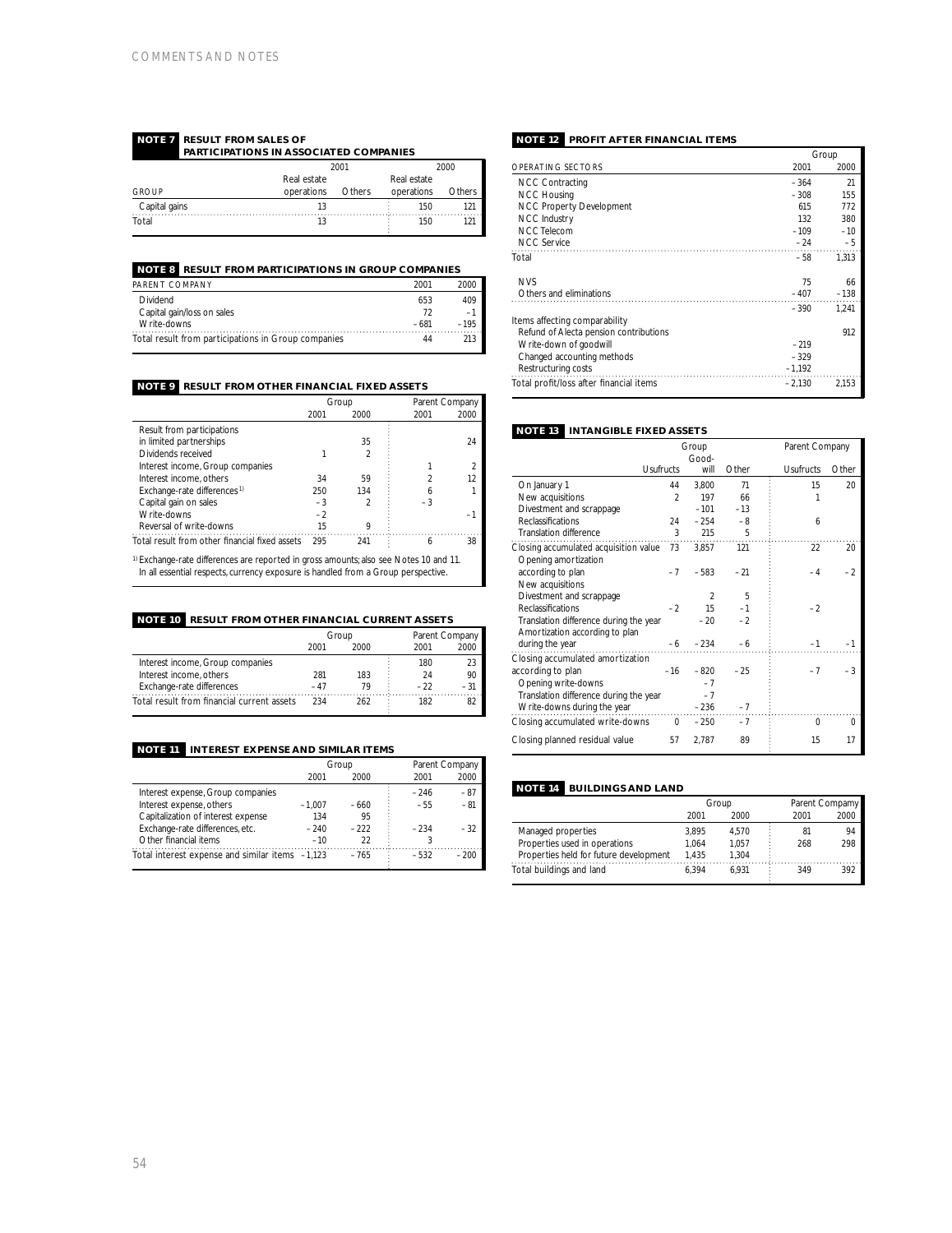COMMENTS AND NOTES

### NOTE 7 RESULT FROM SALES OF PARTICIPATIONS IN ASSOCIATED COMPANIES

| | 2001 | | 2000 | |
|---|---|---|---|---|
| GROUP | Real estate operations | Others | Real estate operations | Others |
| Capital gains | 13 | | 150 | 121 |
| Total | 13 | | 150 | 121 |

### NOTE 8 RESULT FROM PARTICIPATIONS IN GROUP COMPANIES

| PARENT COMPANY | 2001 | 2000 |
|---|---|---|
| Dividend | 653 | 409 |
| Capital gain/loss on sales | 72 | –1 |
| Write-downs | –681 | –195 |
| Total result from participations in Group companies | 44 | 213 |

### NOTE 9 RESULT FROM OTHER FINANCIAL FIXED ASSETS

| | Group | | Parent Company | |
|---|---|---|---|---|
| | 2001 | 2000 | 2001 | 2000 |
| Result from participations in limited partnerships | | 35 | | 24 |
| Dividends received | 1 | 2 | | |
| Interest income, Group companies | | | 1 | 2 |
| Interest income, others | 34 | 59 | 2 | 12 |
| Exchange-rate differences[1)] | 250 | 134 | 6 | 1 |
| Capital gain on sales | –3 | 2 | –3 | |
| Write-downs | –2 | | | –1 |
| Reversal of write-downs | 15 | 9 | | |
| Total result from other financial fixed assets | 295 | 241 | 6 | 38 |

[1)] Exchange-rate differences are reported in gross amounts; also see Notes 10 and 11. In all essential respects, currency exposure is handled from a Group perspective.

### NOTE 10 RESULT FROM OTHER FINANCIAL CURRENT ASSETS

| | Group | | Parent Company | |
|---|---|---|---|---|
| | 2001 | 2000 | 2001 | 2000 |
| Interest income, Group companies | | | 180 | 23 |
| Interest income, others | 281 | 183 | 24 | 90 |
| Exchange-rate differences | –47 | 79 | –22 | –31 |
| Total result from financial current assets | 234 | 262 | 182 | 82 |

### NOTE 11 INTEREST EXPENSE AND SIMILAR ITEMS

| | Group | | Parent Company | |
|---|---|---|---|---|
| | 2001 | 2000 | 2001 | 2000 |
| Interest expense, Group companies | | | –246 | –87 |
| Interest expense, others | –1,007 | –660 | –55 | –81 |
| Capitalization of interest expense | 134 | 95 | | |
| Exchange-rate differences, etc. | –240 | –222 | –234 | –32 |
| Other financial items | –10 | 22 | 3 | |
| Total interest expense and similar items | –1,123 | –765 | –532 | –200 |

### NOTE 12 PROFIT AFTER FINANCIAL ITEMS

| | Group | |
|---|---|---|
| OPERATING SECTORS | 2001 | 2000 |
| NCC Contracting | –364 | 21 |
| NCC Housing | –308 | 155 |
| NCC Property Development | 615 | 772 |
| NCC Industry | 132 | 380 |
| NCC Telecom | –109 | –10 |
| NCC Service | –24 | –5 |
| Total | –58 | 1,313 |
| NVS | 75 | 66 |
| Others and eliminations | –407 | –138 |
| | –390 | 1,241 |
| Items affecting comparability | | |
| Refund of Alecta pension contributions | | 912 |
| Write-down of goodwill | –219 | |
| Changed accounting methods | –329 | |
| Restructuring costs | –1,192 | |
| Total profit/loss after financial items | –2,130 | 2,153 |

### NOTE 13 INTANGIBLE FIXED ASSETS

| | Group | | | Parent Company | |
|---|---|---|---|---|---|
| | Usufructs | Goodwill | Other | Usufructs | Other |
| On January 1 | 44 | 3,800 | 71 | 15 | 20 |
| New acquisitions | 2 | 197 | 66 | 1 | |
| Divestment and scrappage | | –101 | –13 | | |
| Reclassifications | 24 | –254 | –8 | 6 | |
| Translation difference | 3 | 215 | 5 | | |
| Closing accumulated acquisition value | 73 | 3,857 | 121 | 22 | 20 |
| Opening amortization according to plan | –7 | –583 | –21 | –4 | –2 |
| New acquisitions | | | | | |
| Divestment and scrappage | | 2 | 5 | | |
| Reclassifications | –2 | 15 | –1 | –2 | |
| Translation difference during the year | | –20 | –2 | | |
| Amortization according to plan during the year | –6 | –234 | –6 | –1 | –1 |
| Closing accumulated amortization according to plan | –16 | –820 | –25 | –7 | –3 |
| Opening write-downs | | –7 | | | |
| Translation difference during the year | | –7 | | | |
| Write-downs during the year | | –236 | –7 | | |
| Closing accumulated write-downs | 0 | –250 | –7 | 0 | 0 |
| Closing planned residual value | 57 | 2,787 | 89 | 15 | 17 |

### NOTE 14 BUILDINGS AND LAND

| | Group | | Parent Company | |
|---|---|---|---|---|
| | 2001 | 2000 | 2001 | 2000 |
| Managed properties | 3,895 | 4,570 | 81 | 94 |
| Properties used in operations | 1,064 | 1,057 | 268 | 298 |
| Properties held for future development | 1,435 | 1,304 | | |
| Total buildings and land | 6,394 | 6,931 | 349 | 392 |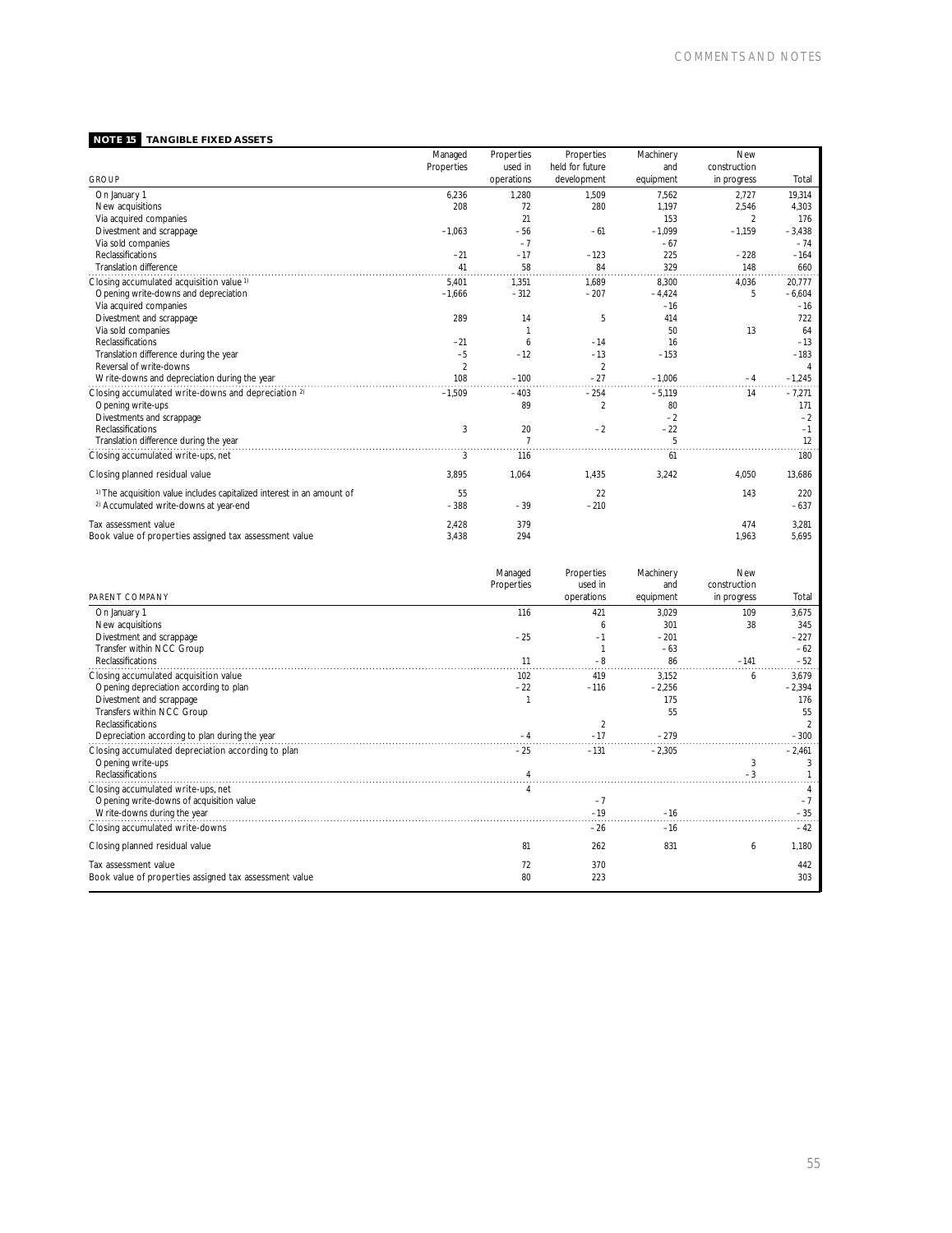## NOTE 15 TANGIBLE FIXED ASSETS

| GROUP | Managed Properties | Properties used in operations | Properties held for future development | Machinery and equipment | New construction in progress | Total |
|---|---|---|---|---|---|---|
| On January 1 | 6,236 | 1,280 | 1,509 | 7,562 | 2,727 | 19,314 |
| New acquisitions | 208 | 72 | 280 | 1,197 | 2,546 | 4,303 |
| Via acquired companies | | 21 | | 153 | 2 | 176 |
| Divestment and scrappage | –1,063 | –56 | –61 | –1,099 | –1,159 | –3,438 |
| Via sold companies | | –7 | | –67 | | –74 |
| Reclassifications | –21 | –17 | –123 | 225 | –228 | –164 |
| Translation difference | 41 | 58 | 84 | 329 | 148 | 660 |
| Closing accumulated acquisition value [1] | 5,401 | 1,351 | 1,689 | 8,300 | 4,036 | 20,777 |
| Opening write-downs and depreciation | –1,666 | –312 | –207 | –4,424 | 5 | –6,604 |
| Via acquired companies | | | | –16 | | –16 |
| Divestment and scrappage | 289 | 14 | 5 | 414 | | 722 |
| Via sold companies | | 1 | | 50 | 13 | 64 |
| Reclassifications | –21 | 6 | –14 | 16 | | –13 |
| Translation difference during the year | –5 | –12 | –13 | –153 | | –183 |
| Reversal of write-downs | 2 | | 2 | | | 4 |
| Write-downs and depreciation during the year | 108 | –100 | –27 | –1,006 | –4 | –1,245 |
| Closing accumulated write-downs and depreciation [2] | –1,509 | –403 | –254 | –5,119 | 14 | –7,271 |
| Opening write-ups | | 89 | 2 | 80 | | 171 |
| Divestments and scrappage | | | | –2 | | –2 |
| Reclassifications | 3 | 20 | –2 | –22 | | –1 |
| Translation difference during the year | | 7 | | 5 | | 12 |
| Closing accumulated write-ups, net | 3 | 116 | | 61 | | 180 |
| Closing planned residual value | 3,895 | 1,064 | 1,435 | 3,242 | 4,050 | 13,686 |
| [1] The acquisition value includes capitalized interest in an amount of | 55 | | 22 | | 143 | 220 |
| [2] Accumulated write-downs at year-end | –388 | –39 | –210 | | | –637 |
| Tax assessment value | 2,428 | 379 | | | 474 | 3,281 |
| Book value of properties assigned tax assessment value | 3,438 | 294 | | | 1,963 | 5,695 |

| PARENT COMPANY | Managed Properties | Properties used in operations | Machinery and equipment | New construction in progress | Total |
|---|---|---|---|---|---|
| On January 1 | 116 | 421 | 3,029 | 109 | 3,675 |
| New acquisitions | | 6 | 301 | 38 | 345 |
| Divestment and scrappage | –25 | –1 | –201 | | –227 |
| Transfer within NCC Group | | 1 | –63 | | –62 |
| Reclassifications | 11 | –8 | 86 | –141 | –52 |
| Closing accumulated acquisition value | 102 | 419 | 3,152 | 6 | 3,679 |
| Opening depreciation according to plan | –22 | –116 | –2,256 | | –2,394 |
| Divestment and scrappage | 1 | | 175 | | 176 |
| Transfers within NCC Group | | | 55 | | 55 |
| Reclassifications | | 2 | | | 2 |
| Depreciation according to plan during the year | –4 | –17 | –279 | | –300 |
| Closing accumulated depreciation according to plan | –25 | –131 | –2,305 | | –2,461 |
| Opening write-ups | | | | 3 | 3 |
| Reclassifications | 4 | | | –3 | 1 |
| Closing accumulated write-ups, net | 4 | | | | 4 |
| Opening write-downs of acquisition value | | –7 | | | –7 |
| Write-downs during the year | | –19 | –16 | | –35 |
| Closing accumulated write-downs | | –26 | –16 | | –42 |
| Closing planned residual value | 81 | 262 | 831 | 6 | 1,180 |
| Tax assessment value | 72 | 370 | | | 442 |
| Book value of properties assigned tax assessment value | 80 | 223 | | | 303 |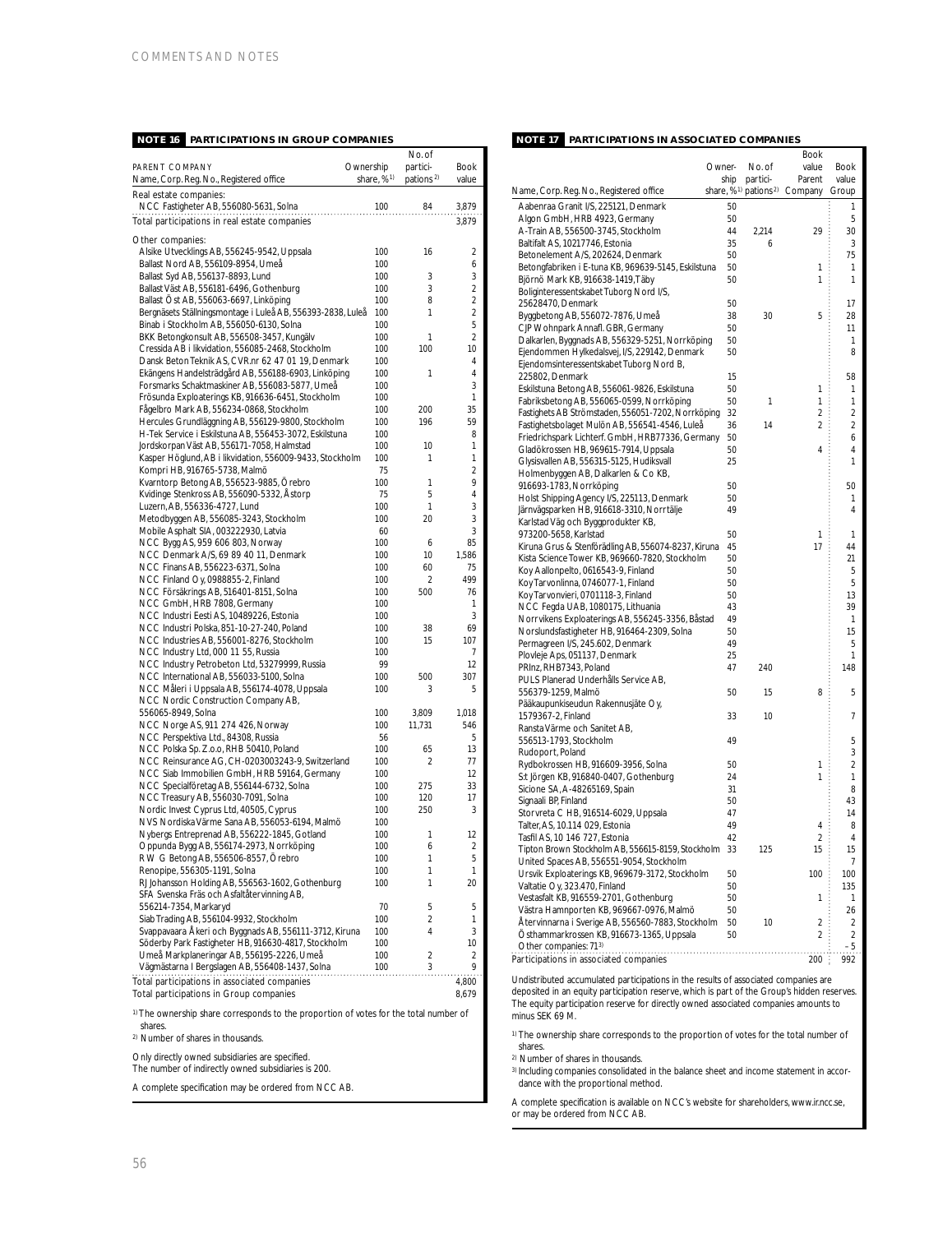## NOTE 16 PARTICIPATIONS IN GROUP COMPANIES

| PARENT COMPANY<br>Name, Corp. Reg. No., Registered office | Ownership share, %[1] | No. of partici-pations[2] | Book value |
|---|---|---|---|
| Real estate companies: | | | |
| NCC Fastigheter AB, 556080-5631, Solna | 100 | 84 | 3,879 |
| Total participations in real estate companies | | | 3,879 |
| Other companies: | | | |
| Alsike Utvecklings AB, 556245-9542, Uppsala | 100 | 16 | 2 |
| Ballast Nord AB, 556109-8954, Umeå | 100 | | 6 |
| Ballast Syd AB, 556137-8893, Lund | 100 | 3 | 3 |
| Ballast Väst AB, 556181-6496, Gothenburg | 100 | 3 | 2 |
| Ballast Öst AB, 556063-6697, Linköping | 100 | 8 | 2 |
| Bergnäsets Ställningsmontage i Luleå AB, 556393-2838, Luleå | 100 | 1 | 2 |
| Binab i Stockholm AB, 556050-6130, Solna | 100 | | 5 |
| BKK Betongkonsult AB, 556508-3457, Kungälv | 100 | 1 | 2 |
| Cressida AB i likvidation, 556085-2468, Stockholm | 100 | 100 | 10 |
| Dansk Beton Teknik AS, CVR.nr 62 47 01 19, Denmark | 100 | | 4 |
| Ekängens Handelsträdgård AB, 556188-6903, Linköping | 100 | 1 | 4 |
| Forsmarks Schaktmaskiner AB, 556083-5877, Umeå | 100 | | 3 |
| Frösunda Exploaterings KB, 916636-6451, Stockholm | 100 | | 1 |
| Fågelbro Mark AB, 556234-0868, Stockholm | 100 | 200 | 35 |
| Hercules Grundläggning AB, 556129-9800, Stockholm | 100 | 196 | 59 |
| H-Tek Service i Eskilstuna AB, 556453-3072, Eskilstuna | 100 | | 8 |
| Jordskorpan Väst AB, 556171-7058, Halmstad | 100 | 10 | 1 |
| Kasper Höglund, AB i likvidation, 556009-9433, Stockholm | 100 | 1 | 1 |
| Kompri HB, 916765-5738, Malmö | 75 | | 2 |
| Kvarntorp Betong AB, 556523-9885, Örebro | 100 | 1 | 9 |
| Kvidinge Stenkross AB, 556090-5332, Åstorp | 75 | 5 | 4 |
| Luzern, AB, 556336-4727, Lund | 100 | 1 | 3 |
| Metodbyggen AB, 556085-3243, Stockholm | 100 | 20 | 3 |
| Mobile Asphalt SIA, 003222930, Latvia | 60 | | 3 |
| NCC Bygg AS, 959 606 803, Norway | 100 | 6 | 85 |
| NCC Denmark A/S, 69 89 40 11, Denmark | 100 | 10 | 1,586 |
| NCC Finans AB, 556223-6371, Solna | 100 | 60 | 75 |
| NCC Finland Oy, 0988855-2, Finland | 100 | 2 | 499 |
| NCC Försäkrings AB, 516401-8151, Solna | 100 | 500 | 76 |
| NCC GmbH, HRB 7808, Germany | 100 | | 1 |
| NCC Industri Eesti AS, 10489226, Estonia | 100 | | 3 |
| NCC Industri Polska, 851-10-27-240, Poland | 100 | 38 | 69 |
| NCC Industries AB, 556001-8276, Stockholm | 100 | 15 | 107 |
| NCC Industry Ltd, 000 11 55, Russia | 100 | | 7 |
| NCC Industry Petrobeton Ltd, 53279999, Russia | 99 | | 12 |
| NCC International AB, 556033-5100, Solna | 100 | 500 | 307 |
| NCC Måleri i Uppsala AB, 556174-4078, Uppsala | 100 | 3 | 5 |
| NCC Nordic Construction Company AB, 556065-8949, Solna | 100 | 3,809 | 1,018 |
| NCC Norge AS, 911 274 426, Norway | 100 | 11,731 | 546 |
| NCC Perspektiva Ltd., 84308, Russia | 56 | | 5 |
| NCC Polska Sp. Z.o.o, RHB 50410, Poland | 100 | 65 | 13 |
| NCC Reinsurance AG, CH-0203003243-9, Switzerland | 100 | 2 | 77 |
| NCC Siab Immobilien GmbH, HRB 59164, Germany | 100 | | 12 |
| NCC Specialföretag AB, 556144-6732, Solna | 100 | 275 | 33 |
| NCC Treasury AB, 556030-7091, Solna | 100 | 120 | 17 |
| Nordic Invest Cyprus Ltd, 40505, Cyprus | 100 | 250 | 3 |
| NVS Nordiska Värme Sana AB, 556053-6194, Malmö | 100 | | |
| Nybergs Entreprenad AB, 556222-1845, Gotland | 100 | 1 | 12 |
| Oppunda Bygg AB, 556174-2973, Norrköping | 100 | 6 | 2 |
| RW G Betong AB, 556506-8557, Örebro | 100 | 1 | 5 |
| Renopipe, 556305-1191, Solna | 100 | 1 | 1 |
| RJ Johansson Holding AB, 556563-1602, Gothenburg | 100 | 1 | 20 |
| SFA Svenska Fräs och Asfaltåtervinning AB, 556214-7354, Markaryd | 70 | 5 | 5 |
| Siab Trading AB, 556104-9932, Stockholm | 100 | 2 | 1 |
| Svappavaara Åkeri och Byggnads AB, 556111-3712, Kiruna | 100 | 4 | 3 |
| Söderby Park Fastigheter HB, 916630-4817, Stockholm | 100 | | 10 |
| Umeå Markplaneringar AB, 556195-2226, Umeå | 100 | 2 | 2 |
| Vägmästarna I Bergslagen AB, 556408-1437, Solna | 100 | 3 | 9 |
| Total participations in associated companies | | | 4,800 |
| Total participations in Group companies | | | 8,679 |

[1] The ownership share corresponds to the proportion of votes for the total number of shares.
[2] Number of shares in thousands.

Only directly owned subsidiaries are specified.
The number of indirectly owned subsidiaries is 200.

A complete specification may be ordered from NCC AB.

## NOTE 17 PARTICIPATIONS IN ASSOCIATED COMPANIES

| Name, Corp. Reg. No., Registered office | Owner-ship share, %[1] | No. of partici-pations[2] | Book value Parent Company | Book value Group |
|---|---|---|---|---|
| Aabenraa Granit I/S, 225121, Denmark | 50 | | | 1 |
| Algon GmbH, HRB 4923, Germany | 50 | | | 5 |
| A-Train AB, 556500-3745, Stockholm | 44 | 2,214 | 29 | 30 |
| Baltfalt AS, 10217746, Estonia | 35 | 6 | | 3 |
| Betonelement A/S, 202624, Denmark | 50 | | | 75 |
| Betongfabriken i E-tuna KB, 969639-5145, Eskilstuna | 50 | | 1 | 1 |
| Björnö Mark KB, 916638-1419, Täby | 50 | | 1 | 1 |
| Boliginteressentskabet Tuborg Nord I/S, 25628470, Denmark | 50 | | | 17 |
| Byggbetong AB, 556072-7876, Umeå | 38 | 30 | 5 | 28 |
| CJP Wohnpark Annafl. GBR, Germany | 50 | | | 11 |
| Dalkarlen, Byggnads AB, 556329-5251, Norrköping | 50 | | | 1 |
| Ejendommen Hylkedalsvej, I/S, 229142, Denmark | 50 | | | 8 |
| Ejendomsinteressentskabet Tuborg Nord B, 225802, Denmark | 15 | | | 58 |
| Eskilstuna Betong AB, 556061-9826, Eskilstuna | 50 | | 1 | 1 |
| Fabriksbetong AB, 556065-0599, Norrköping | 50 | 1 | 1 | 1 |
| Fastighets AB Strömstaden, 556051-7202, Norrköping | 32 | | 2 | 2 |
| Fastighetsbolaget Mulön AB, 556541-4546, Luleå | 36 | 14 | 2 | 2 |
| Friedrichspark Lichterf. GmbH, HRB77336, Germany | 50 | | | 6 |
| Gladökrossen HB, 969615-7914, Uppsala | 50 | | 4 | 4 |
| Glysisvallen AB, 556315-5125, Hudiksvall | 25 | | | 1 |
| Holmenbyggen AB, Dalkarlen & Co KB, 916693-1783, Norrköping | 50 | | | 50 |
| Holst Shipping Agency I/S, 225113, Denmark | 50 | | | 1 |
| Järnvägsparken HB, 916618-3310, Norrtälje | 49 | | | 4 |
| Karlstad Väg och Byggprodukter KB, 973200-5658, Karlstad | 50 | | 1 | 1 |
| Kiruna Grus & Stenförädling AB, 556074-8237, Kiruna | 45 | | 17 | 44 |
| Kista Science Tower KB, 969660-7820, Stockholm | 50 | | | 21 |
| Koy Aallonpelto, 0616543-9, Finland | 50 | | | 5 |
| Koy Tarvonlinna, 0746077-1, Finland | 50 | | | 5 |
| Koy Tarvonvieri, 0701118-3, Finland | 50 | | | 13 |
| NCC Fegda UAB, 1080175, Lithuania | 43 | | | 39 |
| Norrvikens Exploaterings AB, 556245-3356, Båstad | 49 | | | 1 |
| Norslundsfastigheter HB, 916464-2309, Solna | 50 | | | 15 |
| Permagreen I/S, 245.602, Denmark | 49 | | | 5 |
| Plovleje Aps, 051137, Denmark | 25 | | | 1 |
| PRInz, RHB7343, Poland | 47 | 240 | | 148 |
| PULS Planerad Underhålls Service AB, 556379-1259, Malmö | 50 | 15 | 8 | 5 |
| Pääkaupunkiseudun Rakennusjäte Oy, 1579367-2, Finland | 33 | 10 | | 7 |
| Ransta Värme och Sanitet AB, 556513-1793, Stockholm | 49 | | | 5 |
| Rudoport, Poland | | | | 3 |
| Rydbokrossen HB, 916609-3956, Solna | 50 | | 1 | 2 |
| S:t Jörgen KB, 916840-0407, Gothenburg | 24 | | 1 | 1 |
| Sicione SA, A-48265169, Spain | 31 | | | 8 |
| Signaali BP, Finland | 50 | | | 43 |
| Storvreta C HB, 916514-6029, Uppsala | 47 | | | 14 |
| Talter, AS, 10.114 029, Estonia | 49 | | 4 | 8 |
| Tasfil AS, 10 146 727, Estonia | 42 | | 2 | 4 |
| Tipton Brown Stockholm AB, 556615-8159, Stockholm | 33 | 125 | 15 | 15 |
| United Spaces AB, 556551-9054, Stockholm | | | | 7 |
| Ursvik Exploaterings KB, 969679-3172, Stockholm | 50 | | 100 | 100 |
| Valtatie Oy, 323.470, Finland | 50 | | | 135 |
| Vestasfalt KB, 916559-2701, Gothenburg | 50 | | 1 | 1 |
| Västra Hamnporten KB, 969667-0976, Malmö | 50 | | | 26 |
| Återvinnarna i Sverige AB, 556560-7883, Stockholm | 50 | 10 | 2 | 2 |
| Östhammarkrossen KB, 916673-1365, Uppsala | 50 | | 2 | 2 |
| Other companies: 71[3] | | | | –5 |
| Participations in associated companies | | | 200 | 992 |

Undistributed accumulated participations in the results of associated companies are deposited in an equity participation reserve, which is part of the Group's hidden reserves. The equity participation reserve for directly owned associated companies amounts to minus SEK 69 M.

[1] The ownership share corresponds to the proportion of votes for the total number of shares.
[2] Number of shares in thousands.
[3] Including companies consolidated in the balance sheet and income statement in accordance with the proportional method.

A complete specification is available on NCC's website for shareholders, www.ir.ncc.se, or may be ordered from NCC AB.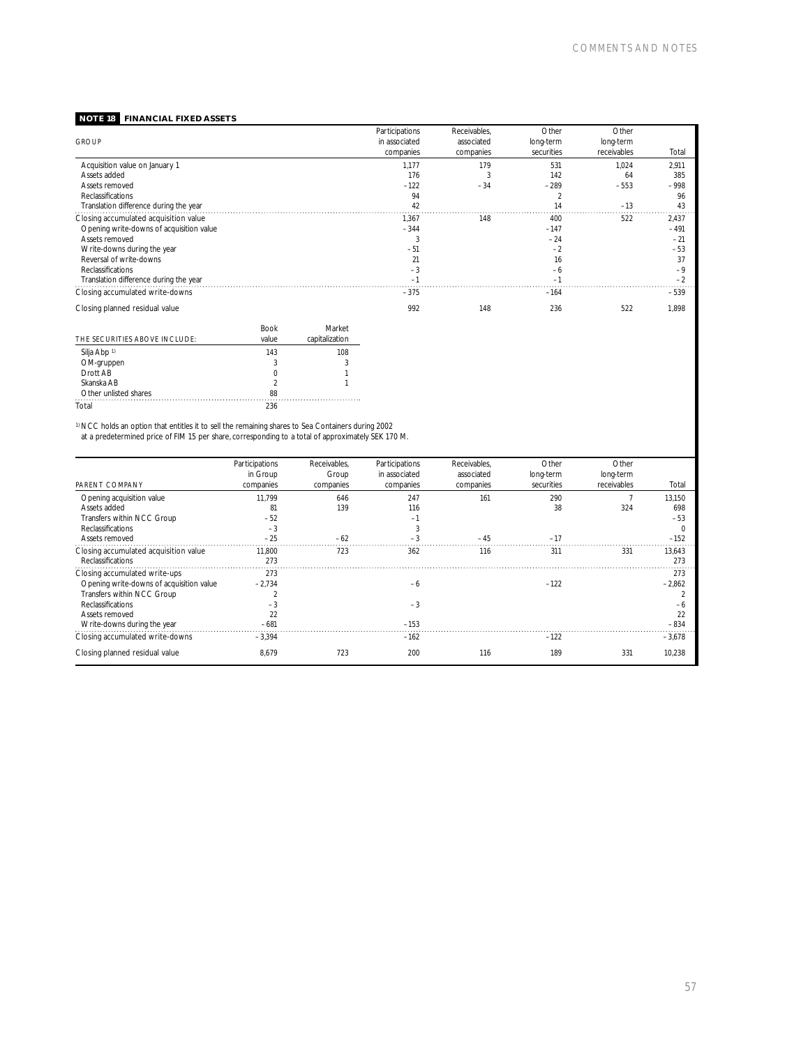## NOTE 18 FINANCIAL FIXED ASSETS

| GROUP | Participations in associated companies | Receivables, associated companies | Other long-term securities | Other long-term receivables | Total |
|---|---|---|---|---|---|
| Acquisition value on January 1 | 1,177 | 179 | 531 | 1,024 | 2,911 |
| Assets added | 176 | 3 | 142 | 64 | 385 |
| Assets removed | –122 | –34 | –289 | –553 | –998 |
| Reclassifications | 94 | | 2 | | 96 |
| Translation difference during the year | 42 | | 14 | –13 | 43 |
| Closing accumulated acquisition value | 1,367 | 148 | 400 | 522 | 2,437 |
| Opening write-downs of acquisition value | –344 | | –147 | | –491 |
| Assets removed | 3 | | –24 | | –21 |
| Write-downs during the year | –51 | | –2 | | –53 |
| Reversal of write-downs | 21 | | 16 | | 37 |
| Reclassifications | –3 | | –6 | | –9 |
| Translation difference during the year | –1 | | –1 | | –2 |
| Closing accumulated write-downs | –375 | | –164 | | –539 |
| Closing planned residual value | 992 | 148 | 236 | 522 | 1,898 |

| THE SECURITIES ABOVE INCLUDE: | Book value | Market capitalization |
|---|---|---|
| Silja Abp [1] | 143 | 108 |
| OM-gruppen | 3 | 3 |
| Drott AB | 0 | 1 |
| Skanska AB | 2 | 1 |
| Other unlisted shares | 88 | |
| Total | 236 | |

[1] NCC holds an option that entitles it to sell the remaining shares to Sea Containers during 2002 at a predetermined price of FIM 15 per share, corresponding to a total of approximately SEK 170 M.

| PARENT COMPANY | Participations in Group companies | Receivables, Group companies | Participations in associated companies | Receivables, associated companies | Other long-term securities | Other long-term receivables | Total |
|---|---|---|---|---|---|---|---|
| Opening acquisition value | 11,799 | 646 | 247 | 161 | 290 | 7 | 13,150 |
| Assets added | 81 | 139 | 116 | | 38 | 324 | 698 |
| Transfers within NCC Group | –52 | | –1 | | | | –53 |
| Reclassifications | –3 | | 3 | | | | 0 |
| Assets removed | –25 | –62 | –3 | –45 | –17 | | –152 |
| Closing accumulated acquisition value | 11,800 | 723 | 362 | 116 | 311 | 331 | 13,643 |
| Reclassifications | 273 | | | | | | 273 |
| Closing accumulated write-ups | 273 | | | | | | 273 |
| Opening write-downs of acquisition value | –2,734 | | –6 | | –122 | | –2,862 |
| Transfers within NCC Group | 2 | | | | | | 2 |
| Reclassifications | –3 | | –3 | | | | –6 |
| Assets removed | 22 | | | | | | 22 |
| Write-downs during the year | –681 | | –153 | | | | –834 |
| Closing accumulated write-downs | –3,394 | | –162 | | –122 | | –3,678 |
| Closing planned residual value | 8,679 | 723 | 200 | 116 | 189 | 331 | 10,238 |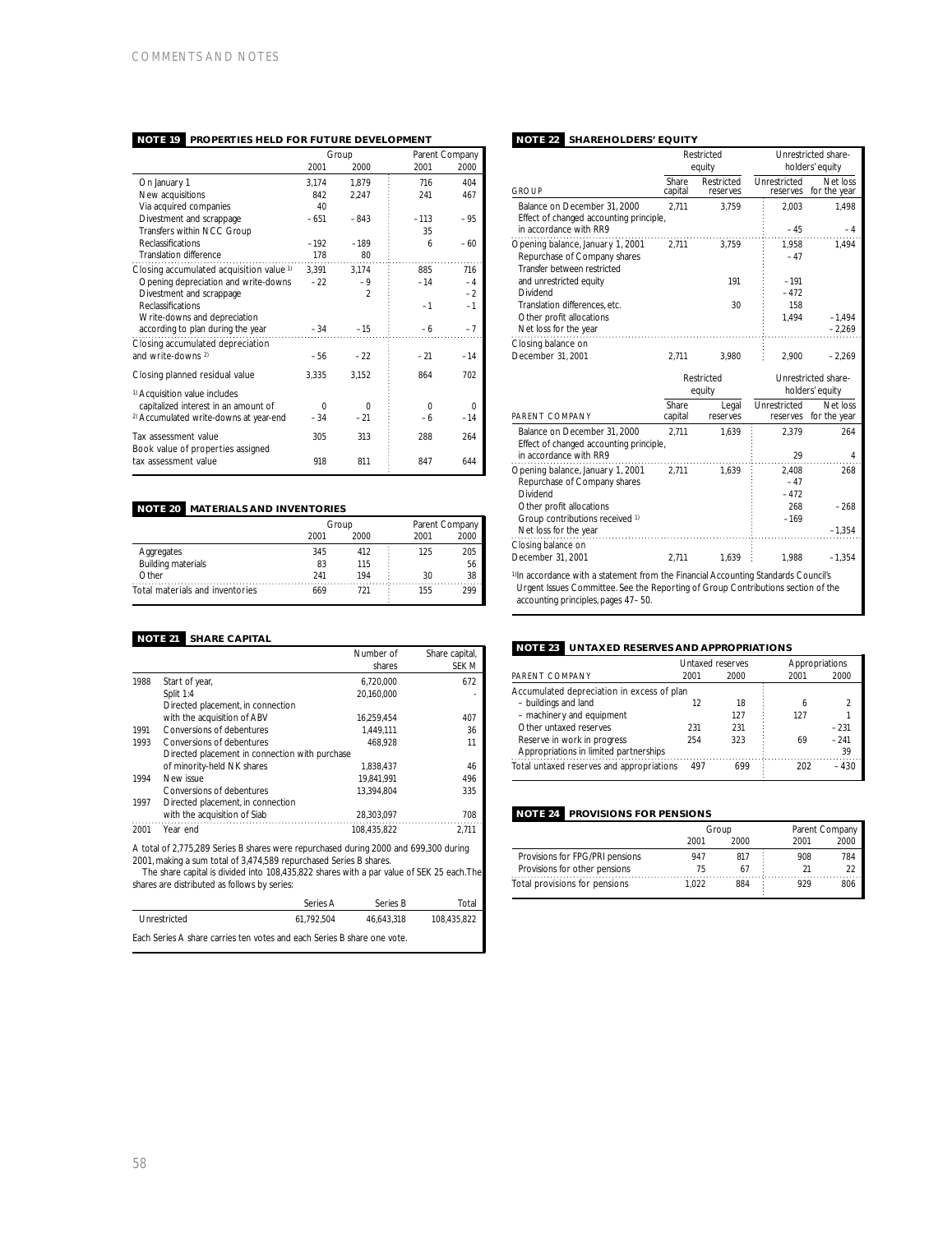## NOTE 19 PROPERTIES HELD FOR FUTURE DEVELOPMENT

| | Group | | Parent Company | |
|---|---|---|---|---|
| | 2001 | 2000 | 2001 | 2000 |
| On January 1 | 3,174 | 1,879 | 716 | 404 |
| New acquisitions | 842 | 2,247 | 241 | 467 |
| Via acquired companies | 40 | | | |
| Divestment and scrappage | –651 | –843 | –113 | –95 |
| Transfers within NCC Group | | | 35 | |
| Reclassifications | –192 | –189 | 6 | –60 |
| Translation difference | 178 | 80 | | |
| Closing accumulated acquisition value [1] | 3,391 | 3,174 | 885 | 716 |
| Opening depreciation and write-downs | –22 | –9 | –14 | –4 |
| Divestment and scrappage | | 2 | | –2 |
| Reclassifications | | | –1 | –1 |
| Write-downs and depreciation according to plan during the year | –34 | –15 | –6 | –7 |
| Closing accumulated depreciation and write-downs [2] | –56 | –22 | –21 | –14 |
| Closing planned residual value | 3,335 | 3,152 | 864 | 702 |
| [1] Acquisition value includes capitalized interest in an amount of | 0 | 0 | 0 | 0 |
| [2] Accumulated write-downs at year-end | –34 | –21 | –6 | –14 |
| Tax assessment value | 305 | 313 | 288 | 264 |
| Book value of properties assigned tax assessment value | 918 | 811 | 847 | 644 |

## NOTE 20 MATERIALS AND INVENTORIES

| | Group | | Parent Company | |
|---|---|---|---|---|
| | 2001 | 2000 | 2001 | 2000 |
| Aggregates | 345 | 412 | 125 | 205 |
| Building materials | 83 | 115 | | 56 |
| Other | 241 | 194 | 30 | 38 |
| Total materials and inventories | 669 | 721 | 155 | 299 |

## NOTE 21 SHARE CAPITAL

| | | Number of shares | Share capital, SEK M |
|---|---|---|---|
| 1988 | Start of year, | 6,720,000 | 672 |
| | Split 1:4 | 20,160,000 | - |
| | Directed placement, in connection with the acquisition of ABV | 16,259,454 | 407 |
| 1991 | Conversions of debentures | 1,449,111 | 36 |
| 1993 | Conversions of debentures | 468,928 | 11 |
| | Directed placement in connection with purchase of minority-held NK shares | 1,838,437 | 46 |
| 1994 | New issue | 19,841,991 | 496 |
| | Conversions of debentures | 13,394,804 | 335 |
| 1997 | Directed placement, in connection with the acquisition of Siab | 28,303,097 | 708 |
| 2001 | Year end | 108,435,822 | 2,711 |

A total of 2,775,289 Series B shares were repurchased during 2000 and 699,300 during 2001, making a sum total of 3,474,589 repurchased Series B shares.

The share capital is divided into 108,435,822 shares with a par value of SEK 25 each. The shares are distributed as follows by series:

| | Series A | Series B | Total |
|---|---|---|---|
| Unrestricted | 61,792,504 | 46,643,318 | 108,435,822 |

Each Series A share carries ten votes and each Series B share one vote.

## NOTE 22 SHAREHOLDERS' EQUITY

| | Restricted equity | | Unrestricted shareholders' equity | |
|---|---|---|---|---|
| GROUP | Share capital | Restricted reserves | Unrestricted reserves | Net loss for the year |
| Balance on December 31, 2000 | 2,711 | 3,759 | 2,003 | 1,498 |
| Effect of changed accounting principle, in accordance with RR9 | | | –45 | –4 |
| Opening balance, January 1, 2001 | 2,711 | 3,759 | 1,958 | 1,494 |
| Repurchase of Company shares | | | –47 | |
| Transfer between restricted and unrestricted equity | | 191 | –191 | |
| Dividend | | | –472 | |
| Translation differences, etc. | | 30 | 158 | |
| Other profit allocations | | | 1,494 | –1,494 |
| Net loss for the year | | | | –2,269 |
| Closing balance on December 31, 2001 | 2,711 | 3,980 | 2,900 | –2,269 |

| | Restricted equity | | Unrestricted shareholders' equity | |
|---|---|---|---|---|
| PARENT COMPANY | Share capital | Legal reserves | Unrestricted reserves | Net loss for the year |
| Balance on December 31, 2000 | 2,711 | 1,639 | 2,379 | 264 |
| Effect of changed accounting principle, in accordance with RR9 | | | 29 | 4 |
| Opening balance, January 1, 2001 | 2,711 | 1,639 | 2,408 | 268 |
| Repurchase of Company shares | | | –47 | |
| Dividend | | | –472 | |
| Other profit allocations | | | 268 | –268 |
| Group contributions received [1] | | | –169 | |
| Net loss for the year | | | | –1,354 |
| Closing balance on December 31, 2001 | 2,711 | 1,639 | 1,988 | –1,354 |

[1] In accordance with a statement from the Financial Accounting Standards Council's Urgent Issues Committee. See the Reporting of Group Contributions section of the accounting principles, pages 47–50.

## NOTE 23 UNTAXED RESERVES AND APPROPRIATIONS

| | Untaxed reserves | | Appropriations | |
|---|---|---|---|---|
| PARENT COMPANY | 2001 | 2000 | 2001 | 2000 |
| Accumulated depreciation in excess of plan | | | | |
| – buildings and land | 12 | 18 | 6 | 2 |
| – machinery and equipment | | 127 | 127 | 1 |
| Other untaxed reserves | 231 | 231 | | –231 |
| Reserve in work in progress | 254 | 323 | 69 | –241 |
| Appropriations in limited partnerships | | | | 39 |
| Total untaxed reserves and appropriations | 497 | 699 | 202 | –430 |

## NOTE 24 PROVISIONS FOR PENSIONS

| | Group | | Parent Company | |
|---|---|---|---|---|
| | 2001 | 2000 | 2001 | 2000 |
| Provisions for FPG/PRI pensions | 947 | 817 | 908 | 784 |
| Provisions for other pensions | 75 | 67 | 21 | 22 |
| Total provisions for pensions | 1,022 | 884 | 929 | 806 |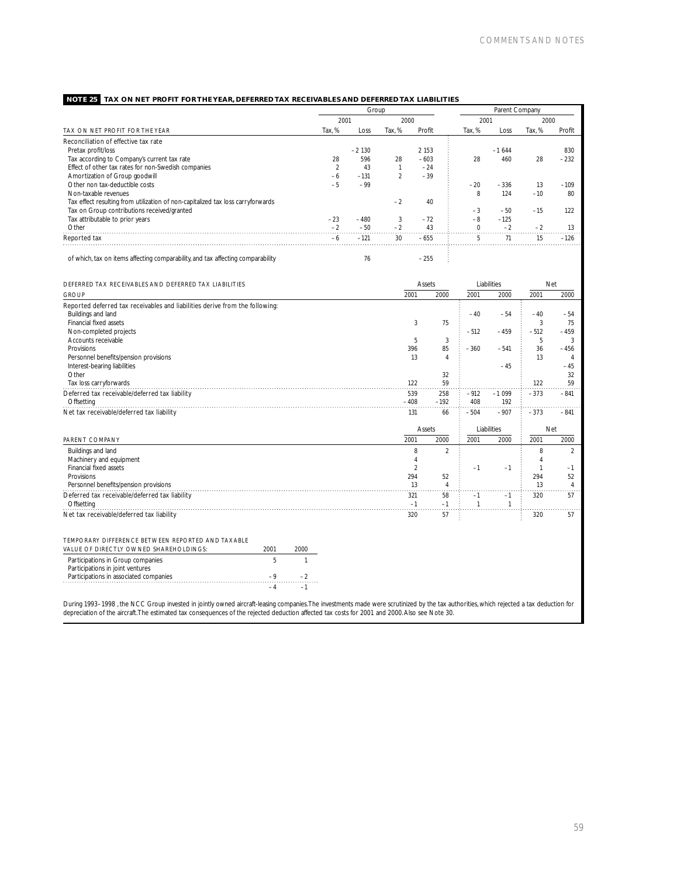## NOTE 25 TAX ON NET PROFIT FOR THE YEAR, DEFERRED TAX RECEIVABLES AND DEFERRED TAX LIABILITIES

| | Group | | | | Parent Company | | | |
|---|---|---|---|---|---|---|---|---|
| | 2001 | | 2000 | | 2001 | | 2000 | |
| TAX ON NET PROFIT FOR THE YEAR | Tax, % | Loss | Tax, % | Profit | Tax, % | Loss | Tax, % | Profit |
| Reconciliation of effective tax rate | | | | | | | | |
| Pretax profit/loss | | –2 130 | | 2 153 | | –1 644 | | 830 |
| Tax according to Company's current tax rate | 28 | 596 | 28 | –603 | 28 | 460 | 28 | –232 |
| Effect of other tax rates for non-Swedish companies | 2 | 43 | 1 | –24 | | | | |
| Amortization of Group goodwill | –6 | –131 | 2 | –39 | | | | |
| Other non tax-deductible costs | –5 | –99 | | | –20 | –336 | 13 | –109 |
| Non-taxable revenues | | | | | 8 | 124 | –10 | 80 |
| Tax effect resulting from utilization of non-capitalized tax loss carryforwards | | | –2 | 40 | | | | |
| Tax on Group contributions received/granted | | | | | –3 | –50 | –15 | 122 |
| Tax attributable to prior years | –23 | –480 | 3 | –72 | –8 | –125 | | |
| Other | –2 | –50 | –2 | 43 | 0 | –2 | –2 | 13 |
| Reported tax | –6 | –121 | 30 | –655 | 5 | 71 | 15 | –126 |
| of which, tax on items affecting comparability, and tax affecting comparability | | 76 | | –255 | | | | |

| DEFERRED TAX RECEIVABLES AND DEFERRED TAX LIABILITIES | Assets | | Liabilities | | Net | |
|---|---|---|---|---|---|---|
| GROUP | 2001 | 2000 | 2001 | 2000 | 2001 | 2000 |
| Reported deferred tax receivables and liabilities derive from the following: | | | | | | |
| Buildings and land | | | –40 | –54 | –40 | –54 |
| Financial fixed assets | 3 | 75 | | | 3 | 75 |
| Non-completed projects | | | –512 | –459 | –512 | –459 |
| Accounts receivable | 5 | 3 | | | 5 | 3 |
| Provisions | 396 | 85 | –360 | –541 | 36 | –456 |
| Personnel benefits/pension provisions | 13 | 4 | | | 13 | 4 |
| Interest-bearing liabilities | | | | –45 | | –45 |
| Other | | 32 | | | | 32 |
| Tax loss carryforwards | 122 | 59 | | | 122 | 59 |
| Deferred tax receivable/deferred tax liability | 539 | 258 | –912 | –1 099 | –373 | –841 |
| Offsetting | –408 | –192 | 408 | 192 | | |
| Net tax receivable/deferred tax liability | 131 | 66 | –504 | –907 | –373 | –841 |

| | Assets | | Liabilities | | Net | |
|---|---|---|---|---|---|---|
| PARENT COMPANY | 2001 | 2000 | 2001 | 2000 | 2001 | 2000 |
| Buildings and land | 8 | 2 | | | 8 | 2 |
| Machinery and equipment | 4 | | | | 4 | |
| Financial fixed assets | 2 | | –1 | –1 | 1 | –1 |
| Provisions | 294 | 52 | | | 294 | 52 |
| Personnel benefits/pension provisions | 13 | 4 | | | 13 | 4 |
| Deferred tax receivable/deferred tax liability | 321 | 58 | –1 | –1 | 320 | 57 |
| Offsetting | –1 | –1 | 1 | 1 | | |
| Net tax receivable/deferred tax liability | 320 | 57 | | | 320 | 57 |

| TEMPORARY DIFFERENCE BETWEEN REPORTED AND TAXABLE VALUE OF DIRECTLY OWNED SHAREHOLDINGS: | 2001 | 2000 |
|---|---|---|
| Participations in Group companies | 5 | 1 |
| Participations in joint ventures | | |
| Participations in associated companies | –9 | –2 |
| | –4 | –1 |

During 1993–1998, the NCC Group invested in jointly owned aircraft-leasing companies. The investments made were scrutinized by the tax authorities, which rejected a tax deduction for depreciation of the aircraft. The estimated tax consequences of the rejected deduction affected tax costs for 2001 and 2000. Also see Note 30.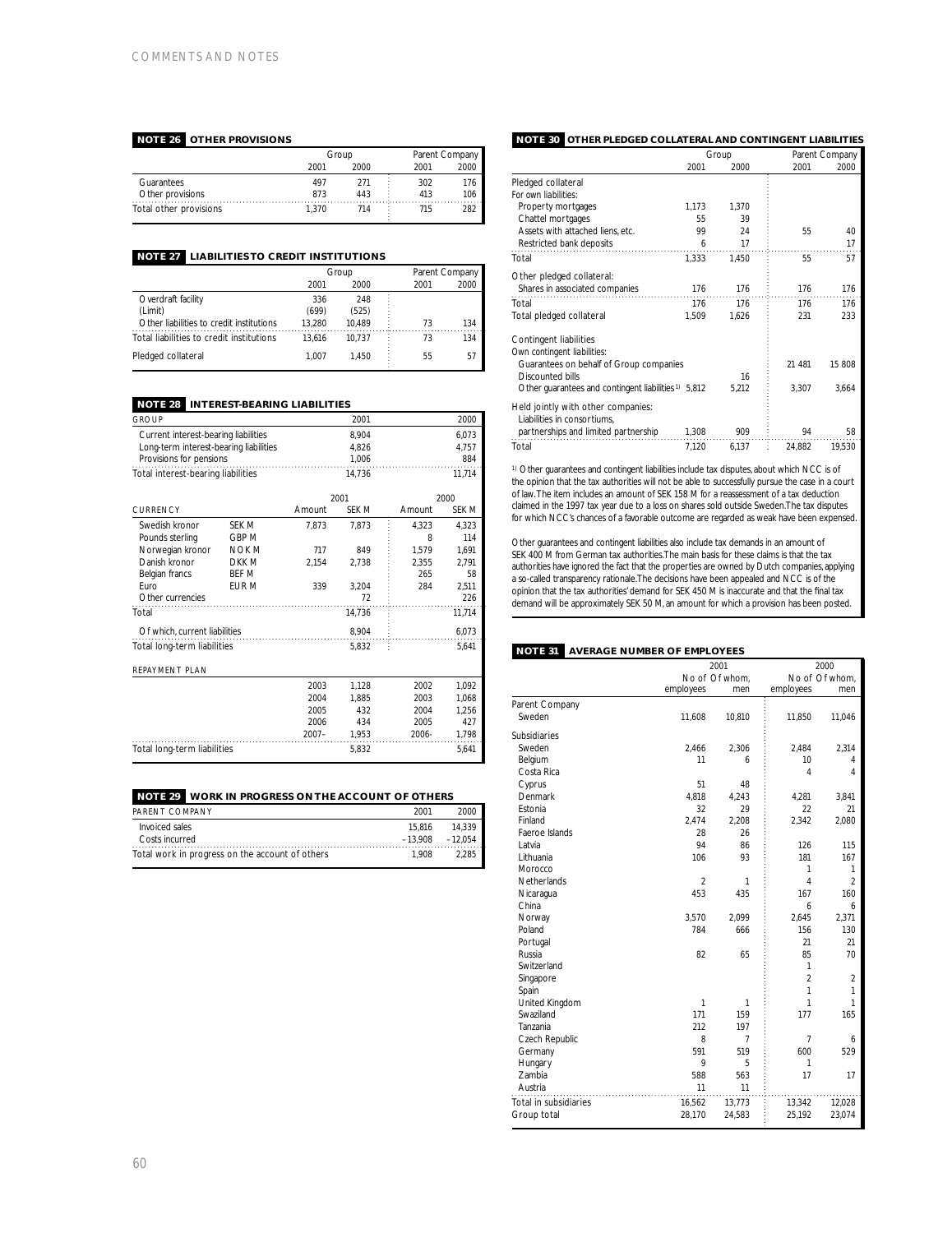## NOTE 26 OTHER PROVISIONS

| | Group | | Parent Company | |
|---|---|---|---|---|
| | 2001 | 2000 | 2001 | 2000 |
| Guarantees | 497 | 271 | 302 | 176 |
| Other provisions | 873 | 443 | 413 | 106 |
| Total other provisions | 1,370 | 714 | 715 | 282 |

## NOTE 27 LIABILITIES TO CREDIT INSTITUTIONS

| | Group | | Parent Company | |
|---|---|---|---|---|
| | 2001 | 2000 | 2001 | 2000 |
| Overdraft facility | 336 | 248 | | |
| (Limit) | (699) | (525) | | |
| Other liabilities to credit institutions | 13,280 | 10,489 | 73 | 134 |
| Total liabilities to credit institutions | 13,616 | 10,737 | 73 | 134 |
| Pledged collateral | 1,007 | 1,450 | 55 | 57 |

## NOTE 28 INTEREST-BEARING LIABILITIES

| GROUP | 2001 | 2000 |
|---|---|---|
| Current interest-bearing liabilities | 8,904 | 6,073 |
| Long-term interest-bearing liabilities | 4,826 | 4,757 |
| Provisions for pensions | 1,006 | 884 |
| Total interest-bearing liabilities | 14,736 | 11,714 |

| | | 2001 | | 2000 | |
|---|---|---|---|---|---|
| CURRENCY | | Amount | SEK M | Amount | SEK M |
| Swedish kronor | SEK M | 7,873 | 7,873 | 4,323 | 4,323 |
| Pounds sterling | GBP M | | | 8 | 114 |
| Norwegian kronor | NOK M | 717 | 849 | 1,579 | 1,691 |
| Danish kronor | DKK M | 2,154 | 2,738 | 2,355 | 2,791 |
| Belgian francs | BEF M | | | 265 | 58 |
| Euro | EUR M | 339 | 3,204 | 284 | 2,511 |
| Other currencies | | | 72 | | 226 |
| Total | | | 14,736 | | 11,714 |
| Of which, current liabilities | | | 8,904 | | 6,073 |
| Total long-term liabilities | | | 5,832 | | 5,641 |

REPAYMENT PLAN

| 2001 | | 2000 | |
|---|---|---|---|
| 2003 | 1,128 | 2002 | 1,092 |
| 2004 | 1,885 | 2003 | 1,068 |
| 2005 | 432 | 2004 | 1,256 |
| 2006 | 434 | 2005 | 427 |
| 2007– | 1,953 | 2006- | 1,798 |
| Total long-term liabilities | 5,832 | | 5,641 |

## NOTE 29 WORK IN PROGRESS ON THE ACCOUNT OF OTHERS

| PARENT COMPANY | 2001 | 2000 |
|---|---|---|
| Invoiced sales | 15,816 | 14,339 |
| Costs incurred | –13,908 | –12,054 |
| Total work in progress on the account of others | 1,908 | 2,285 |

## NOTE 30 OTHER PLEDGED COLLATERAL AND CONTINGENT LIABILITIES

| | Group | | Parent Company | |
|---|---|---|---|---|
| | 2001 | 2000 | 2001 | 2000 |
| Pledged collateral | | | | |
| For own liabilities: | | | | |
| Property mortgages | 1,173 | 1,370 | | |
| Chattel mortgages | 55 | 39 | | |
| Assets with attached liens, etc. | 99 | 24 | 55 | 40 |
| Restricted bank deposits | 6 | 17 | | 17 |
| Total | 1,333 | 1,450 | 55 | 57 |
| Other pledged collateral: | | | | |
| Shares in associated companies | 176 | 176 | 176 | 176 |
| Total | 176 | 176 | 176 | 176 |
| Total pledged collateral | 1,509 | 1,626 | 231 | 233 |
| Contingent liabilities | | | | |
| Own contingent liabilities: | | | | |
| Guarantees on behalf of Group companies | | | 21 481 | 15 808 |
| Discounted bills | | 16 | | |
| Other guarantees and contingent liabilities [1] | 5,812 | 5,212 | 3,307 | 3,664 |
| Held jointly with other companies: | | | | |
| Liabilities in consortiums, partnerships and limited partnership | 1,308 | 909 | 94 | 58 |
| Total | 7,120 | 6,137 | 24,882 | 19,530 |

[1] Other guarantees and contingent liabilities include tax disputes, about which NCC is of the opinion that the tax authorities will not be able to successfully pursue the case in a court of law. The item includes an amount of SEK 158 M for a reassessment of a tax deduction claimed in the 1997 tax year due to a loss on shares sold outside Sweden. The tax disputes for which NCC's chances of a favorable outcome are regarded as weak have been expensed.

Other guarantees and contingent liabilities also include tax demands in an amount of SEK 400 M from German tax authorities. The main basis for these claims is that the tax authorities have ignored the fact that the properties are owned by Dutch companies, applying a so-called transparency rationale. The decisions have been appealed and NCC is of the opinion that the tax authorities' demand for SEK 450 M is inaccurate and that the final tax demand will be approximately SEK 50 M, an amount for which a provision has been posted.

## NOTE 31 AVERAGE NUMBER OF EMPLOYEES

| | 2001 | | 2000 | |
|---|---|---|---|---|
| | No of employees | Of whom, men | No of employees | Of whom, men |
| Parent Company | | | | |
| Sweden | 11,608 | 10,810 | 11,850 | 11,046 |
| Subsidiaries | | | | |
| Sweden | 2,466 | 2,306 | 2,484 | 2,314 |
| Belgium | 11 | 6 | 10 | 4 |
| Costa Rica | | | 4 | 4 |
| Cyprus | 51 | 48 | | |
| Denmark | 4,818 | 4,243 | 4,281 | 3,841 |
| Estonia | 32 | 29 | 22 | 21 |
| Finland | 2,474 | 2,208 | 2,342 | 2,080 |
| Faeroe Islands | 28 | 26 | | |
| Latvia | 94 | 86 | 126 | 115 |
| Lithuania | 106 | 93 | 181 | 167 |
| Morocco | | | 1 | 1 |
| Netherlands | 2 | 1 | 4 | 2 |
| Nicaragua | 453 | 435 | 167 | 160 |
| China | | | 6 | 6 |
| Norway | 3,570 | 2,099 | 2,645 | 2,371 |
| Poland | 784 | 666 | 156 | 130 |
| Portugal | | | 21 | 21 |
| Russia | 82 | 65 | 85 | 70 |
| Switzerland | | | 1 | |
| Singapore | | | 2 | 2 |
| Spain | | | 1 | 1 |
| United Kingdom | 1 | 1 | 1 | 1 |
| Swaziland | 171 | 159 | 177 | 165 |
| Tanzania | 212 | 197 | | |
| Czech Republic | 8 | 7 | 7 | 6 |
| Germany | 591 | 519 | 600 | 529 |
| Hungary | 9 | 5 | 1 | |
| Zambia | 588 | 563 | 17 | 17 |
| Austria | 11 | 11 | | |
| Total in subsidiaries | 16,562 | 13,773 | 13,342 | 12,028 |
| Group total | 28,170 | 24,583 | 25,192 | 23,074 |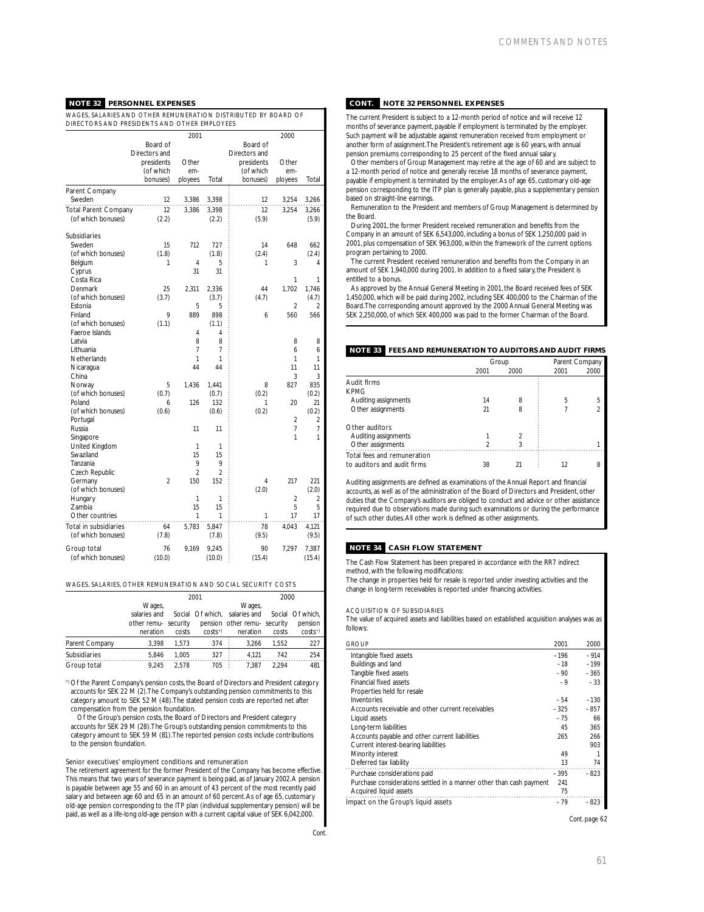## NOTE 32 PERSONNEL EXPENSES

WAGES, SALARIES AND OTHER REMUNERATION DISTRIBUTED BY BOARD OF DIRECTORS AND PRESIDENTS AND OTHER EMPLOYEES

| | 2001 | | | 2000 | | |
|---|---|---|---|---|---|---|
| | Board of Directors and presidents (of which bonuses) | Other employees | Total | Board of Directors and presidents (of which bonuses) | Other employees | Total |
| Parent Company | | | | | | |
| Sweden | 12 | 3,386 | 3,398 | 12 | 3,254 | 3,266 |
| Total Parent Company | 12 | 3,386 | 3,398 | 12 | 3,254 | 3,266 |
| (of which bonuses) | (2.2) | | (2.2) | (5.9) | | (5.9) |
| Subsidiaries | | | | | | |
| Sweden | 15 | 712 | 727 | 14 | 648 | 662 |
| (of which bonuses) | (1.8) | | (1.8) | (2.4) | | (2.4) |
| Belgium | 1 | 4 | 5 | 1 | 3 | 4 |
| Cyprus | | 31 | 31 | | | |
| Costa Rica | | | | | 1 | 1 |
| Denmark | 25 | 2,311 | 2,336 | 44 | 1,702 | 1,746 |
| (of which bonuses) | (3.7) | | (3.7) | (4.7) | | (4.7) |
| Estonia | | 5 | 5 | | 2 | 2 |
| Finland | 9 | 889 | 898 | 6 | 560 | 566 |
| (of which bonuses) | (1.1) | | (1.1) | | | |
| Faeroe Islands | | 4 | 4 | | | |
| Latvia | | 8 | 8 | | 8 | 8 |
| Lithuania | | 7 | 7 | | 6 | 6 |
| Netherlands | | 1 | 1 | | 1 | 1 |
| Nicaragua | | 44 | 44 | | 11 | 11 |
| China | | | | | 3 | 3 |
| Norway | 5 | 1,436 | 1,441 | 8 | 827 | 835 |
| (of which bonuses) | (0.7) | | (0.7) | (0.2) | | (0.2) |
| Poland | 6 | 126 | 132 | 1 | 20 | 21 |
| (of which bonuses) | (0.6) | | (0.6) | (0.2) | | (0.2) |
| Portugal | | | | | 2 | 2 |
| Russia | | 11 | 11 | | 7 | 7 |
| Singapore | | | | | 1 | 1 |
| United Kingdom | | 1 | 1 | | | |
| Swaziland | | 15 | 15 | | | |
| Tanzania | | 9 | 9 | | | |
| Czech Republic | | 2 | 2 | | | |
| Germany | 2 | 150 | 152 | 4 | 217 | 221 |
| (of which bonuses) | | | | (2.0) | | (2.0) |
| Hungary | | 1 | 1 | | 2 | 2 |
| Zambia | | 15 | 15 | | 5 | 5 |
| Other countries | | 1 | 1 | 1 | 17 | 17 |
| Total in subsidiaries | 64 | 5,783 | 5,847 | 78 | 4,043 | 4,121 |
| (of which bonuses) | (7.8) | | (7.8) | (9.5) | | (9.5) |
| Group total | 76 | 9,169 | 9,245 | 90 | 7,297 | 7,387 |
| (of which bonuses) | (10.0) | | (10.0) | (15.4) | | (15.4) |

WAGES, SALARIES, OTHER REMUNERATION AND SOCIAL SECURITY COSTS

| | 2001 | | | 2000 | | |
|---|---|---|---|---|---|---|
| | Wages, salaries and other remuneration | Social security costs | Of which, pension costs*) | Wages, salaries and other remuneration | Social security costs | Of which, pension costs*) |
| Parent Company | 3,398 | 1,573 | 374 | 3,266 | 1,552 | 227 |
| Subsidiaries | 5,846 | 1,005 | 327 | 4,121 | 742 | 254 |
| Group total | 9,245 | 2,578 | 705 | 7,387 | 2,294 | 481 |

*) Of the Parent Company's pension costs, the Board of Directors and President category accounts for SEK 22 M (2). The Company's outstanding pension commitments to this category amount to SEK 52 M (48). The stated pension costs are reported net after compensation from the pension foundation.

Of the Group's pension costs, the Board of Directors and President category accounts for SEK 29 M (28). The Group's outstanding pension commitments to this category amount to SEK 59 M (81). The reported pension costs include contributions to the pension foundation.

Senior executives' employment conditions and remuneration

The retirement agreement for the former President of the Company has become effective. This means that two years of severance payment is being paid, as of January 2002. A pension is payable between age 55 and 60 in an amount of 43 percent of the most recently paid salary and between age 60 and 65 in an amount of 60 percent. As of age 65, customary old-age pension corresponding to the ITP plan (individual supplementary pension) will be paid, as well as a life-long old-age pension with a current capital value of SEK 6,042,000.

Cont.

## CONT. NOTE 32 PERSONNEL EXPENSES

The current President is subject to a 12-month period of notice and will receive 12 months of severance payment, payable if employment is terminated by the employer. Such payment will be adjustable against remuneration received from employment or another form of assignment. The President's retirement age is 60 years, with annual pension premiums corresponding to 25 percent of the fixed annual salary.

Other members of Group Management may retire at the age of 60 and are subject to a 12-month period of notice and generally receive 18 months of severance payment, payable if employment is terminated by the employer. As of age 65, customary old-age pension corresponding to the ITP plan is generally payable, plus a supplementary pension based on straight-line earnings.

Remuneration to the President and members of Group Management is determined by the Board.

During 2001, the former President received remuneration and benefits from the Company in an amount of SEK 6,543,000, including a bonus of SEK 1,250,000 paid in 2001, plus compensation of SEK 963,000, within the framework of the current options program pertaining to 2000.

The current President received remuneration and benefits from the Company in an amount of SEK 1,940,000 during 2001. In addition to a fixed salary, the President is entitled to a bonus.

As approved by the Annual General Meeting in 2001, the Board received fees of SEK 1,450,000, which will be paid during 2002, including SEK 400,000 to the Chairman of the Board. The corresponding amount approved by the 2000 Annual General Meeting was SEK 2,250,000, of which SEK 400,000 was paid to the former Chairman of the Board.

## NOTE 33 FEES AND REMUNERATION TO AUDITORS AND AUDIT FIRMS

| | Group | | Parent Company | |
|---|---|---|---|---|
| | 2001 | 2000 | 2001 | 2000 |
| Audit firms | | | | |
| KPMG | | | | |
| Auditing assignments | 14 | 8 | 5 | 5 |
| Other assignments | 21 | 8 | 7 | 2 |
| Other auditors | | | | |
| Auditing assignments | 1 | 2 | | |
| Other assignments | 2 | 3 | | 1 |
| Total fees and remuneration to auditors and audit firms | 38 | 21 | 12 | 8 |

Auditing assignments are defined as examinations of the Annual Report and financial accounts, as well as of the administration of the Board of Directors and President, other duties that the Company's auditors are obliged to conduct and advice or other assistance required due to observations made during such examinations or during the performance of such other duties. All other work is defined as other assignments.

## NOTE 34 CASH FLOW STATEMENT

The Cash Flow Statement has been prepared in accordance with the RR7 indirect method, with the following modifications:

The change in properties held for resale is reported under investing activities and the change in long-term receivables is reported under financing activities.

ACQUISITION OF SUBSIDIARIES

The value of acquired assets and liabilities based on established acquisition analyses was as follows:

| GROUP | 2001 | 2000 |
|---|---|---|
| Intangible fixed assets | –196 | –914 |
| Buildings and land | –18 | –199 |
| Tangible fixed assets | –90 | –365 |
| Financial fixed assets | –9 | –33 |
| Properties held for resale | | |
| Inventories | –54 | –130 |
| Accounts receivable and other current receivables | –325 | –857 |
| Liquid assets | –75 | 66 |
| Long-term liabilities | 45 | 365 |
| Accounts payable and other current liabilities | 265 | 266 |
| Current interest-bearing liabilities | | 903 |
| Minority interest | 49 | 1 |
| Deferred tax liability | 13 | 74 |
| Purchase considerations paid | –395 | –823 |
| Purchase considerations settled in a manner other than cash payment | 241 | |
| Acquired liquid assets | 75 | |
| Impact on the Group's liquid assets | –79 | –823 |

Cont. page 62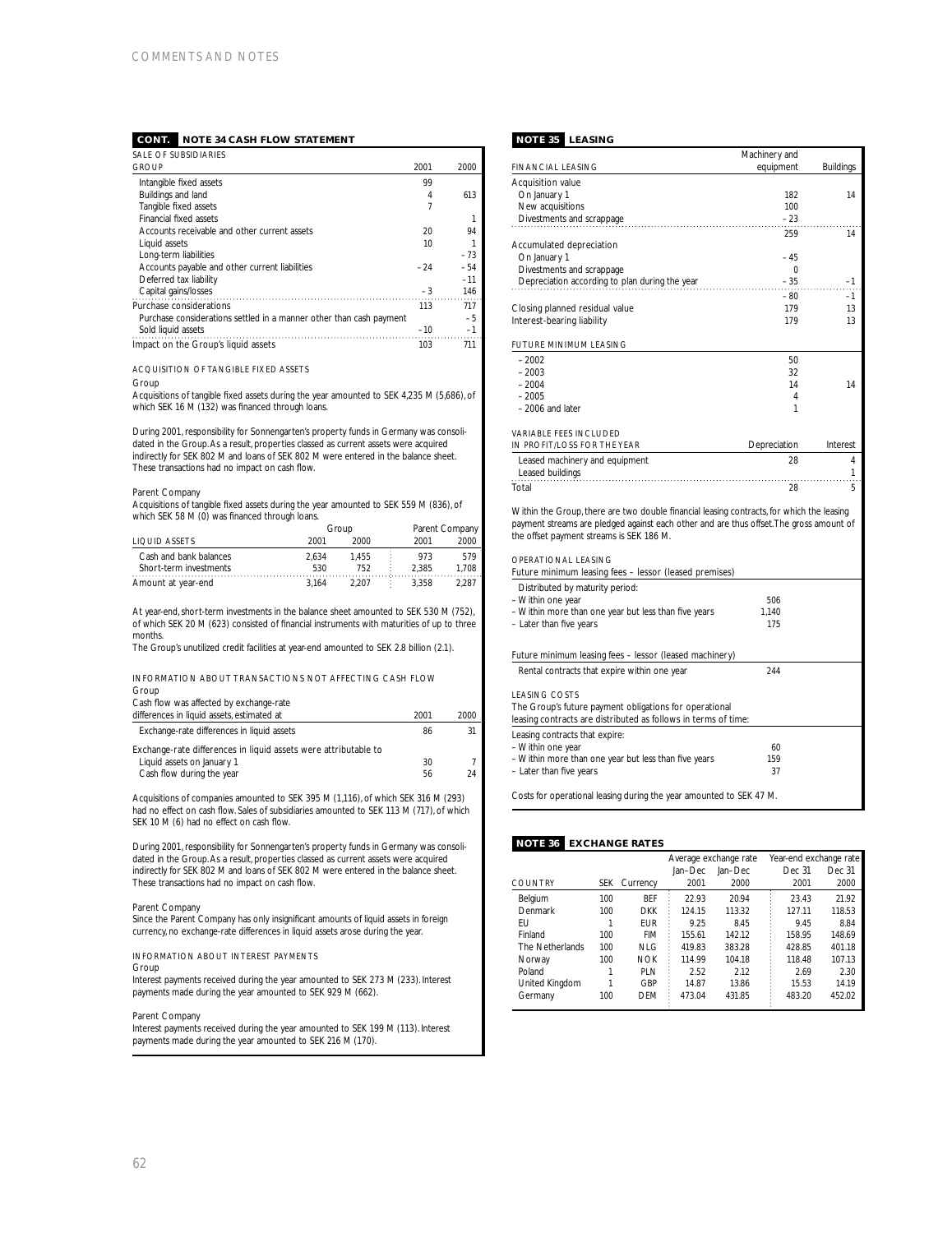## CONT. NOTE 34 CASH FLOW STATEMENT

SALE OF SUBSIDIARIES

| GROUP | 2001 | 2000 |
|---|---|---|
| Intangible fixed assets | 99 | |
| Buildings and land | 4 | 613 |
| Tangible fixed assets | 7 | |
| Financial fixed assets | | 1 |
| Accounts receivable and other current assets | 20 | 94 |
| Liquid assets | 10 | 1 |
| Long-term liabilities | | – 73 |
| Accounts payable and other current liabilities | – 24 | – 54 |
| Deferred tax liability | | – 11 |
| Capital gains/losses | – 3 | 146 |
| Purchase considerations | 113 | 717 |
| Purchase considerations settled in a manner other than cash payment | | – 5 |
| Sold liquid assets | – 10 | – 1 |
| Impact on the Group's liquid assets | 103 | 711 |

ACQUISITION OF TANGIBLE FIXED ASSETS

Group

Acquisitions of tangible fixed assets during the year amounted to SEK 4,235 M (5,686), of which SEK 16 M (132) was financed through loans.

During 2001, responsibility for Sonnengarten's property funds in Germany was consolidated in the Group. As a result, properties classed as current assets were acquired indirectly for SEK 802 M and loans of SEK 802 M were entered in the balance sheet. These transactions had no impact on cash flow.

Parent Company

Acquisitions of tangible fixed assets during the year amounted to SEK 559 M (836), of which SEK 58 M (0) was financed through loans.

| | Group | | Parent Company | |
|---|---|---|---|---|
| LIQUID ASSETS | 2001 | 2000 | 2001 | 2000 |
| Cash and bank balances | 2,634 | 1,455 | 973 | 579 |
| Short-term investments | 530 | 752 | 2,385 | 1,708 |
| Amount at year-end | 3,164 | 2,207 | 3,358 | 2,287 |

At year-end, short-term investments in the balance sheet amounted to SEK 530 M (752), of which SEK 20 M (623) consisted of financial instruments with maturities of up to three months.

The Group's unutilized credit facilities at year-end amounted to SEK 2.8 billion (2.1).

INFORMATION ABOUT TRANSACTIONS NOT AFFECTING CASH FLOW

Group

| Cash flow was affected by exchange-rate differences in liquid assets, estimated at | 2001 | 2000 |
|---|---|---|
| Exchange-rate differences in liquid assets | 86 | 31 |
| Exchange-rate differences in liquid assets were attributable to | | |
| Liquid assets on January 1 | 30 | 7 |
| Cash flow during the year | 56 | 24 |

Acquisitions of companies amounted to SEK 395 M (1,116), of which SEK 316 M (293) had no effect on cash flow. Sales of subsidiaries amounted to SEK 113 M (717), of which SEK 10 M (6) had no effect on cash flow.

During 2001, responsibility for Sonnengarten's property funds in Germany was consolidated in the Group. As a result, properties classed as current assets were acquired indirectly for SEK 802 M and loans of SEK 802 M were entered in the balance sheet. These transactions had no impact on cash flow.

Parent Company

Since the Parent Company has only insignificant amounts of liquid assets in foreign currency, no exchange-rate differences in liquid assets arose during the year.

INFORMATION ABOUT INTEREST PAYMENTS

Group

Interest payments received during the year amounted to SEK 273 M (233). Interest payments made during the year amounted to SEK 929 M (662).

Parent Company

Interest payments received during the year amounted to SEK 199 M (113). Interest payments made during the year amounted to SEK 216 M (170).

## NOTE 35 LEASING

| FINANCIAL LEASING | Machinery and equipment | Buildings |
|---|---|---|
| Acquisition value | | |
| On January 1 | 182 | 14 |
| New acquisitions | 100 | |
| Divestments and scrappage | – 23 | |
| | 259 | 14 |
| Accumulated depreciation | | |
| On January 1 | – 45 | |
| Divestments and scrappage | 0 | |
| Depreciation according to plan during the year | – 35 | – 1 |
| | – 80 | – 1 |
| Closing planned residual value | 179 | 13 |
| Interest-bearing liability | 179 | 13 |
| FUTURE MINIMUM LEASING | | |
| – 2002 | 50 | |
| – 2003 | 32 | |
| – 2004 | 14 | 14 |
| – 2005 | 4 | |
| – 2006 and later | 1 | |

| VARIABLE FEES INCLUDED IN PROFIT/LOSS FOR THE YEAR | Depreciation | Interest |
|---|---|---|
| Leased machinery and equipment | 28 | 4 |
| Leased buildings | | 1 |
| Total | 28 | 5 |

Within the Group, there are two double financial leasing contracts, for which the leasing payment streams are pledged against each other and are thus offset. The gross amount of the offset payment streams is SEK 186 M.

OPERATIONAL LEASING

| Future minimum leasing fees – lessor (leased premises) | |
|---|---|
| Distributed by maturity period: | |
| – Within one year | 506 |
| – Within more than one year but less than five years | 1,140 |
| – Later than five years | 175 |

| Future minimum leasing fees – lessor (leased machinery) | |
|---|---|
| Rental contracts that expire within one year | 244 |

LEASING COSTS

| The Group's future payment obligations for operational leasing contracts are distributed as follows in terms of time: | |
|---|---|
| Leasing contracts that expire: | |
| – Within one year | 60 |
| – Within more than one year but less than five years | 159 |
| – Later than five years | 37 |

Costs for operational leasing during the year amounted to SEK 47 M.

## NOTE 36 EXCHANGE RATES

| | | | Average exchange rate | | Year-end exchange rate | |
|---|---|---|---|---|---|---|
| | | | Jan–Dec | Jan–Dec | Dec 31 | Dec 31 |
| COUNTRY | SEK | Currency | 2001 | 2000 | 2001 | 2000 |
| Belgium | 100 | BEF | 22.93 | 20.94 | 23.43 | 21.92 |
| Denmark | 100 | DKK | 124.15 | 113.32 | 127.11 | 118.53 |
| EU | 1 | EUR | 9.25 | 8.45 | 9.45 | 8.84 |
| Finland | 100 | FIM | 155.61 | 142.12 | 158.95 | 148.69 |
| The Netherlands | 100 | NLG | 419.83 | 383.28 | 428.85 | 401.18 |
| Norway | 100 | NOK | 114.99 | 104.18 | 118.48 | 107.13 |
| Poland | 1 | PLN | 2.52 | 2.12 | 2.69 | 2.30 |
| United Kingdom | 1 | GBP | 14.87 | 13.86 | 15.53 | 14.19 |
| Germany | 100 | DEM | 473.04 | 431.85 | 483.20 | 452.02 |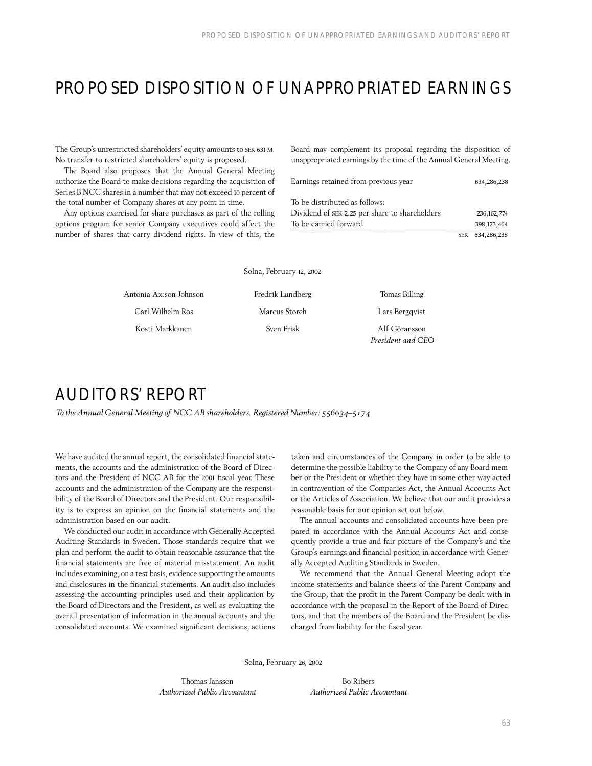# PROPOSED DISPOSITION OF UNAPPROPRIATED EARNINGS

The Group's unrestricted shareholders' equity amounts to SEK 631 M. No transfer to restricted shareholders' equity is proposed.

The Board also proposes that the Annual General Meeting authorize the Board to make decisions regarding the acquisition of Series B NCC shares in a number that may not exceed 10 percent of the total number of Company shares at any point in time.

Any options exercised for share purchases as part of the rolling options program for senior Company executives could affect the number of shares that carry dividend rights. In view of this, the Board may complement its proposal regarding the disposition of unappropriated earnings by the time of the Annual General Meeting.

| | |
|---|---|
| Earnings retained from previous year | 634,286,238 |
| | |
| To be distributed as follows: | |
| Dividend of SEK 2.25 per share to shareholders | 236,162,774 |
| To be carried forward | 398,123,464 |
| | SEK 634,286,238 |

Solna, February 12, 2002

| | | |
|---|---|---|
| Antonia Ax:son Johnson | Fredrik Lundberg | Tomas Billing |
| Carl Wilhelm Ros | Marcus Storch | Lars Bergqvist |
| Kosti Markkanen | Sven Frisk | Alf Göransson<br>*President and CEO* |

# AUDITORS' REPORT

*To the Annual General Meeting of NCC AB shareholders. Registered Number: 556034–5174*

We have audited the annual report, the consolidated financial statements, the accounts and the administration of the Board of Directors and the President of NCC AB for the 2001 fiscal year. These accounts and the administration of the Company are the responsibility of the Board of Directors and the President. Our responsibility is to express an opinion on the financial statements and the administration based on our audit.

We conducted our audit in accordance with Generally Accepted Auditing Standards in Sweden. Those standards require that we plan and perform the audit to obtain reasonable assurance that the financial statements are free of material misstatement. An audit includes examining, on a test basis, evidence supporting the amounts and disclosures in the financial statements. An audit also includes assessing the accounting principles used and their application by the Board of Directors and the President, as well as evaluating the overall presentation of information in the annual accounts and the consolidated accounts. We examined significant decisions, actions taken and circumstances of the Company in order to be able to determine the possible liability to the Company of any Board member or the President or whether they have in some other way acted in contravention of the Companies Act, the Annual Accounts Act or the Articles of Association. We believe that our audit provides a reasonable basis for our opinion set out below.

The annual accounts and consolidated accounts have been prepared in accordance with the Annual Accounts Act and consequently provide a true and fair picture of the Company's and the Group's earnings and financial position in accordance with Generally Accepted Auditing Standards in Sweden.

We recommend that the Annual General Meeting adopt the income statements and balance sheets of the Parent Company and the Group, that the profit in the Parent Company be dealt with in accordance with the proposal in the Report of the Board of Directors, and that the members of the Board and the President be discharged from liability for the fiscal year.

Solna, February 26, 2002

| | |
|---|---|
| Thomas Jansson<br>*Authorized Public Accountant* | Bo Ribers<br>*Authorized Public Accountant* |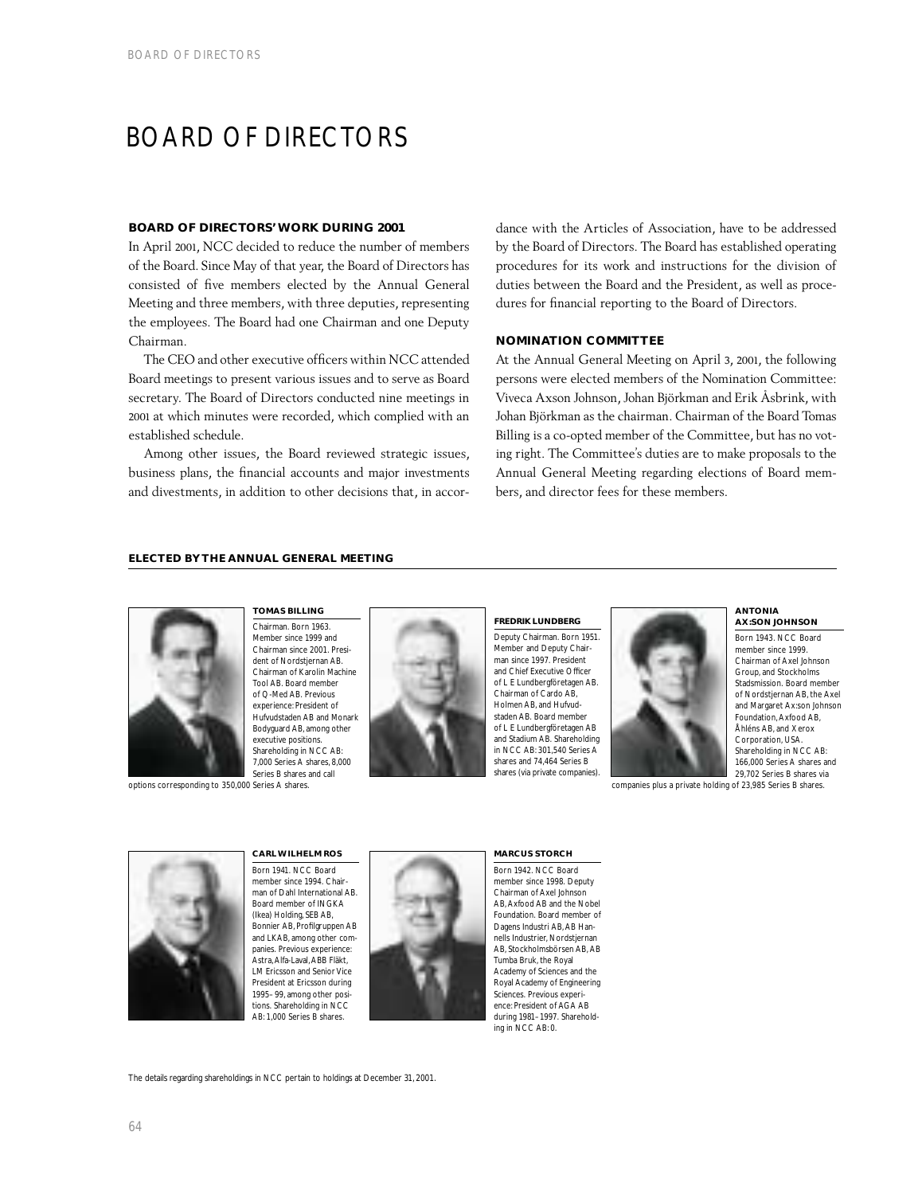# BOARD OF DIRECTORS

### BOARD OF DIRECTORS' WORK DURING 2001

In April 2001, NCC decided to reduce the number of members of the Board. Since May of that year, the Board of Directors has consisted of five members elected by the Annual General Meeting and three members, with three deputies, representing the employees. The Board had one Chairman and one Deputy Chairman.

The CEO and other executive officers within NCC attended Board meetings to present various issues and to serve as Board secretary. The Board of Directors conducted nine meetings in 2001 at which minutes were recorded, which complied with an established schedule.

Among other issues, the Board reviewed strategic issues, business plans, the financial accounts and major investments and divestments, in addition to other decisions that, in accordance with the Articles of Association, have to be addressed by the Board of Directors. The Board has established operating procedures for its work and instructions for the division of duties between the Board and the President, as well as procedures for financial reporting to the Board of Directors.

### NOMINATION COMMITTEE

At the Annual General Meeting on April 3, 2001, the following persons were elected members of the Nomination Committee: Viveca Axson Johnson, Johan Björkman and Erik Åsbrink, with Johan Björkman as the chairman. Chairman of the Board Tomas Billing is a co-opted member of the Committee, but has no voting right. The Committee's duties are to make proposals to the Annual General Meeting regarding elections of Board members, and director fees for these members.

### ELECTED BY THE ANNUAL GENERAL MEETING

**TOMAS BILLING**

Chairman. Born 1963. Member since 1999 and Chairman since 2001. President of Nordstjernan AB. Chairman of Karolin Machine Tool AB. Board member of Q-Med AB. Previous experience: President of Hufvudstaden AB and Monark Bodyguard AB, among other executive positions. Shareholding in NCC AB: 7,000 Series A shares, 8,000 Series B shares and call options corresponding to 350,000 Series A shares.

**FREDRIK LUNDBERG**

Deputy Chairman. Born 1951. Member and Deputy Chairman since 1997. President and Chief Executive Officer of L E Lundbergföretagen AB. Chairman of Cardo AB, Holmen AB, and Hufvudstaden AB. Board member of L E Lundbergföretagen AB and Stadium AB. Shareholding in NCC AB: 301,540 Series A shares and 74,464 Series B shares (via private companies).

**ANTONIA AX:SON JOHNSON**

Born 1943. NCC Board member since 1999. Chairman of Axel Johnson Group, and Stockholms Stadsmission. Board member of Nordstjernan AB, the Axel and Margaret Ax:son Johnson Foundation, Axfood AB, Åhléns AB, and Xerox Corporation, USA. Shareholding in NCC AB: 166,000 Series A shares and 29,702 Series B shares via companies plus a private holding of 23,985 Series B shares.

**CARL WILHELM ROS**

Born 1941. NCC Board member since 1994. Chairman of Dahl International AB. Board member of INGKA (Ikea) Holding, SEB AB, Bonnier AB, Profilgruppen AB and LKAB, among other companies. Previous experience: Astra, Alfa-Laval, ABB Fläkt, LM Ericsson and Senior Vice President at Ericsson during 1995–99, among other positions. Shareholding in NCC AB: 1,000 Series B shares.

**MARCUS STORCH**

Born 1942. NCC Board member since 1998. Deputy Chairman of Axel Johnson AB, Axfood AB and the Nobel Foundation. Board member of Dagens Industri AB, AB Hannells Industrier, Nordstjernan AB, Stockholmsbörsen AB, AB Tumba Bruk, the Royal Academy of Sciences and the Royal Academy of Engineering Sciences. Previous experience: President of AGA AB during 1981–1997. Shareholding in NCC AB: 0.

The details regarding shareholdings in NCC pertain to holdings at December 31, 2001.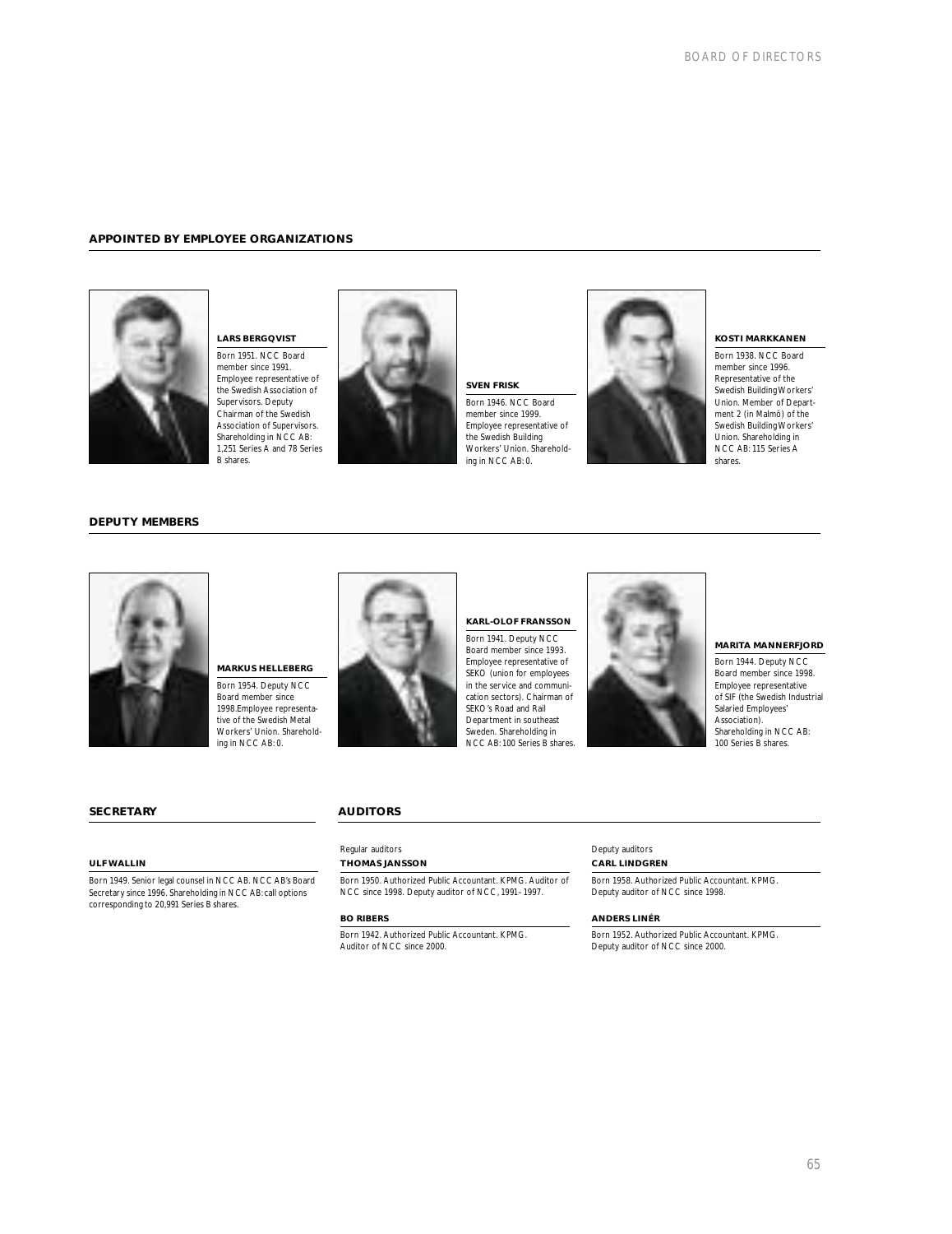## APPOINTED BY EMPLOYEE ORGANIZATIONS

**LARS BERGQVIST**

Born 1951. NCC Board member since 1991. Employee representative of the Swedish Association of Supervisors. Deputy Chairman of the Swedish Association of Supervisors. Shareholding in NCC AB: 1,251 Series A and 78 Series B shares.

**SVEN FRISK**

Born 1946. NCC Board member since 1999. Employee representative of the Swedish Building Workers' Union. Shareholding in NCC AB: 0.

**KOSTI MARKKANEN**

Born 1938. NCC Board member since 1996. Representative of the Swedish Building Workers' Union. Member of Department 2 (in Malmö) of the Swedish Building Workers' Union. Shareholding in NCC AB: 115 Series A shares.

## DEPUTY MEMBERS

**MARKUS HELLEBERG**

Born 1954. Deputy NCC Board member since 1998.Employee representative of the Swedish Metal Workers' Union. Shareholding in NCC AB: 0.

**KARL-OLOF FRANSSON**

Born 1941. Deputy NCC Board member since 1993. Employee representative of SEKO (union for employees in the service and communication sectors). Chairman of SEKO's Road and Rail Department in southeast Sweden. Shareholding in NCC AB: 100 Series B shares.

**MARITA MANNERFJORD**

Born 1944. Deputy NCC Board member since 1998. Employee representative of SIF (the Swedish Industrial Salaried Employees' Association). Shareholding in NCC AB: 100 Series B shares.

## SECRETARY

**ULF WALLIN**

Born 1949. Senior legal counsel in NCC AB. NCC AB's Board Secretary since 1996. Shareholding in NCC AB: call options corresponding to 20,991 Series B shares.

## AUDITORS

Regular auditors

**THOMAS JANSSON**

Born 1950. Authorized Public Accountant. KPMG. Auditor of NCC since 1998. Deputy auditor of NCC, 1991–1997.

**BO RIBERS**

Born 1942. Authorized Public Accountant. KPMG. Auditor of NCC since 2000.

Deputy auditors

**CARL LINDGREN**

Born 1958. Authorized Public Accountant. KPMG. Deputy auditor of NCC since 1998.

**ANDERS LINÉR**

Born 1952. Authorized Public Accountant. KPMG. Deputy auditor of NCC since 2000.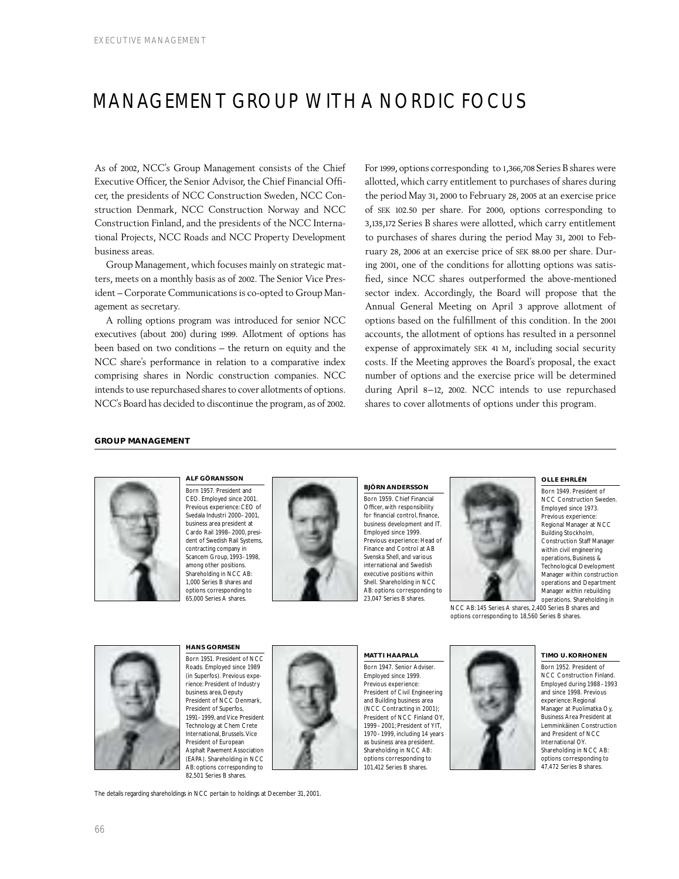# MANAGEMENT GROUP WITH A NORDIC FOCUS

As of 2002, NCC's Group Management consists of the Chief Executive Officer, the Senior Advisor, the Chief Financial Officer, the presidents of NCC Construction Sweden, NCC Construction Denmark, NCC Construction Norway and NCC Construction Finland, and the presidents of the NCC International Projects, NCC Roads and NCC Property Development business areas.

Group Management, which focuses mainly on strategic matters, meets on a monthly basis as of 2002. The Senior Vice President – Corporate Communications is co-opted to Group Management as secretary.

A rolling options program was introduced for senior NCC executives (about 200) during 1999. Allotment of options has been based on two conditions – the return on equity and the NCC share's performance in relation to a comparative index comprising shares in Nordic construction companies. NCC intends to use repurchased shares to cover allotments of options. NCC's Board has decided to discontinue the program, as of 2002.

For 1999, options corresponding to 1,366,708 Series B shares were allotted, which carry entitlement to purchases of shares during the period May 31, 2000 to February 28, 2005 at an exercise price of SEK 102.50 per share. For 2000, options corresponding to 3,135,172 Series B shares were allotted, which carry entitlement to purchases of shares during the period May 31, 2001 to February 28, 2006 at an exercise price of SEK 88.00 per share. During 2001, one of the conditions for allotting options was satisfied, since NCC shares outperformed the above-mentioned sector index. Accordingly, the Board will propose that the Annual General Meeting on April 3 approve allotment of options based on the fulfillment of this condition. In the 2001 accounts, the allotment of options has resulted in a personnel expense of approximately SEK 41 M, including social security costs. If the Meeting approves the Board's proposal, the exact number of options and the exercise price will be determined during April 8–12, 2002. NCC intends to use repurchased shares to cover allotments of options under this program.

## GROUP MANAGEMENT

**ALF GÖRANSSON**

Born 1957. President and CEO. Employed since 2001. Previous experience: CEO of Svedala Industri 2000–2001, business area president at Cardo Rail 1998–2000, president of Swedish Rail Systems, contracting company in Scancem Group, 1993–1998, among other positions. Shareholding in NCC AB: 1,000 Series B shares and options corresponding to 65,000 Series A shares.

**BJÖRN ANDERSSON**

Born 1959. Chief Financial Officer, with responsibility for financial control, finance, business development and IT. Employed since 1999. Previous experience: Head of Finance and Control at AB Svenska Shell, and various international and Swedish executive positions within Shell. Shareholding in NCC AB: options corresponding to 23,047 Series B shares.

**OLLE EHRLÉN**

Born 1949. President of NCC Construction Sweden. Employed since 1973. Previous experience: Regional Manager at NCC Building Stockholm, Construction Staff Manager within civil engineering operations, Business & Technological Development Manager within construction operations and Department Manager within rebuilding operations. Shareholding in NCC AB: 145 Series A shares, 2,400 Series B shares and options corresponding to 18,560 Series B shares.

**HANS GORMSEN**

Born 1951. President of NCC Roads. Employed since 1989 (in Superfos). Previous experience: President of Industry business area, Deputy President of NCC Denmark, President of Superfos, 1991–1999, and Vice President Technology at Chem Crete International, Brussels. Vice President of European Asphalt Pavement Association (EAPA). Shareholding in NCC AB: options corresponding to 82,501 Series B shares.

**MATTI HAAPALA**

Born 1947. Senior Adviser. Employed since 1999. Previous experience: President of Civil Engineering and Building business area (NCC Contracting in 2001); President of NCC Finland OY, 1999–2001; President of YIT, 1970–1999, including 14 years as business area president. Shareholding in NCC AB: options corresponding to 101,412 Series B shares.

**TIMO U. KORHONEN**

Born 1952. President of NCC Construction Finland. Employed during 1988–1993 and since 1998. Previous experience: Regional Manager at Puolimatka Oy, Business Area President at Lemminkäinen Construction and President of NCC International OY. Shareholding in NCC AB: options corresponding to 47,472 Series B shares.

The details regarding shareholdings in NCC pertain to holdings at December 31, 2001.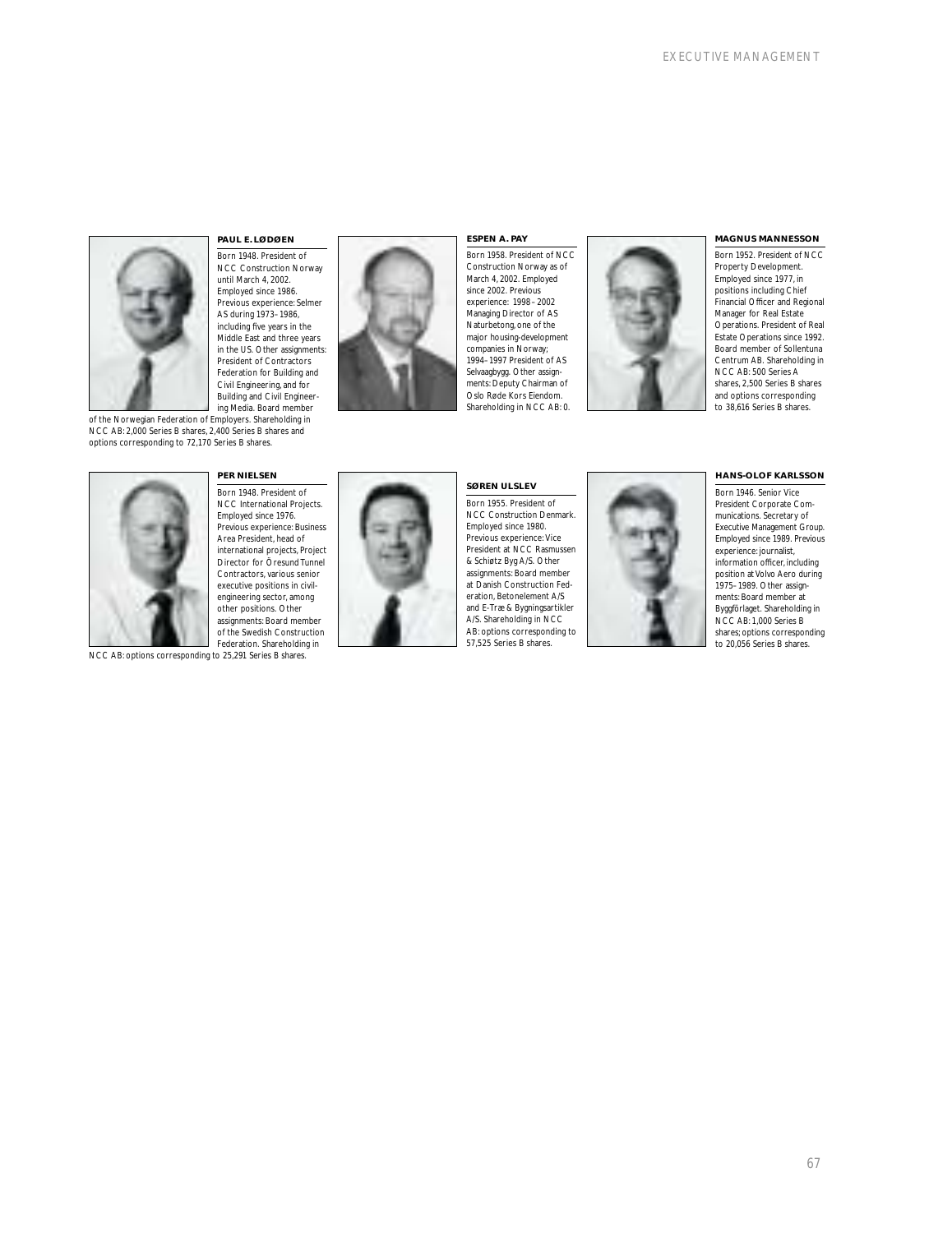### PAUL E. LØDØEN

Born 1948. President of NCC Construction Norway until March 4, 2002. Employed since 1986. Previous experience: Selmer AS during 1973–1986, including five years in the Middle East and three years in the US. Other assignments: President of Contractors Federation for Building and Civil Engineering, and for Building and Civil Engineering Media. Board member of the Norwegian Federation of Employers. Shareholding in NCC AB: 2,000 Series B shares, 2,400 Series B shares and options corresponding to 72,170 Series B shares.

### ESPEN A. PAY

Born 1958. President of NCC Construction Norway as of March 4, 2002. Employed since 2002. Previous experience: 1998–2002 Managing Director of AS Naturbetong, one of the major housing-development companies in Norway; 1994–1997 President of AS Selvaagbygg. Other assignments: Deputy Chairman of Oslo Røde Kors Eiendom. Shareholding in NCC AB: 0.

### MAGNUS MANNESSON

Born 1952. President of NCC Property Development. Employed since 1977, in positions including Chief Financial Officer and Regional Manager for Real Estate Operations. President of Real Estate Operations since 1992. Board member of Sollentuna Centrum AB. Shareholding in NCC AB: 500 Series A shares, 2,500 Series B shares and options corresponding to 38,616 Series B shares.

### PER NIELSEN

Born 1948. President of NCC International Projects. Employed since 1976. Previous experience: Business Area President, head of international projects, Project Director for Öresund Tunnel Contractors, various senior executive positions in civil-engineering sector, among other positions. Other assignments: Board member of the Swedish Construction Federation. Shareholding in NCC AB: options corresponding to 25,291 Series B shares.

### SØREN ULSLEV

Born 1955. President of NCC Construction Denmark. Employed since 1980. Previous experience: Vice President at NCC Rasmussen & Schiøtz Byg A/S. Other assignments: Board member at Danish Construction Federation, Betonelement A/S and E-Træ & Bygningsartikler A/S. Shareholding in NCC AB: options corresponding to 57,525 Series B shares.

### HANS-OLOF KARLSSON

Born 1946. Senior Vice President Corporate Communications. Secretary of Executive Management Group. Employed since 1989. Previous experience: journalist, information officer, including position at Volvo Aero during 1975–1989. Other assignments: Board member at Byggförlaget. Shareholding in NCC AB: 1,000 Series B shares; options corresponding to 20,056 Series B shares.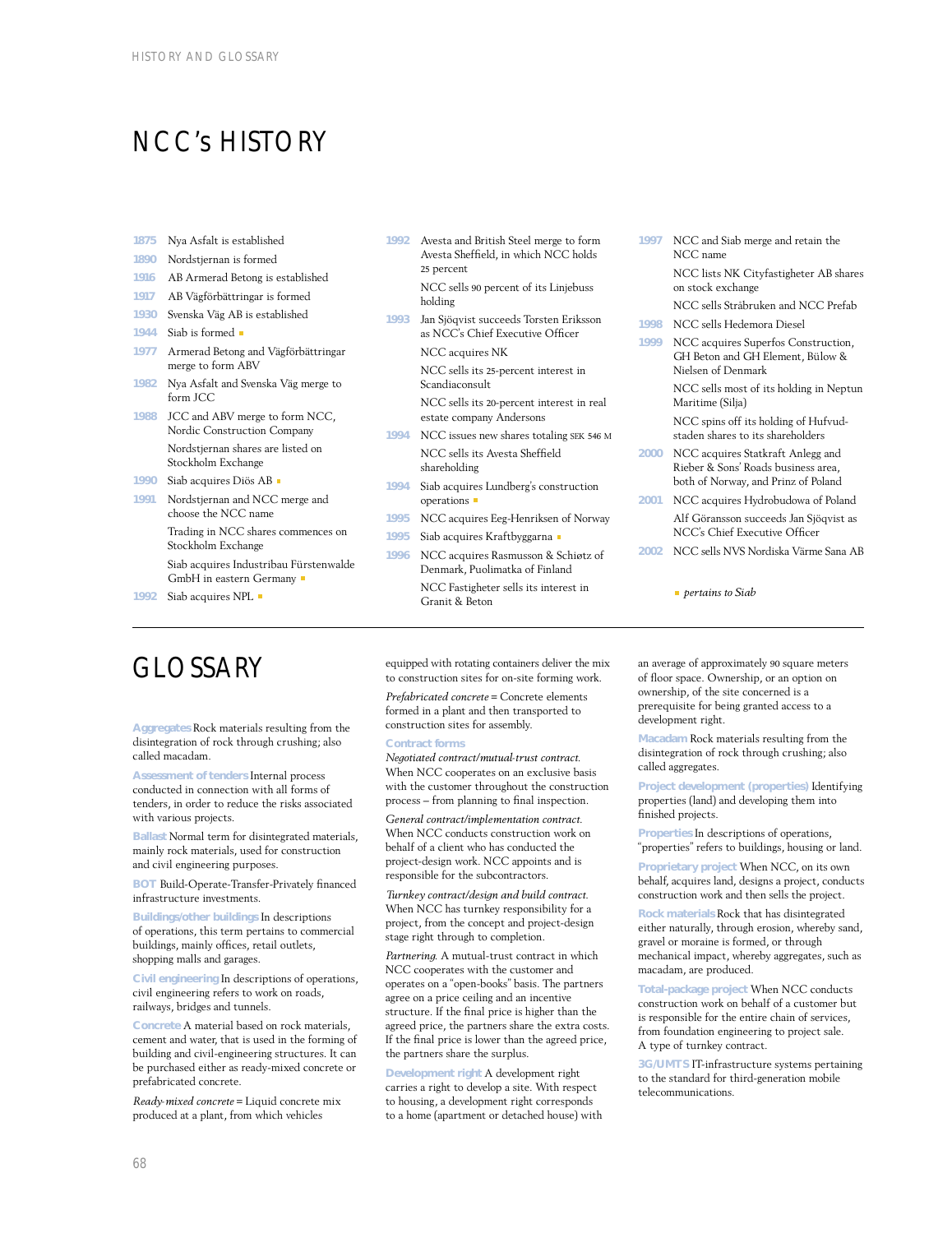# NCC's HISTORY

**1875** Nya Asfalt is established

**1890** Nordstjernan is formed

**1916** AB Armerad Betong is established

**1917** AB Vägförbättringar is formed

**1930** Svenska Väg AB is established

**1944** Siab is formed ▪

**1977** Armerad Betong and Vägförbättringar merge to form ABV

**1982** Nya Asfalt and Svenska Väg merge to form JCC

**1988** JCC and ABV merge to form NCC, Nordic Construction Company

Nordstjernan shares are listed on Stockholm Exchange

**1990** Siab acquires Diös AB ▪

**1991** Nordstjernan and NCC merge and choose the NCC name

Trading in NCC shares commences on Stockholm Exchange

Siab acquires Industribau Fürstenwalde GmbH in eastern Germany ▪

**1992** Siab acquires NPL ▪

**1992** Avesta and British Steel merge to form Avesta Sheffield, in which NCC holds 25 percent

NCC sells 90 percent of its Linjebuss holding

**1993** Jan Sjöqvist succeeds Torsten Eriksson as NCC's Chief Executive Officer

NCC acquires NK

NCC sells its 25-percent interest in Scandiaconsult

NCC sells its 20-percent interest in real estate company Andersons

**1994** NCC issues new shares totaling SEK 546 M

NCC sells its Avesta Sheffield shareholding

**1994** Siab acquires Lundberg's construction operations ▪

**1995** NCC acquires Eeg-Henriksen of Norway

**1995** Siab acquires Kraftbyggarna ▪

**1996** NCC acquires Rasmusson & Schiøtz of Denmark, Puolimatka of Finland

NCC Fastigheter sells its interest in Granit & Beton

**1997** NCC and Siab merge and retain the NCC name

NCC lists NK Cityfastigheter AB shares on stock exchange

NCC sells Stråbruken and NCC Prefab

**1998** NCC sells Hedemora Diesel

**1999** NCC acquires Superfos Construction, GH Beton and GH Element, Bülow & Nielsen of Denmark

NCC sells most of its holding in Neptun Maritime (Silja)

NCC spins off its holding of Hufvudstaden shares to its shareholders

**2000** NCC acquires Statkraft Anlegg and Rieber & Sons' Roads business area, both of Norway, and Prinz of Poland

**2001** NCC acquires Hydrobudowa of Poland

Alf Göransson succeeds Jan Sjöqvist as NCC's Chief Executive Officer

**2002** NCC sells NVS Nordiska Värme Sana AB

▪ *pertains to Siab*

# GLOSSARY

**Aggregates** Rock materials resulting from the disintegration of rock through crushing; also called macadam.

**Assessment of tenders** Internal process conducted in connection with all forms of tenders, in order to reduce the risks associated with various projects.

**Ballast** Normal term for disintegrated materials, mainly rock materials, used for construction and civil engineering purposes.

**BOT** Build-Operate-Transfer-Privately financed infrastructure investments.

**Buildings/other buildings** In descriptions of operations, this term pertains to commercial buildings, mainly offices, retail outlets, shopping malls and garages.

**Civil engineering** In descriptions of operations, civil engineering refers to work on roads, railways, bridges and tunnels.

**Concrete** A material based on rock materials, cement and water, that is used in the forming of building and civil-engineering structures. It can be purchased either as ready-mixed concrete or prefabricated concrete.

*Ready-mixed concrete* = Liquid concrete mix produced at a plant, from which vehicles equipped with rotating containers deliver the mix to construction sites for on-site forming work.

*Prefabricated concrete* = Concrete elements formed in a plant and then transported to construction sites for assembly.

**Contract forms**

*Negotiated contract/mutual-trust contract.* When NCC cooperates on an exclusive basis with the customer throughout the construction process – from planning to final inspection.

*General contract/implementation contract.* When NCC conducts construction work on behalf of a client who has conducted the project-design work. NCC appoints and is responsible for the subcontractors.

*Turnkey contract/design and build contract.* When NCC has turnkey responsibility for a project, from the concept and project-design stage right through to completion.

*Partnering.* A mutual-trust contract in which NCC cooperates with the customer and operates on a "open-books" basis. The partners agree on a price ceiling and an incentive structure. If the final price is higher than the agreed price, the partners share the extra costs. If the final price is lower than the agreed price, the partners share the surplus.

**Development right** A development right carries a right to develop a site. With respect to housing, a development right corresponds to a home (apartment or detached house) with an average of approximately 90 square meters of floor space. Ownership, or an option on ownership, of the site concerned is a prerequisite for being granted access to a development right.

**Macadam** Rock materials resulting from the disintegration of rock through crushing; also called aggregates.

**Project development (properties)** Identifying properties (land) and developing them into finished projects.

**Properties** In descriptions of operations, "properties" refers to buildings, housing or land.

**Proprietary project** When NCC, on its own behalf, acquires land, designs a project, conducts construction work and then sells the project.

**Rock materials** Rock that has disintegrated either naturally, through erosion, whereby sand, gravel or moraine is formed, or through mechanical impact, whereby aggregates, such as macadam, are produced.

**Total-package project** When NCC conducts construction work on behalf of a customer but is responsible for the entire chain of services, from foundation engineering to project sale. A type of turnkey contract.

**3G/UMTS** IT-infrastructure systems pertaining to the standard for third-generation mobile telecommunications.